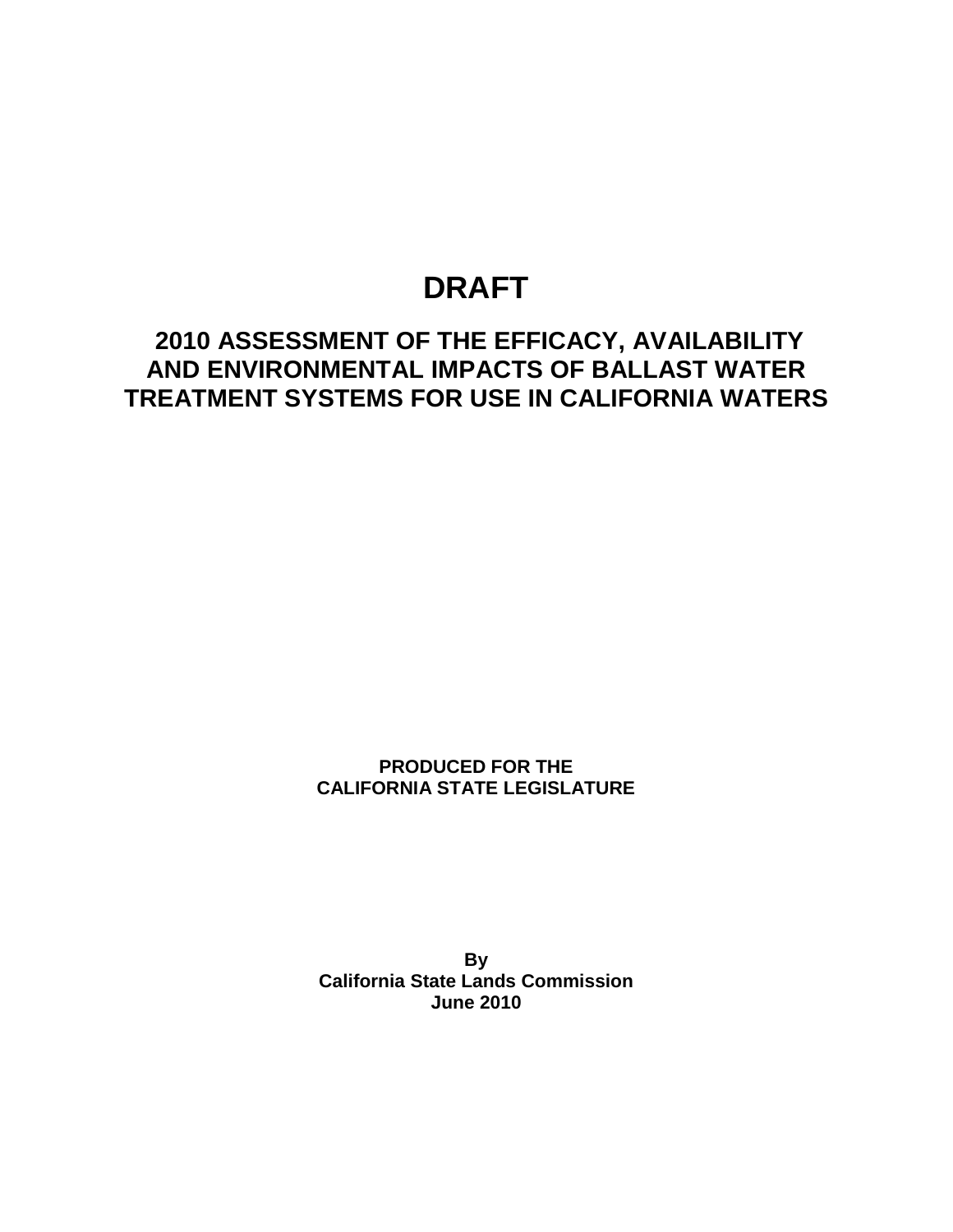# DRAFT

## 2010 ASSESSMENT OF THE EFFICACY, AVAILABILITY AND ENVIRONMENTAL IMPACTS OF BALLAST WATER TREATMENT SYSTEMS FOR USE IN CALIFORNIA WATERS

**PRODUCED FOR THE**
**CALIFORNIA STATE LEGISLATURE**

**By**
**California State Lands Commission**
**June 2010**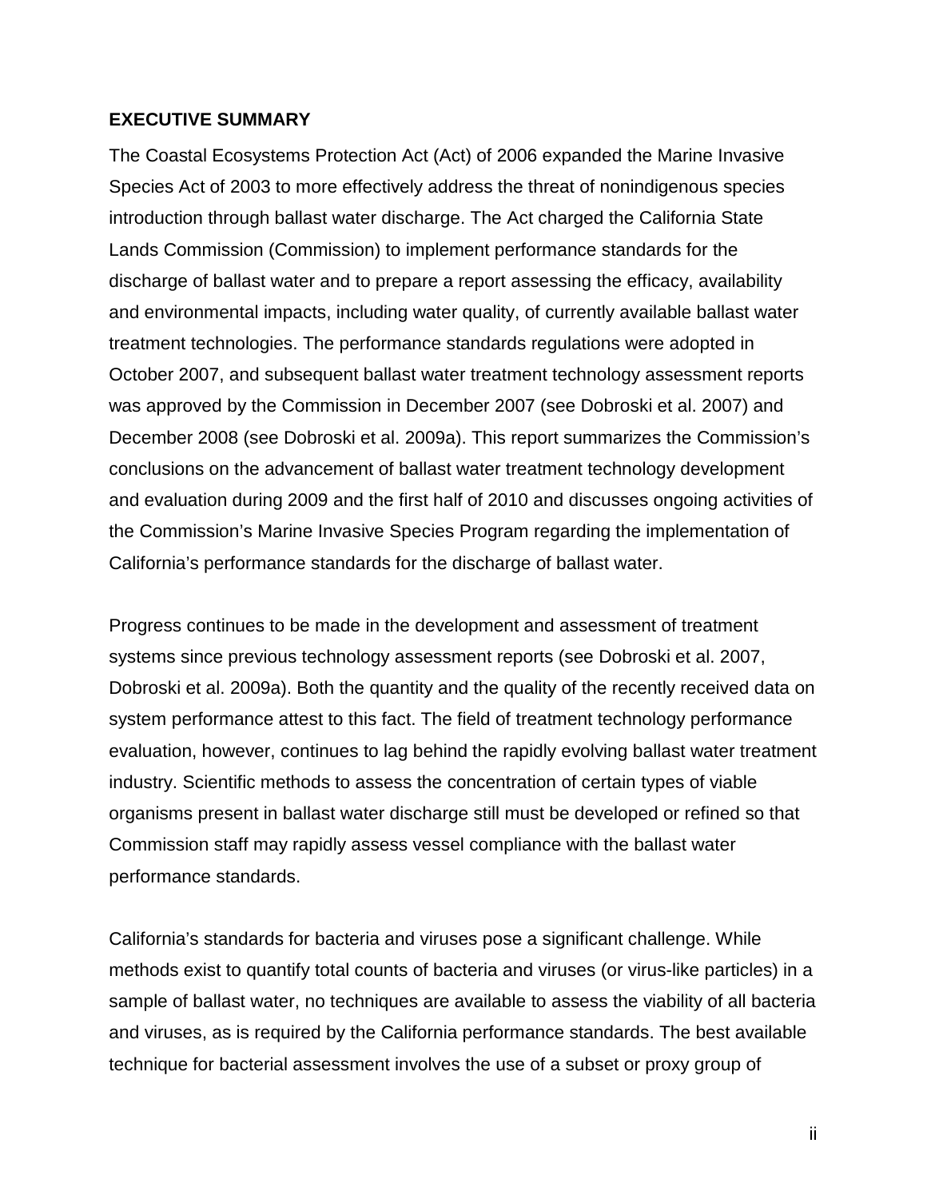## EXECUTIVE SUMMARY

The Coastal Ecosystems Protection Act (Act) of 2006 expanded the Marine Invasive Species Act of 2003 to more effectively address the threat of nonindigenous species introduction through ballast water discharge. The Act charged the California State Lands Commission (Commission) to implement performance standards for the discharge of ballast water and to prepare a report assessing the efficacy, availability and environmental impacts, including water quality, of currently available ballast water treatment technologies. The performance standards regulations were adopted in October 2007, and subsequent ballast water treatment technology assessment reports was approved by the Commission in December 2007 (see Dobroski et al. 2007) and December 2008 (see Dobroski et al. 2009a). This report summarizes the Commission's conclusions on the advancement of ballast water treatment technology development and evaluation during 2009 and the first half of 2010 and discusses ongoing activities of the Commission's Marine Invasive Species Program regarding the implementation of California's performance standards for the discharge of ballast water.

Progress continues to be made in the development and assessment of treatment systems since previous technology assessment reports (see Dobroski et al. 2007, Dobroski et al. 2009a). Both the quantity and the quality of the recently received data on system performance attest to this fact. The field of treatment technology performance evaluation, however, continues to lag behind the rapidly evolving ballast water treatment industry. Scientific methods to assess the concentration of certain types of viable organisms present in ballast water discharge still must be developed or refined so that Commission staff may rapidly assess vessel compliance with the ballast water performance standards.

California's standards for bacteria and viruses pose a significant challenge. While methods exist to quantify total counts of bacteria and viruses (or virus-like particles) in a sample of ballast water, no techniques are available to assess the viability of all bacteria and viruses, as is required by the California performance standards. The best available technique for bacterial assessment involves the use of a subset or proxy group of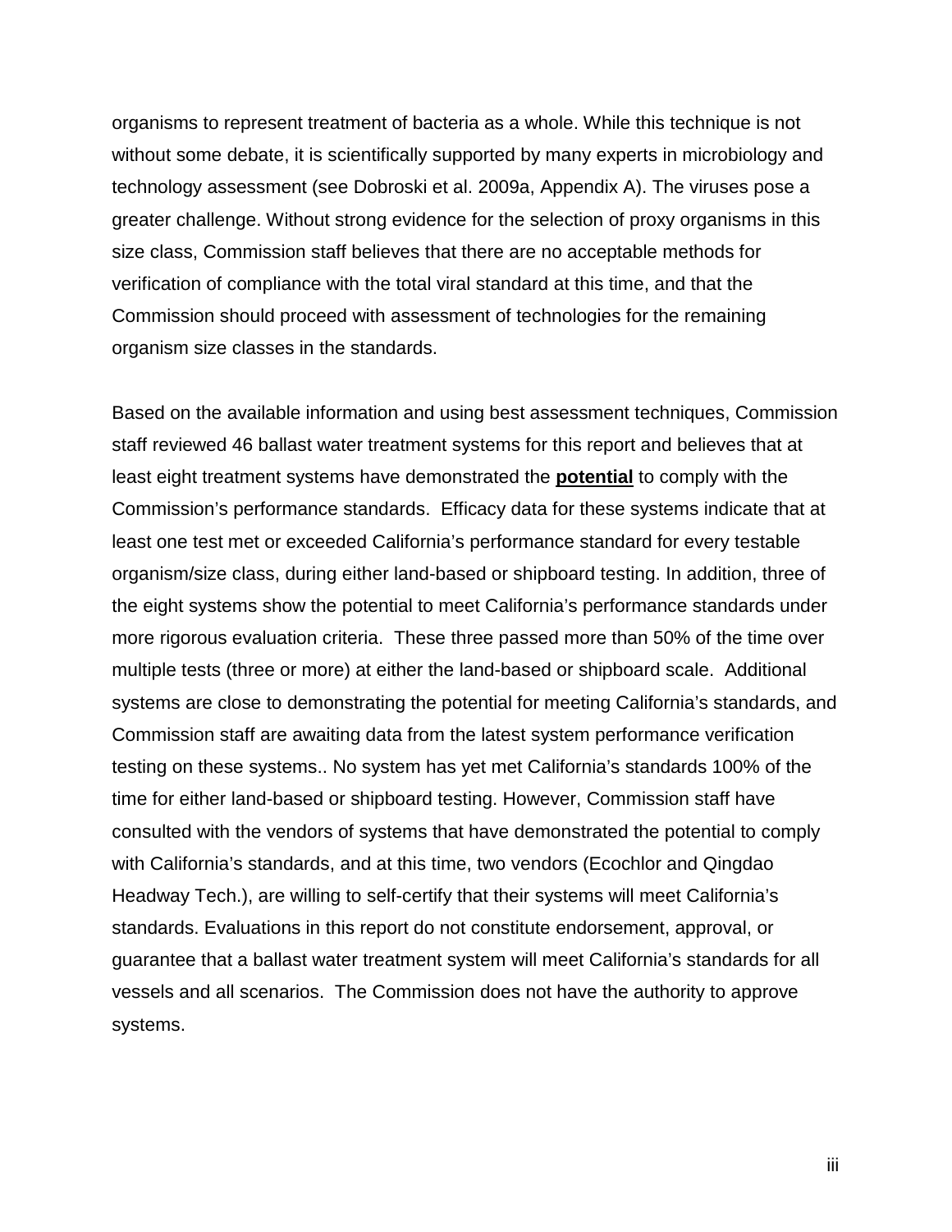organisms to represent treatment of bacteria as a whole. While this technique is not without some debate, it is scientifically supported by many experts in microbiology and technology assessment (see Dobroski et al. 2009a, Appendix A). The viruses pose a greater challenge. Without strong evidence for the selection of proxy organisms in this size class, Commission staff believes that there are no acceptable methods for verification of compliance with the total viral standard at this time, and that the Commission should proceed with assessment of technologies for the remaining organism size classes in the standards.

Based on the available information and using best assessment techniques, Commission staff reviewed 46 ballast water treatment systems for this report and believes that at least eight treatment systems have demonstrated the **potential** to comply with the Commission's performance standards. Efficacy data for these systems indicate that at least one test met or exceeded California's performance standard for every testable organism/size class, during either land-based or shipboard testing. In addition, three of the eight systems show the potential to meet California's performance standards under more rigorous evaluation criteria. These three passed more than 50% of the time over multiple tests (three or more) at either the land-based or shipboard scale. Additional systems are close to demonstrating the potential for meeting California's standards, and Commission staff are awaiting data from the latest system performance verification testing on these systems.. No system has yet met California's standards 100% of the time for either land-based or shipboard testing. However, Commission staff have consulted with the vendors of systems that have demonstrated the potential to comply with California's standards, and at this time, two vendors (Ecochlor and Qingdao Headway Tech.), are willing to self-certify that their systems will meet California's standards. Evaluations in this report do not constitute endorsement, approval, or guarantee that a ballast water treatment system will meet California's standards for all vessels and all scenarios. The Commission does not have the authority to approve systems.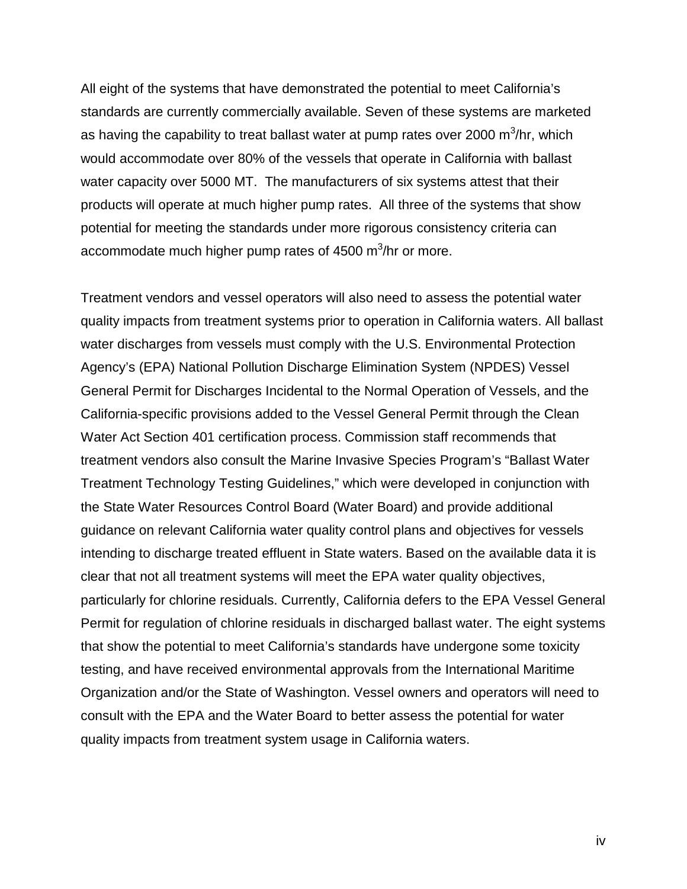All eight of the systems that have demonstrated the potential to meet California's standards are currently commercially available. Seven of these systems are marketed as having the capability to treat ballast water at pump rates over 2000 $m^3$/hr, which would accommodate over 80% of the vessels that operate in California with ballast water capacity over 5000 MT. The manufacturers of six systems attest that their products will operate at much higher pump rates. All three of the systems that show potential for meeting the standards under more rigorous consistency criteria can accommodate much higher pump rates of 4500 $m^3$/hr or more.

Treatment vendors and vessel operators will also need to assess the potential water quality impacts from treatment systems prior to operation in California waters. All ballast water discharges from vessels must comply with the U.S. Environmental Protection Agency's (EPA) National Pollution Discharge Elimination System (NPDES) Vessel General Permit for Discharges Incidental to the Normal Operation of Vessels, and the California-specific provisions added to the Vessel General Permit through the Clean Water Act Section 401 certification process. Commission staff recommends that treatment vendors also consult the Marine Invasive Species Program's "Ballast Water Treatment Technology Testing Guidelines," which were developed in conjunction with the State Water Resources Control Board (Water Board) and provide additional guidance on relevant California water quality control plans and objectives for vessels intending to discharge treated effluent in State waters. Based on the available data it is clear that not all treatment systems will meet the EPA water quality objectives, particularly for chlorine residuals. Currently, California defers to the EPA Vessel General Permit for regulation of chlorine residuals in discharged ballast water. The eight systems that show the potential to meet California's standards have undergone some toxicity testing, and have received environmental approvals from the International Maritime Organization and/or the State of Washington. Vessel owners and operators will need to consult with the EPA and the Water Board to better assess the potential for water quality impacts from treatment system usage in California waters.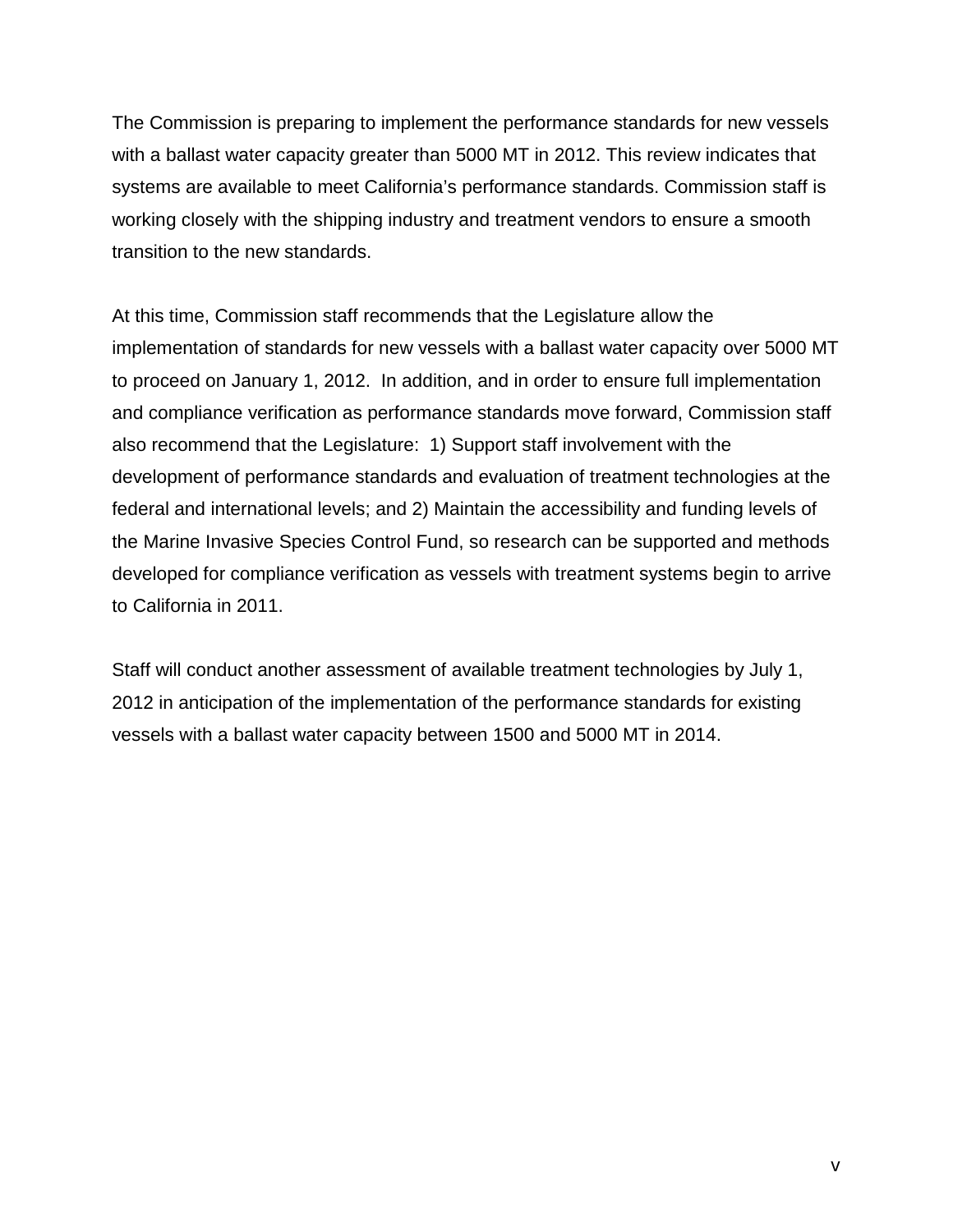The Commission is preparing to implement the performance standards for new vessels with a ballast water capacity greater than 5000 MT in 2012. This review indicates that systems are available to meet California's performance standards. Commission staff is working closely with the shipping industry and treatment vendors to ensure a smooth transition to the new standards.

At this time, Commission staff recommends that the Legislature allow the implementation of standards for new vessels with a ballast water capacity over 5000 MT to proceed on January 1, 2012. In addition, and in order to ensure full implementation and compliance verification as performance standards move forward, Commission staff also recommend that the Legislature: 1) Support staff involvement with the development of performance standards and evaluation of treatment technologies at the federal and international levels; and 2) Maintain the accessibility and funding levels of the Marine Invasive Species Control Fund, so research can be supported and methods developed for compliance verification as vessels with treatment systems begin to arrive to California in 2011.

Staff will conduct another assessment of available treatment technologies by July 1, 2012 in anticipation of the implementation of the performance standards for existing vessels with a ballast water capacity between 1500 and 5000 MT in 2014.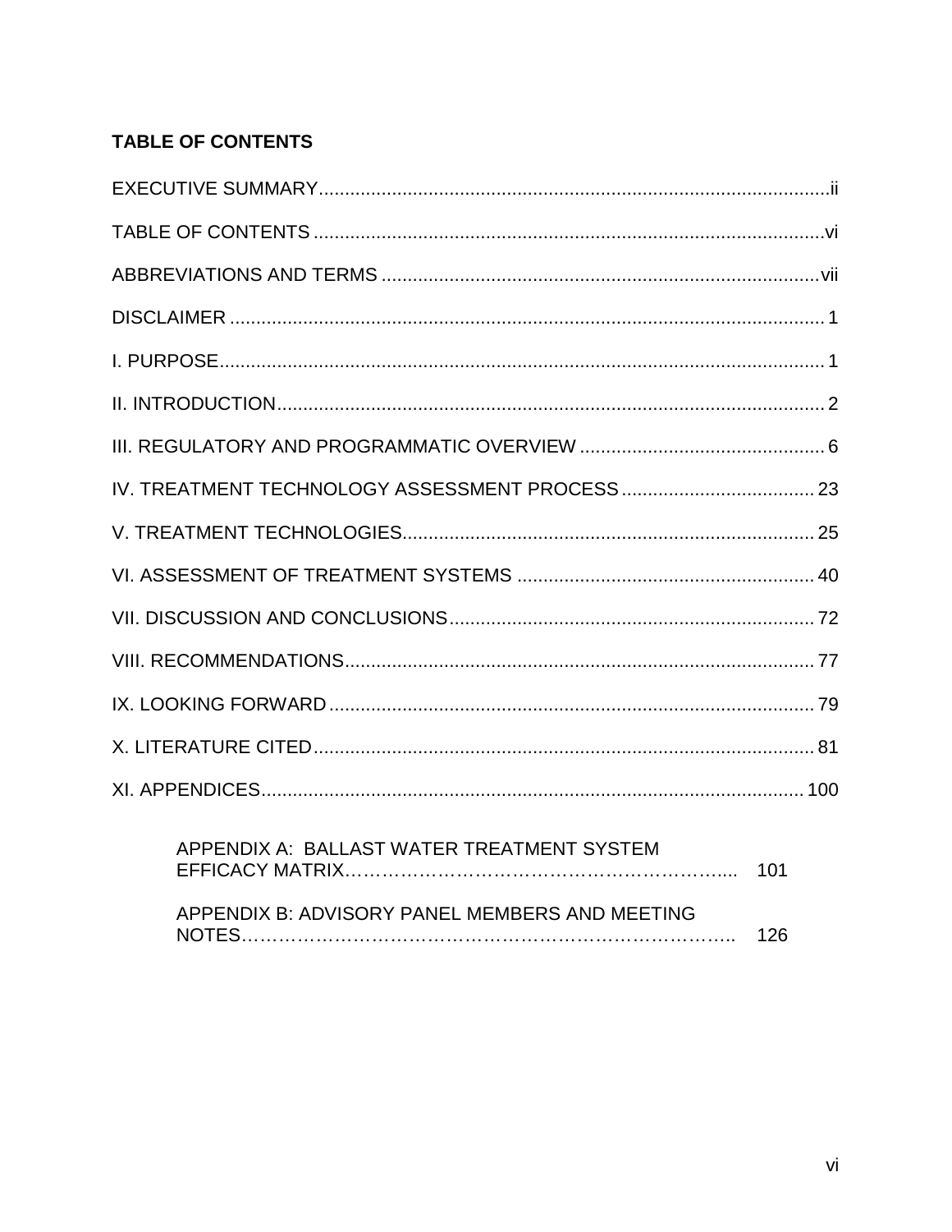## TABLE OF CONTENTS

EXECUTIVE SUMMARY .......... ii

TABLE OF CONTENTS .......... vi

ABBREVIATIONS AND TERMS .......... vii

DISCLAIMER .......... 1

I. PURPOSE .......... 1

II. INTRODUCTION .......... 2

III. REGULATORY AND PROGRAMMATIC OVERVIEW .......... 6

IV. TREATMENT TECHNOLOGY ASSESSMENT PROCESS .......... 23

V. TREATMENT TECHNOLOGIES .......... 25

VI. ASSESSMENT OF TREATMENT SYSTEMS .......... 40

VII. DISCUSSION AND CONCLUSIONS .......... 72

VIII. RECOMMENDATIONS .......... 77

IX. LOOKING FORWARD .......... 79

X. LITERATURE CITED .......... 81

XI. APPENDICES .......... 100

- APPENDIX A: BALLAST WATER TREATMENT SYSTEM EFFICACY MATRIX .......... 101
- APPENDIX B: ADVISORY PANEL MEMBERS AND MEETING NOTES .......... 126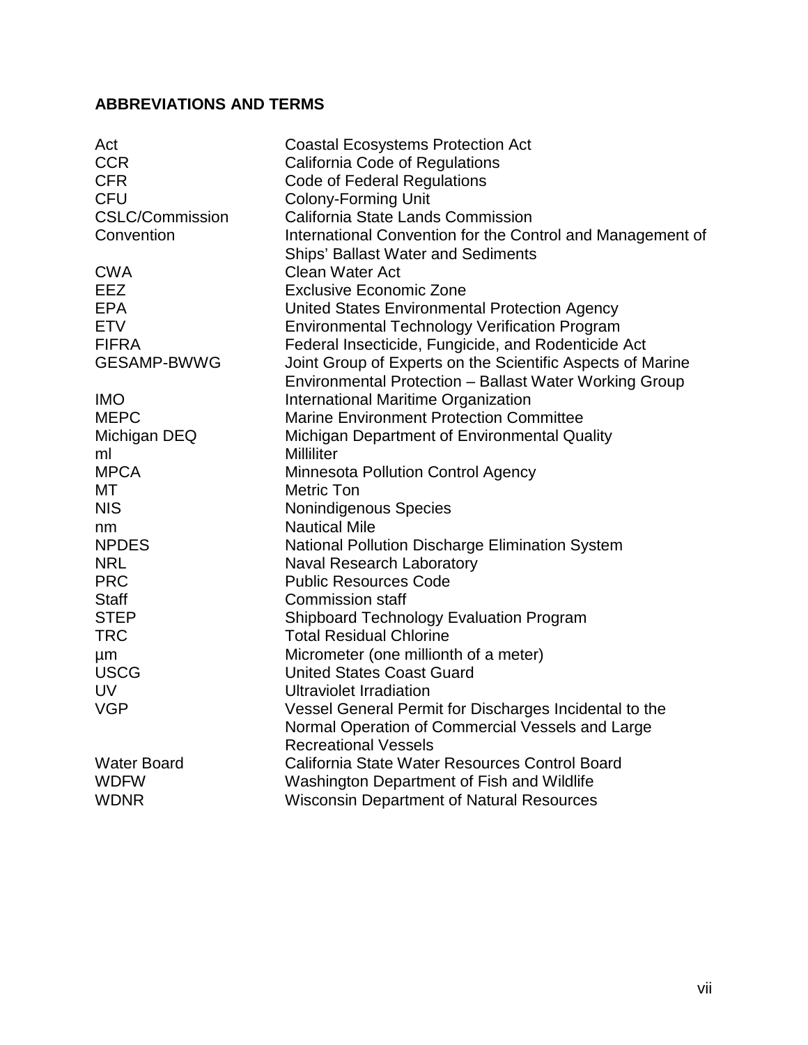## ABBREVIATIONS AND TERMS

| | |
|---|---|
| Act | Coastal Ecosystems Protection Act |
| CCR | California Code of Regulations |
| CFR | Code of Federal Regulations |
| CFU | Colony-Forming Unit |
| CSLC/Commission | California State Lands Commission |
| Convention | International Convention for the Control and Management of Ships' Ballast Water and Sediments |
| CWA | Clean Water Act |
| EEZ | Exclusive Economic Zone |
| EPA | United States Environmental Protection Agency |
| ETV | Environmental Technology Verification Program |
| FIFRA | Federal Insecticide, Fungicide, and Rodenticide Act |
| GESAMP-BWWG | Joint Group of Experts on the Scientific Aspects of Marine Environmental Protection – Ballast Water Working Group |
| IMO | International Maritime Organization |
| MEPC | Marine Environment Protection Committee |
| Michigan DEQ | Michigan Department of Environmental Quality |
| ml | Milliliter |
| MPCA | Minnesota Pollution Control Agency |
| MT | Metric Ton |
| NIS | Nonindigenous Species |
| nm | Nautical Mile |
| NPDES | National Pollution Discharge Elimination System |
| NRL | Naval Research Laboratory |
| PRC | Public Resources Code |
| Staff | Commission staff |
| STEP | Shipboard Technology Evaluation Program |
| TRC | Total Residual Chlorine |
| µm | Micrometer (one millionth of a meter) |
| USCG | United States Coast Guard |
| UV | Ultraviolet Irradiation |
| VGP | Vessel General Permit for Discharges Incidental to the Normal Operation of Commercial Vessels and Large Recreational Vessels |
| Water Board | California State Water Resources Control Board |
| WDFW | Washington Department of Fish and Wildlife |
| WDNR | Wisconsin Department of Natural Resources |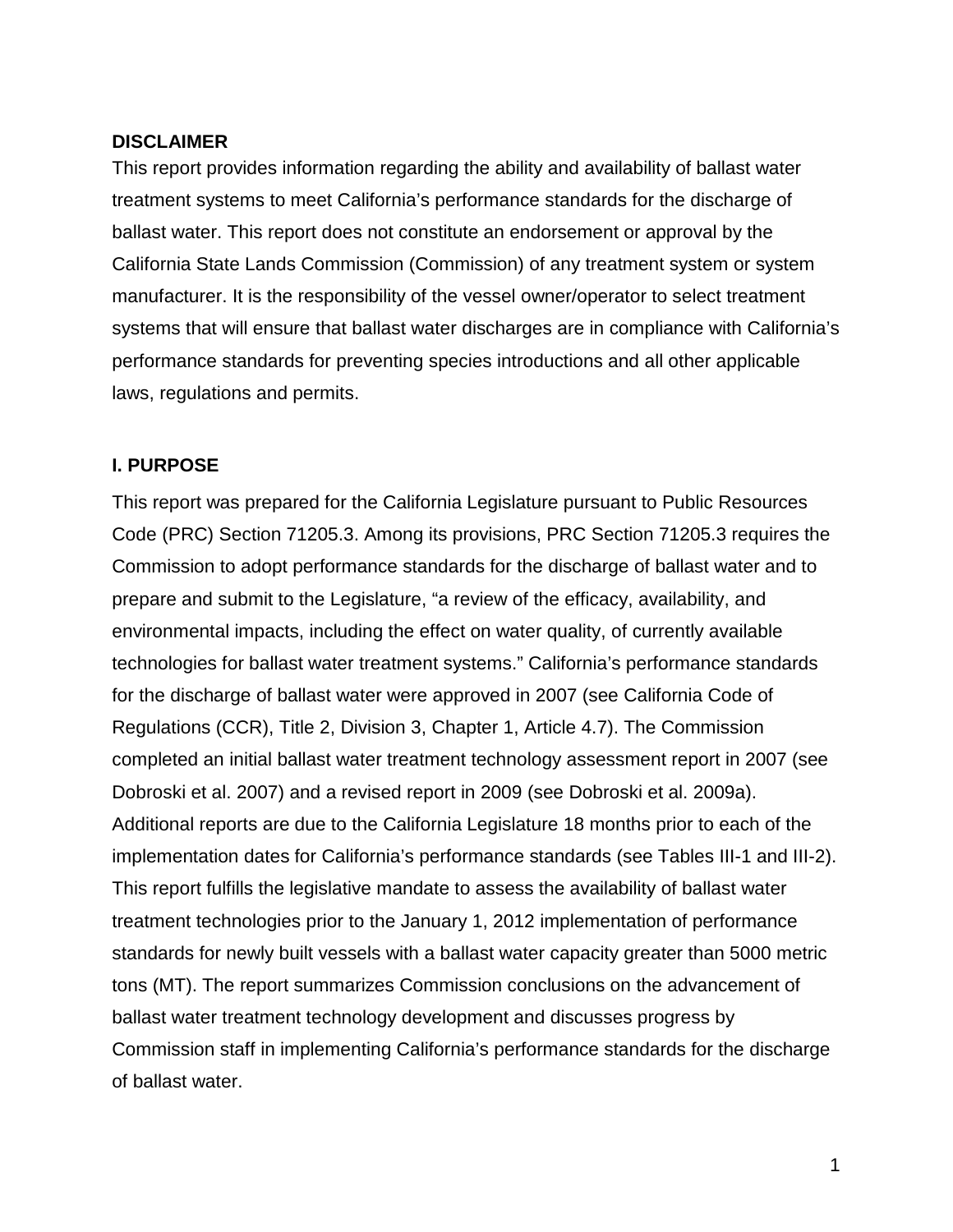**DISCLAIMER**

This report provides information regarding the ability and availability of ballast water treatment systems to meet California's performance standards for the discharge of ballast water. This report does not constitute an endorsement or approval by the California State Lands Commission (Commission) of any treatment system or system manufacturer. It is the responsibility of the vessel owner/operator to select treatment systems that will ensure that ballast water discharges are in compliance with California's performance standards for preventing species introductions and all other applicable laws, regulations and permits.

**I. PURPOSE**

This report was prepared for the California Legislature pursuant to Public Resources Code (PRC) Section 71205.3. Among its provisions, PRC Section 71205.3 requires the Commission to adopt performance standards for the discharge of ballast water and to prepare and submit to the Legislature, "a review of the efficacy, availability, and environmental impacts, including the effect on water quality, of currently available technologies for ballast water treatment systems." California's performance standards for the discharge of ballast water were approved in 2007 (see California Code of Regulations (CCR), Title 2, Division 3, Chapter 1, Article 4.7). The Commission completed an initial ballast water treatment technology assessment report in 2007 (see Dobroski et al. 2007) and a revised report in 2009 (see Dobroski et al. 2009a). Additional reports are due to the California Legislature 18 months prior to each of the implementation dates for California's performance standards (see Tables III-1 and III-2). This report fulfills the legislative mandate to assess the availability of ballast water treatment technologies prior to the January 1, 2012 implementation of performance standards for newly built vessels with a ballast water capacity greater than 5000 metric tons (MT). The report summarizes Commission conclusions on the advancement of ballast water treatment technology development and discusses progress by Commission staff in implementing California's performance standards for the discharge of ballast water.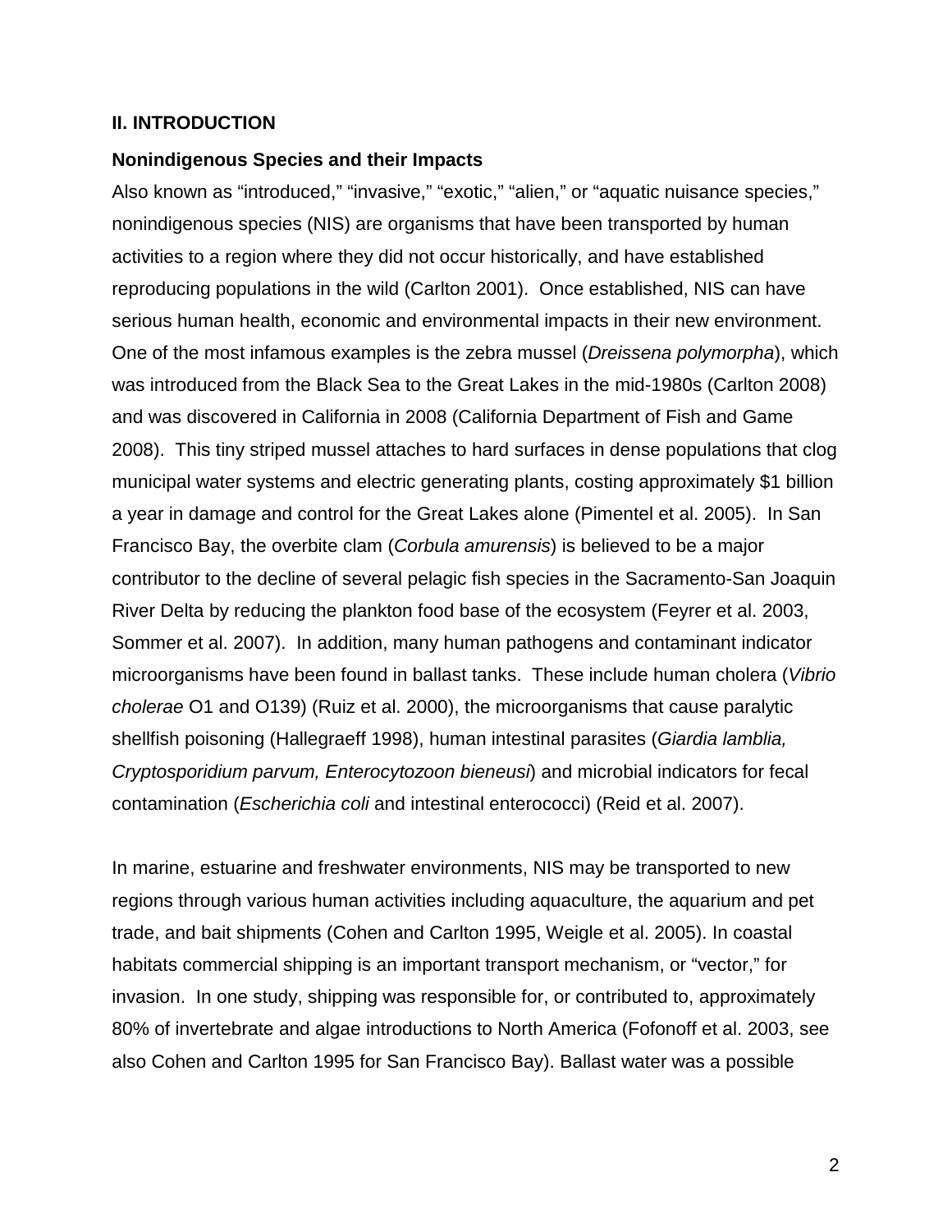## II. INTRODUCTION

### Nonindigenous Species and their Impacts

Also known as "introduced," "invasive," "exotic," "alien," or "aquatic nuisance species," nonindigenous species (NIS) are organisms that have been transported by human activities to a region where they did not occur historically, and have established reproducing populations in the wild (Carlton 2001). Once established, NIS can have serious human health, economic and environmental impacts in their new environment. One of the most infamous examples is the zebra mussel (*Dreissena polymorpha*), which was introduced from the Black Sea to the Great Lakes in the mid-1980s (Carlton 2008) and was discovered in California in 2008 (California Department of Fish and Game 2008). This tiny striped mussel attaches to hard surfaces in dense populations that clog municipal water systems and electric generating plants, costing approximately $1 billion a year in damage and control for the Great Lakes alone (Pimentel et al. 2005). In San Francisco Bay, the overbite clam (*Corbula amurensis*) is believed to be a major contributor to the decline of several pelagic fish species in the Sacramento-San Joaquin River Delta by reducing the plankton food base of the ecosystem (Feyrer et al. 2003, Sommer et al. 2007). In addition, many human pathogens and contaminant indicator microorganisms have been found in ballast tanks. These include human cholera (*Vibrio cholerae* O1 and O139) (Ruiz et al. 2000), the microorganisms that cause paralytic shellfish poisoning (Hallegraeff 1998), human intestinal parasites (*Giardia lamblia, Cryptosporidium parvum, Enterocytozoon bieneusi*) and microbial indicators for fecal contamination (*Escherichia coli* and intestinal enterococci) (Reid et al. 2007).

In marine, estuarine and freshwater environments, NIS may be transported to new regions through various human activities including aquaculture, the aquarium and pet trade, and bait shipments (Cohen and Carlton 1995, Weigle et al. 2005). In coastal habitats commercial shipping is an important transport mechanism, or "vector," for invasion. In one study, shipping was responsible for, or contributed to, approximately 80% of invertebrate and algae introductions to North America (Fofonoff et al. 2003, see also Cohen and Carlton 1995 for San Francisco Bay). Ballast water was a possible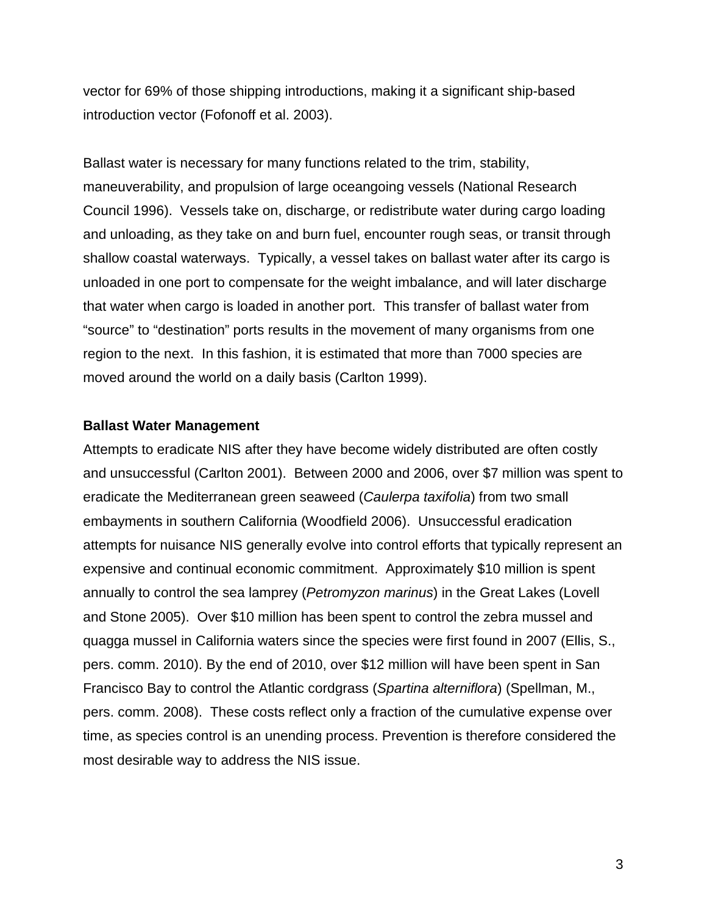vector for 69% of those shipping introductions, making it a significant ship-based introduction vector (Fofonoff et al. 2003).

Ballast water is necessary for many functions related to the trim, stability, maneuverability, and propulsion of large oceangoing vessels (National Research Council 1996). Vessels take on, discharge, or redistribute water during cargo loading and unloading, as they take on and burn fuel, encounter rough seas, or transit through shallow coastal waterways. Typically, a vessel takes on ballast water after its cargo is unloaded in one port to compensate for the weight imbalance, and will later discharge that water when cargo is loaded in another port. This transfer of ballast water from "source" to "destination" ports results in the movement of many organisms from one region to the next. In this fashion, it is estimated that more than 7000 species are moved around the world on a daily basis (Carlton 1999).

**Ballast Water Management**

Attempts to eradicate NIS after they have become widely distributed are often costly and unsuccessful (Carlton 2001). Between 2000 and 2006, over $7 million was spent to eradicate the Mediterranean green seaweed (*Caulerpa taxifolia*) from two small embayments in southern California (Woodfield 2006). Unsuccessful eradication attempts for nuisance NIS generally evolve into control efforts that typically represent an expensive and continual economic commitment. Approximately $10 million is spent annually to control the sea lamprey (*Petromyzon marinus*) in the Great Lakes (Lovell and Stone 2005). Over $10 million has been spent to control the zebra mussel and quagga mussel in California waters since the species were first found in 2007 (Ellis, S., pers. comm. 2010). By the end of 2010, over $12 million will have been spent in San Francisco Bay to control the Atlantic cordgrass (*Spartina alterniflora*) (Spellman, M., pers. comm. 2008). These costs reflect only a fraction of the cumulative expense over time, as species control is an unending process. Prevention is therefore considered the most desirable way to address the NIS issue.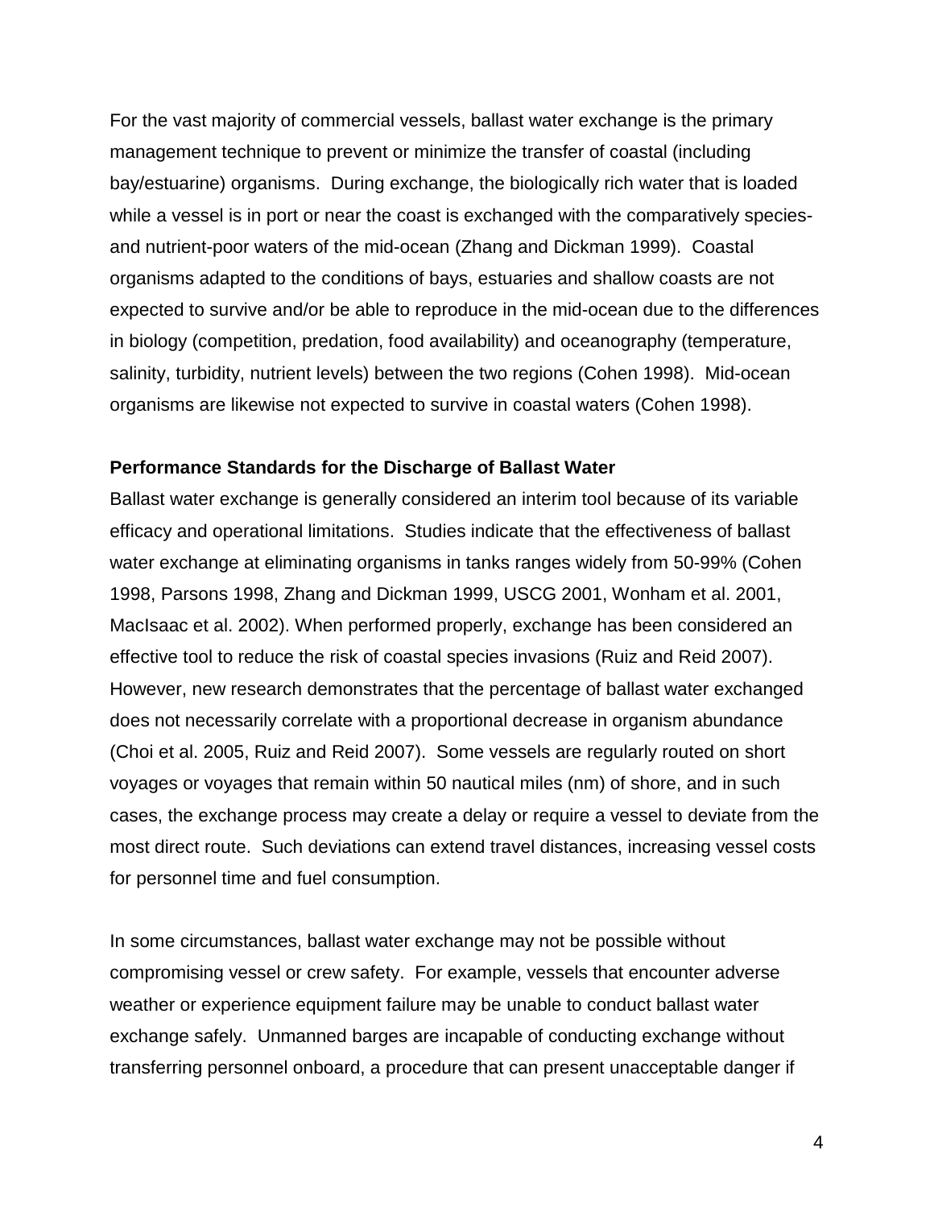For the vast majority of commercial vessels, ballast water exchange is the primary management technique to prevent or minimize the transfer of coastal (including bay/estuarine) organisms. During exchange, the biologically rich water that is loaded while a vessel is in port or near the coast is exchanged with the comparatively species- and nutrient-poor waters of the mid-ocean (Zhang and Dickman 1999). Coastal organisms adapted to the conditions of bays, estuaries and shallow coasts are not expected to survive and/or be able to reproduce in the mid-ocean due to the differences in biology (competition, predation, food availability) and oceanography (temperature, salinity, turbidity, nutrient levels) between the two regions (Cohen 1998). Mid-ocean organisms are likewise not expected to survive in coastal waters (Cohen 1998).

**Performance Standards for the Discharge of Ballast Water**

Ballast water exchange is generally considered an interim tool because of its variable efficacy and operational limitations. Studies indicate that the effectiveness of ballast water exchange at eliminating organisms in tanks ranges widely from 50-99% (Cohen 1998, Parsons 1998, Zhang and Dickman 1999, USCG 2001, Wonham et al. 2001, MacIsaac et al. 2002). When performed properly, exchange has been considered an effective tool to reduce the risk of coastal species invasions (Ruiz and Reid 2007). However, new research demonstrates that the percentage of ballast water exchanged does not necessarily correlate with a proportional decrease in organism abundance (Choi et al. 2005, Ruiz and Reid 2007). Some vessels are regularly routed on short voyages or voyages that remain within 50 nautical miles (nm) of shore, and in such cases, the exchange process may create a delay or require a vessel to deviate from the most direct route. Such deviations can extend travel distances, increasing vessel costs for personnel time and fuel consumption.

In some circumstances, ballast water exchange may not be possible without compromising vessel or crew safety. For example, vessels that encounter adverse weather or experience equipment failure may be unable to conduct ballast water exchange safely. Unmanned barges are incapable of conducting exchange without transferring personnel onboard, a procedure that can present unacceptable danger if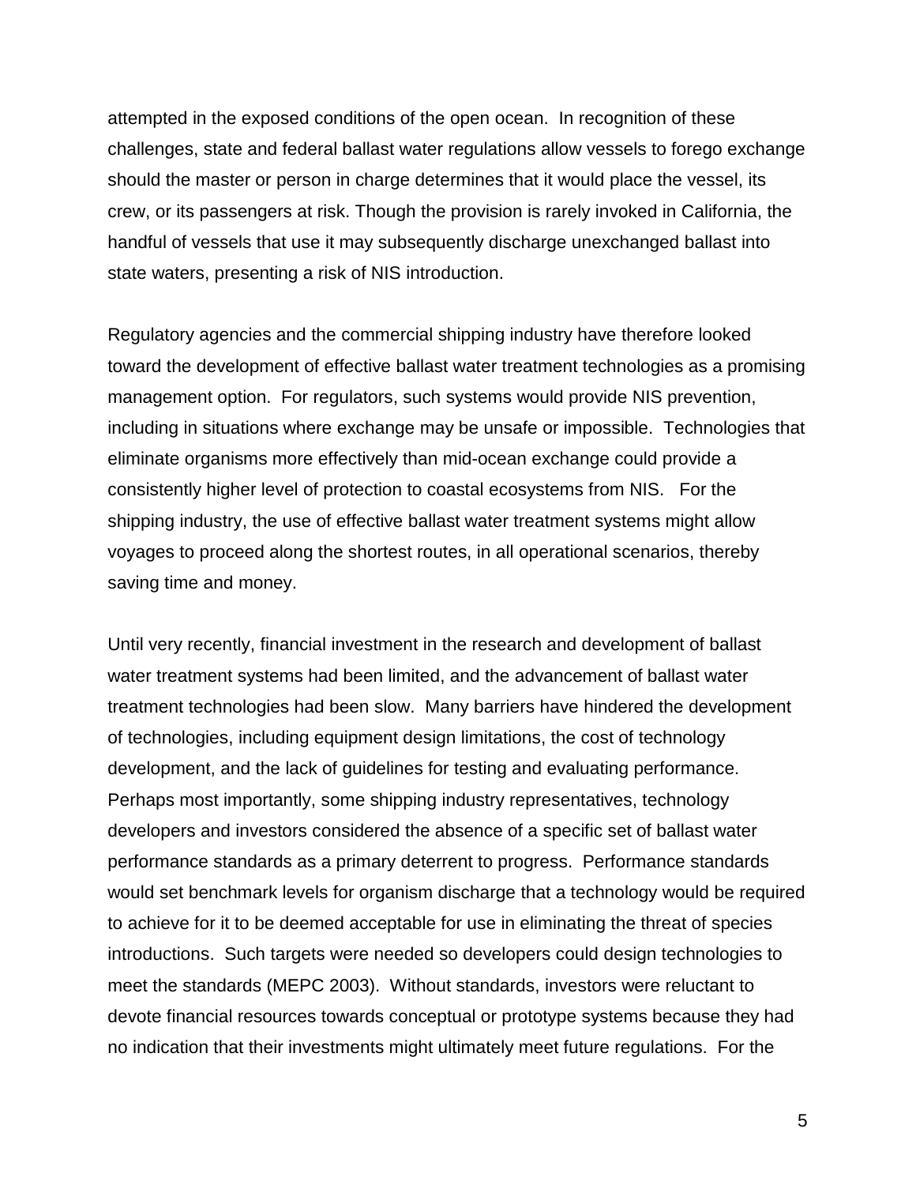attempted in the exposed conditions of the open ocean. In recognition of these challenges, state and federal ballast water regulations allow vessels to forego exchange should the master or person in charge determines that it would place the vessel, its crew, or its passengers at risk. Though the provision is rarely invoked in California, the handful of vessels that use it may subsequently discharge unexchanged ballast into state waters, presenting a risk of NIS introduction.

Regulatory agencies and the commercial shipping industry have therefore looked toward the development of effective ballast water treatment technologies as a promising management option. For regulators, such systems would provide NIS prevention, including in situations where exchange may be unsafe or impossible. Technologies that eliminate organisms more effectively than mid-ocean exchange could provide a consistently higher level of protection to coastal ecosystems from NIS. For the shipping industry, the use of effective ballast water treatment systems might allow voyages to proceed along the shortest routes, in all operational scenarios, thereby saving time and money.

Until very recently, financial investment in the research and development of ballast water treatment systems had been limited, and the advancement of ballast water treatment technologies had been slow. Many barriers have hindered the development of technologies, including equipment design limitations, the cost of technology development, and the lack of guidelines for testing and evaluating performance. Perhaps most importantly, some shipping industry representatives, technology developers and investors considered the absence of a specific set of ballast water performance standards as a primary deterrent to progress. Performance standards would set benchmark levels for organism discharge that a technology would be required to achieve for it to be deemed acceptable for use in eliminating the threat of species introductions. Such targets were needed so developers could design technologies to meet the standards (MEPC 2003). Without standards, investors were reluctant to devote financial resources towards conceptual or prototype systems because they had no indication that their investments might ultimately meet future regulations. For the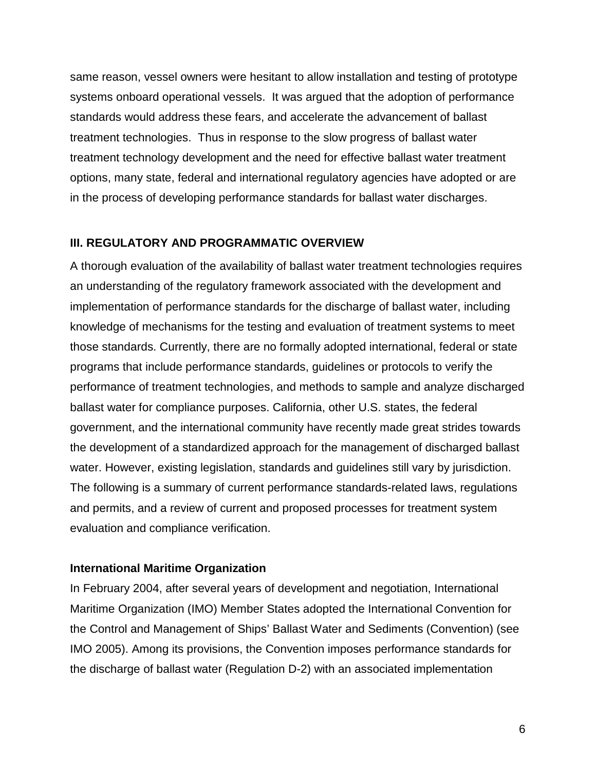same reason, vessel owners were hesitant to allow installation and testing of prototype systems onboard operational vessels. It was argued that the adoption of performance standards would address these fears, and accelerate the advancement of ballast treatment technologies. Thus in response to the slow progress of ballast water treatment technology development and the need for effective ballast water treatment options, many state, federal and international regulatory agencies have adopted or are in the process of developing performance standards for ballast water discharges.

## III. REGULATORY AND PROGRAMMATIC OVERVIEW

A thorough evaluation of the availability of ballast water treatment technologies requires an understanding of the regulatory framework associated with the development and implementation of performance standards for the discharge of ballast water, including knowledge of mechanisms for the testing and evaluation of treatment systems to meet those standards. Currently, there are no formally adopted international, federal or state programs that include performance standards, guidelines or protocols to verify the performance of treatment technologies, and methods to sample and analyze discharged ballast water for compliance purposes. California, other U.S. states, the federal government, and the international community have recently made great strides towards the development of a standardized approach for the management of discharged ballast water. However, existing legislation, standards and guidelines still vary by jurisdiction. The following is a summary of current performance standards-related laws, regulations and permits, and a review of current and proposed processes for treatment system evaluation and compliance verification.

### International Maritime Organization

In February 2004, after several years of development and negotiation, International Maritime Organization (IMO) Member States adopted the International Convention for the Control and Management of Ships' Ballast Water and Sediments (Convention) (see IMO 2005). Among its provisions, the Convention imposes performance standards for the discharge of ballast water (Regulation D-2) with an associated implementation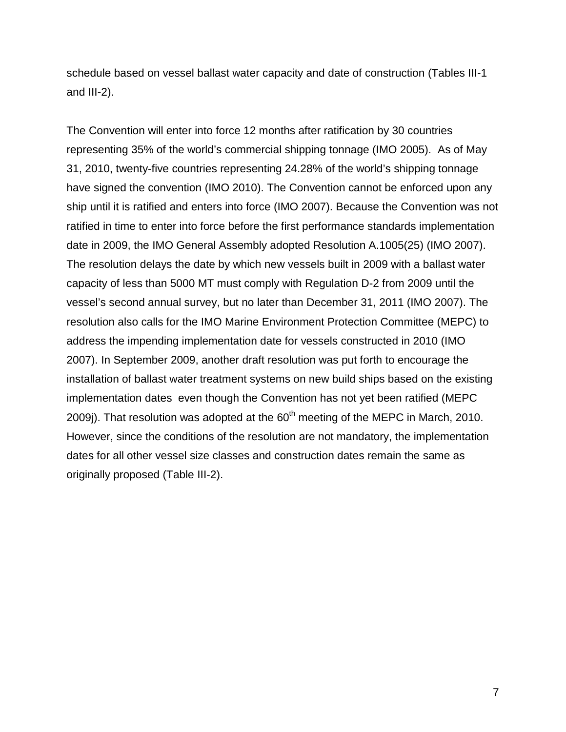schedule based on vessel ballast water capacity and date of construction (Tables III-1 and III-2).

The Convention will enter into force 12 months after ratification by 30 countries representing 35% of the world's commercial shipping tonnage (IMO 2005). As of May 31, 2010, twenty-five countries representing 24.28% of the world's shipping tonnage have signed the convention (IMO 2010). The Convention cannot be enforced upon any ship until it is ratified and enters into force (IMO 2007). Because the Convention was not ratified in time to enter into force before the first performance standards implementation date in 2009, the IMO General Assembly adopted Resolution A.1005(25) (IMO 2007). The resolution delays the date by which new vessels built in 2009 with a ballast water capacity of less than 5000 MT must comply with Regulation D-2 from 2009 until the vessel's second annual survey, but no later than December 31, 2011 (IMO 2007). The resolution also calls for the IMO Marine Environment Protection Committee (MEPC) to address the impending implementation date for vessels constructed in 2010 (IMO 2007). In September 2009, another draft resolution was put forth to encourage the installation of ballast water treatment systems on new build ships based on the existing implementation dates even though the Convention has not yet been ratified (MEPC 2009j). That resolution was adopted at the 60th meeting of the MEPC in March, 2010. However, since the conditions of the resolution are not mandatory, the implementation dates for all other vessel size classes and construction dates remain the same as originally proposed (Table III-2).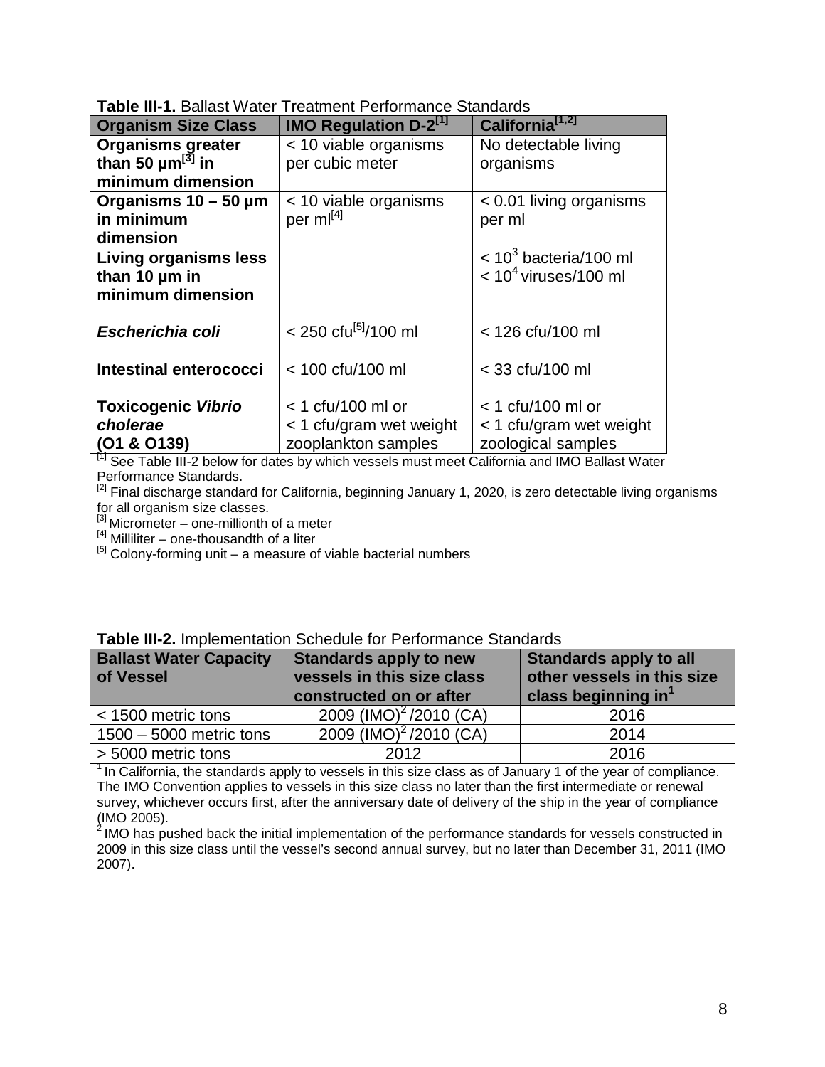**Table III-1.** Ballast Water Treatment Performance Standards

| Organism Size Class | IMO Regulation D-2[1] | California[1,2] |
|---|---|---|
| **Organisms greater than 50 µm[3] in minimum dimension** | < 10 viable organisms per cubic meter | No detectable living organisms |
| **Organisms 10 – 50 µm in minimum dimension** | < 10 viable organisms per ml[4] | < 0.01 living organisms per ml |
| **Living organisms less than 10 µm in minimum dimension** | | $< 10^3$ bacteria/100 ml<br>$< 10^4$ viruses/100 ml |
| ***Escherichia coli*** | < 250 cfu[5]/100 ml | < 126 cfu/100 ml |
| **Intestinal enterococci** | < 100 cfu/100 ml | < 33 cfu/100 ml |
| **Toxicogenic *Vibrio cholerae* (O1 & O139)** | < 1 cfu/100 ml or < 1 cfu/gram wet weight zooplankton samples | < 1 cfu/100 ml or < 1 cfu/gram wet weight zoological samples |

[1] See Table III-2 below for dates by which vessels must meet California and IMO Ballast Water Performance Standards.
[2] Final discharge standard for California, beginning January 1, 2020, is zero detectable living organisms for all organism size classes.
[3] Micrometer – one-millionth of a meter
[4] Milliliter – one-thousandth of a liter
[5] Colony-forming unit – a measure of viable bacterial numbers

**Table III-2.** Implementation Schedule for Performance Standards

| Ballast Water Capacity of Vessel | Standards apply to new vessels in this size class constructed on or after | Standards apply to all other vessels in this size class beginning in[1] |
|---|---|---|
| < 1500 metric tons | 2009 (IMO)[2] /2010 (CA) | 2016 |
| 1500 – 5000 metric tons | 2009 (IMO)[2] /2010 (CA) | 2014 |
| > 5000 metric tons | 2012 | 2016 |

[1] In California, the standards apply to vessels in this size class as of January 1 of the year of compliance. The IMO Convention applies to vessels in this size class no later than the first intermediate or renewal survey, whichever occurs first, after the anniversary date of delivery of the ship in the year of compliance (IMO 2005).
[2] IMO has pushed back the initial implementation of the performance standards for vessels constructed in 2009 in this size class until the vessel's second annual survey, but no later than December 31, 2011 (IMO 2007).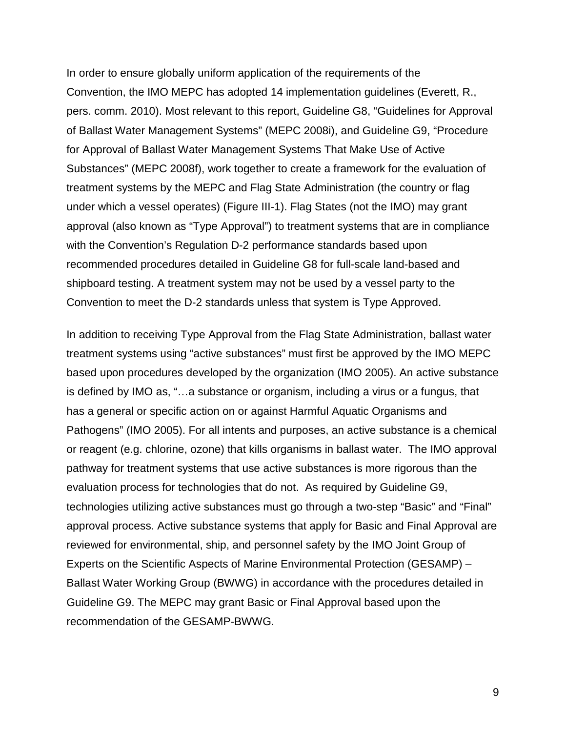In order to ensure globally uniform application of the requirements of the Convention, the IMO MEPC has adopted 14 implementation guidelines (Everett, R., pers. comm. 2010). Most relevant to this report, Guideline G8, "Guidelines for Approval of Ballast Water Management Systems" (MEPC 2008i), and Guideline G9, "Procedure for Approval of Ballast Water Management Systems That Make Use of Active Substances" (MEPC 2008f), work together to create a framework for the evaluation of treatment systems by the MEPC and Flag State Administration (the country or flag under which a vessel operates) (Figure III-1). Flag States (not the IMO) may grant approval (also known as "Type Approval") to treatment systems that are in compliance with the Convention's Regulation D-2 performance standards based upon recommended procedures detailed in Guideline G8 for full-scale land-based and shipboard testing. A treatment system may not be used by a vessel party to the Convention to meet the D-2 standards unless that system is Type Approved.

In addition to receiving Type Approval from the Flag State Administration, ballast water treatment systems using "active substances" must first be approved by the IMO MEPC based upon procedures developed by the organization (IMO 2005). An active substance is defined by IMO as, "…a substance or organism, including a virus or a fungus, that has a general or specific action on or against Harmful Aquatic Organisms and Pathogens" (IMO 2005). For all intents and purposes, an active substance is a chemical or reagent (e.g. chlorine, ozone) that kills organisms in ballast water. The IMO approval pathway for treatment systems that use active substances is more rigorous than the evaluation process for technologies that do not. As required by Guideline G9, technologies utilizing active substances must go through a two-step "Basic" and "Final" approval process. Active substance systems that apply for Basic and Final Approval are reviewed for environmental, ship, and personnel safety by the IMO Joint Group of Experts on the Scientific Aspects of Marine Environmental Protection (GESAMP) – Ballast Water Working Group (BWWG) in accordance with the procedures detailed in Guideline G9. The MEPC may grant Basic or Final Approval based upon the recommendation of the GESAMP-BWWG.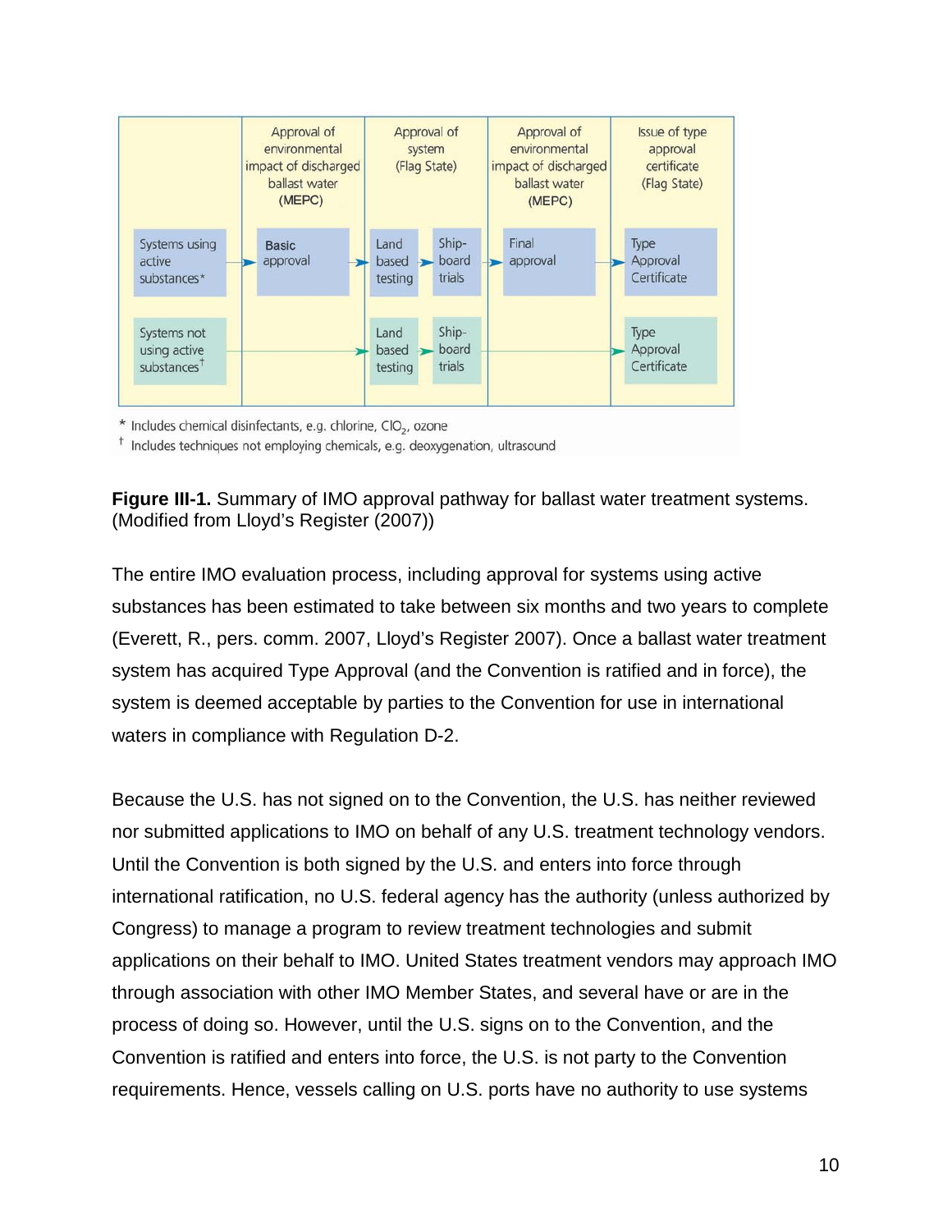| | Approval of environmental impact of discharged ballast water (MEPC) | Approval of system (Flag State) | | Approval of environmental impact of discharged ballast water (MEPC) | Issue of type approval certificate (Flag State) |
|---|---|---|---|---|---|
| Systems using active substances* | Basic approval | Land based testing | Ship-board trials | Final approval | Type Approval Certificate |
| Systems not using active substances† | | Land based testing | Ship-board trials | | Type Approval Certificate |

\* Includes chemical disinfectants, e.g. chlorine, $ClO_2$, ozone

† Includes techniques not employing chemicals, e.g. deoxygenation, ultrasound

**Figure III-1.** Summary of IMO approval pathway for ballast water treatment systems. (Modified from Lloyd's Register (2007))

The entire IMO evaluation process, including approval for systems using active substances has been estimated to take between six months and two years to complete (Everett, R., pers. comm. 2007, Lloyd's Register 2007). Once a ballast water treatment system has acquired Type Approval (and the Convention is ratified and in force), the system is deemed acceptable by parties to the Convention for use in international waters in compliance with Regulation D-2.

Because the U.S. has not signed on to the Convention, the U.S. has neither reviewed nor submitted applications to IMO on behalf of any U.S. treatment technology vendors. Until the Convention is both signed by the U.S. and enters into force through international ratification, no U.S. federal agency has the authority (unless authorized by Congress) to manage a program to review treatment technologies and submit applications on their behalf to IMO. United States treatment vendors may approach IMO through association with other IMO Member States, and several have or are in the process of doing so. However, until the U.S. signs on to the Convention, and the Convention is ratified and enters into force, the U.S. is not party to the Convention requirements. Hence, vessels calling on U.S. ports have no authority to use systems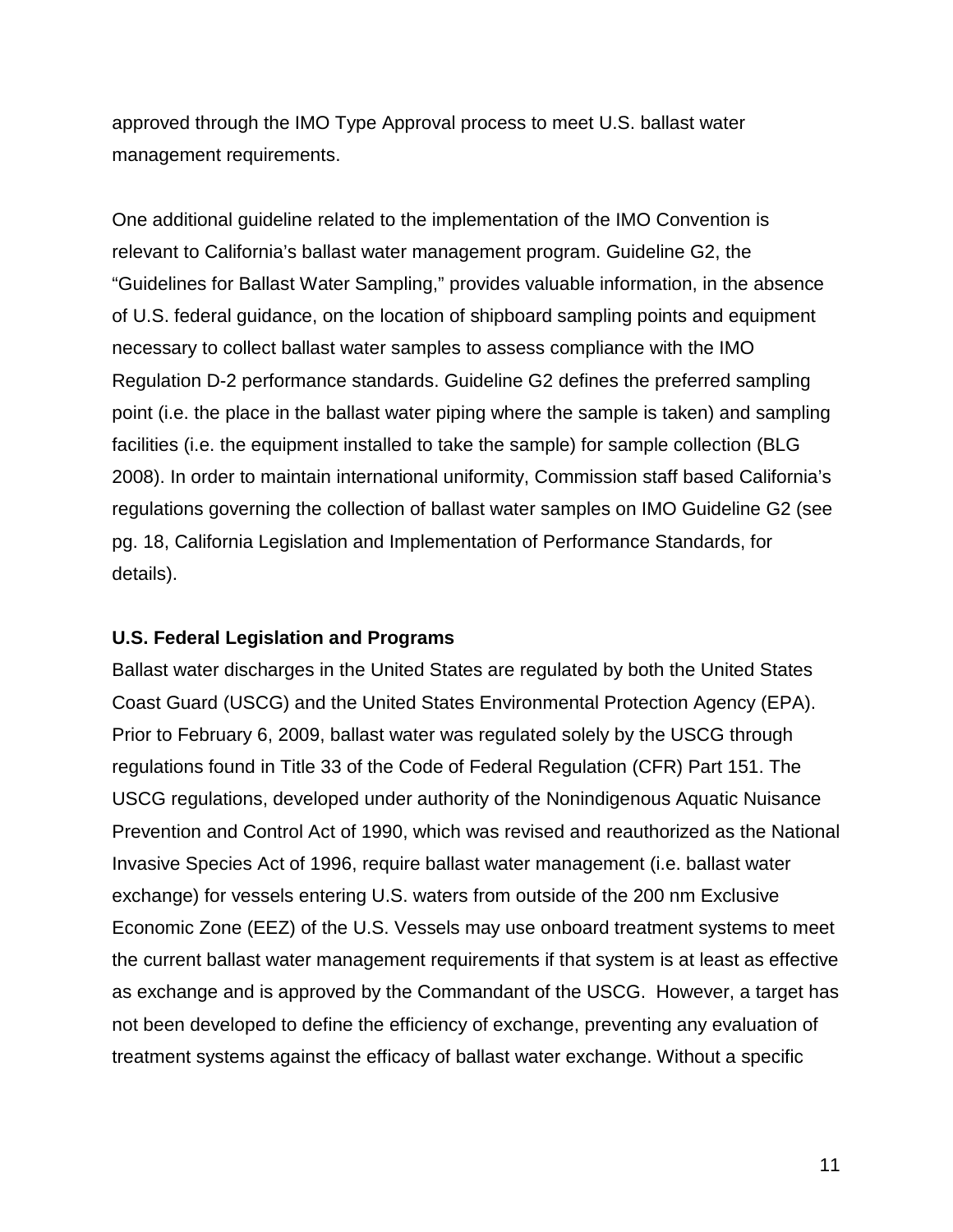approved through the IMO Type Approval process to meet U.S. ballast water management requirements.

One additional guideline related to the implementation of the IMO Convention is relevant to California's ballast water management program. Guideline G2, the "Guidelines for Ballast Water Sampling," provides valuable information, in the absence of U.S. federal guidance, on the location of shipboard sampling points and equipment necessary to collect ballast water samples to assess compliance with the IMO Regulation D-2 performance standards. Guideline G2 defines the preferred sampling point (i.e. the place in the ballast water piping where the sample is taken) and sampling facilities (i.e. the equipment installed to take the sample) for sample collection (BLG 2008). In order to maintain international uniformity, Commission staff based California's regulations governing the collection of ballast water samples on IMO Guideline G2 (see pg. 18, California Legislation and Implementation of Performance Standards, for details).

**U.S. Federal Legislation and Programs**

Ballast water discharges in the United States are regulated by both the United States Coast Guard (USCG) and the United States Environmental Protection Agency (EPA). Prior to February 6, 2009, ballast water was regulated solely by the USCG through regulations found in Title 33 of the Code of Federal Regulation (CFR) Part 151. The USCG regulations, developed under authority of the Nonindigenous Aquatic Nuisance Prevention and Control Act of 1990, which was revised and reauthorized as the National Invasive Species Act of 1996, require ballast water management (i.e. ballast water exchange) for vessels entering U.S. waters from outside of the 200 nm Exclusive Economic Zone (EEZ) of the U.S. Vessels may use onboard treatment systems to meet the current ballast water management requirements if that system is at least as effective as exchange and is approved by the Commandant of the USCG. However, a target has not been developed to define the efficiency of exchange, preventing any evaluation of treatment systems against the efficacy of ballast water exchange. Without a specific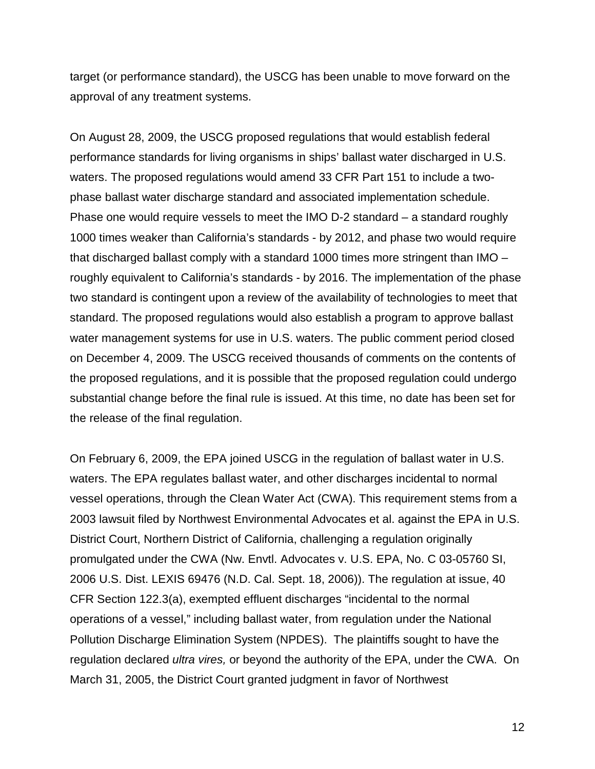target (or performance standard), the USCG has been unable to move forward on the approval of any treatment systems.

On August 28, 2009, the USCG proposed regulations that would establish federal performance standards for living organisms in ships' ballast water discharged in U.S. waters. The proposed regulations would amend 33 CFR Part 151 to include a two-phase ballast water discharge standard and associated implementation schedule. Phase one would require vessels to meet the IMO D-2 standard – a standard roughly 1000 times weaker than California's standards - by 2012, and phase two would require that discharged ballast comply with a standard 1000 times more stringent than IMO – roughly equivalent to California's standards - by 2016. The implementation of the phase two standard is contingent upon a review of the availability of technologies to meet that standard. The proposed regulations would also establish a program to approve ballast water management systems for use in U.S. waters. The public comment period closed on December 4, 2009. The USCG received thousands of comments on the contents of the proposed regulations, and it is possible that the proposed regulation could undergo substantial change before the final rule is issued. At this time, no date has been set for the release of the final regulation.

On February 6, 2009, the EPA joined USCG in the regulation of ballast water in U.S. waters. The EPA regulates ballast water, and other discharges incidental to normal vessel operations, through the Clean Water Act (CWA). This requirement stems from a 2003 lawsuit filed by Northwest Environmental Advocates et al. against the EPA in U.S. District Court, Northern District of California, challenging a regulation originally promulgated under the CWA (Nw. Envtl. Advocates v. U.S. EPA, No. C 03-05760 SI, 2006 U.S. Dist. LEXIS 69476 (N.D. Cal. Sept. 18, 2006)). The regulation at issue, 40 CFR Section 122.3(a), exempted effluent discharges "incidental to the normal operations of a vessel," including ballast water, from regulation under the National Pollution Discharge Elimination System (NPDES). The plaintiffs sought to have the regulation declared *ultra vires,* or beyond the authority of the EPA, under the CWA. On March 31, 2005, the District Court granted judgment in favor of Northwest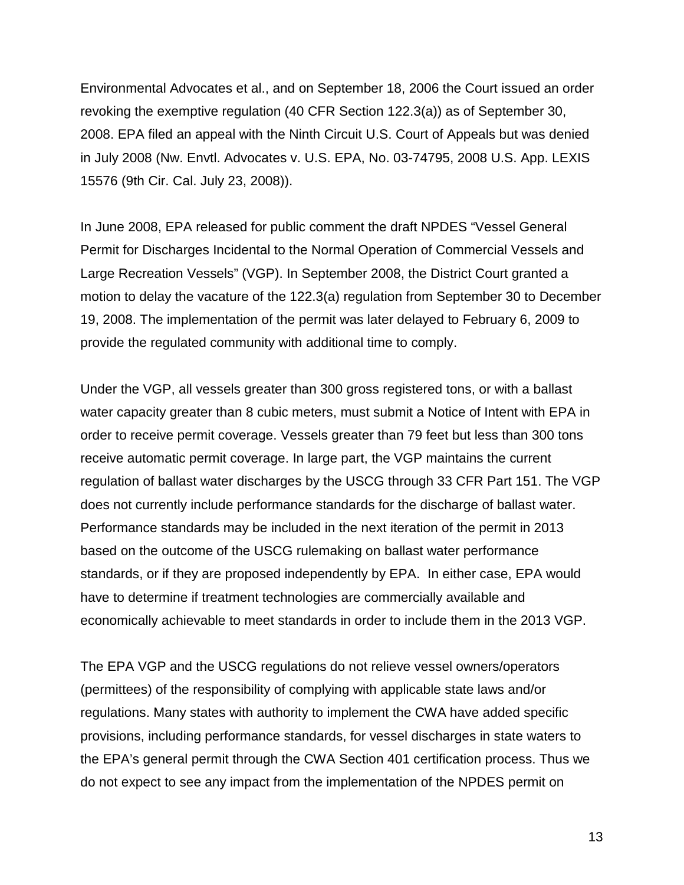Environmental Advocates et al., and on September 18, 2006 the Court issued an order revoking the exemptive regulation (40 CFR Section 122.3(a)) as of September 30, 2008. EPA filed an appeal with the Ninth Circuit U.S. Court of Appeals but was denied in July 2008 (Nw. Envtl. Advocates v. U.S. EPA, No. 03-74795, 2008 U.S. App. LEXIS 15576 (9th Cir. Cal. July 23, 2008)).

In June 2008, EPA released for public comment the draft NPDES "Vessel General Permit for Discharges Incidental to the Normal Operation of Commercial Vessels and Large Recreation Vessels" (VGP). In September 2008, the District Court granted a motion to delay the vacature of the 122.3(a) regulation from September 30 to December 19, 2008. The implementation of the permit was later delayed to February 6, 2009 to provide the regulated community with additional time to comply.

Under the VGP, all vessels greater than 300 gross registered tons, or with a ballast water capacity greater than 8 cubic meters, must submit a Notice of Intent with EPA in order to receive permit coverage. Vessels greater than 79 feet but less than 300 tons receive automatic permit coverage. In large part, the VGP maintains the current regulation of ballast water discharges by the USCG through 33 CFR Part 151. The VGP does not currently include performance standards for the discharge of ballast water. Performance standards may be included in the next iteration of the permit in 2013 based on the outcome of the USCG rulemaking on ballast water performance standards, or if they are proposed independently by EPA. In either case, EPA would have to determine if treatment technologies are commercially available and economically achievable to meet standards in order to include them in the 2013 VGP.

The EPA VGP and the USCG regulations do not relieve vessel owners/operators (permittees) of the responsibility of complying with applicable state laws and/or regulations. Many states with authority to implement the CWA have added specific provisions, including performance standards, for vessel discharges in state waters to the EPA's general permit through the CWA Section 401 certification process. Thus we do not expect to see any impact from the implementation of the NPDES permit on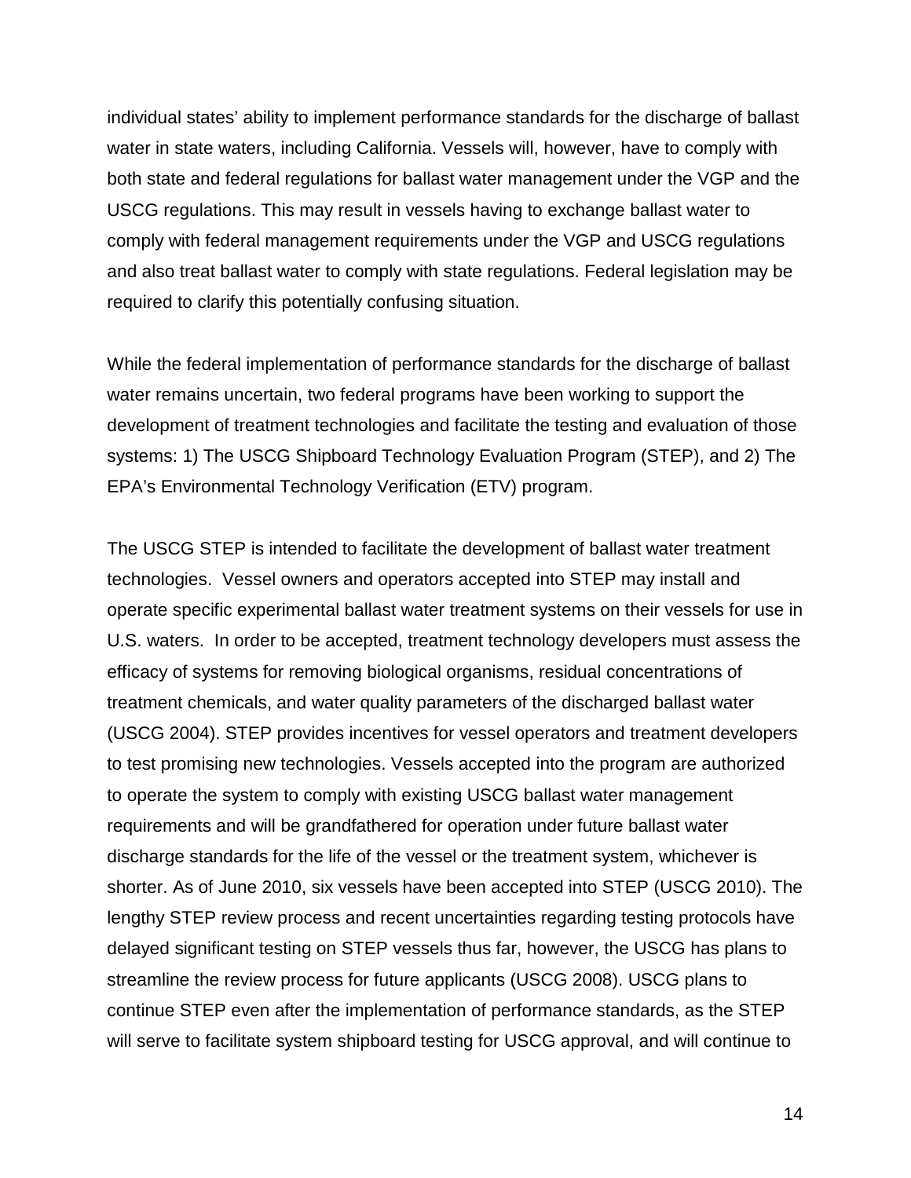individual states' ability to implement performance standards for the discharge of ballast water in state waters, including California. Vessels will, however, have to comply with both state and federal regulations for ballast water management under the VGP and the USCG regulations. This may result in vessels having to exchange ballast water to comply with federal management requirements under the VGP and USCG regulations and also treat ballast water to comply with state regulations. Federal legislation may be required to clarify this potentially confusing situation.

While the federal implementation of performance standards for the discharge of ballast water remains uncertain, two federal programs have been working to support the development of treatment technologies and facilitate the testing and evaluation of those systems: 1) The USCG Shipboard Technology Evaluation Program (STEP), and 2) The EPA's Environmental Technology Verification (ETV) program.

The USCG STEP is intended to facilitate the development of ballast water treatment technologies. Vessel owners and operators accepted into STEP may install and operate specific experimental ballast water treatment systems on their vessels for use in U.S. waters. In order to be accepted, treatment technology developers must assess the efficacy of systems for removing biological organisms, residual concentrations of treatment chemicals, and water quality parameters of the discharged ballast water (USCG 2004). STEP provides incentives for vessel operators and treatment developers to test promising new technologies. Vessels accepted into the program are authorized to operate the system to comply with existing USCG ballast water management requirements and will be grandfathered for operation under future ballast water discharge standards for the life of the vessel or the treatment system, whichever is shorter. As of June 2010, six vessels have been accepted into STEP (USCG 2010). The lengthy STEP review process and recent uncertainties regarding testing protocols have delayed significant testing on STEP vessels thus far, however, the USCG has plans to streamline the review process for future applicants (USCG 2008). USCG plans to continue STEP even after the implementation of performance standards, as the STEP will serve to facilitate system shipboard testing for USCG approval, and will continue to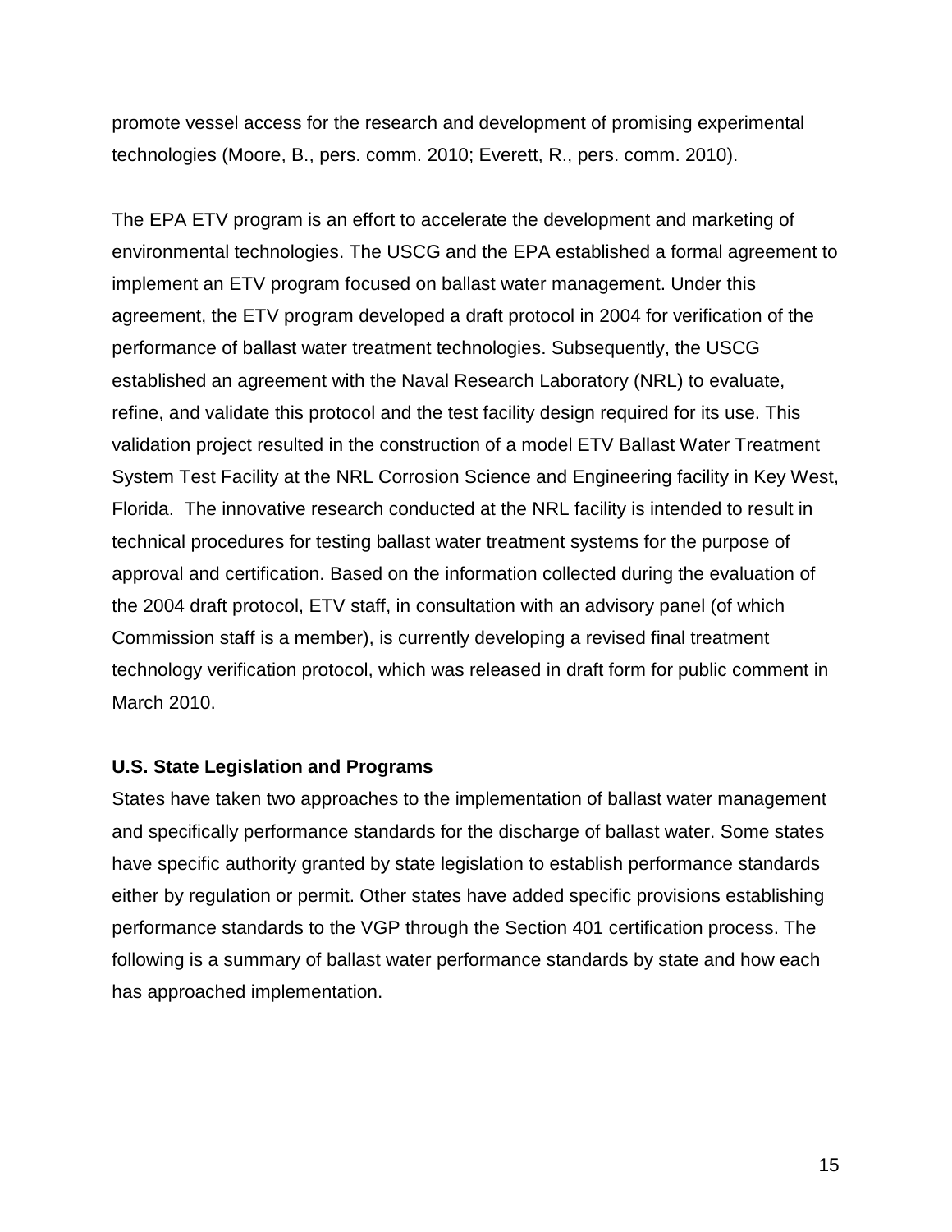promote vessel access for the research and development of promising experimental technologies (Moore, B., pers. comm. 2010; Everett, R., pers. comm. 2010).

The EPA ETV program is an effort to accelerate the development and marketing of environmental technologies. The USCG and the EPA established a formal agreement to implement an ETV program focused on ballast water management. Under this agreement, the ETV program developed a draft protocol in 2004 for verification of the performance of ballast water treatment technologies. Subsequently, the USCG established an agreement with the Naval Research Laboratory (NRL) to evaluate, refine, and validate this protocol and the test facility design required for its use. This validation project resulted in the construction of a model ETV Ballast Water Treatment System Test Facility at the NRL Corrosion Science and Engineering facility in Key West, Florida. The innovative research conducted at the NRL facility is intended to result in technical procedures for testing ballast water treatment systems for the purpose of approval and certification. Based on the information collected during the evaluation of the 2004 draft protocol, ETV staff, in consultation with an advisory panel (of which Commission staff is a member), is currently developing a revised final treatment technology verification protocol, which was released in draft form for public comment in March 2010.

**U.S. State Legislation and Programs**

States have taken two approaches to the implementation of ballast water management and specifically performance standards for the discharge of ballast water. Some states have specific authority granted by state legislation to establish performance standards either by regulation or permit. Other states have added specific provisions establishing performance standards to the VGP through the Section 401 certification process. The following is a summary of ballast water performance standards by state and how each has approached implementation.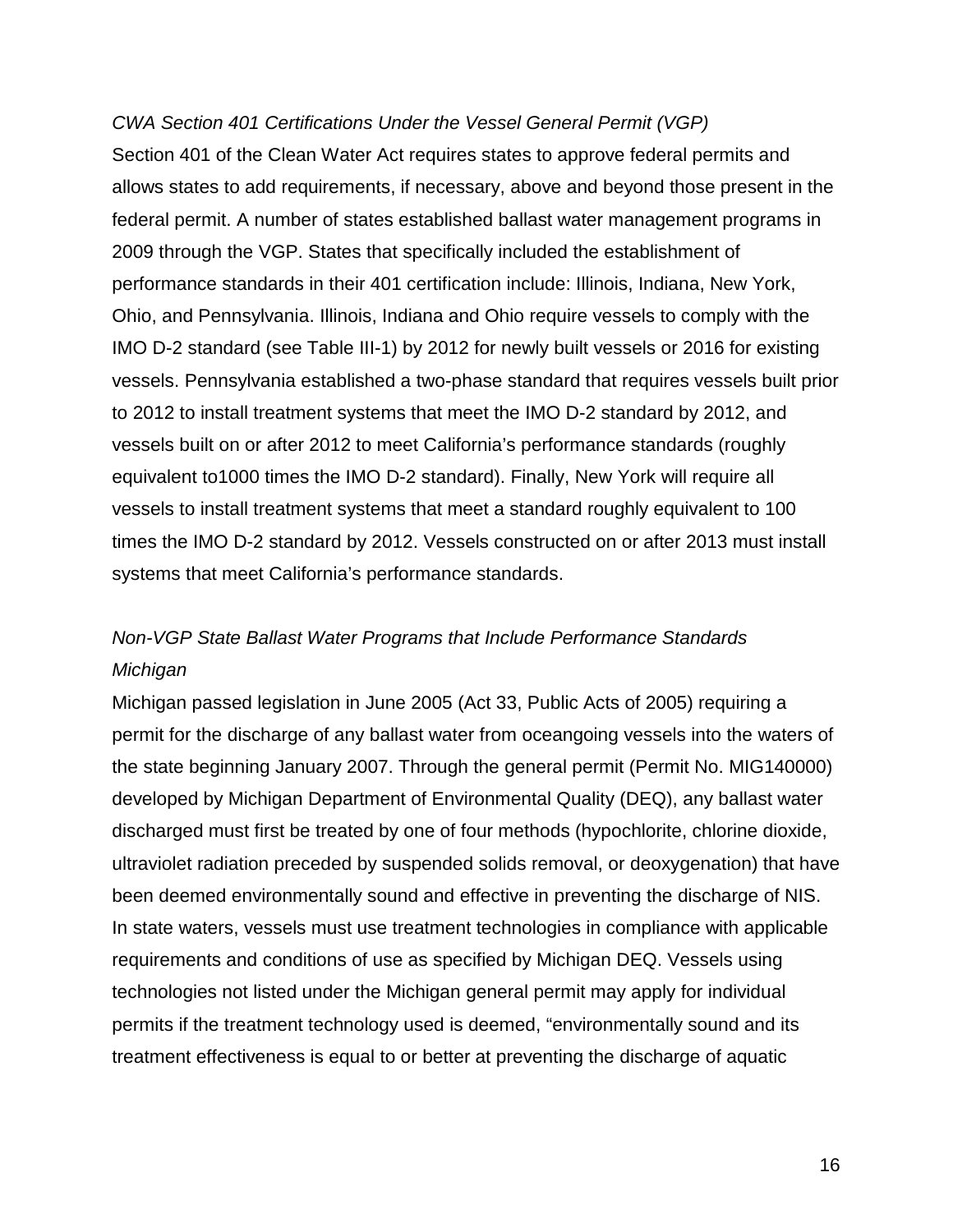*CWA Section 401 Certifications Under the Vessel General Permit (VGP)*

Section 401 of the Clean Water Act requires states to approve federal permits and allows states to add requirements, if necessary, above and beyond those present in the federal permit. A number of states established ballast water management programs in 2009 through the VGP. States that specifically included the establishment of performance standards in their 401 certification include: Illinois, Indiana, New York, Ohio, and Pennsylvania. Illinois, Indiana and Ohio require vessels to comply with the IMO D-2 standard (see Table III-1) by 2012 for newly built vessels or 2016 for existing vessels. Pennsylvania established a two-phase standard that requires vessels built prior to 2012 to install treatment systems that meet the IMO D-2 standard by 2012, and vessels built on or after 2012 to meet California's performance standards (roughly equivalent to1000 times the IMO D-2 standard). Finally, New York will require all vessels to install treatment systems that meet a standard roughly equivalent to 100 times the IMO D-2 standard by 2012. Vessels constructed on or after 2013 must install systems that meet California's performance standards.

*Non-VGP State Ballast Water Programs that Include Performance Standards*

*Michigan*

Michigan passed legislation in June 2005 (Act 33, Public Acts of 2005) requiring a permit for the discharge of any ballast water from oceangoing vessels into the waters of the state beginning January 2007. Through the general permit (Permit No. MIG140000) developed by Michigan Department of Environmental Quality (DEQ), any ballast water discharged must first be treated by one of four methods (hypochlorite, chlorine dioxide, ultraviolet radiation preceded by suspended solids removal, or deoxygenation) that have been deemed environmentally sound and effective in preventing the discharge of NIS. In state waters, vessels must use treatment technologies in compliance with applicable requirements and conditions of use as specified by Michigan DEQ. Vessels using technologies not listed under the Michigan general permit may apply for individual permits if the treatment technology used is deemed, "environmentally sound and its treatment effectiveness is equal to or better at preventing the discharge of aquatic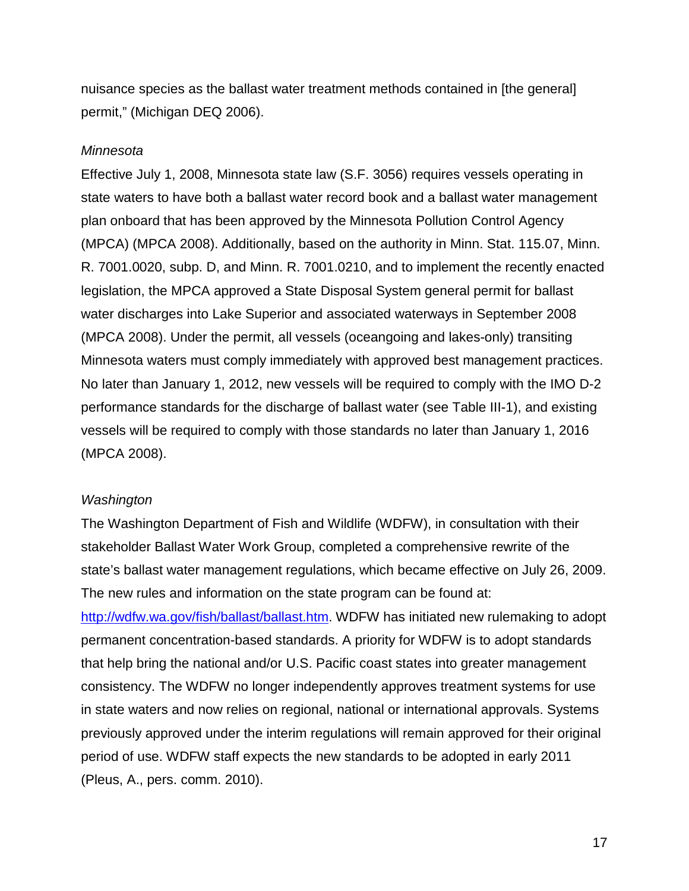nuisance species as the ballast water treatment methods contained in [the general] permit," (Michigan DEQ 2006).

*Minnesota*

Effective July 1, 2008, Minnesota state law (S.F. 3056) requires vessels operating in state waters to have both a ballast water record book and a ballast water management plan onboard that has been approved by the Minnesota Pollution Control Agency (MPCA) (MPCA 2008). Additionally, based on the authority in Minn. Stat. 115.07, Minn. R. 7001.0020, subp. D, and Minn. R. 7001.0210, and to implement the recently enacted legislation, the MPCA approved a State Disposal System general permit for ballast water discharges into Lake Superior and associated waterways in September 2008 (MPCA 2008). Under the permit, all vessels (oceangoing and lakes-only) transiting Minnesota waters must comply immediately with approved best management practices. No later than January 1, 2012, new vessels will be required to comply with the IMO D-2 performance standards for the discharge of ballast water (see Table III-1), and existing vessels will be required to comply with those standards no later than January 1, 2016 (MPCA 2008).

*Washington*

The Washington Department of Fish and Wildlife (WDFW), in consultation with their stakeholder Ballast Water Work Group, completed a comprehensive rewrite of the state's ballast water management regulations, which became effective on July 26, 2009. The new rules and information on the state program can be found at: http://wdfw.wa.gov/fish/ballast/ballast.htm. WDFW has initiated new rulemaking to adopt permanent concentration-based standards. A priority for WDFW is to adopt standards that help bring the national and/or U.S. Pacific coast states into greater management consistency. The WDFW no longer independently approves treatment systems for use in state waters and now relies on regional, national or international approvals. Systems previously approved under the interim regulations will remain approved for their original period of use. WDFW staff expects the new standards to be adopted in early 2011 (Pleus, A., pers. comm. 2010).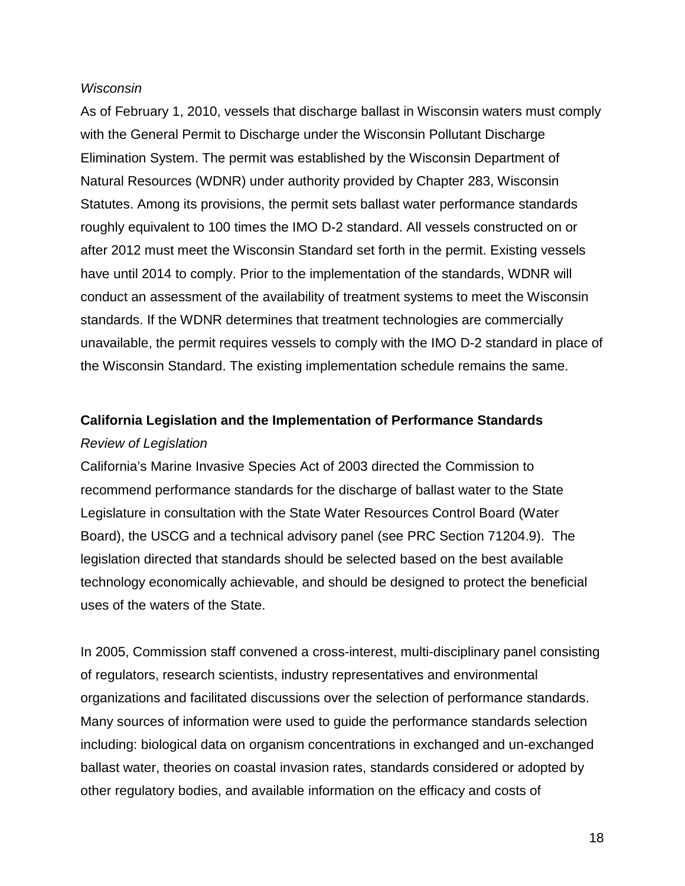*Wisconsin*

As of February 1, 2010, vessels that discharge ballast in Wisconsin waters must comply with the General Permit to Discharge under the Wisconsin Pollutant Discharge Elimination System. The permit was established by the Wisconsin Department of Natural Resources (WDNR) under authority provided by Chapter 283, Wisconsin Statutes. Among its provisions, the permit sets ballast water performance standards roughly equivalent to 100 times the IMO D-2 standard. All vessels constructed on or after 2012 must meet the Wisconsin Standard set forth in the permit. Existing vessels have until 2014 to comply. Prior to the implementation of the standards, WDNR will conduct an assessment of the availability of treatment systems to meet the Wisconsin standards. If the WDNR determines that treatment technologies are commercially unavailable, the permit requires vessels to comply with the IMO D-2 standard in place of the Wisconsin Standard. The existing implementation schedule remains the same.

**California Legislation and the Implementation of Performance Standards**

*Review of Legislation*

California's Marine Invasive Species Act of 2003 directed the Commission to recommend performance standards for the discharge of ballast water to the State Legislature in consultation with the State Water Resources Control Board (Water Board), the USCG and a technical advisory panel (see PRC Section 71204.9). The legislation directed that standards should be selected based on the best available technology economically achievable, and should be designed to protect the beneficial uses of the waters of the State.

In 2005, Commission staff convened a cross-interest, multi-disciplinary panel consisting of regulators, research scientists, industry representatives and environmental organizations and facilitated discussions over the selection of performance standards. Many sources of information were used to guide the performance standards selection including: biological data on organism concentrations in exchanged and un-exchanged ballast water, theories on coastal invasion rates, standards considered or adopted by other regulatory bodies, and available information on the efficacy and costs of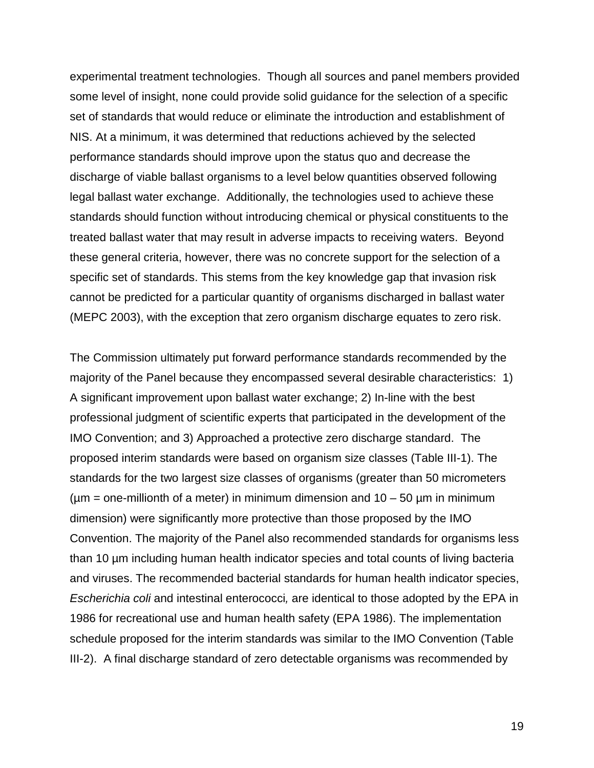experimental treatment technologies. Though all sources and panel members provided some level of insight, none could provide solid guidance for the selection of a specific set of standards that would reduce or eliminate the introduction and establishment of NIS. At a minimum, it was determined that reductions achieved by the selected performance standards should improve upon the status quo and decrease the discharge of viable ballast organisms to a level below quantities observed following legal ballast water exchange. Additionally, the technologies used to achieve these standards should function without introducing chemical or physical constituents to the treated ballast water that may result in adverse impacts to receiving waters. Beyond these general criteria, however, there was no concrete support for the selection of a specific set of standards. This stems from the key knowledge gap that invasion risk cannot be predicted for a particular quantity of organisms discharged in ballast water (MEPC 2003), with the exception that zero organism discharge equates to zero risk.

The Commission ultimately put forward performance standards recommended by the majority of the Panel because they encompassed several desirable characteristics: 1) A significant improvement upon ballast water exchange; 2) In-line with the best professional judgment of scientific experts that participated in the development of the IMO Convention; and 3) Approached a protective zero discharge standard. The proposed interim standards were based on organism size classes (Table III-1). The standards for the two largest size classes of organisms (greater than 50 micrometers (µm = one-millionth of a meter) in minimum dimension and 10 – 50 µm in minimum dimension) were significantly more protective than those proposed by the IMO Convention. The majority of the Panel also recommended standards for organisms less than 10 µm including human health indicator species and total counts of living bacteria and viruses. The recommended bacterial standards for human health indicator species, *Escherichia coli* and intestinal enterococci, are identical to those adopted by the EPA in 1986 for recreational use and human health safety (EPA 1986). The implementation schedule proposed for the interim standards was similar to the IMO Convention (Table III-2). A final discharge standard of zero detectable organisms was recommended by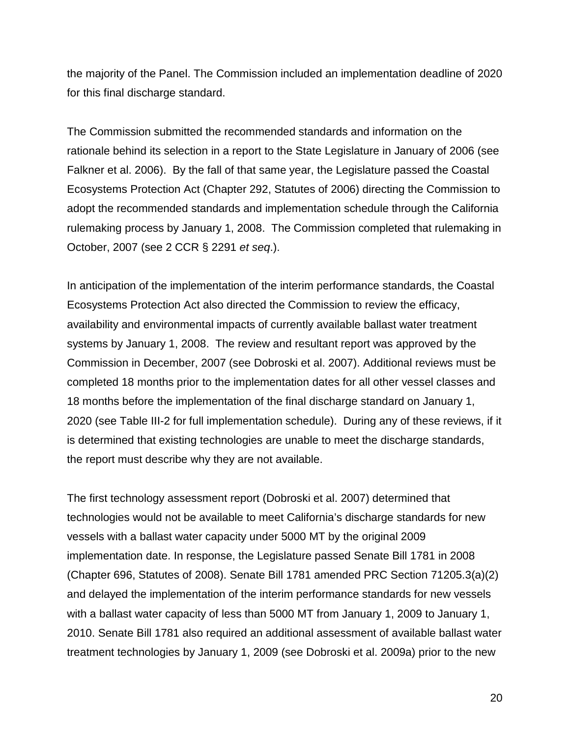the majority of the Panel. The Commission included an implementation deadline of 2020 for this final discharge standard.

The Commission submitted the recommended standards and information on the rationale behind its selection in a report to the State Legislature in January of 2006 (see Falkner et al. 2006). By the fall of that same year, the Legislature passed the Coastal Ecosystems Protection Act (Chapter 292, Statutes of 2006) directing the Commission to adopt the recommended standards and implementation schedule through the California rulemaking process by January 1, 2008. The Commission completed that rulemaking in October, 2007 (see 2 CCR § 2291 *et seq.*).

In anticipation of the implementation of the interim performance standards, the Coastal Ecosystems Protection Act also directed the Commission to review the efficacy, availability and environmental impacts of currently available ballast water treatment systems by January 1, 2008. The review and resultant report was approved by the Commission in December, 2007 (see Dobroski et al. 2007). Additional reviews must be completed 18 months prior to the implementation dates for all other vessel classes and 18 months before the implementation of the final discharge standard on January 1, 2020 (see Table III-2 for full implementation schedule). During any of these reviews, if it is determined that existing technologies are unable to meet the discharge standards, the report must describe why they are not available.

The first technology assessment report (Dobroski et al. 2007) determined that technologies would not be available to meet California's discharge standards for new vessels with a ballast water capacity under 5000 MT by the original 2009 implementation date. In response, the Legislature passed Senate Bill 1781 in 2008 (Chapter 696, Statutes of 2008). Senate Bill 1781 amended PRC Section 71205.3(a)(2) and delayed the implementation of the interim performance standards for new vessels with a ballast water capacity of less than 5000 MT from January 1, 2009 to January 1, 2010. Senate Bill 1781 also required an additional assessment of available ballast water treatment technologies by January 1, 2009 (see Dobroski et al. 2009a) prior to the new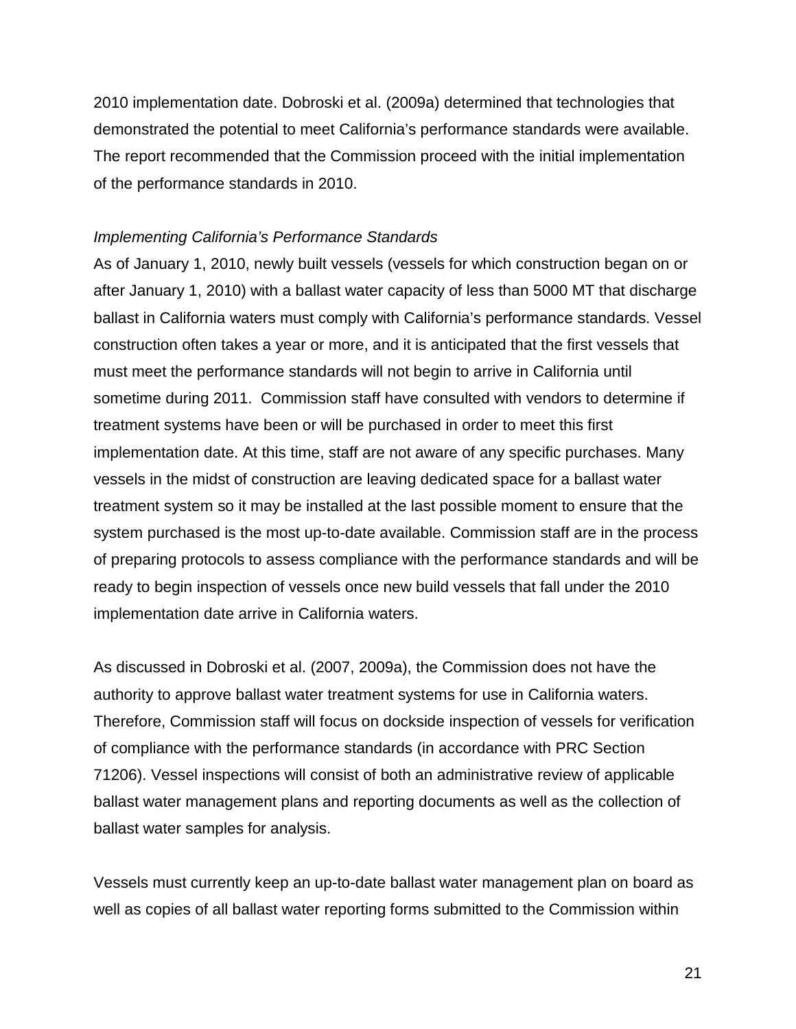2010 implementation date. Dobroski et al. (2009a) determined that technologies that demonstrated the potential to meet California's performance standards were available. The report recommended that the Commission proceed with the initial implementation of the performance standards in 2010.

*Implementing California's Performance Standards*

As of January 1, 2010, newly built vessels (vessels for which construction began on or after January 1, 2010) with a ballast water capacity of less than 5000 MT that discharge ballast in California waters must comply with California's performance standards. Vessel construction often takes a year or more, and it is anticipated that the first vessels that must meet the performance standards will not begin to arrive in California until sometime during 2011. Commission staff have consulted with vendors to determine if treatment systems have been or will be purchased in order to meet this first implementation date. At this time, staff are not aware of any specific purchases. Many vessels in the midst of construction are leaving dedicated space for a ballast water treatment system so it may be installed at the last possible moment to ensure that the system purchased is the most up-to-date available. Commission staff are in the process of preparing protocols to assess compliance with the performance standards and will be ready to begin inspection of vessels once new build vessels that fall under the 2010 implementation date arrive in California waters.

As discussed in Dobroski et al. (2007, 2009a), the Commission does not have the authority to approve ballast water treatment systems for use in California waters. Therefore, Commission staff will focus on dockside inspection of vessels for verification of compliance with the performance standards (in accordance with PRC Section 71206). Vessel inspections will consist of both an administrative review of applicable ballast water management plans and reporting documents as well as the collection of ballast water samples for analysis.

Vessels must currently keep an up-to-date ballast water management plan on board as well as copies of all ballast water reporting forms submitted to the Commission within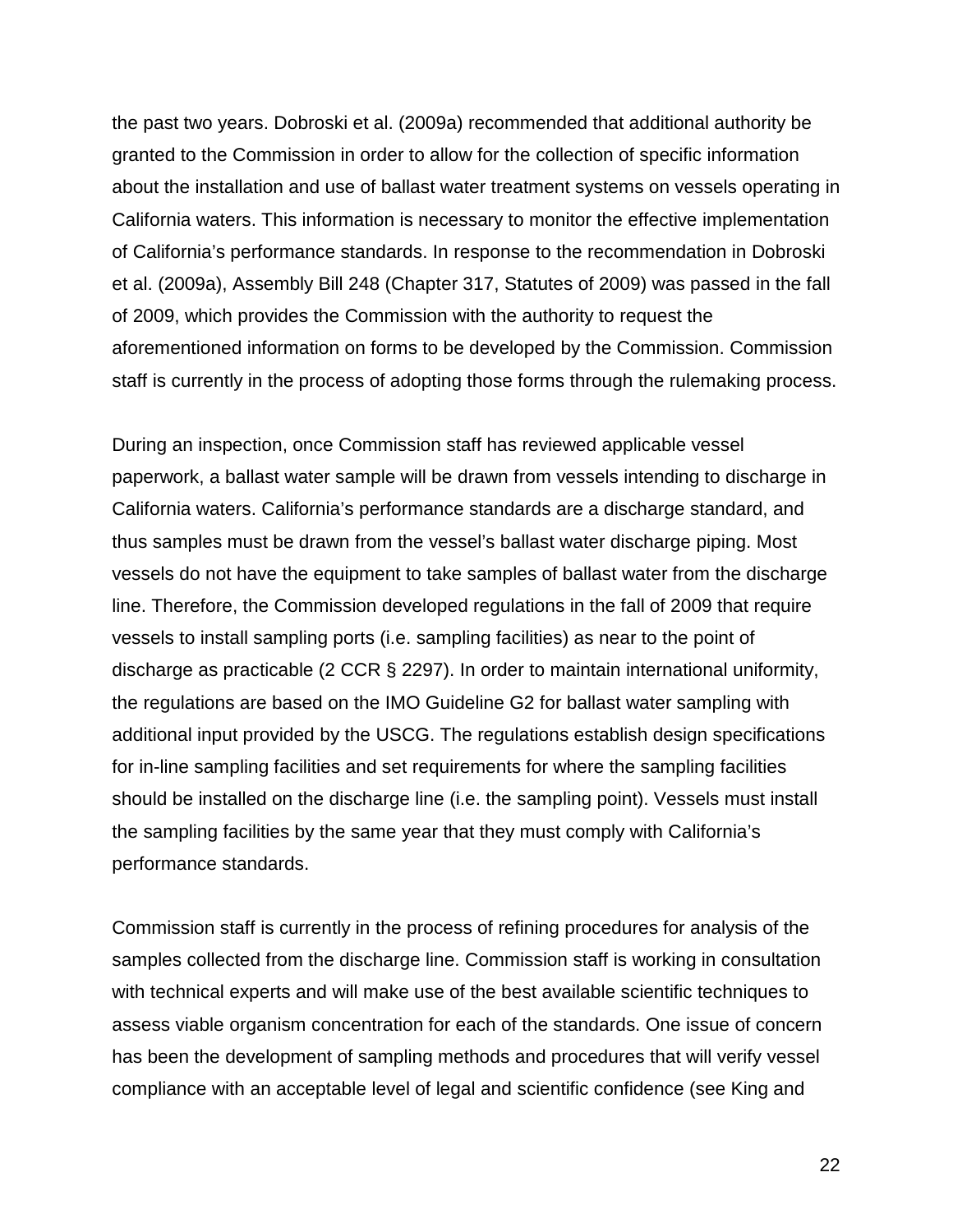the past two years. Dobroski et al. (2009a) recommended that additional authority be granted to the Commission in order to allow for the collection of specific information about the installation and use of ballast water treatment systems on vessels operating in California waters. This information is necessary to monitor the effective implementation of California's performance standards. In response to the recommendation in Dobroski et al. (2009a), Assembly Bill 248 (Chapter 317, Statutes of 2009) was passed in the fall of 2009, which provides the Commission with the authority to request the aforementioned information on forms to be developed by the Commission. Commission staff is currently in the process of adopting those forms through the rulemaking process.

During an inspection, once Commission staff has reviewed applicable vessel paperwork, a ballast water sample will be drawn from vessels intending to discharge in California waters. California's performance standards are a discharge standard, and thus samples must be drawn from the vessel's ballast water discharge piping. Most vessels do not have the equipment to take samples of ballast water from the discharge line. Therefore, the Commission developed regulations in the fall of 2009 that require vessels to install sampling ports (i.e. sampling facilities) as near to the point of discharge as practicable (2 CCR § 2297). In order to maintain international uniformity, the regulations are based on the IMO Guideline G2 for ballast water sampling with additional input provided by the USCG. The regulations establish design specifications for in-line sampling facilities and set requirements for where the sampling facilities should be installed on the discharge line (i.e. the sampling point). Vessels must install the sampling facilities by the same year that they must comply with California's performance standards.

Commission staff is currently in the process of refining procedures for analysis of the samples collected from the discharge line. Commission staff is working in consultation with technical experts and will make use of the best available scientific techniques to assess viable organism concentration for each of the standards. One issue of concern has been the development of sampling methods and procedures that will verify vessel compliance with an acceptable level of legal and scientific confidence (see King and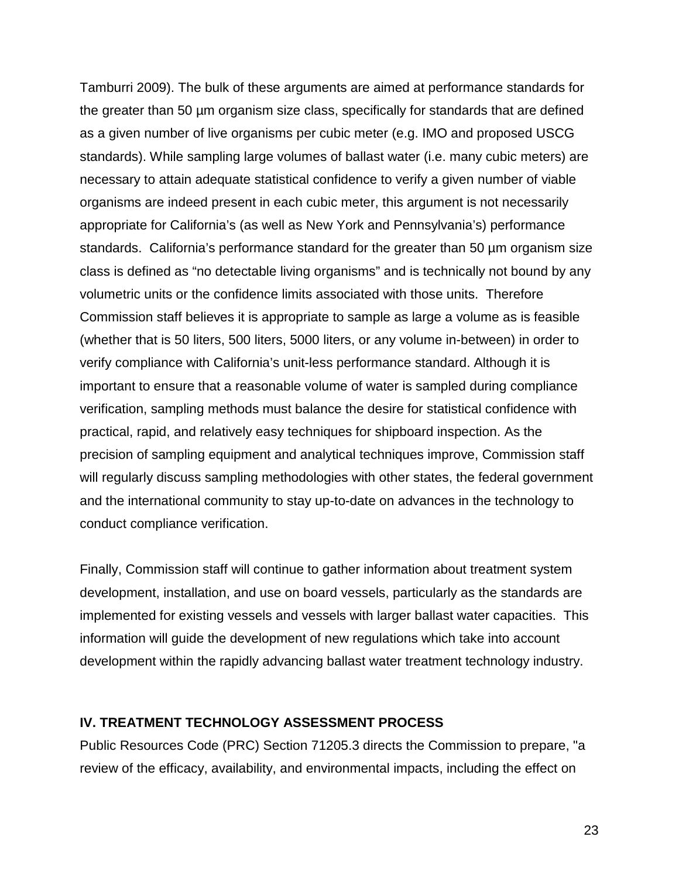Tamburri 2009). The bulk of these arguments are aimed at performance standards for the greater than 50 µm organism size class, specifically for standards that are defined as a given number of live organisms per cubic meter (e.g. IMO and proposed USCG standards). While sampling large volumes of ballast water (i.e. many cubic meters) are necessary to attain adequate statistical confidence to verify a given number of viable organisms are indeed present in each cubic meter, this argument is not necessarily appropriate for California's (as well as New York and Pennsylvania's) performance standards. California's performance standard for the greater than 50 µm organism size class is defined as "no detectable living organisms" and is technically not bound by any volumetric units or the confidence limits associated with those units. Therefore Commission staff believes it is appropriate to sample as large a volume as is feasible (whether that is 50 liters, 500 liters, 5000 liters, or any volume in-between) in order to verify compliance with California's unit-less performance standard. Although it is important to ensure that a reasonable volume of water is sampled during compliance verification, sampling methods must balance the desire for statistical confidence with practical, rapid, and relatively easy techniques for shipboard inspection. As the precision of sampling equipment and analytical techniques improve, Commission staff will regularly discuss sampling methodologies with other states, the federal government and the international community to stay up-to-date on advances in the technology to conduct compliance verification.

Finally, Commission staff will continue to gather information about treatment system development, installation, and use on board vessels, particularly as the standards are implemented for existing vessels and vessels with larger ballast water capacities. This information will guide the development of new regulations which take into account development within the rapidly advancing ballast water treatment technology industry.

## IV. TREATMENT TECHNOLOGY ASSESSMENT PROCESS

Public Resources Code (PRC) Section 71205.3 directs the Commission to prepare, "a review of the efficacy, availability, and environmental impacts, including the effect on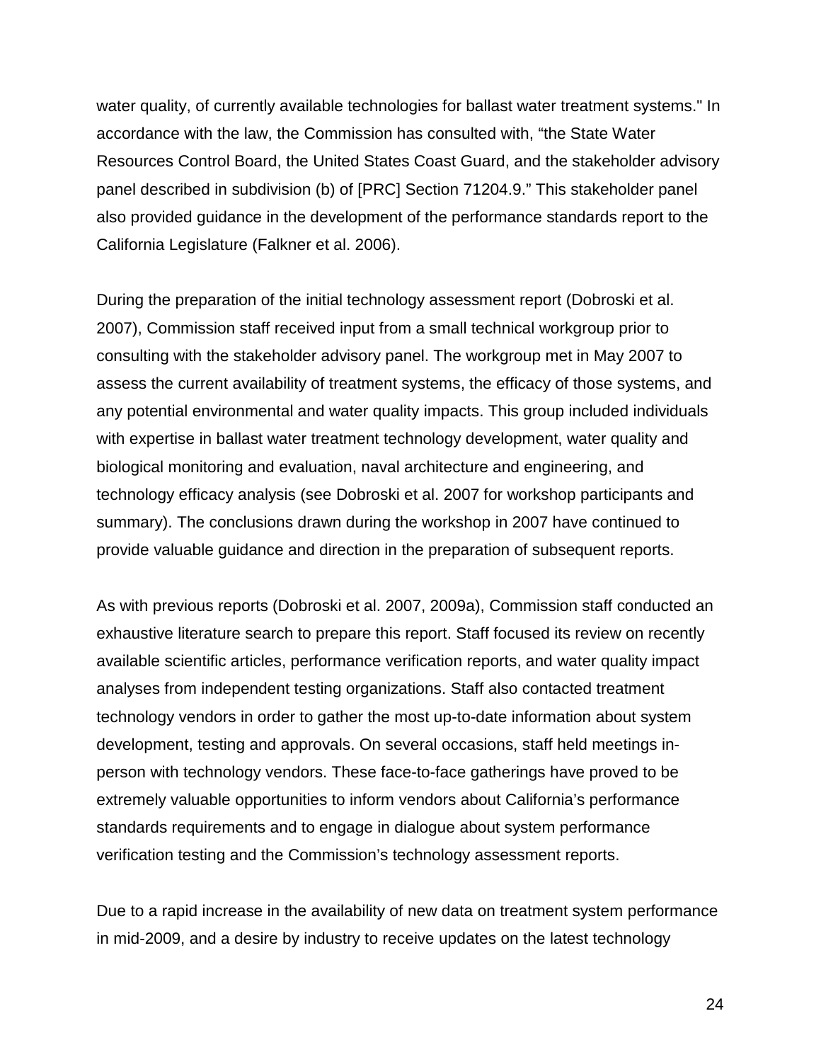water quality, of currently available technologies for ballast water treatment systems." In accordance with the law, the Commission has consulted with, "the State Water Resources Control Board, the United States Coast Guard, and the stakeholder advisory panel described in subdivision (b) of [PRC] Section 71204.9." This stakeholder panel also provided guidance in the development of the performance standards report to the California Legislature (Falkner et al. 2006).

During the preparation of the initial technology assessment report (Dobroski et al. 2007), Commission staff received input from a small technical workgroup prior to consulting with the stakeholder advisory panel. The workgroup met in May 2007 to assess the current availability of treatment systems, the efficacy of those systems, and any potential environmental and water quality impacts. This group included individuals with expertise in ballast water treatment technology development, water quality and biological monitoring and evaluation, naval architecture and engineering, and technology efficacy analysis (see Dobroski et al. 2007 for workshop participants and summary). The conclusions drawn during the workshop in 2007 have continued to provide valuable guidance and direction in the preparation of subsequent reports.

As with previous reports (Dobroski et al. 2007, 2009a), Commission staff conducted an exhaustive literature search to prepare this report. Staff focused its review on recently available scientific articles, performance verification reports, and water quality impact analyses from independent testing organizations. Staff also contacted treatment technology vendors in order to gather the most up-to-date information about system development, testing and approvals. On several occasions, staff held meetings in-person with technology vendors. These face-to-face gatherings have proved to be extremely valuable opportunities to inform vendors about California's performance standards requirements and to engage in dialogue about system performance verification testing and the Commission's technology assessment reports.

Due to a rapid increase in the availability of new data on treatment system performance in mid-2009, and a desire by industry to receive updates on the latest technology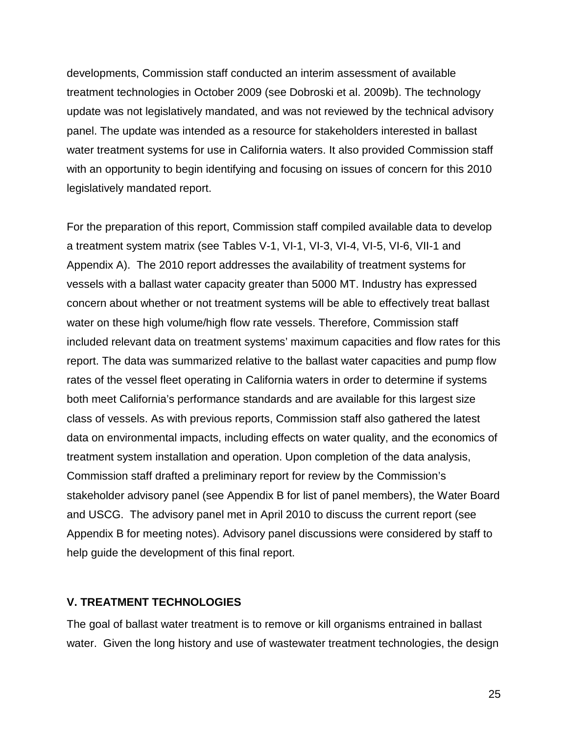developments, Commission staff conducted an interim assessment of available treatment technologies in October 2009 (see Dobroski et al. 2009b). The technology update was not legislatively mandated, and was not reviewed by the technical advisory panel. The update was intended as a resource for stakeholders interested in ballast water treatment systems for use in California waters. It also provided Commission staff with an opportunity to begin identifying and focusing on issues of concern for this 2010 legislatively mandated report.

For the preparation of this report, Commission staff compiled available data to develop a treatment system matrix (see Tables V-1, VI-1, VI-3, VI-4, VI-5, VI-6, VII-1 and Appendix A). The 2010 report addresses the availability of treatment systems for vessels with a ballast water capacity greater than 5000 MT. Industry has expressed concern about whether or not treatment systems will be able to effectively treat ballast water on these high volume/high flow rate vessels. Therefore, Commission staff included relevant data on treatment systems' maximum capacities and flow rates for this report. The data was summarized relative to the ballast water capacities and pump flow rates of the vessel fleet operating in California waters in order to determine if systems both meet California's performance standards and are available for this largest size class of vessels. As with previous reports, Commission staff also gathered the latest data on environmental impacts, including effects on water quality, and the economics of treatment system installation and operation. Upon completion of the data analysis, Commission staff drafted a preliminary report for review by the Commission's stakeholder advisory panel (see Appendix B for list of panel members), the Water Board and USCG. The advisory panel met in April 2010 to discuss the current report (see Appendix B for meeting notes). Advisory panel discussions were considered by staff to help guide the development of this final report.

## V. TREATMENT TECHNOLOGIES

The goal of ballast water treatment is to remove or kill organisms entrained in ballast water. Given the long history and use of wastewater treatment technologies, the design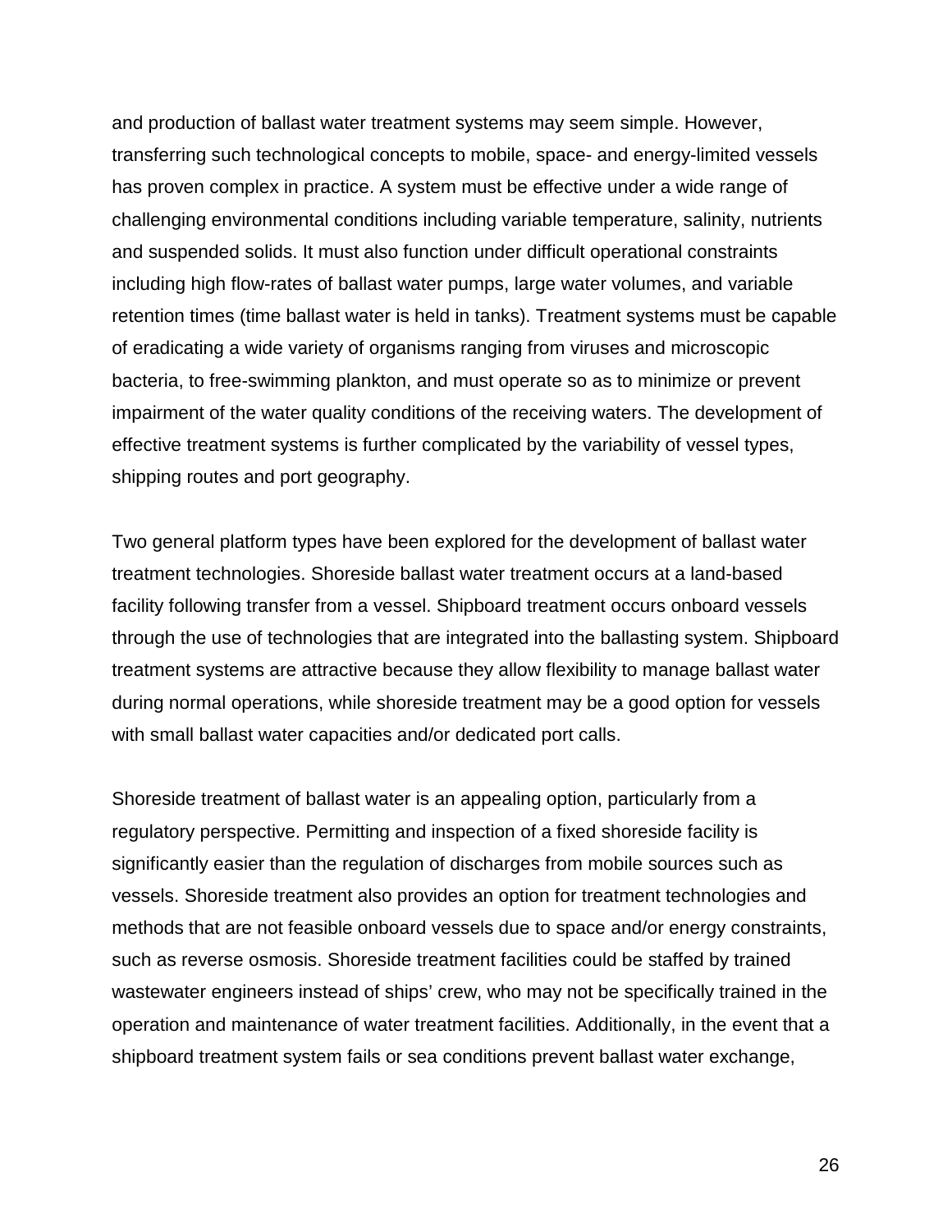and production of ballast water treatment systems may seem simple. However, transferring such technological concepts to mobile, space- and energy-limited vessels has proven complex in practice. A system must be effective under a wide range of challenging environmental conditions including variable temperature, salinity, nutrients and suspended solids. It must also function under difficult operational constraints including high flow-rates of ballast water pumps, large water volumes, and variable retention times (time ballast water is held in tanks). Treatment systems must be capable of eradicating a wide variety of organisms ranging from viruses and microscopic bacteria, to free-swimming plankton, and must operate so as to minimize or prevent impairment of the water quality conditions of the receiving waters. The development of effective treatment systems is further complicated by the variability of vessel types, shipping routes and port geography.

Two general platform types have been explored for the development of ballast water treatment technologies. Shoreside ballast water treatment occurs at a land-based facility following transfer from a vessel. Shipboard treatment occurs onboard vessels through the use of technologies that are integrated into the ballasting system. Shipboard treatment systems are attractive because they allow flexibility to manage ballast water during normal operations, while shoreside treatment may be a good option for vessels with small ballast water capacities and/or dedicated port calls.

Shoreside treatment of ballast water is an appealing option, particularly from a regulatory perspective. Permitting and inspection of a fixed shoreside facility is significantly easier than the regulation of discharges from mobile sources such as vessels. Shoreside treatment also provides an option for treatment technologies and methods that are not feasible onboard vessels due to space and/or energy constraints, such as reverse osmosis. Shoreside treatment facilities could be staffed by trained wastewater engineers instead of ships' crew, who may not be specifically trained in the operation and maintenance of water treatment facilities. Additionally, in the event that a shipboard treatment system fails or sea conditions prevent ballast water exchange,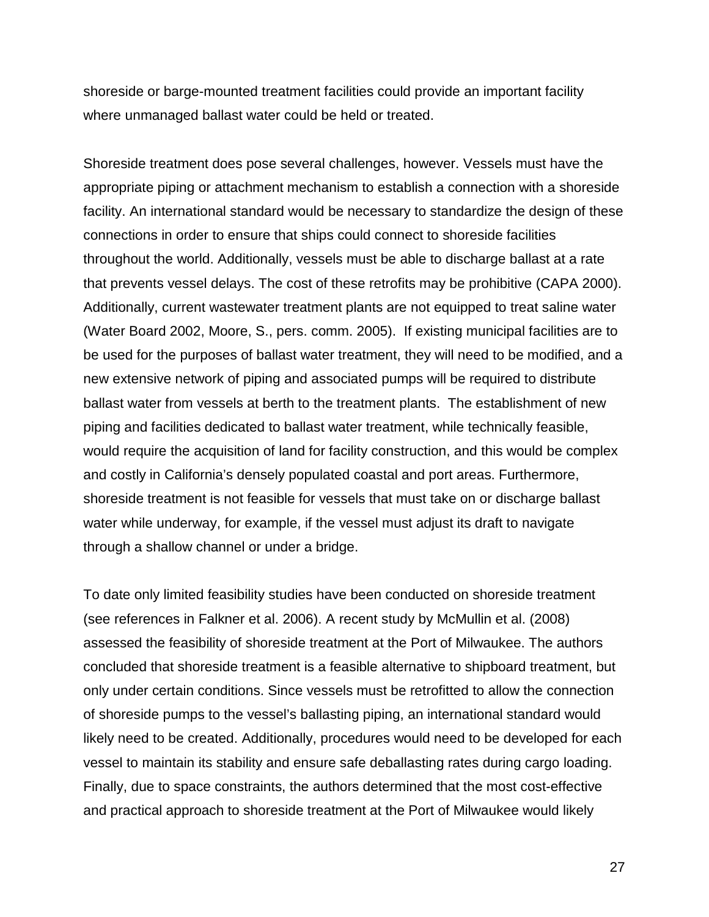shoreside or barge-mounted treatment facilities could provide an important facility where unmanaged ballast water could be held or treated.

Shoreside treatment does pose several challenges, however. Vessels must have the appropriate piping or attachment mechanism to establish a connection with a shoreside facility. An international standard would be necessary to standardize the design of these connections in order to ensure that ships could connect to shoreside facilities throughout the world. Additionally, vessels must be able to discharge ballast at a rate that prevents vessel delays. The cost of these retrofits may be prohibitive (CAPA 2000). Additionally, current wastewater treatment plants are not equipped to treat saline water (Water Board 2002, Moore, S., pers. comm. 2005). If existing municipal facilities are to be used for the purposes of ballast water treatment, they will need to be modified, and a new extensive network of piping and associated pumps will be required to distribute ballast water from vessels at berth to the treatment plants. The establishment of new piping and facilities dedicated to ballast water treatment, while technically feasible, would require the acquisition of land for facility construction, and this would be complex and costly in California's densely populated coastal and port areas. Furthermore, shoreside treatment is not feasible for vessels that must take on or discharge ballast water while underway, for example, if the vessel must adjust its draft to navigate through a shallow channel or under a bridge.

To date only limited feasibility studies have been conducted on shoreside treatment (see references in Falkner et al. 2006). A recent study by McMullin et al. (2008) assessed the feasibility of shoreside treatment at the Port of Milwaukee. The authors concluded that shoreside treatment is a feasible alternative to shipboard treatment, but only under certain conditions. Since vessels must be retrofitted to allow the connection of shoreside pumps to the vessel's ballasting piping, an international standard would likely need to be created. Additionally, procedures would need to be developed for each vessel to maintain its stability and ensure safe deballasting rates during cargo loading. Finally, due to space constraints, the authors determined that the most cost-effective and practical approach to shoreside treatment at the Port of Milwaukee would likely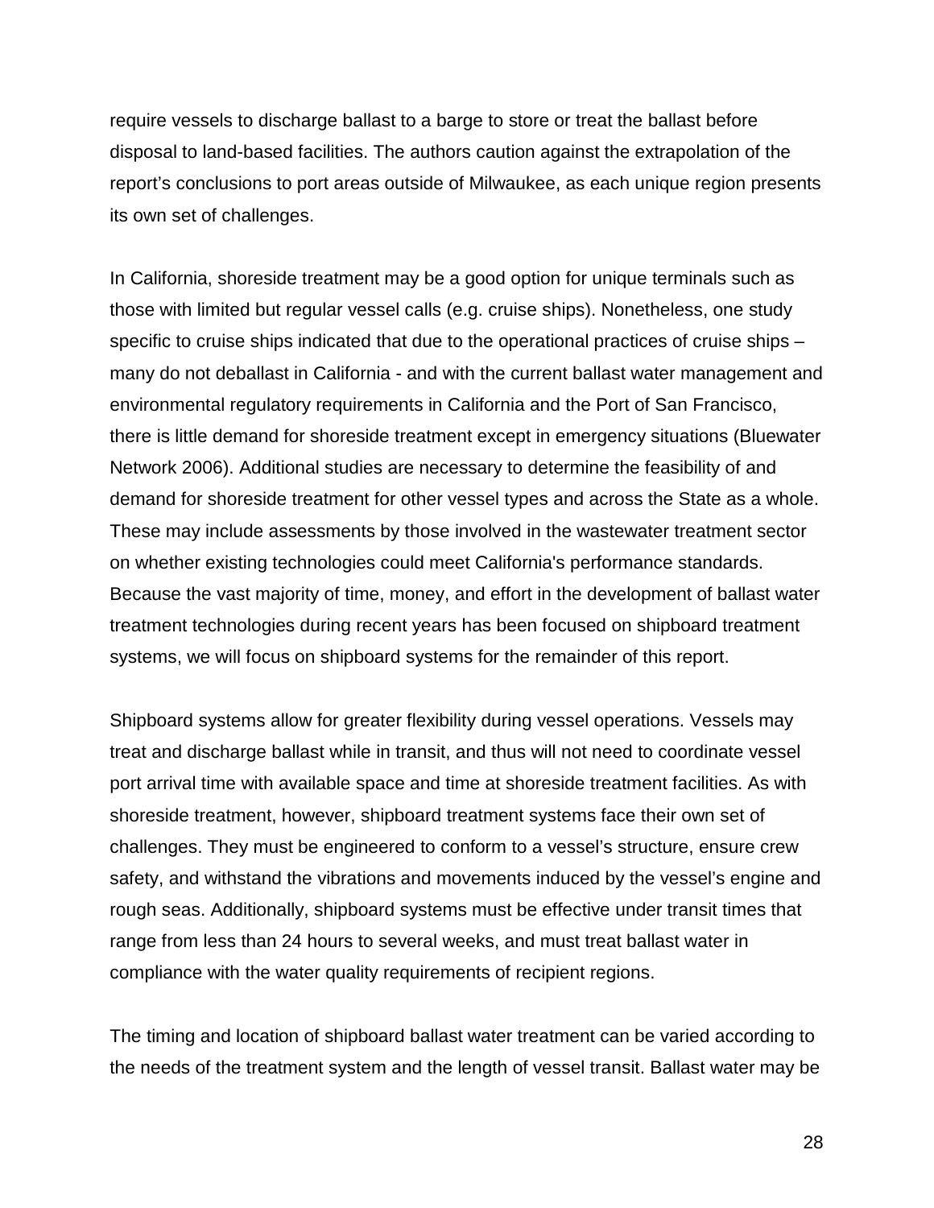require vessels to discharge ballast to a barge to store or treat the ballast before disposal to land-based facilities. The authors caution against the extrapolation of the report's conclusions to port areas outside of Milwaukee, as each unique region presents its own set of challenges.

In California, shoreside treatment may be a good option for unique terminals such as those with limited but regular vessel calls (e.g. cruise ships). Nonetheless, one study specific to cruise ships indicated that due to the operational practices of cruise ships – many do not deballast in California - and with the current ballast water management and environmental regulatory requirements in California and the Port of San Francisco, there is little demand for shoreside treatment except in emergency situations (Bluewater Network 2006). Additional studies are necessary to determine the feasibility of and demand for shoreside treatment for other vessel types and across the State as a whole. These may include assessments by those involved in the wastewater treatment sector on whether existing technologies could meet California's performance standards. Because the vast majority of time, money, and effort in the development of ballast water treatment technologies during recent years has been focused on shipboard treatment systems, we will focus on shipboard systems for the remainder of this report.

Shipboard systems allow for greater flexibility during vessel operations. Vessels may treat and discharge ballast while in transit, and thus will not need to coordinate vessel port arrival time with available space and time at shoreside treatment facilities. As with shoreside treatment, however, shipboard treatment systems face their own set of challenges. They must be engineered to conform to a vessel's structure, ensure crew safety, and withstand the vibrations and movements induced by the vessel's engine and rough seas. Additionally, shipboard systems must be effective under transit times that range from less than 24 hours to several weeks, and must treat ballast water in compliance with the water quality requirements of recipient regions.

The timing and location of shipboard ballast water treatment can be varied according to the needs of the treatment system and the length of vessel transit. Ballast water may be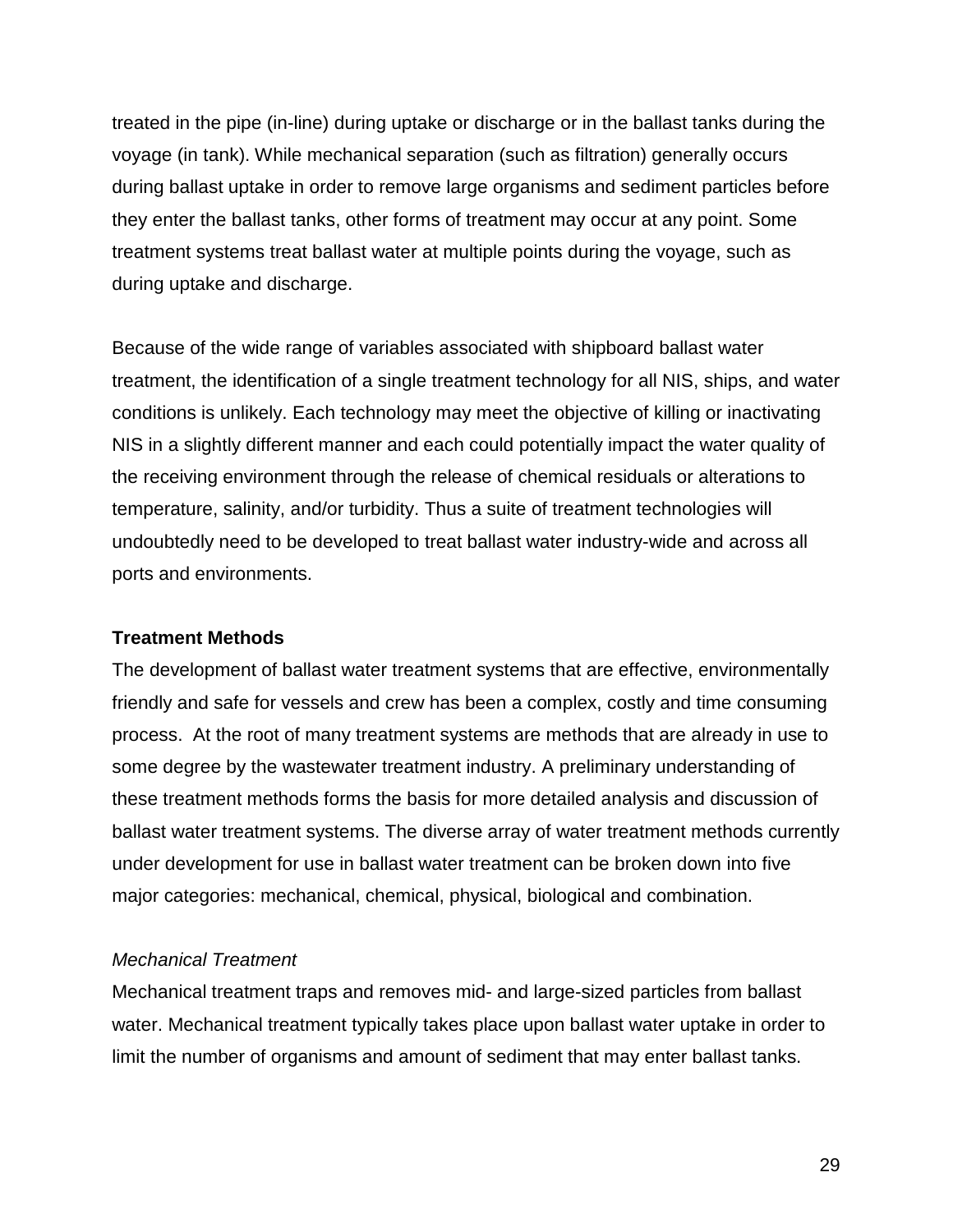treated in the pipe (in-line) during uptake or discharge or in the ballast tanks during the voyage (in tank). While mechanical separation (such as filtration) generally occurs during ballast uptake in order to remove large organisms and sediment particles before they enter the ballast tanks, other forms of treatment may occur at any point. Some treatment systems treat ballast water at multiple points during the voyage, such as during uptake and discharge.

Because of the wide range of variables associated with shipboard ballast water treatment, the identification of a single treatment technology for all NIS, ships, and water conditions is unlikely. Each technology may meet the objective of killing or inactivating NIS in a slightly different manner and each could potentially impact the water quality of the receiving environment through the release of chemical residuals or alterations to temperature, salinity, and/or turbidity. Thus a suite of treatment technologies will undoubtedly need to be developed to treat ballast water industry-wide and across all ports and environments.

**Treatment Methods**

The development of ballast water treatment systems that are effective, environmentally friendly and safe for vessels and crew has been a complex, costly and time consuming process. At the root of many treatment systems are methods that are already in use to some degree by the wastewater treatment industry. A preliminary understanding of these treatment methods forms the basis for more detailed analysis and discussion of ballast water treatment systems. The diverse array of water treatment methods currently under development for use in ballast water treatment can be broken down into five major categories: mechanical, chemical, physical, biological and combination.

*Mechanical Treatment*

Mechanical treatment traps and removes mid- and large-sized particles from ballast water. Mechanical treatment typically takes place upon ballast water uptake in order to limit the number of organisms and amount of sediment that may enter ballast tanks.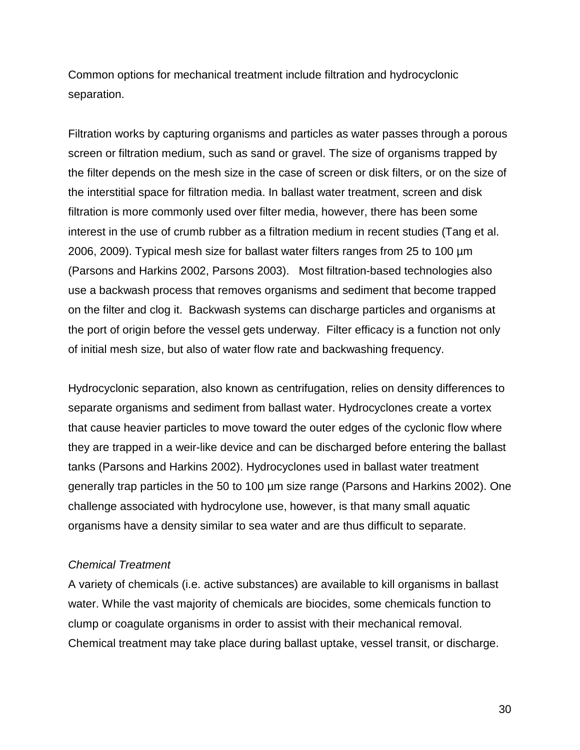Common options for mechanical treatment include filtration and hydrocyclonic separation.

Filtration works by capturing organisms and particles as water passes through a porous screen or filtration medium, such as sand or gravel. The size of organisms trapped by the filter depends on the mesh size in the case of screen or disk filters, or on the size of the interstitial space for filtration media. In ballast water treatment, screen and disk filtration is more commonly used over filter media, however, there has been some interest in the use of crumb rubber as a filtration medium in recent studies (Tang et al. 2006, 2009). Typical mesh size for ballast water filters ranges from 25 to 100 µm (Parsons and Harkins 2002, Parsons 2003). Most filtration-based technologies also use a backwash process that removes organisms and sediment that become trapped on the filter and clog it. Backwash systems can discharge particles and organisms at the port of origin before the vessel gets underway. Filter efficacy is a function not only of initial mesh size, but also of water flow rate and backwashing frequency.

Hydrocyclonic separation, also known as centrifugation, relies on density differences to separate organisms and sediment from ballast water. Hydrocyclones create a vortex that cause heavier particles to move toward the outer edges of the cyclonic flow where they are trapped in a weir-like device and can be discharged before entering the ballast tanks (Parsons and Harkins 2002). Hydrocyclones used in ballast water treatment generally trap particles in the 50 to 100 µm size range (Parsons and Harkins 2002). One challenge associated with hydrocylone use, however, is that many small aquatic organisms have a density similar to sea water and are thus difficult to separate.

*Chemical Treatment*

A variety of chemicals (i.e. active substances) are available to kill organisms in ballast water. While the vast majority of chemicals are biocides, some chemicals function to clump or coagulate organisms in order to assist with their mechanical removal. Chemical treatment may take place during ballast uptake, vessel transit, or discharge.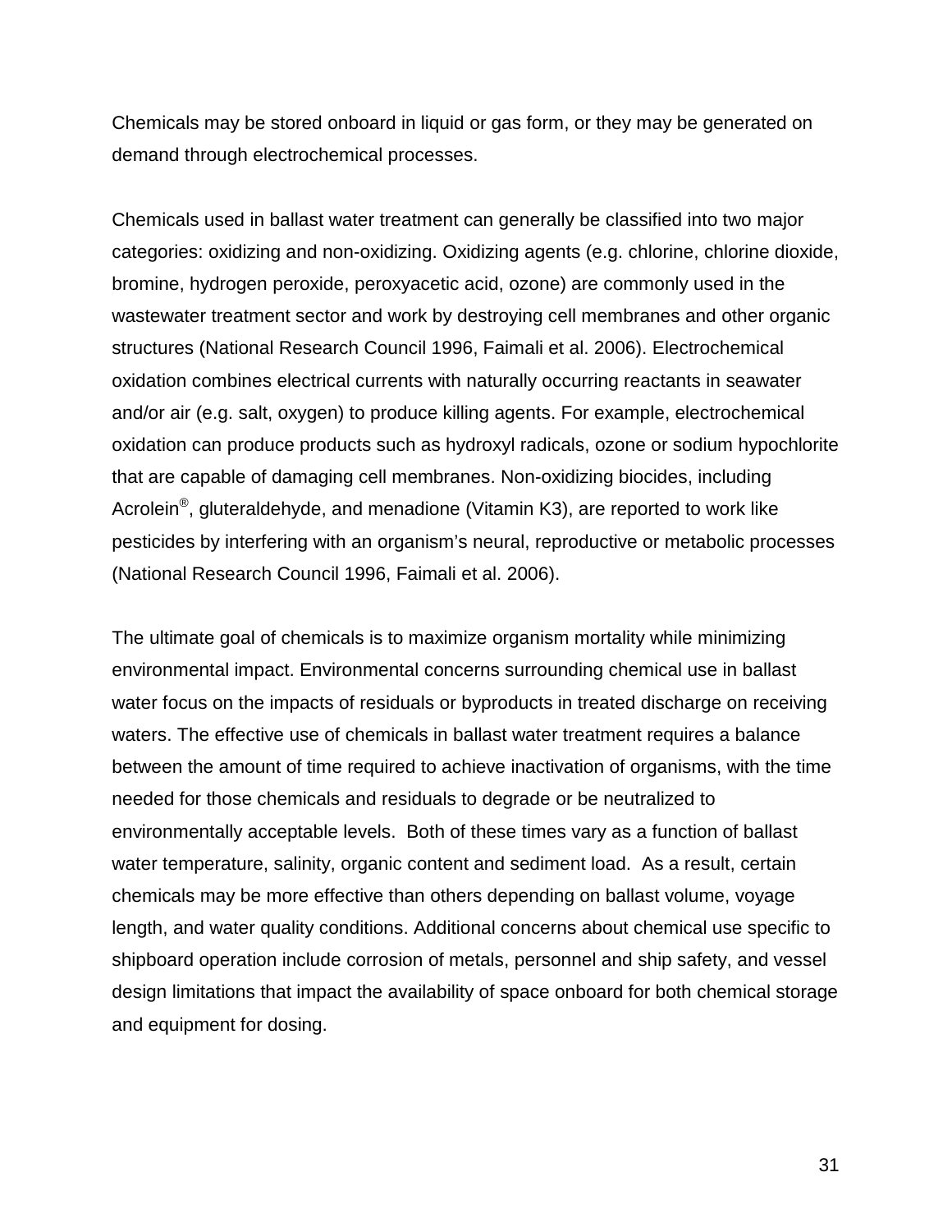Chemicals may be stored onboard in liquid or gas form, or they may be generated on demand through electrochemical processes.

Chemicals used in ballast water treatment can generally be classified into two major categories: oxidizing and non-oxidizing. Oxidizing agents (e.g. chlorine, chlorine dioxide, bromine, hydrogen peroxide, peroxyacetic acid, ozone) are commonly used in the wastewater treatment sector and work by destroying cell membranes and other organic structures (National Research Council 1996, Faimali et al. 2006). Electrochemical oxidation combines electrical currents with naturally occurring reactants in seawater and/or air (e.g. salt, oxygen) to produce killing agents. For example, electrochemical oxidation can produce products such as hydroxyl radicals, ozone or sodium hypochlorite that are capable of damaging cell membranes. Non-oxidizing biocides, including Acrolein®, gluteraldehyde, and menadione (Vitamin K3), are reported to work like pesticides by interfering with an organism's neural, reproductive or metabolic processes (National Research Council 1996, Faimali et al. 2006).

The ultimate goal of chemicals is to maximize organism mortality while minimizing environmental impact. Environmental concerns surrounding chemical use in ballast water focus on the impacts of residuals or byproducts in treated discharge on receiving waters. The effective use of chemicals in ballast water treatment requires a balance between the amount of time required to achieve inactivation of organisms, with the time needed for those chemicals and residuals to degrade or be neutralized to environmentally acceptable levels. Both of these times vary as a function of ballast water temperature, salinity, organic content and sediment load. As a result, certain chemicals may be more effective than others depending on ballast volume, voyage length, and water quality conditions. Additional concerns about chemical use specific to shipboard operation include corrosion of metals, personnel and ship safety, and vessel design limitations that impact the availability of space onboard for both chemical storage and equipment for dosing.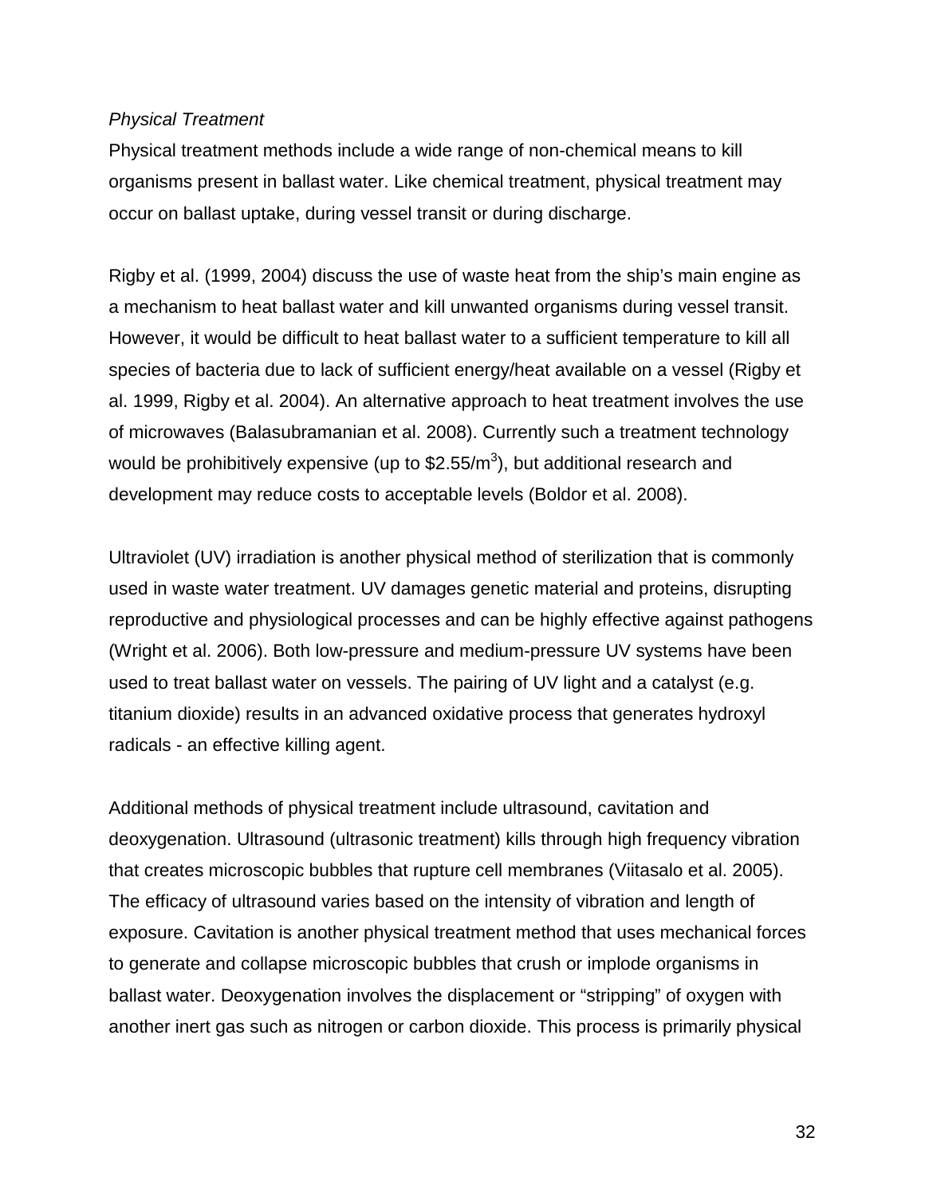*Physical Treatment*

Physical treatment methods include a wide range of non-chemical means to kill organisms present in ballast water. Like chemical treatment, physical treatment may occur on ballast uptake, during vessel transit or during discharge.

Rigby et al. (1999, 2004) discuss the use of waste heat from the ship's main engine as a mechanism to heat ballast water and kill unwanted organisms during vessel transit. However, it would be difficult to heat ballast water to a sufficient temperature to kill all species of bacteria due to lack of sufficient energy/heat available on a vessel (Rigby et al. 1999, Rigby et al. 2004). An alternative approach to heat treatment involves the use of microwaves (Balasubramanian et al. 2008). Currently such a treatment technology would be prohibitively expensive (up to \$2.55/$m^3$), but additional research and development may reduce costs to acceptable levels (Boldor et al. 2008).

Ultraviolet (UV) irradiation is another physical method of sterilization that is commonly used in waste water treatment. UV damages genetic material and proteins, disrupting reproductive and physiological processes and can be highly effective against pathogens (Wright et al. 2006). Both low-pressure and medium-pressure UV systems have been used to treat ballast water on vessels. The pairing of UV light and a catalyst (e.g. titanium dioxide) results in an advanced oxidative process that generates hydroxyl radicals - an effective killing agent.

Additional methods of physical treatment include ultrasound, cavitation and deoxygenation. Ultrasound (ultrasonic treatment) kills through high frequency vibration that creates microscopic bubbles that rupture cell membranes (Viitasalo et al. 2005). The efficacy of ultrasound varies based on the intensity of vibration and length of exposure. Cavitation is another physical treatment method that uses mechanical forces to generate and collapse microscopic bubbles that crush or implode organisms in ballast water. Deoxygenation involves the displacement or "stripping" of oxygen with another inert gas such as nitrogen or carbon dioxide. This process is primarily physical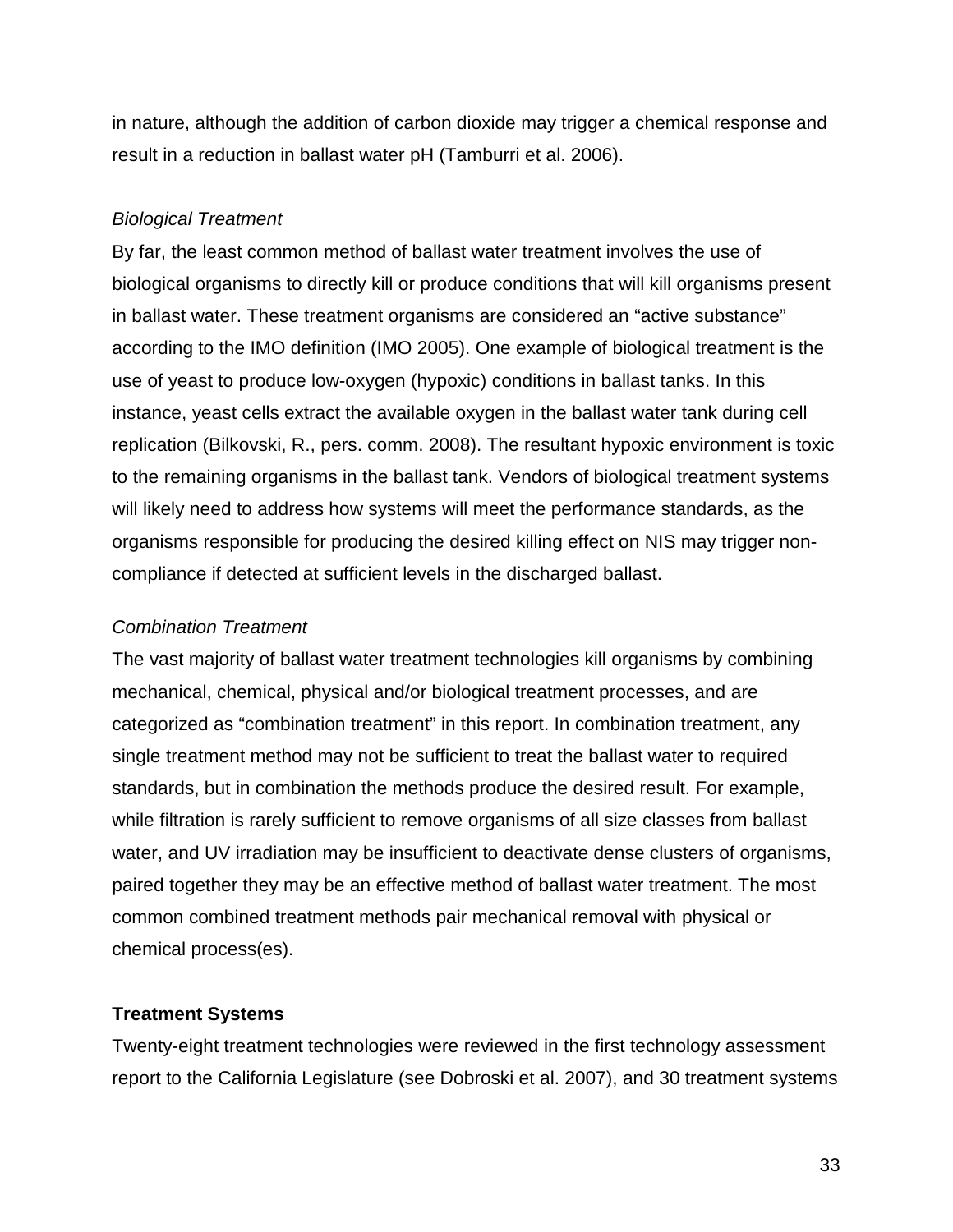in nature, although the addition of carbon dioxide may trigger a chemical response and result in a reduction in ballast water pH (Tamburri et al. 2006).

*Biological Treatment*

By far, the least common method of ballast water treatment involves the use of biological organisms to directly kill or produce conditions that will kill organisms present in ballast water. These treatment organisms are considered an "active substance" according to the IMO definition (IMO 2005). One example of biological treatment is the use of yeast to produce low-oxygen (hypoxic) conditions in ballast tanks. In this instance, yeast cells extract the available oxygen in the ballast water tank during cell replication (Bilkovski, R., pers. comm. 2008). The resultant hypoxic environment is toxic to the remaining organisms in the ballast tank. Vendors of biological treatment systems will likely need to address how systems will meet the performance standards, as the organisms responsible for producing the desired killing effect on NIS may trigger non-compliance if detected at sufficient levels in the discharged ballast.

*Combination Treatment*

The vast majority of ballast water treatment technologies kill organisms by combining mechanical, chemical, physical and/or biological treatment processes, and are categorized as "combination treatment" in this report. In combination treatment, any single treatment method may not be sufficient to treat the ballast water to required standards, but in combination the methods produce the desired result. For example, while filtration is rarely sufficient to remove organisms of all size classes from ballast water, and UV irradiation may be insufficient to deactivate dense clusters of organisms, paired together they may be an effective method of ballast water treatment. The most common combined treatment methods pair mechanical removal with physical or chemical process(es).

**Treatment Systems**

Twenty-eight treatment technologies were reviewed in the first technology assessment report to the California Legislature (see Dobroski et al. 2007), and 30 treatment systems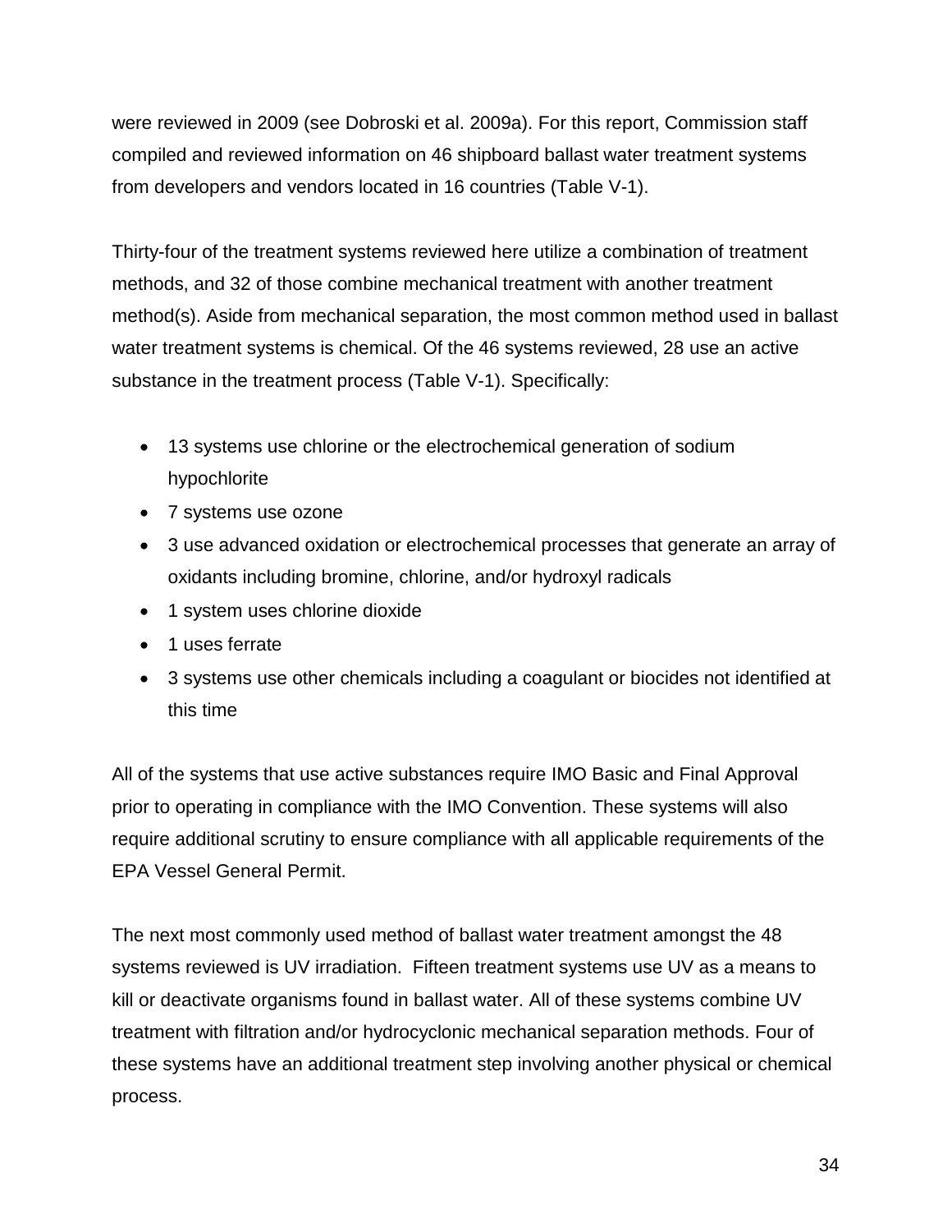were reviewed in 2009 (see Dobroski et al. 2009a). For this report, Commission staff compiled and reviewed information on 46 shipboard ballast water treatment systems from developers and vendors located in 16 countries (Table V-1).

Thirty-four of the treatment systems reviewed here utilize a combination of treatment methods, and 32 of those combine mechanical treatment with another treatment method(s). Aside from mechanical separation, the most common method used in ballast water treatment systems is chemical. Of the 46 systems reviewed, 28 use an active substance in the treatment process (Table V-1). Specifically:

- 13 systems use chlorine or the electrochemical generation of sodium hypochlorite
- 7 systems use ozone
- 3 use advanced oxidation or electrochemical processes that generate an array of oxidants including bromine, chlorine, and/or hydroxyl radicals
- 1 system uses chlorine dioxide
- 1 uses ferrate
- 3 systems use other chemicals including a coagulant or biocides not identified at this time

All of the systems that use active substances require IMO Basic and Final Approval prior to operating in compliance with the IMO Convention. These systems will also require additional scrutiny to ensure compliance with all applicable requirements of the EPA Vessel General Permit.

The next most commonly used method of ballast water treatment amongst the 48 systems reviewed is UV irradiation. Fifteen treatment systems use UV as a means to kill or deactivate organisms found in ballast water. All of these systems combine UV treatment with filtration and/or hydrocyclonic mechanical separation methods. Four of these systems have an additional treatment step involving another physical or chemical process.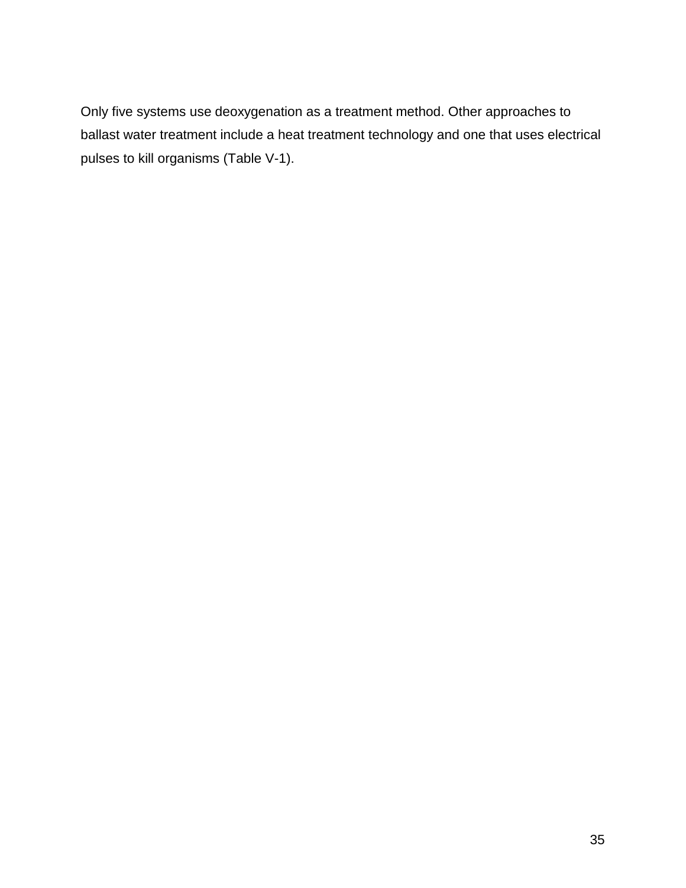Only five systems use deoxygenation as a treatment method. Other approaches to ballast water treatment include a heat treatment technology and one that uses electrical pulses to kill organisms (Table V-1).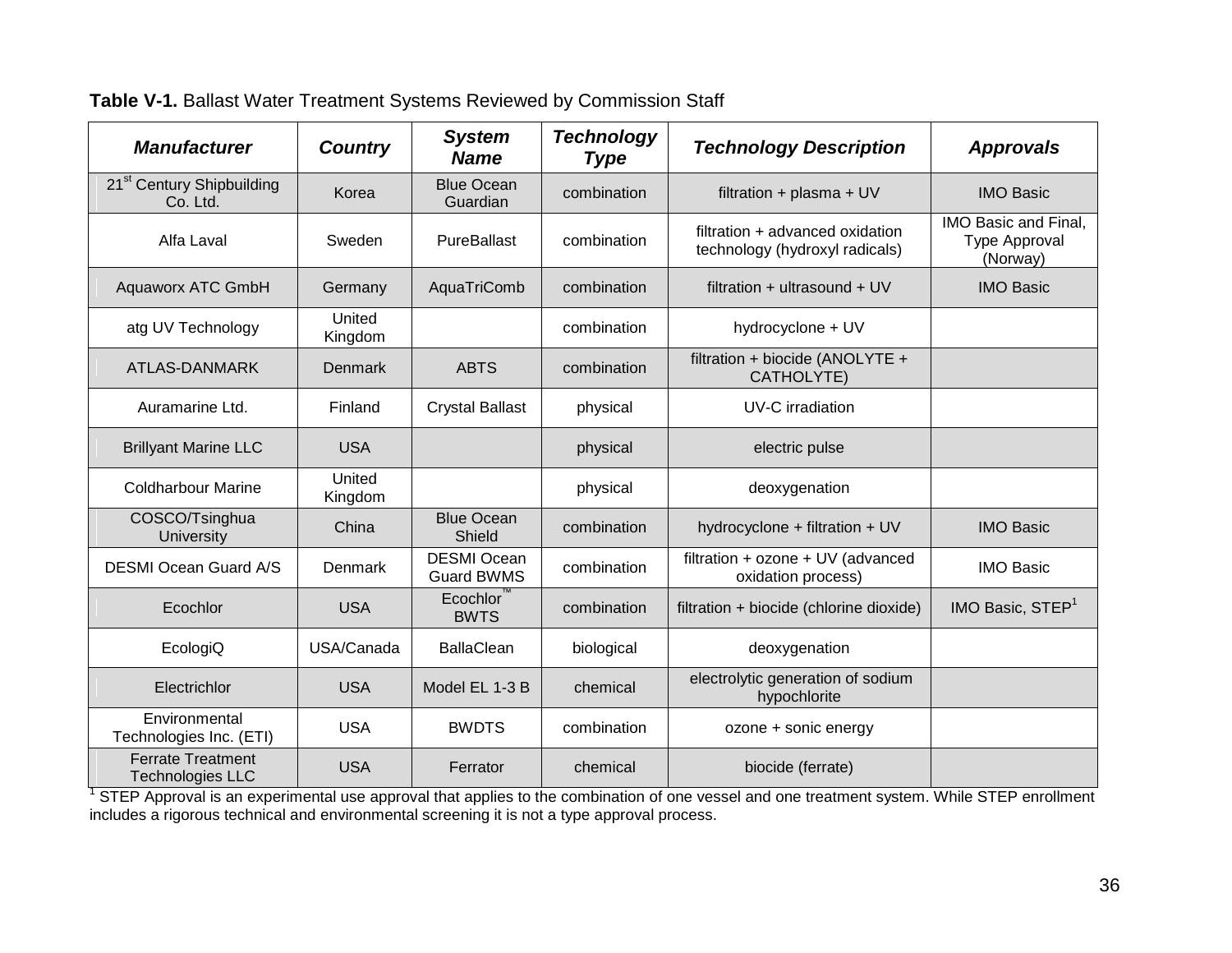**Table V-1.** Ballast Water Treatment Systems Reviewed by Commission Staff

| ***Manufacturer*** | ***Country*** | ***System Name*** | ***Technology Type*** | ***Technology Description*** | ***Approvals*** |
|---|---|---|---|---|---|
| 21st Century Shipbuilding Co. Ltd. | Korea | Blue Ocean Guardian | combination | filtration + plasma + UV | IMO Basic |
| Alfa Laval | Sweden | PureBallast | combination | filtration + advanced oxidation technology (hydroxyl radicals) | IMO Basic and Final, Type Approval (Norway) |
| Aquaworx ATC GmbH | Germany | AquaTriComb | combination | filtration + ultrasound + UV | IMO Basic |
| atg UV Technology | United Kingdom | | combination | hydrocyclone + UV | |
| ATLAS-DANMARK | Denmark | ABTS | combination | filtration + biocide (ANOLYTE + CATHOLYTE) | |
| Auramarine Ltd. | Finland | Crystal Ballast | physical | UV-C irradiation | |
| Brillyant Marine LLC | USA | | physical | electric pulse | |
| Coldharbour Marine | United Kingdom | | physical | deoxygenation | |
| COSCO/Tsinghua University | China | Blue Ocean Shield | combination | hydrocyclone + filtration + UV | IMO Basic |
| DESMI Ocean Guard A/S | Denmark | DESMI Ocean Guard BWMS | combination | filtration + ozone + UV (advanced oxidation process) | IMO Basic |
| Ecochlor | USA | Ecochlor™ BWTS | combination | filtration + biocide (chlorine dioxide) | IMO Basic, STEP[1] |
| EcologiQ | USA/Canada | BallaClean | biological | deoxygenation | |
| Electrichlor | USA | Model EL 1-3 B | chemical | electrolytic generation of sodium hypochlorite | |
| Environmental Technologies Inc. (ETI) | USA | BWDTS | combination | ozone + sonic energy | |
| Ferrate Treatment Technologies LLC | USA | Ferrator | chemical | biocide (ferrate) | |

[1] STEP Approval is an experimental use approval that applies to the combination of one vessel and one treatment system. While STEP enrollment includes a rigorous technical and environmental screening it is not a type approval process.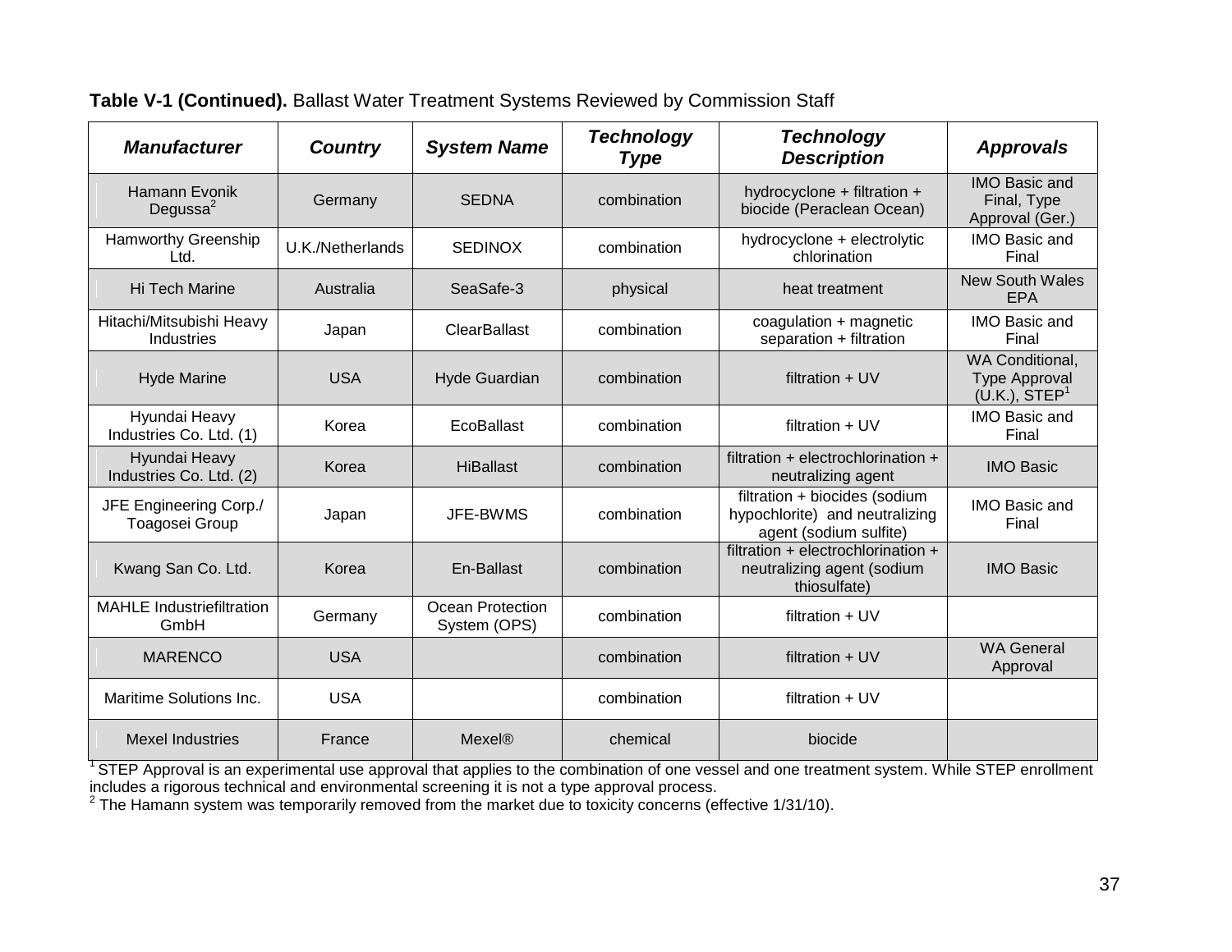**Table V-1 (Continued).** Ballast Water Treatment Systems Reviewed by Commission Staff

| ***Manufacturer*** | ***Country*** | ***System Name*** | ***Technology Type*** | ***Technology Description*** | ***Approvals*** |
|---|---|---|---|---|---|
| Hamann Evonik Degussa[2] | Germany | SEDNA | combination | hydrocyclone + filtration + biocide (Peraclean Ocean) | IMO Basic and Final, Type Approval (Ger.) |
| Hamworthy Greenship Ltd. | U.K./Netherlands | SEDINOX | combination | hydrocyclone + electrolytic chlorination | IMO Basic and Final |
| Hi Tech Marine | Australia | SeaSafe-3 | physical | heat treatment | New South Wales EPA |
| Hitachi/Mitsubishi Heavy Industries | Japan | ClearBallast | combination | coagulation + magnetic separation + filtration | IMO Basic and Final |
| Hyde Marine | USA | Hyde Guardian | combination | filtration + UV | WA Conditional, Type Approval (U.K.), STEP[1] |
| Hyundai Heavy Industries Co. Ltd. (1) | Korea | EcoBallast | combination | filtration + UV | IMO Basic and Final |
| Hyundai Heavy Industries Co. Ltd. (2) | Korea | HiBallast | combination | filtration + electrochlorination + neutralizing agent | IMO Basic |
| JFE Engineering Corp./ Toagosei Group | Japan | JFE-BWMS | combination | filtration + biocides (sodium hypochlorite) and neutralizing agent (sodium sulfite) | IMO Basic and Final |
| Kwang San Co. Ltd. | Korea | En-Ballast | combination | filtration + electrochlorination + neutralizing agent (sodium thiosulfate) | IMO Basic |
| MAHLE Industriefiltration GmbH | Germany | Ocean Protection System (OPS) | combination | filtration + UV | |
| MARENCO | USA | | combination | filtration + UV | WA General Approval |
| Maritime Solutions Inc. | USA | | combination | filtration + UV | |
| Mexel Industries | France | Mexel® | chemical | biocide | |

[1] STEP Approval is an experimental use approval that applies to the combination of one vessel and one treatment system. While STEP enrollment includes a rigorous technical and environmental screening it is not a type approval process.

[2] The Hamann system was temporarily removed from the market due to toxicity concerns (effective 1/31/10).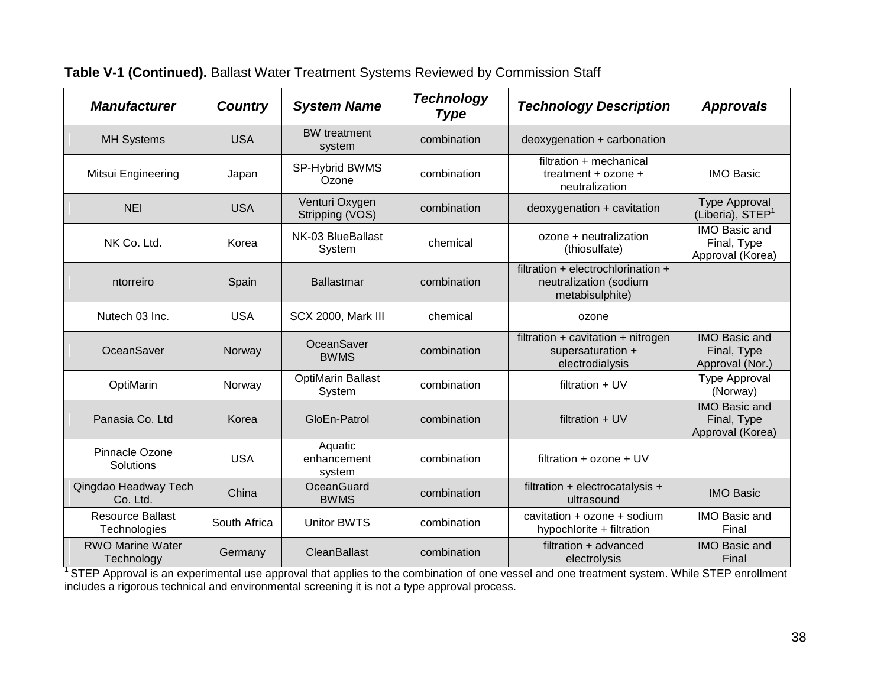**Table V-1 (Continued).** Ballast Water Treatment Systems Reviewed by Commission Staff

| ***Manufacturer*** | ***Country*** | ***System Name*** | ***Technology Type*** | ***Technology Description*** | ***Approvals*** |
|---|---|---|---|---|---|
| MH Systems | USA | BW treatment system | combination | deoxygenation + carbonation | |
| Mitsui Engineering | Japan | SP-Hybrid BWMS Ozone | combination | filtration + mechanical treatment + ozone + neutralization | IMO Basic |
| NEI | USA | Venturi Oxygen Stripping (VOS) | combination | deoxygenation + cavitation | Type Approval (Liberia), STEP[1] |
| NK Co. Ltd. | Korea | NK-03 BlueBallast System | chemical | ozone + neutralization (thiosulfate) | IMO Basic and Final, Type Approval (Korea) |
| ntorreiro | Spain | Ballastmar | combination | filtration + electrochlorination + neutralization (sodium metabisulphite) | |
| Nutech 03 Inc. | USA | SCX 2000, Mark III | chemical | ozone | |
| OceanSaver | Norway | OceanSaver BWMS | combination | filtration + cavitation + nitrogen supersaturation + electrodialysis | IMO Basic and Final, Type Approval (Nor.) |
| OptiMarin | Norway | OptiMarin Ballast System | combination | filtration + UV | Type Approval (Norway) |
| Panasia Co. Ltd | Korea | GloEn-Patrol | combination | filtration + UV | IMO Basic and Final, Type Approval (Korea) |
| Pinnacle Ozone Solutions | USA | Aquatic enhancement system | combination | filtration + ozone + UV | |
| Qingdao Headway Tech Co. Ltd. | China | OceanGuard BWMS | combination | filtration + electrocatalysis + ultrasound | IMO Basic |
| Resource Ballast Technologies | South Africa | Unitor BWTS | combination | cavitation + ozone + sodium hypochlorite + filtration | IMO Basic and Final |
| RWO Marine Water Technology | Germany | CleanBallast | combination | filtration + advanced electrolysis | IMO Basic and Final |

[1] STEP Approval is an experimental use approval that applies to the combination of one vessel and one treatment system. While STEP enrollment includes a rigorous technical and environmental screening it is not a type approval process.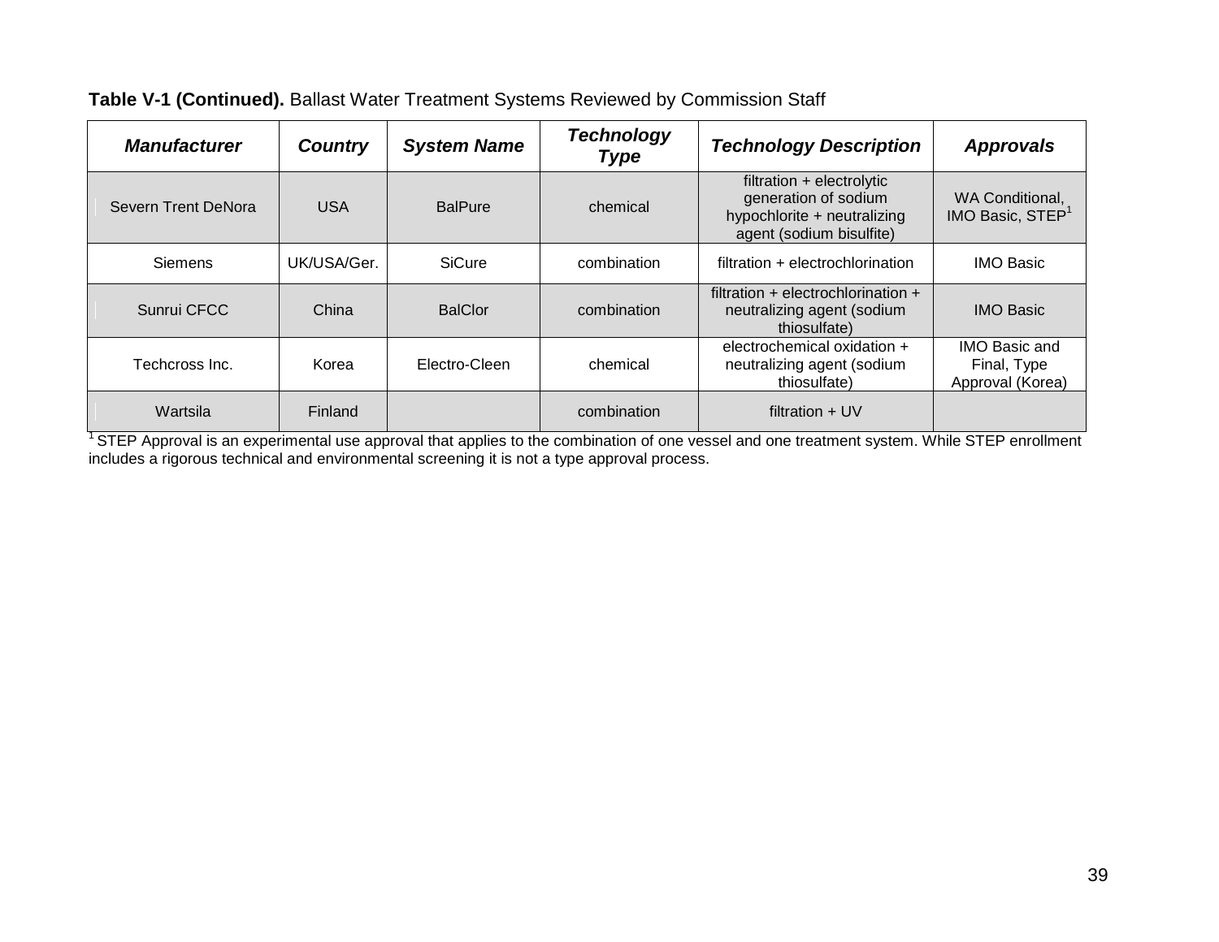**Table V-1 (Continued).** Ballast Water Treatment Systems Reviewed by Commission Staff

| *Manufacturer* | *Country* | *System Name* | *Technology Type* | *Technology Description* | *Approvals* |
|---|---|---|---|---|---|
| Severn Trent DeNora | USA | BalPure | chemical | filtration + electrolytic generation of sodium hypochlorite + neutralizing agent (sodium bisulfite) | WA Conditional, IMO Basic, STEP[1] |
| Siemens | UK/USA/Ger. | SiCure | combination | filtration + electrochlorination | IMO Basic |
| Sunrui CFCC | China | BalClor | combination | filtration + electrochlorination + neutralizing agent (sodium thiosulfate) | IMO Basic |
| Techcross Inc. | Korea | Electro-Cleen | chemical | electrochemical oxidation + neutralizing agent (sodium thiosulfate) | IMO Basic and Final, Type Approval (Korea) |
| Wartsila | Finland | | combination | filtration + UV | |

[1] STEP Approval is an experimental use approval that applies to the combination of one vessel and one treatment system. While STEP enrollment includes a rigorous technical and environmental screening it is not a type approval process.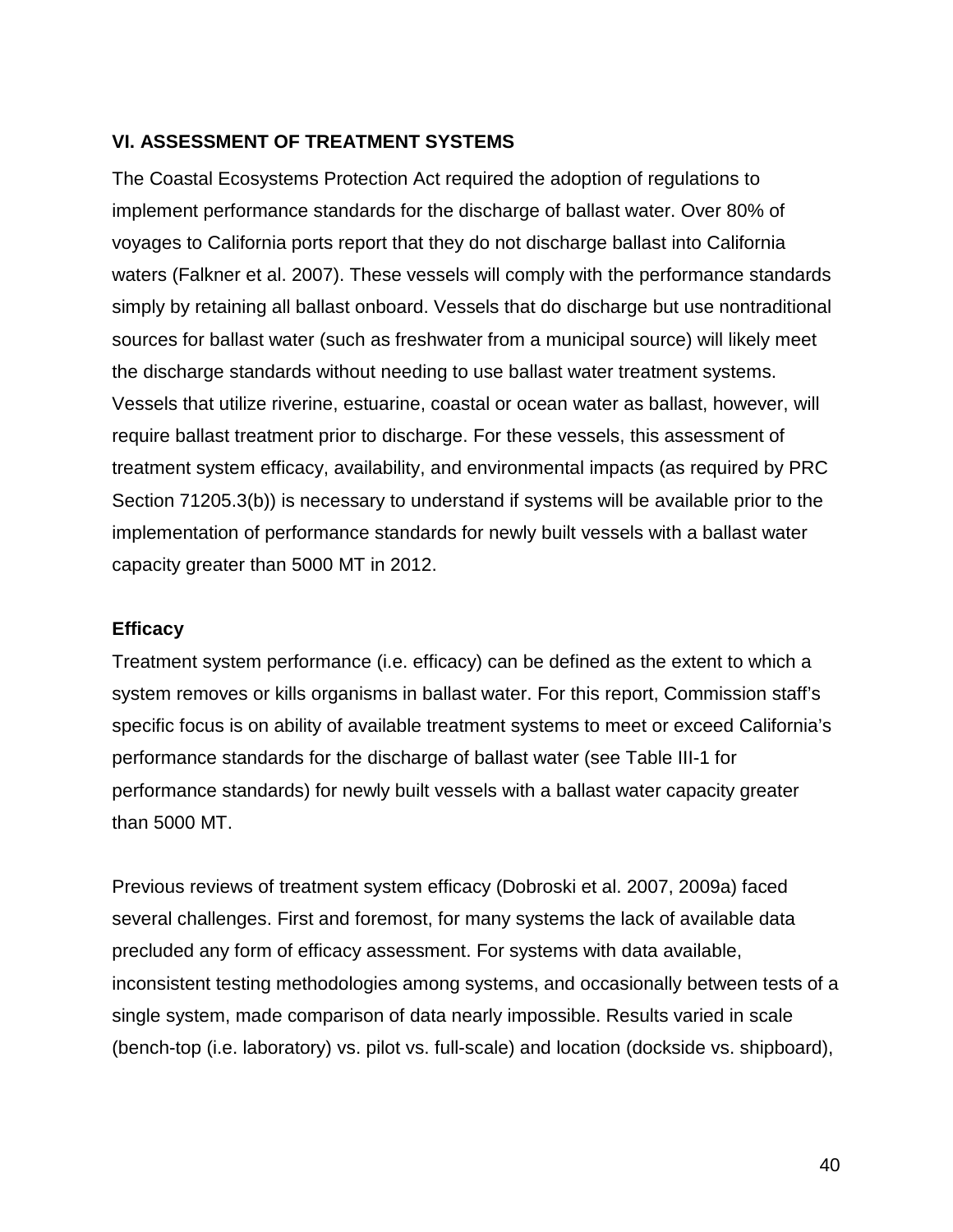## VI. ASSESSMENT OF TREATMENT SYSTEMS

The Coastal Ecosystems Protection Act required the adoption of regulations to implement performance standards for the discharge of ballast water. Over 80% of voyages to California ports report that they do not discharge ballast into California waters (Falkner et al. 2007). These vessels will comply with the performance standards simply by retaining all ballast onboard. Vessels that do discharge but use nontraditional sources for ballast water (such as freshwater from a municipal source) will likely meet the discharge standards without needing to use ballast water treatment systems. Vessels that utilize riverine, estuarine, coastal or ocean water as ballast, however, will require ballast treatment prior to discharge. For these vessels, this assessment of treatment system efficacy, availability, and environmental impacts (as required by PRC Section 71205.3(b)) is necessary to understand if systems will be available prior to the implementation of performance standards for newly built vessels with a ballast water capacity greater than 5000 MT in 2012.

### Efficacy

Treatment system performance (i.e. efficacy) can be defined as the extent to which a system removes or kills organisms in ballast water. For this report, Commission staff's specific focus is on ability of available treatment systems to meet or exceed California's performance standards for the discharge of ballast water (see Table III-1 for performance standards) for newly built vessels with a ballast water capacity greater than 5000 MT.

Previous reviews of treatment system efficacy (Dobroski et al. 2007, 2009a) faced several challenges. First and foremost, for many systems the lack of available data precluded any form of efficacy assessment. For systems with data available, inconsistent testing methodologies among systems, and occasionally between tests of a single system, made comparison of data nearly impossible. Results varied in scale (bench-top (i.e. laboratory) vs. pilot vs. full-scale) and location (dockside vs. shipboard),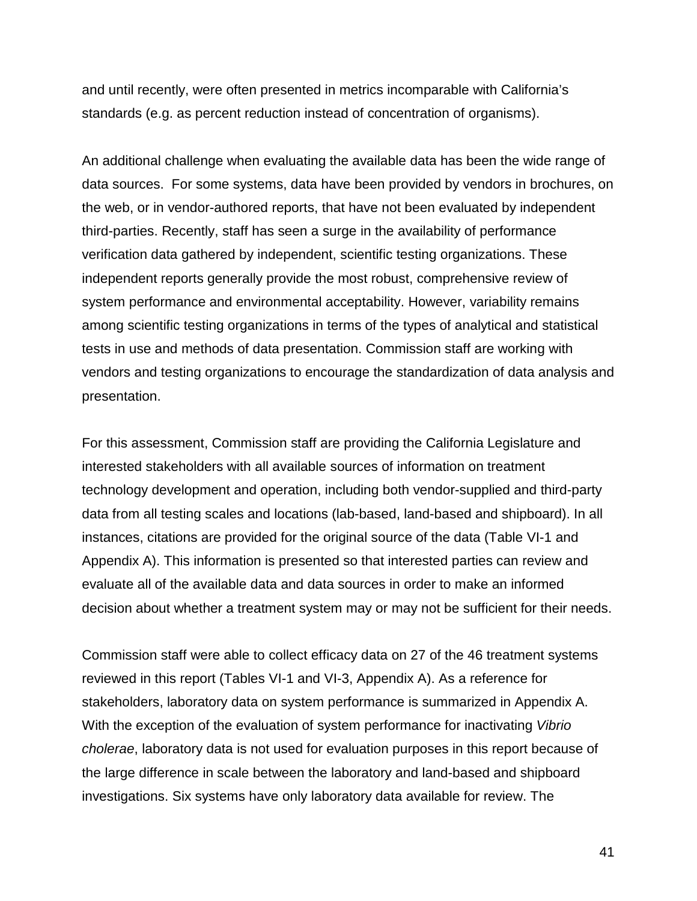and until recently, were often presented in metrics incomparable with California's standards (e.g. as percent reduction instead of concentration of organisms).

An additional challenge when evaluating the available data has been the wide range of data sources. For some systems, data have been provided by vendors in brochures, on the web, or in vendor-authored reports, that have not been evaluated by independent third-parties. Recently, staff has seen a surge in the availability of performance verification data gathered by independent, scientific testing organizations. These independent reports generally provide the most robust, comprehensive review of system performance and environmental acceptability. However, variability remains among scientific testing organizations in terms of the types of analytical and statistical tests in use and methods of data presentation. Commission staff are working with vendors and testing organizations to encourage the standardization of data analysis and presentation.

For this assessment, Commission staff are providing the California Legislature and interested stakeholders with all available sources of information on treatment technology development and operation, including both vendor-supplied and third-party data from all testing scales and locations (lab-based, land-based and shipboard). In all instances, citations are provided for the original source of the data (Table VI-1 and Appendix A). This information is presented so that interested parties can review and evaluate all of the available data and data sources in order to make an informed decision about whether a treatment system may or may not be sufficient for their needs.

Commission staff were able to collect efficacy data on 27 of the 46 treatment systems reviewed in this report (Tables VI-1 and VI-3, Appendix A). As a reference for stakeholders, laboratory data on system performance is summarized in Appendix A. With the exception of the evaluation of system performance for inactivating *Vibrio cholerae*, laboratory data is not used for evaluation purposes in this report because of the large difference in scale between the laboratory and land-based and shipboard investigations. Six systems have only laboratory data available for review. The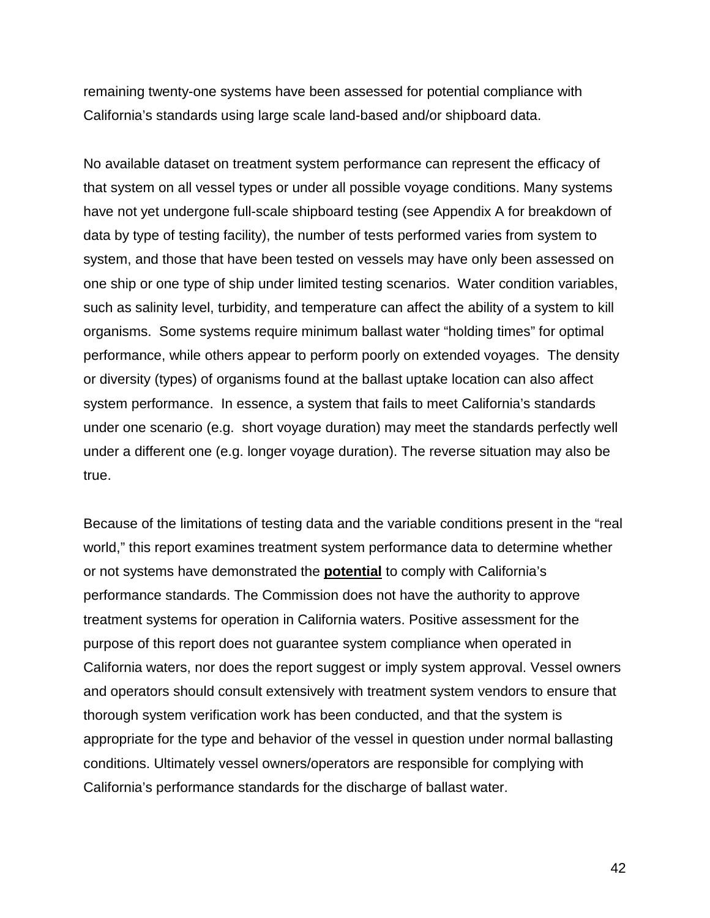remaining twenty-one systems have been assessed for potential compliance with California's standards using large scale land-based and/or shipboard data.

No available dataset on treatment system performance can represent the efficacy of that system on all vessel types or under all possible voyage conditions. Many systems have not yet undergone full-scale shipboard testing (see Appendix A for breakdown of data by type of testing facility), the number of tests performed varies from system to system, and those that have been tested on vessels may have only been assessed on one ship or one type of ship under limited testing scenarios. Water condition variables, such as salinity level, turbidity, and temperature can affect the ability of a system to kill organisms. Some systems require minimum ballast water "holding times" for optimal performance, while others appear to perform poorly on extended voyages. The density or diversity (types) of organisms found at the ballast uptake location can also affect system performance. In essence, a system that fails to meet California's standards under one scenario (e.g. short voyage duration) may meet the standards perfectly well under a different one (e.g. longer voyage duration). The reverse situation may also be true.

Because of the limitations of testing data and the variable conditions present in the "real world," this report examines treatment system performance data to determine whether or not systems have demonstrated the **potential** to comply with California's performance standards. The Commission does not have the authority to approve treatment systems for operation in California waters. Positive assessment for the purpose of this report does not guarantee system compliance when operated in California waters, nor does the report suggest or imply system approval. Vessel owners and operators should consult extensively with treatment system vendors to ensure that thorough system verification work has been conducted, and that the system is appropriate for the type and behavior of the vessel in question under normal ballasting conditions. Ultimately vessel owners/operators are responsible for complying with California's performance standards for the discharge of ballast water.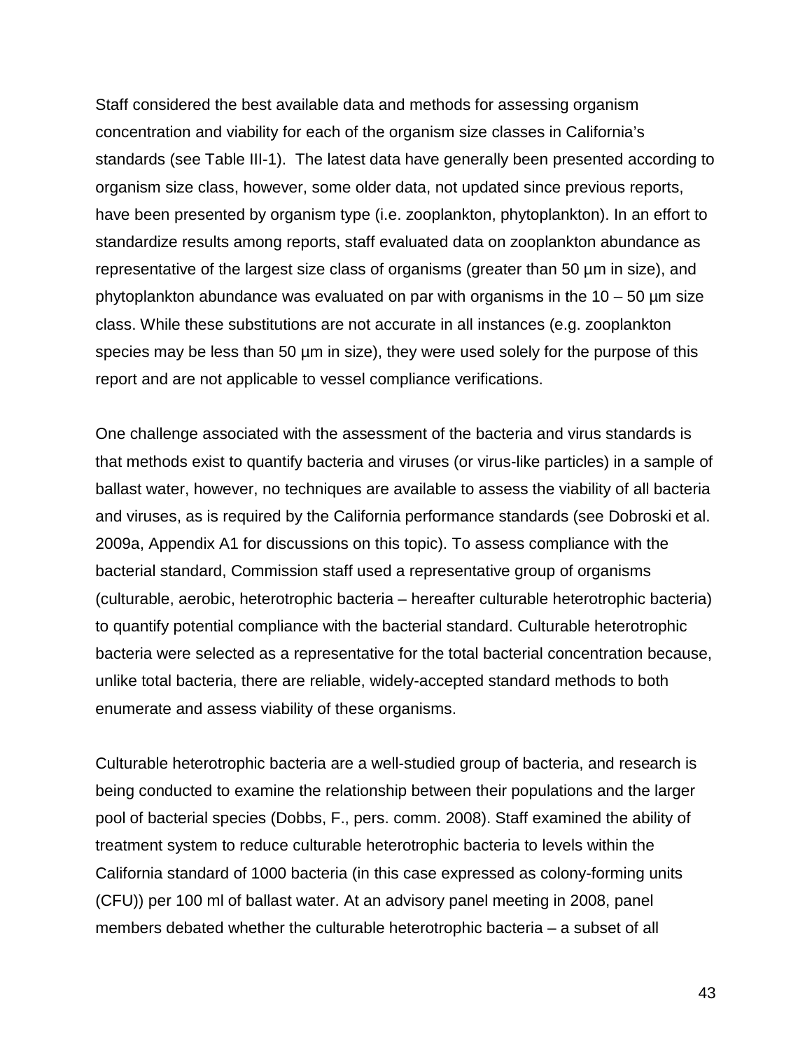Staff considered the best available data and methods for assessing organism concentration and viability for each of the organism size classes in California's standards (see Table III-1). The latest data have generally been presented according to organism size class, however, some older data, not updated since previous reports, have been presented by organism type (i.e. zooplankton, phytoplankton). In an effort to standardize results among reports, staff evaluated data on zooplankton abundance as representative of the largest size class of organisms (greater than 50 µm in size), and phytoplankton abundance was evaluated on par with organisms in the 10 – 50 µm size class. While these substitutions are not accurate in all instances (e.g. zooplankton species may be less than 50 µm in size), they were used solely for the purpose of this report and are not applicable to vessel compliance verifications.

One challenge associated with the assessment of the bacteria and virus standards is that methods exist to quantify bacteria and viruses (or virus-like particles) in a sample of ballast water, however, no techniques are available to assess the viability of all bacteria and viruses, as is required by the California performance standards (see Dobroski et al. 2009a, Appendix A1 for discussions on this topic). To assess compliance with the bacterial standard, Commission staff used a representative group of organisms (culturable, aerobic, heterotrophic bacteria – hereafter culturable heterotrophic bacteria) to quantify potential compliance with the bacterial standard. Culturable heterotrophic bacteria were selected as a representative for the total bacterial concentration because, unlike total bacteria, there are reliable, widely-accepted standard methods to both enumerate and assess viability of these organisms.

Culturable heterotrophic bacteria are a well-studied group of bacteria, and research is being conducted to examine the relationship between their populations and the larger pool of bacterial species (Dobbs, F., pers. comm. 2008). Staff examined the ability of treatment system to reduce culturable heterotrophic bacteria to levels within the California standard of 1000 bacteria (in this case expressed as colony-forming units (CFU)) per 100 ml of ballast water. At an advisory panel meeting in 2008, panel members debated whether the culturable heterotrophic bacteria – a subset of all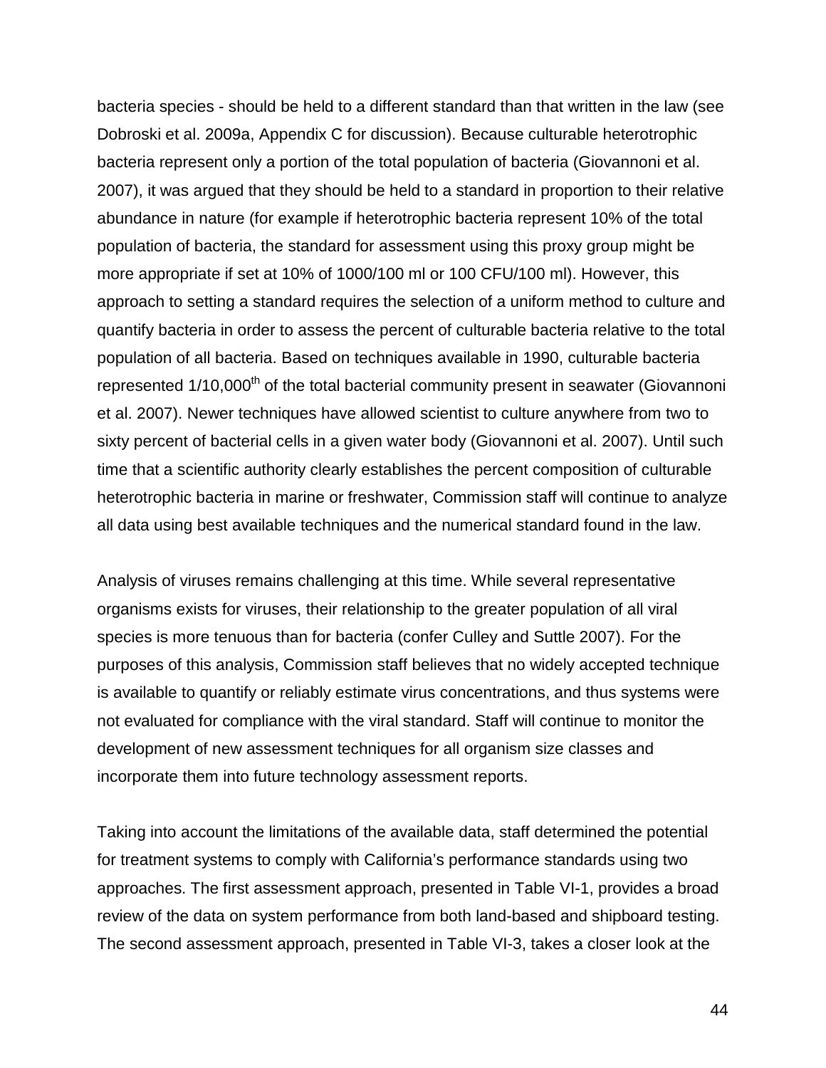bacteria species - should be held to a different standard than that written in the law (see Dobroski et al. 2009a, Appendix C for discussion). Because culturable heterotrophic bacteria represent only a portion of the total population of bacteria (Giovannoni et al. 2007), it was argued that they should be held to a standard in proportion to their relative abundance in nature (for example if heterotrophic bacteria represent 10% of the total population of bacteria, the standard for assessment using this proxy group might be more appropriate if set at 10% of 1000/100 ml or 100 CFU/100 ml). However, this approach to setting a standard requires the selection of a uniform method to culture and quantify bacteria in order to assess the percent of culturable bacteria relative to the total population of all bacteria. Based on techniques available in 1990, culturable bacteria represented 1/10,000$^{th}$ of the total bacterial community present in seawater (Giovannoni et al. 2007). Newer techniques have allowed scientist to culture anywhere from two to sixty percent of bacterial cells in a given water body (Giovannoni et al. 2007). Until such time that a scientific authority clearly establishes the percent composition of culturable heterotrophic bacteria in marine or freshwater, Commission staff will continue to analyze all data using best available techniques and the numerical standard found in the law.

Analysis of viruses remains challenging at this time. While several representative organisms exists for viruses, their relationship to the greater population of all viral species is more tenuous than for bacteria (confer Culley and Suttle 2007). For the purposes of this analysis, Commission staff believes that no widely accepted technique is available to quantify or reliably estimate virus concentrations, and thus systems were not evaluated for compliance with the viral standard. Staff will continue to monitor the development of new assessment techniques for all organism size classes and incorporate them into future technology assessment reports.

Taking into account the limitations of the available data, staff determined the potential for treatment systems to comply with California's performance standards using two approaches. The first assessment approach, presented in Table VI-1, provides a broad review of the data on system performance from both land-based and shipboard testing. The second assessment approach, presented in Table VI-3, takes a closer look at the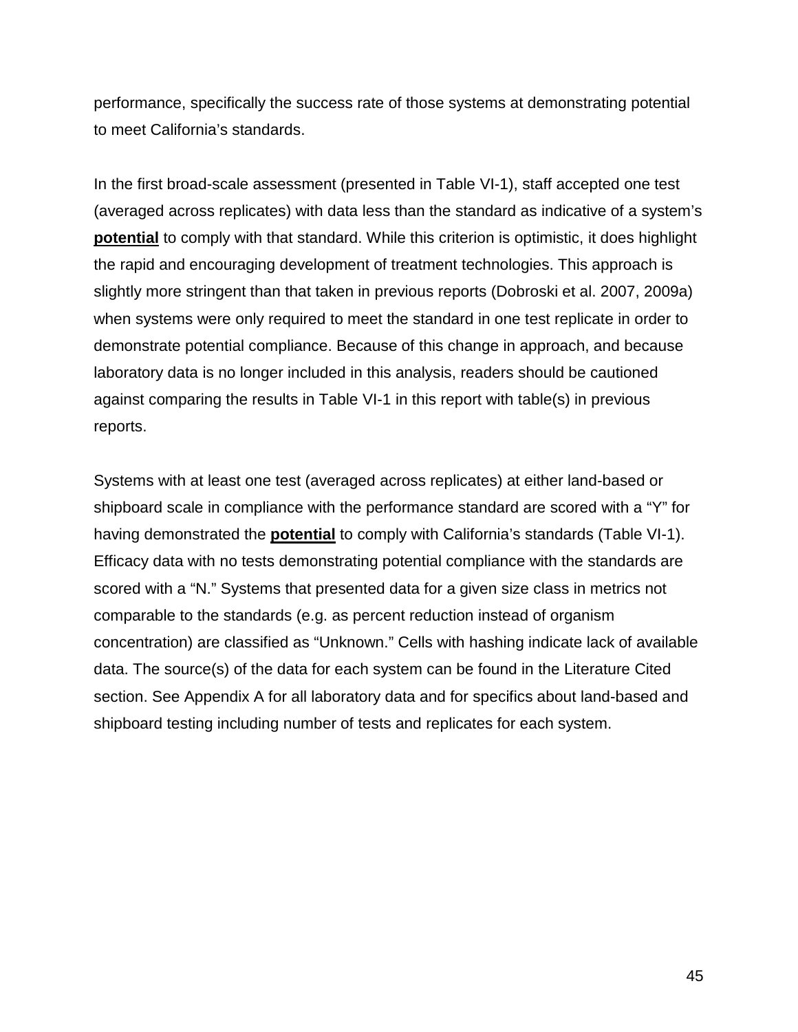performance, specifically the success rate of those systems at demonstrating potential to meet California's standards.

In the first broad-scale assessment (presented in Table VI-1), staff accepted one test (averaged across replicates) with data less than the standard as indicative of a system's **potential** to comply with that standard. While this criterion is optimistic, it does highlight the rapid and encouraging development of treatment technologies. This approach is slightly more stringent than that taken in previous reports (Dobroski et al. 2007, 2009a) when systems were only required to meet the standard in one test replicate in order to demonstrate potential compliance. Because of this change in approach, and because laboratory data is no longer included in this analysis, readers should be cautioned against comparing the results in Table VI-1 in this report with table(s) in previous reports.

Systems with at least one test (averaged across replicates) at either land-based or shipboard scale in compliance with the performance standard are scored with a "Y" for having demonstrated the **potential** to comply with California's standards (Table VI-1). Efficacy data with no tests demonstrating potential compliance with the standards are scored with a "N." Systems that presented data for a given size class in metrics not comparable to the standards (e.g. as percent reduction instead of organism concentration) are classified as "Unknown." Cells with hashing indicate lack of available data. The source(s) of the data for each system can be found in the Literature Cited section. See Appendix A for all laboratory data and for specifics about land-based and shipboard testing including number of tests and replicates for each system.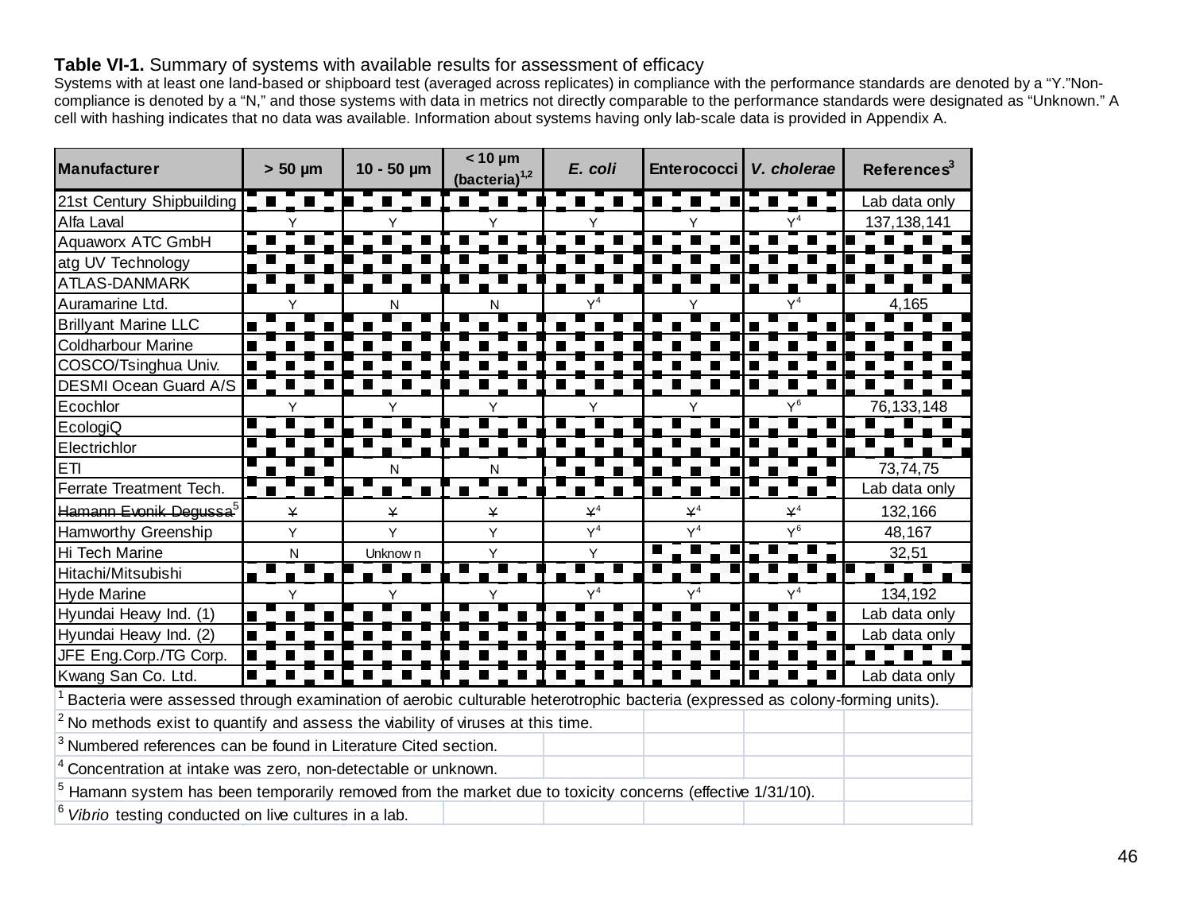**Table VI-1.** Summary of systems with available results for assessment of efficacy
Systems with at least one land-based or shipboard test (averaged across replicates) in compliance with the performance standards are denoted by a "Y."Non-compliance is denoted by a "N," and those systems with data in metrics not directly comparable to the performance standards were designated as "Unknown." A cell with hashing indicates that no data was available. Information about systems having only lab-scale data is provided in Appendix A.

| Manufacturer | > 50 µm | 10 - 50 µm | < 10 µm (bacteria)[1,2] | *E. coli* | Enterococci | *V. cholerae* | References[3] |
|---|---|---|---|---|---|---|---|
| 21st Century Shipbuilding | | | | | | | Lab data only |
| Alfa Laval | Y | Y | Y | Y | Y | Y[4] | 137,138,141 |
| Aquaworx ATC GmbH | | | | | | | |
| atg UV Technology | | | | | | | |
| ATLAS-DANMARK | | | | | | | |
| Auramarine Ltd. | Y | N | N | Y[4] | Y | Y[4] | 4,165 |
| Brillyant Marine LLC | | | | | | | |
| Coldharbour Marine | | | | | | | |
| COSCO/Tsinghua Univ. | | | | | | | |
| DESMI Ocean Guard A/S | | | | | | | |
| Ecochlor | Y | Y | Y | Y | Y | Y[6] | 76,133,148 |
| EcologiQ | | | | | | | |
| Electrichlor | | | | | | | |
| ETI | | N | N | | | | 73,74,75 |
| Ferrate Treatment Tech. | | | | | | | Lab data only |
| ~~Hamann Evonik Degussa~~[5] | ~~Y~~ | ~~Y~~ | ~~Y~~ | ~~Y~~[4] | ~~Y~~[4] | ~~Y~~[4] | 132,166 |
| Hamworthy Greenship | Y | Y | Y | Y[4] | Y[4] | Y[6] | 48,167 |
| Hi Tech Marine | N | Unknown | Y | Y | | | 32,51 |
| Hitachi/Mitsubishi | | | | | | | |
| Hyde Marine | Y | Y | Y | Y[4] | Y[4] | Y[4] | 134,192 |
| Hyundai Heavy Ind. (1) | | | | | | | Lab data only |
| Hyundai Heavy Ind. (2) | | | | | | | Lab data only |
| JFE Eng.Corp./TG Corp. | | | | | | | |
| Kwang San Co. Ltd. | | | | | | | Lab data only |

[1] Bacteria were assessed through examination of aerobic culturable heterotrophic bacteria (expressed as colony-forming units).

[2] No methods exist to quantify and assess the viability of viruses at this time.

[3] Numbered references can be found in Literature Cited section.

[4] Concentration at intake was zero, non-detectable or unknown.

[5] Hamann system has been temporarily removed from the market due to toxicity concerns (effective 1/31/10).

[6] *Vibrio* testing conducted on live cultures in a lab.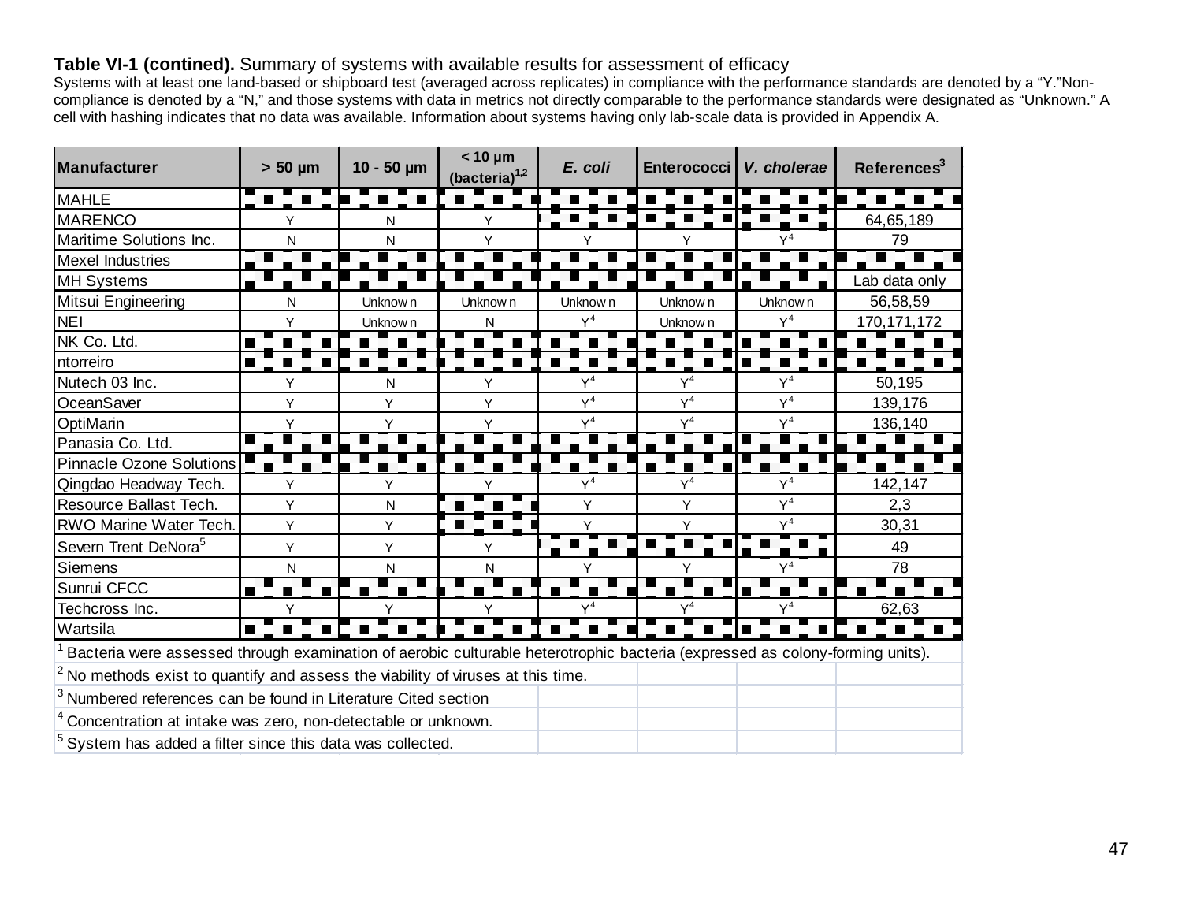**Table VI-1 (contined).** Summary of systems with available results for assessment of efficacy
Systems with at least one land-based or shipboard test (averaged across replicates) in compliance with the performance standards are denoted by a "Y."Non-compliance is denoted by a "N," and those systems with data in metrics not directly comparable to the performance standards were designated as "Unknown." A cell with hashing indicates that no data was available. Information about systems having only lab-scale data is provided in Appendix A.

| Manufacturer | > 50 µm | 10 - 50 µm | < 10 µm (bacteria)[1,2] | *E. coli* | Enterococci | *V. cholerae* | References[3] |
|---|---|---|---|---|---|---|---|
| MAHLE | | | | | | | |
| MARENCO | Y | N | Y | | | | 64,65,189 |
| Maritime Solutions Inc. | N | N | Y | Y | Y | Y[4] | 79 |
| Mexel Industries | | | | | | | |
| MH Systems | | | | | | | Lab data only |
| Mitsui Engineering | N | Unknown | Unknown | Unknown | Unknown | Unknown | 56,58,59 |
| NEI | Y | Unknown | N | Y[4] | Unknown | Y[4] | 170,171,172 |
| NK Co. Ltd. | | | | | | | |
| ntorreiro | | | | | | | |
| Nutech 03 Inc. | Y | N | Y | Y[4] | Y[4] | Y[4] | 50,195 |
| OceanSaver | Y | Y | Y | Y[4] | Y[4] | Y[4] | 139,176 |
| OptiMarin | Y | Y | Y | Y[4] | Y[4] | Y[4] | 136,140 |
| Panasia Co. Ltd. | | | | | | | |
| Pinnacle Ozone Solutions | | | | | | | |
| Qingdao Headway Tech. | Y | Y | Y | Y[4] | Y[4] | Y[4] | 142,147 |
| Resource Ballast Tech. | Y | N | | Y | Y | Y[4] | 2,3 |
| RWO Marine Water Tech. | Y | Y | | Y | Y | Y[4] | 30,31 |
| Severn Trent DeNora[5] | Y | Y | Y | | | | 49 |
| Siemens | N | N | N | Y | Y | Y[4] | 78 |
| Sunrui CFCC | | | | | | | |
| Techcross Inc. | Y | Y | Y | Y[4] | Y[4] | Y[4] | 62,63 |
| Wartsila | | | | | | | |

[1] Bacteria were assessed through examination of aerobic culturable heterotrophic bacteria (expressed as colony-forming units).
[2] No methods exist to quantify and assess the viability of viruses at this time.
[3] Numbered references can be found in Literature Cited section
[4] Concentration at intake was zero, non-detectable or unknown.
[5] System has added a filter since this data was collected.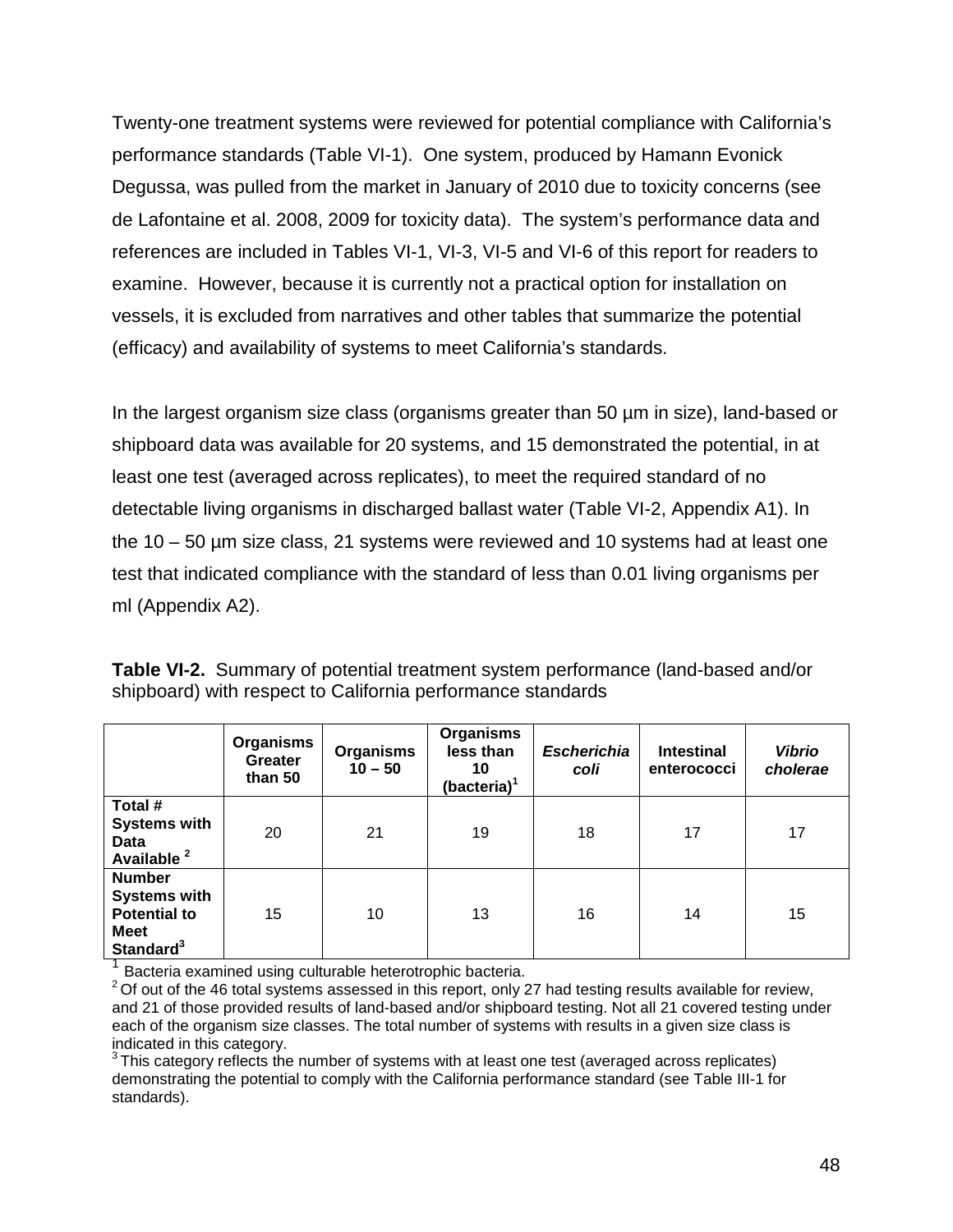Twenty-one treatment systems were reviewed for potential compliance with California's performance standards (Table VI-1). One system, produced by Hamann Evonick Degussa, was pulled from the market in January of 2010 due to toxicity concerns (see de Lafontaine et al. 2008, 2009 for toxicity data). The system's performance data and references are included in Tables VI-1, VI-3, VI-5 and VI-6 of this report for readers to examine. However, because it is currently not a practical option for installation on vessels, it is excluded from narratives and other tables that summarize the potential (efficacy) and availability of systems to meet California's standards.

In the largest organism size class (organisms greater than 50 µm in size), land-based or shipboard data was available for 20 systems, and 15 demonstrated the potential, in at least one test (averaged across replicates), to meet the required standard of no detectable living organisms in discharged ballast water (Table VI-2, Appendix A1). In the 10 – 50 µm size class, 21 systems were reviewed and 10 systems had at least one test that indicated compliance with the standard of less than 0.01 living organisms per ml (Appendix A2).

**Table VI-2.** Summary of potential treatment system performance (land-based and/or shipboard) with respect to California performance standards

| | Organisms Greater than 50 | Organisms 10 – 50 | Organisms less than 10 (bacteria)[1] | *Escherichia coli* | Intestinal enterococci | *Vibrio cholerae* |
|---|---|---|---|---|---|---|
| **Total # Systems with Data Available [2]** | 20 | 21 | 19 | 18 | 17 | 17 |
| **Number Systems with Potential to Meet Standard[3]** | 15 | 10 | 13 | 16 | 14 | 15 |

[1] Bacteria examined using culturable heterotrophic bacteria.
[2] Of out of the 46 total systems assessed in this report, only 27 had testing results available for review, and 21 of those provided results of land-based and/or shipboard testing. Not all 21 covered testing under each of the organism size classes. The total number of systems with results in a given size class is indicated in this category.
[3] This category reflects the number of systems with at least one test (averaged across replicates) demonstrating the potential to comply with the California performance standard (see Table III-1 for standards).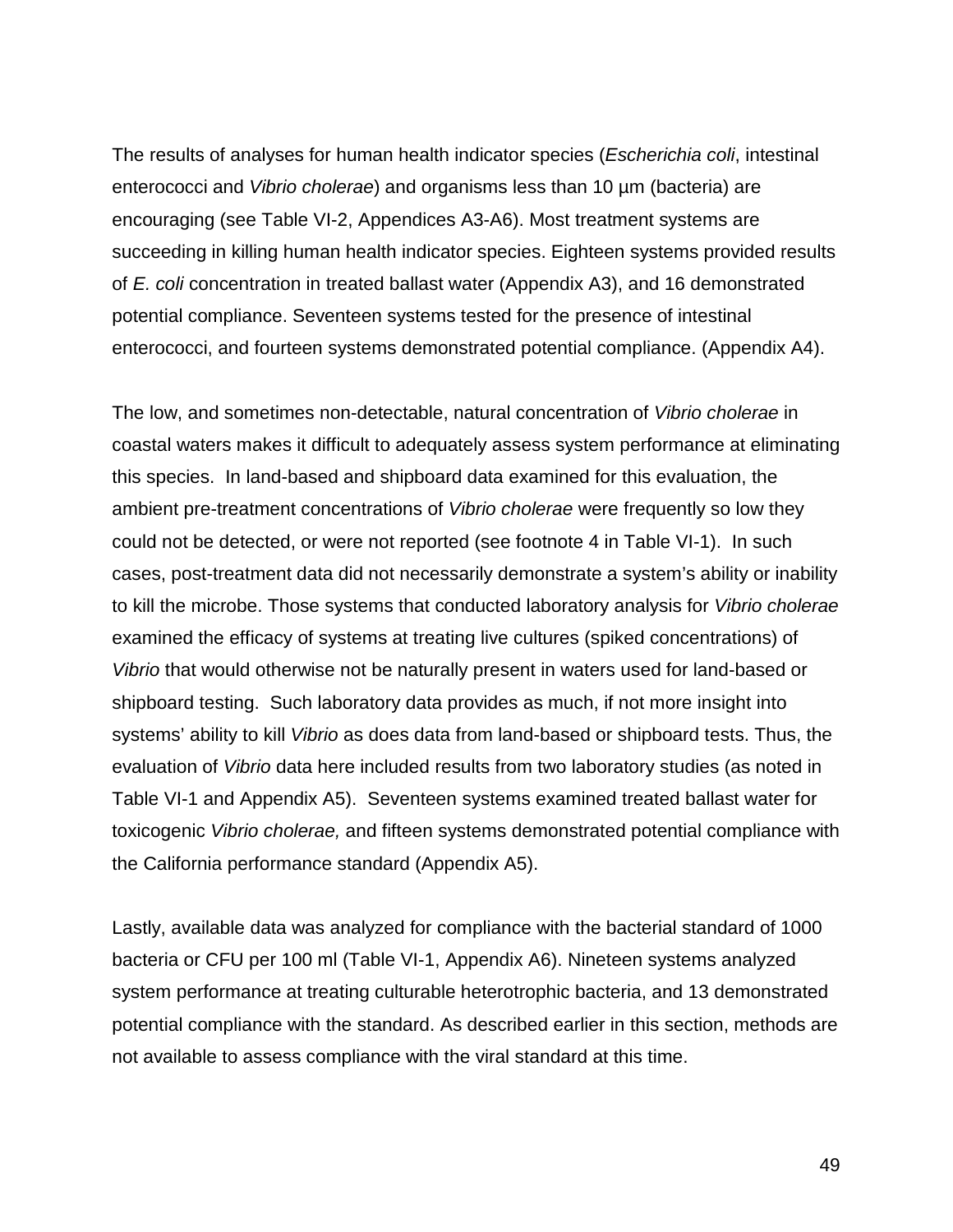The results of analyses for human health indicator species (*Escherichia coli*, intestinal enterococci and *Vibrio cholerae*) and organisms less than 10 µm (bacteria) are encouraging (see Table VI-2, Appendices A3-A6). Most treatment systems are succeeding in killing human health indicator species. Eighteen systems provided results of *E. coli* concentration in treated ballast water (Appendix A3), and 16 demonstrated potential compliance. Seventeen systems tested for the presence of intestinal enterococci, and fourteen systems demonstrated potential compliance. (Appendix A4).

The low, and sometimes non-detectable, natural concentration of *Vibrio cholerae* in coastal waters makes it difficult to adequately assess system performance at eliminating this species. In land-based and shipboard data examined for this evaluation, the ambient pre-treatment concentrations of *Vibrio cholerae* were frequently so low they could not be detected, or were not reported (see footnote 4 in Table VI-1). In such cases, post-treatment data did not necessarily demonstrate a system's ability or inability to kill the microbe. Those systems that conducted laboratory analysis for *Vibrio cholerae* examined the efficacy of systems at treating live cultures (spiked concentrations) of *Vibrio* that would otherwise not be naturally present in waters used for land-based or shipboard testing. Such laboratory data provides as much, if not more insight into systems' ability to kill *Vibrio* as does data from land-based or shipboard tests. Thus, the evaluation of *Vibrio* data here included results from two laboratory studies (as noted in Table VI-1 and Appendix A5). Seventeen systems examined treated ballast water for toxicogenic *Vibrio cholerae,* and fifteen systems demonstrated potential compliance with the California performance standard (Appendix A5).

Lastly, available data was analyzed for compliance with the bacterial standard of 1000 bacteria or CFU per 100 ml (Table VI-1, Appendix A6). Nineteen systems analyzed system performance at treating culturable heterotrophic bacteria, and 13 demonstrated potential compliance with the standard. As described earlier in this section, methods are not available to assess compliance with the viral standard at this time.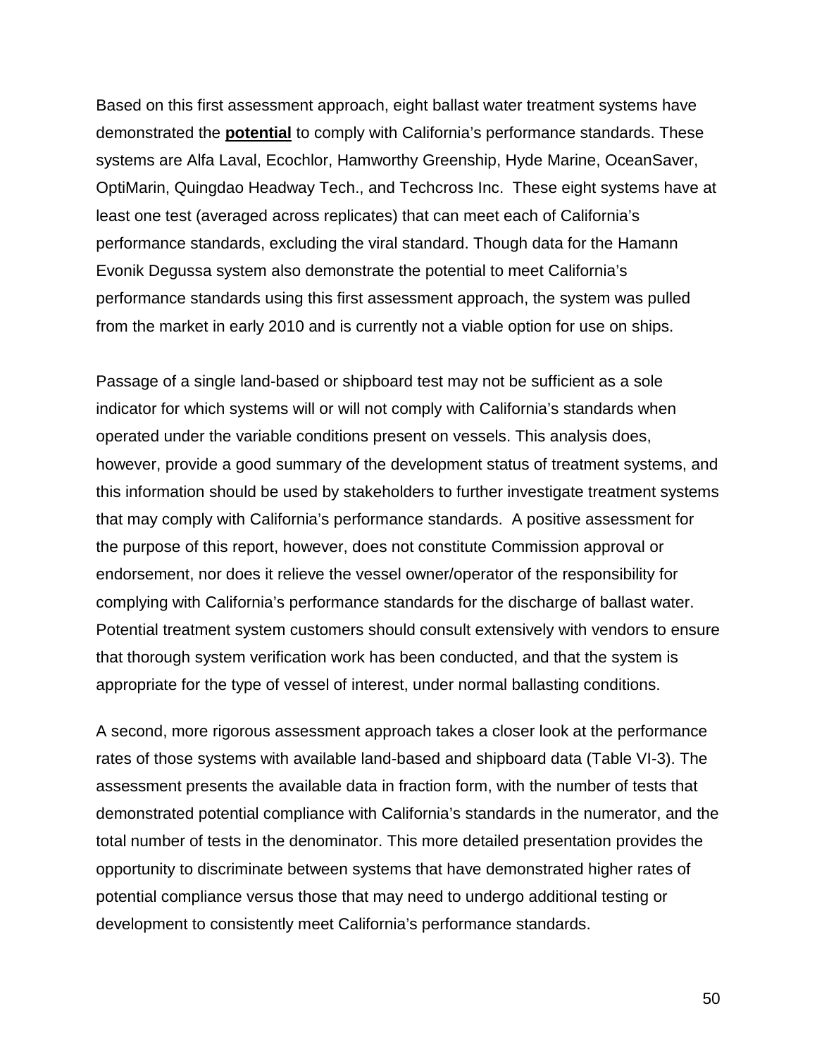Based on this first assessment approach, eight ballast water treatment systems have demonstrated the **potential** to comply with California's performance standards. These systems are Alfa Laval, Ecochlor, Hamworthy Greenship, Hyde Marine, OceanSaver, OptiMarin, Quingdao Headway Tech., and Techcross Inc. These eight systems have at least one test (averaged across replicates) that can meet each of California's performance standards, excluding the viral standard. Though data for the Hamann Evonik Degussa system also demonstrate the potential to meet California's performance standards using this first assessment approach, the system was pulled from the market in early 2010 and is currently not a viable option for use on ships.

Passage of a single land-based or shipboard test may not be sufficient as a sole indicator for which systems will or will not comply with California's standards when operated under the variable conditions present on vessels. This analysis does, however, provide a good summary of the development status of treatment systems, and this information should be used by stakeholders to further investigate treatment systems that may comply with California's performance standards. A positive assessment for the purpose of this report, however, does not constitute Commission approval or endorsement, nor does it relieve the vessel owner/operator of the responsibility for complying with California's performance standards for the discharge of ballast water. Potential treatment system customers should consult extensively with vendors to ensure that thorough system verification work has been conducted, and that the system is appropriate for the type of vessel of interest, under normal ballasting conditions.

A second, more rigorous assessment approach takes a closer look at the performance rates of those systems with available land-based and shipboard data (Table VI-3). The assessment presents the available data in fraction form, with the number of tests that demonstrated potential compliance with California's standards in the numerator, and the total number of tests in the denominator. This more detailed presentation provides the opportunity to discriminate between systems that have demonstrated higher rates of potential compliance versus those that may need to undergo additional testing or development to consistently meet California's performance standards.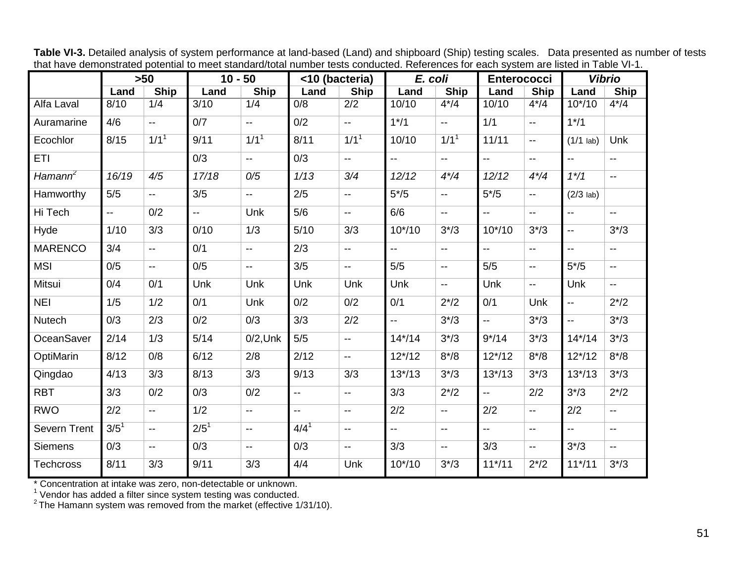**Table VI-3.** Detailed analysis of system performance at land-based (Land) and shipboard (Ship) testing scales. Data presented as number of tests that have demonstrated potential to meet standard/total number tests conducted. References for each system are listed in Table VI-1.

| | >50 | | 10 - 50 | | <10 (bacteria) | | *E. coli* | | Enterococci | | *Vibrio* | |
|---|---|---|---|---|---|---|---|---|---|---|---|---|
| | Land | Ship | Land | Ship | Land | Ship | Land | Ship | Land | Ship | Land | Ship |
| Alfa Laval | 8/10 | 1/4 | 3/10 | 1/4 | 0/8 | 2/2 | 10/10 | 4*/4 | 10/10 | 4*/4 | 10*/10 | 4*/4 |
| Auramarine | 4/6 | -- | 0/7 | -- | 0/2 | -- | 1*/1 | -- | 1/1 | -- | 1*/1 | |
| Ecochlor | 8/15 | 1/1[1] | 9/11 | 1/1[1] | 8/11 | 1/1[1] | 10/10 | 1/1[1] | 11/11 | -- | (1/1 lab) | Unk |
| ETI | | | 0/3 | -- | 0/3 | -- | -- | -- | -- | -- | -- | -- |
| *Hamann*[2] | *16/19* | *4/5* | *17/18* | *0/5* | *1/13* | *3/4* | *12/12* | *4*/4* | *12/12* | *4*/4* | *1*/1* | -- |
| Hamworthy | 5/5 | -- | 3/5 | -- | 2/5 | -- | 5*/5 | -- | 5*/5 | -- | (2/3 lab) | |
| Hi Tech | -- | 0/2 | -- | Unk | 5/6 | -- | 6/6 | -- | -- | -- | -- | -- |
| Hyde | 1/10 | 3/3 | 0/10 | 1/3 | 5/10 | 3/3 | 10*/10 | 3*/3 | 10*/10 | 3*/3 | -- | 3*/3 |
| MARENCO | 3/4 | -- | 0/1 | -- | 2/3 | -- | -- | -- | -- | -- | -- | -- |
| MSI | 0/5 | -- | 0/5 | -- | 3/5 | -- | 5/5 | -- | 5/5 | -- | 5*/5 | -- |
| Mitsui | 0/4 | 0/1 | Unk | Unk | Unk | Unk | Unk | -- | Unk | -- | Unk | -- |
| NEI | 1/5 | 1/2 | 0/1 | Unk | 0/2 | 0/2 | 0/1 | 2*/2 | 0/1 | Unk | -- | 2*/2 |
| Nutech | 0/3 | 2/3 | 0/2 | 0/3 | 3/3 | 2/2 | -- | 3*/3 | -- | 3*/3 | -- | 3*/3 |
| OceanSaver | 2/14 | 1/3 | 5/14 | 0/2,Unk | 5/5 | -- | 14*/14 | 3*/3 | 9*/14 | 3*/3 | 14*/14 | 3*/3 |
| OptiMarin | 8/12 | 0/8 | 6/12 | 2/8 | 2/12 | -- | 12*/12 | 8*/8 | 12*/12 | 8*/8 | 12*/12 | 8*/8 |
| Qingdao | 4/13 | 3/3 | 8/13 | 3/3 | 9/13 | 3/3 | 13*/13 | 3*/3 | 13*/13 | 3*/3 | 13*/13 | 3*/3 |
| RBT | 3/3 | 0/2 | 0/3 | 0/2 | -- | -- | 3/3 | 2*/2 | -- | 2/2 | 3*/3 | 2*/2 |
| RWO | 2/2 | -- | 1/2 | -- | -- | -- | 2/2 | -- | 2/2 | -- | 2/2 | -- |
| Severn Trent | 3/5[1] | -- | 2/5[1] | -- | 4/4[1] | -- | -- | -- | -- | -- | -- | -- |
| Siemens | 0/3 | -- | 0/3 | -- | 0/3 | -- | 3/3 | -- | 3/3 | -- | 3*/3 | -- |
| Techcross | 8/11 | 3/3 | 9/11 | 3/3 | 4/4 | Unk | 10*/10 | 3*/3 | 11*/11 | 2*/2 | 11*/11 | 3*/3 |

\* Concentration at intake was zero, non-detectable or unknown.
[1] Vendor has added a filter since system testing was conducted.
[2] The Hamann system was removed from the market (effective 1/31/10).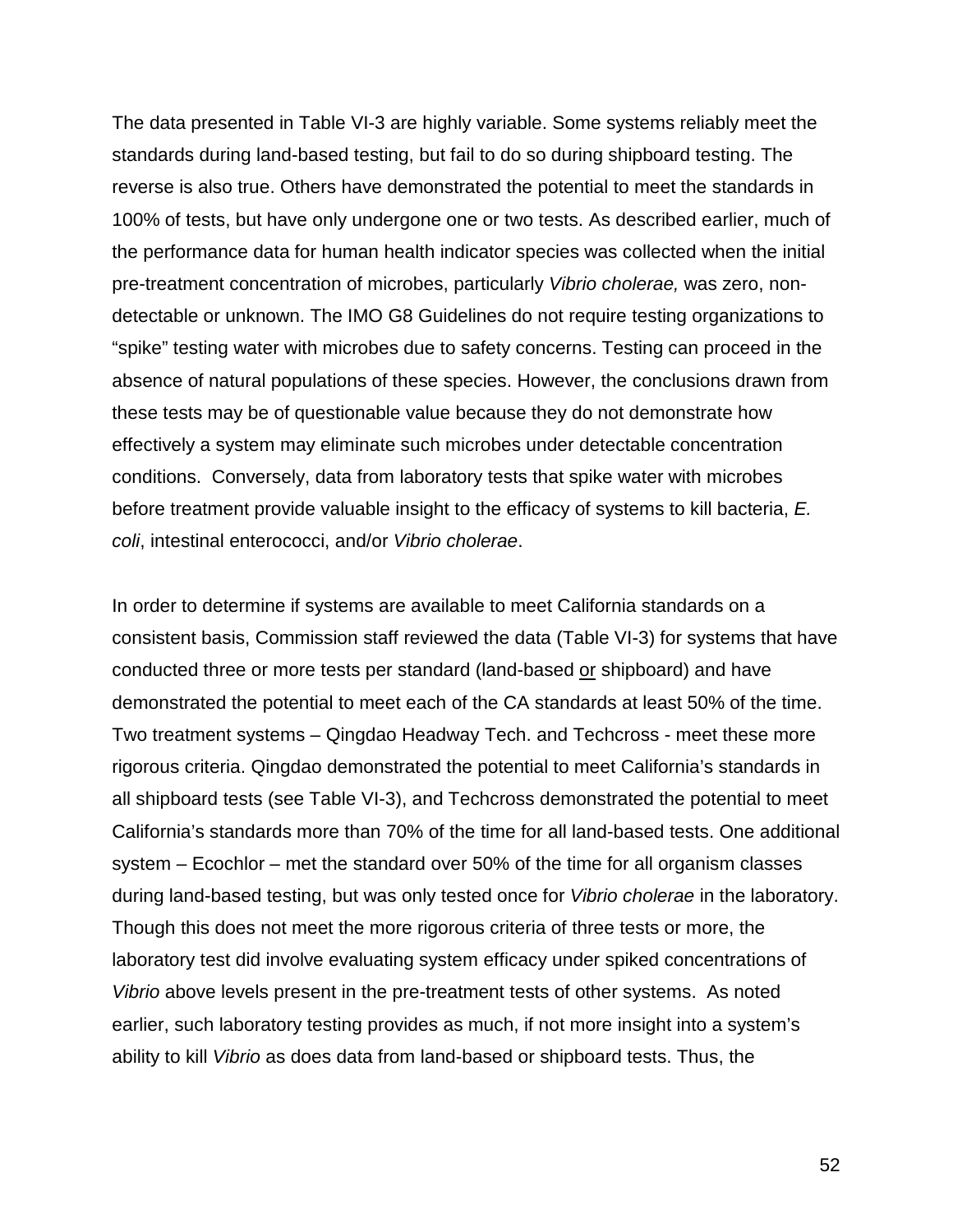The data presented in Table VI-3 are highly variable. Some systems reliably meet the standards during land-based testing, but fail to do so during shipboard testing. The reverse is also true. Others have demonstrated the potential to meet the standards in 100% of tests, but have only undergone one or two tests. As described earlier, much of the performance data for human health indicator species was collected when the initial pre-treatment concentration of microbes, particularly *Vibrio cholerae,* was zero, non-detectable or unknown. The IMO G8 Guidelines do not require testing organizations to “spike” testing water with microbes due to safety concerns. Testing can proceed in the absence of natural populations of these species. However, the conclusions drawn from these tests may be of questionable value because they do not demonstrate how effectively a system may eliminate such microbes under detectable concentration conditions. Conversely, data from laboratory tests that spike water with microbes before treatment provide valuable insight to the efficacy of systems to kill bacteria, *E. coli*, intestinal enterococci, and/or *Vibrio cholerae*.

In order to determine if systems are available to meet California standards on a consistent basis, Commission staff reviewed the data (Table VI-3) for systems that have conducted three or more tests per standard (land-based <u>or</u> shipboard) and have demonstrated the potential to meet each of the CA standards at least 50% of the time. Two treatment systems – Qingdao Headway Tech. and Techcross - meet these more rigorous criteria. Qingdao demonstrated the potential to meet California’s standards in all shipboard tests (see Table VI-3), and Techcross demonstrated the potential to meet California’s standards more than 70% of the time for all land-based tests. One additional system – Ecochlor – met the standard over 50% of the time for all organism classes during land-based testing, but was only tested once for *Vibrio cholerae* in the laboratory. Though this does not meet the more rigorous criteria of three tests or more, the laboratory test did involve evaluating system efficacy under spiked concentrations of *Vibrio* above levels present in the pre-treatment tests of other systems. As noted earlier, such laboratory testing provides as much, if not more insight into a system’s ability to kill *Vibrio* as does data from land-based or shipboard tests. Thus, the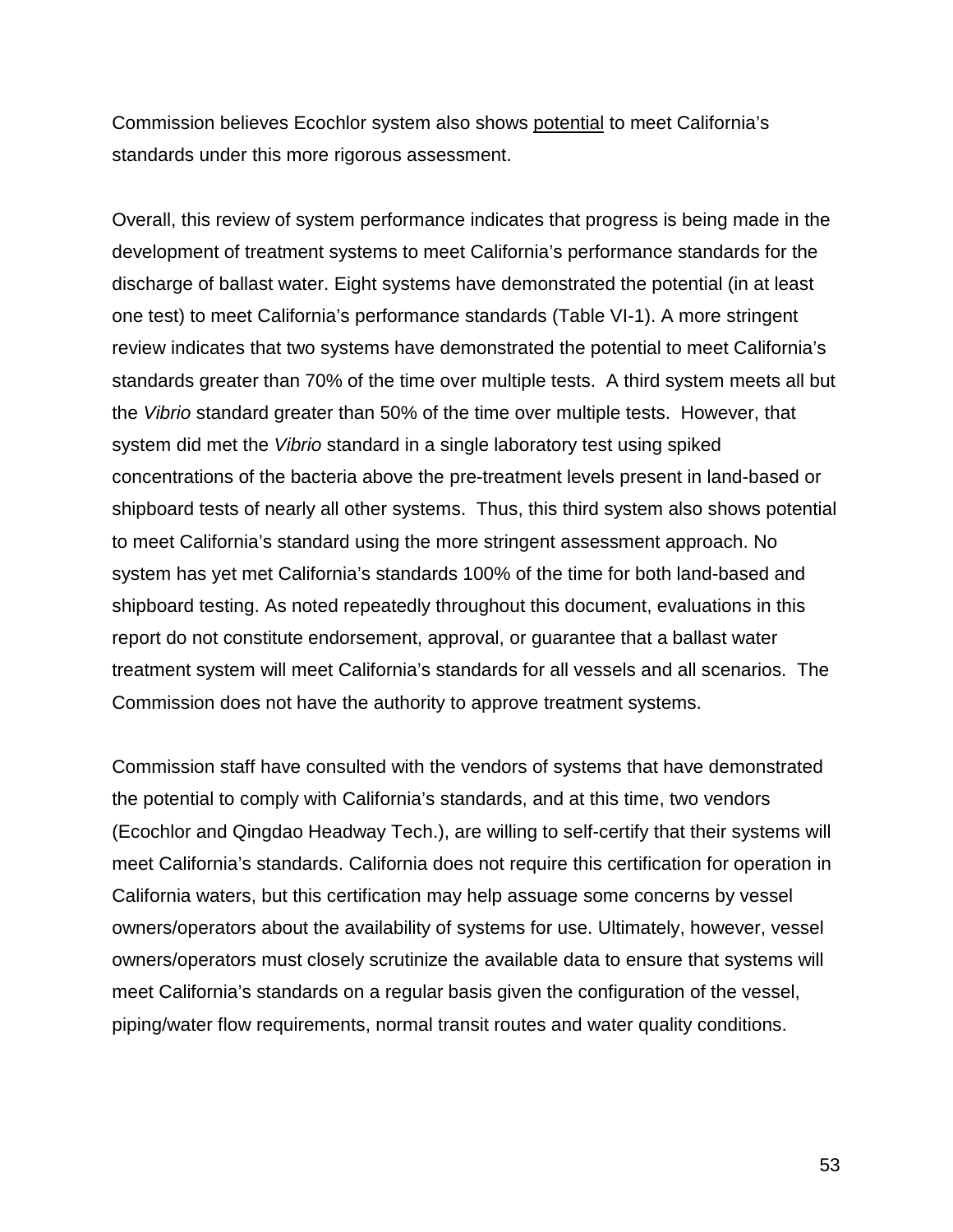Commission believes Ecochlor system also shows potential to meet California's standards under this more rigorous assessment.

Overall, this review of system performance indicates that progress is being made in the development of treatment systems to meet California's performance standards for the discharge of ballast water. Eight systems have demonstrated the potential (in at least one test) to meet California's performance standards (Table VI-1). A more stringent review indicates that two systems have demonstrated the potential to meet California's standards greater than 70% of the time over multiple tests. A third system meets all but the *Vibrio* standard greater than 50% of the time over multiple tests. However, that system did met the *Vibrio* standard in a single laboratory test using spiked concentrations of the bacteria above the pre-treatment levels present in land-based or shipboard tests of nearly all other systems. Thus, this third system also shows potential to meet California's standard using the more stringent assessment approach. No system has yet met California's standards 100% of the time for both land-based and shipboard testing. As noted repeatedly throughout this document, evaluations in this report do not constitute endorsement, approval, or guarantee that a ballast water treatment system will meet California's standards for all vessels and all scenarios. The Commission does not have the authority to approve treatment systems.

Commission staff have consulted with the vendors of systems that have demonstrated the potential to comply with California's standards, and at this time, two vendors (Ecochlor and Qingdao Headway Tech.), are willing to self-certify that their systems will meet California's standards. California does not require this certification for operation in California waters, but this certification may help assuage some concerns by vessel owners/operators about the availability of systems for use. Ultimately, however, vessel owners/operators must closely scrutinize the available data to ensure that systems will meet California's standards on a regular basis given the configuration of the vessel, piping/water flow requirements, normal transit routes and water quality conditions.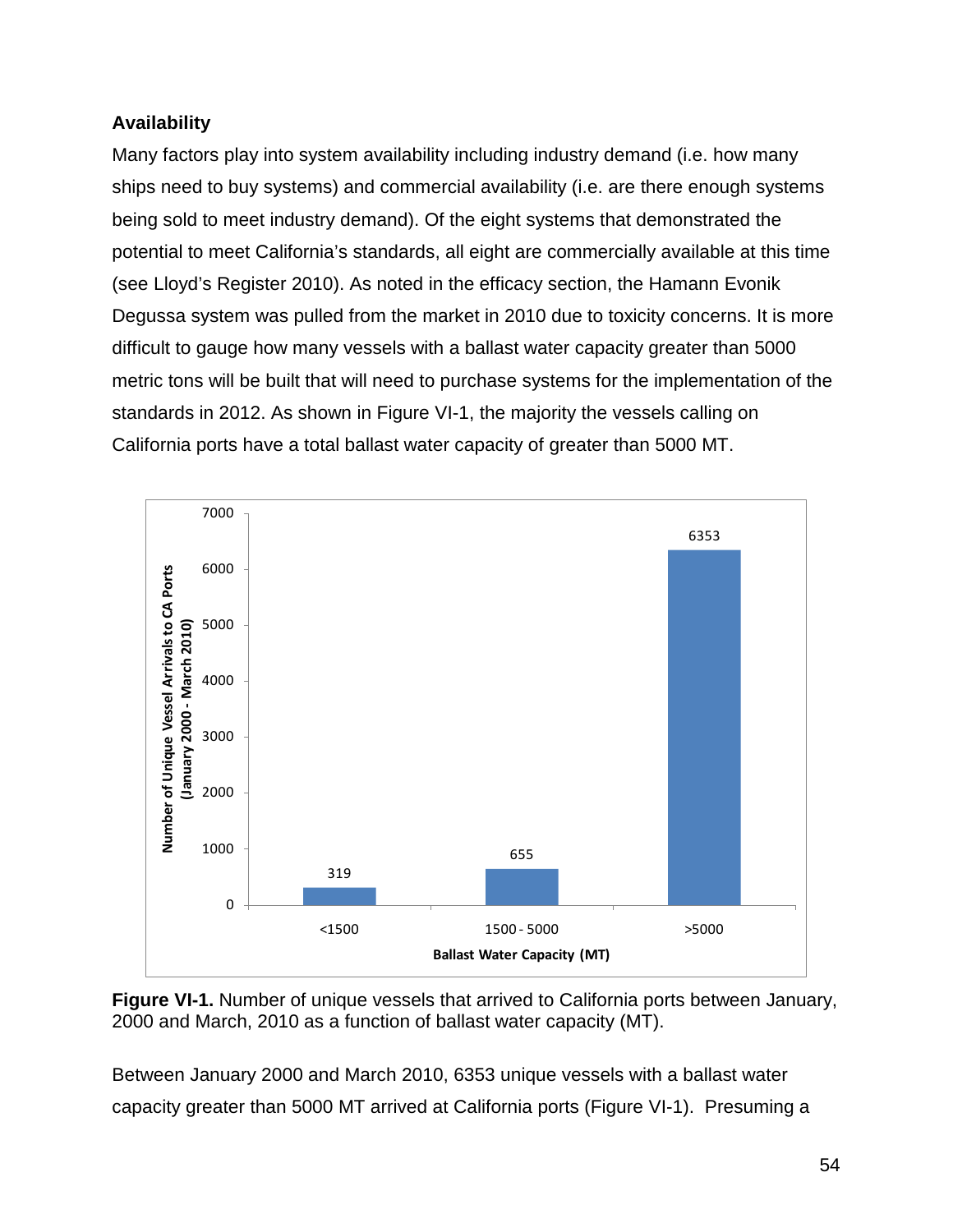**Availability**

Many factors play into system availability including industry demand (i.e. how many ships need to buy systems) and commercial availability (i.e. are there enough systems being sold to meet industry demand). Of the eight systems that demonstrated the potential to meet California's standards, all eight are commercially available at this time (see Lloyd's Register 2010). As noted in the efficacy section, the Hamann Evonik Degussa system was pulled from the market in 2010 due to toxicity concerns. It is more difficult to gauge how many vessels with a ballast water capacity greater than 5000 metric tons will be built that will need to purchase systems for the implementation of the standards in 2012. As shown in Figure VI-1, the majority the vessels calling on California ports have a total ballast water capacity of greater than 5000 MT.

| Ballast Water Capacity (MT) | Number of Unique Vessel Arrivals to CA Ports (January 2000 - March 2010) |
|---|---|
| <1500 | 319 |
| 1500 - 5000 | 655 |
| >5000 | 6353 |

**Figure VI-1.** Number of unique vessels that arrived to California ports between January, 2000 and March, 2010 as a function of ballast water capacity (MT).

Between January 2000 and March 2010, 6353 unique vessels with a ballast water capacity greater than 5000 MT arrived at California ports (Figure VI-1). Presuming a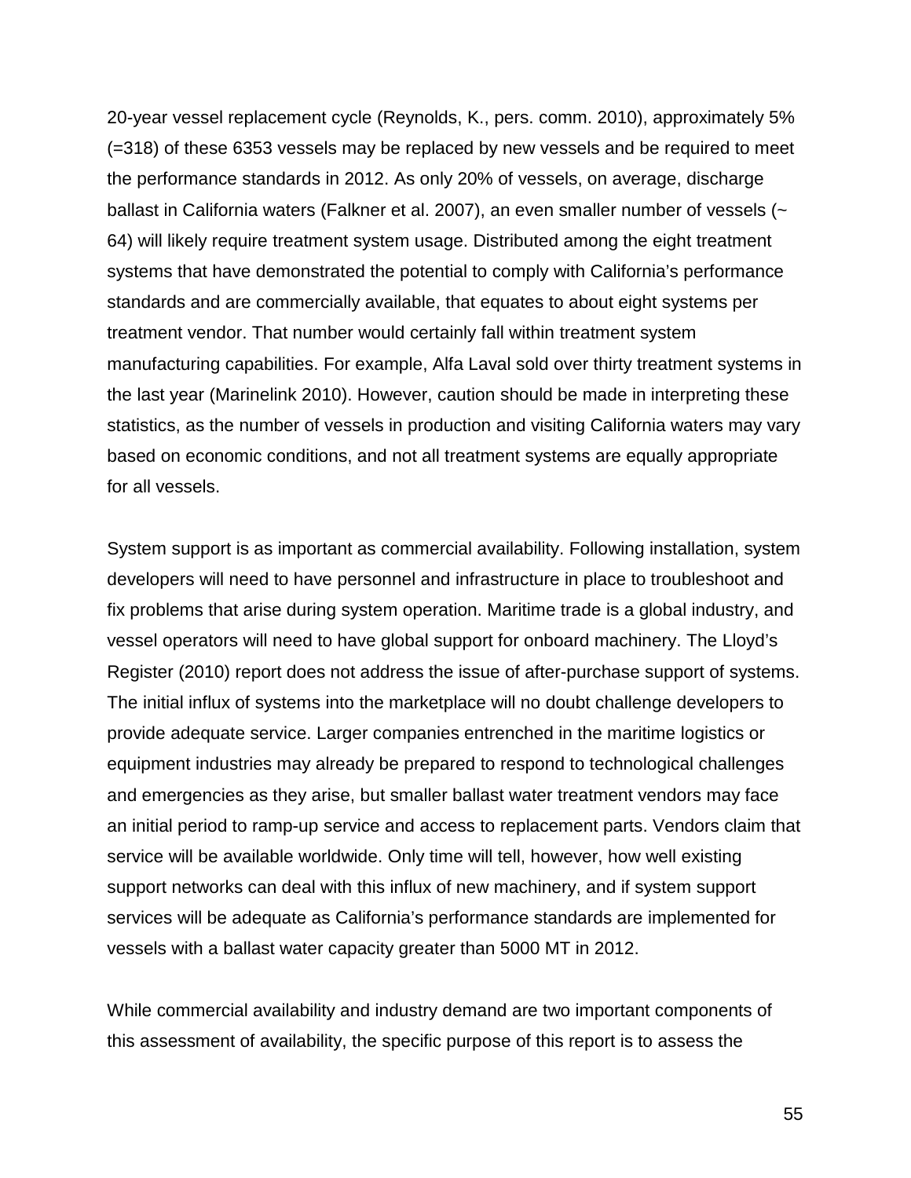20-year vessel replacement cycle (Reynolds, K., pers. comm. 2010), approximately 5% (=318) of these 6353 vessels may be replaced by new vessels and be required to meet the performance standards in 2012. As only 20% of vessels, on average, discharge ballast in California waters (Falkner et al. 2007), an even smaller number of vessels (~ 64) will likely require treatment system usage. Distributed among the eight treatment systems that have demonstrated the potential to comply with California's performance standards and are commercially available, that equates to about eight systems per treatment vendor. That number would certainly fall within treatment system manufacturing capabilities. For example, Alfa Laval sold over thirty treatment systems in the last year (Marinelink 2010). However, caution should be made in interpreting these statistics, as the number of vessels in production and visiting California waters may vary based on economic conditions, and not all treatment systems are equally appropriate for all vessels.

System support is as important as commercial availability. Following installation, system developers will need to have personnel and infrastructure in place to troubleshoot and fix problems that arise during system operation. Maritime trade is a global industry, and vessel operators will need to have global support for onboard machinery. The Lloyd's Register (2010) report does not address the issue of after-purchase support of systems. The initial influx of systems into the marketplace will no doubt challenge developers to provide adequate service. Larger companies entrenched in the maritime logistics or equipment industries may already be prepared to respond to technological challenges and emergencies as they arise, but smaller ballast water treatment vendors may face an initial period to ramp-up service and access to replacement parts. Vendors claim that service will be available worldwide. Only time will tell, however, how well existing support networks can deal with this influx of new machinery, and if system support services will be adequate as California's performance standards are implemented for vessels with a ballast water capacity greater than 5000 MT in 2012.

While commercial availability and industry demand are two important components of this assessment of availability, the specific purpose of this report is to assess the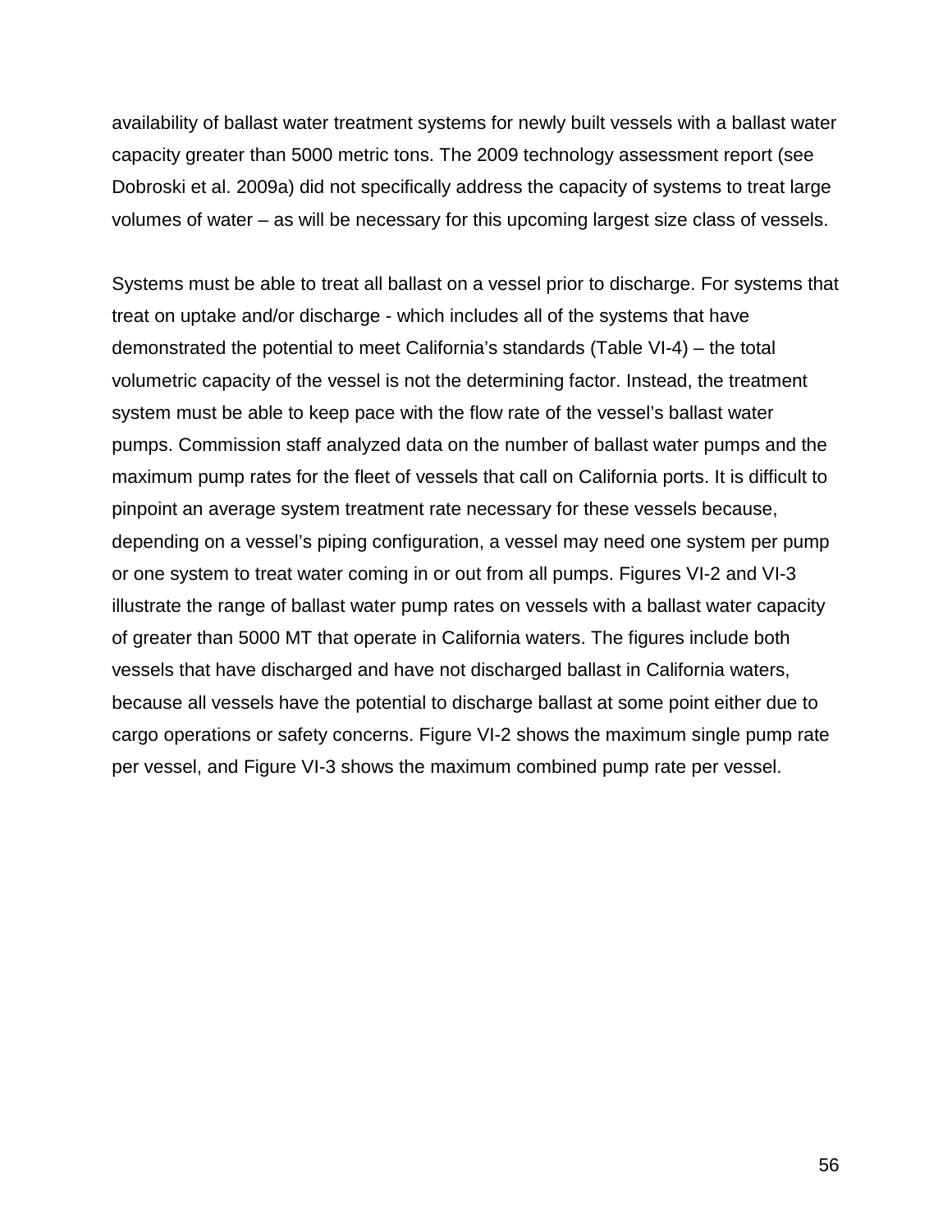availability of ballast water treatment systems for newly built vessels with a ballast water capacity greater than 5000 metric tons. The 2009 technology assessment report (see Dobroski et al. 2009a) did not specifically address the capacity of systems to treat large volumes of water – as will be necessary for this upcoming largest size class of vessels.

Systems must be able to treat all ballast on a vessel prior to discharge. For systems that treat on uptake and/or discharge - which includes all of the systems that have demonstrated the potential to meet California's standards (Table VI-4) – the total volumetric capacity of the vessel is not the determining factor. Instead, the treatment system must be able to keep pace with the flow rate of the vessel's ballast water pumps. Commission staff analyzed data on the number of ballast water pumps and the maximum pump rates for the fleet of vessels that call on California ports. It is difficult to pinpoint an average system treatment rate necessary for these vessels because, depending on a vessel's piping configuration, a vessel may need one system per pump or one system to treat water coming in or out from all pumps. Figures VI-2 and VI-3 illustrate the range of ballast water pump rates on vessels with a ballast water capacity of greater than 5000 MT that operate in California waters. The figures include both vessels that have discharged and have not discharged ballast in California waters, because all vessels have the potential to discharge ballast at some point either due to cargo operations or safety concerns. Figure VI-2 shows the maximum single pump rate per vessel, and Figure VI-3 shows the maximum combined pump rate per vessel.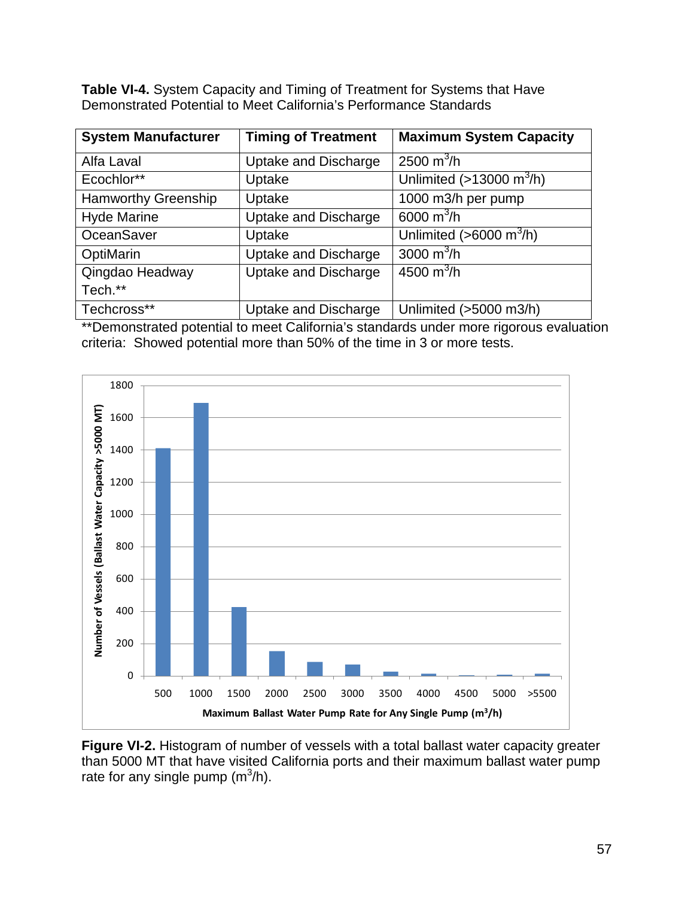**Table VI-4.** System Capacity and Timing of Treatment for Systems that Have Demonstrated Potential to Meet California's Performance Standards

| System Manufacturer | Timing of Treatment | Maximum System Capacity |
|---|---|---|
| Alfa Laval | Uptake and Discharge | 2500 $m^3$/h |
| Ecochlor** | Uptake | Unlimited (>13000 $m^3$/h) |
| Hamworthy Greenship | Uptake | 1000 m3/h per pump |
| Hyde Marine | Uptake and Discharge | 6000 $m^3$/h |
| OceanSaver | Uptake | Unlimited (>6000 $m^3$/h) |
| OptiMarin | Uptake and Discharge | 3000 $m^3$/h |
| Qingdao Headway Tech.** | Uptake and Discharge | 4500 $m^3$/h |
| Techcross** | Uptake and Discharge | Unlimited (>5000 m3/h) |

**Demonstrated potential to meet California's standards under more rigorous evaluation criteria: Showed potential more than 50% of the time in 3 or more tests.

**Figure VI-2.** Histogram of number of vessels with a total ballast water capacity greater than 5000 MT that have visited California ports and their maximum ballast water pump rate for any single pump ($m^3$/h).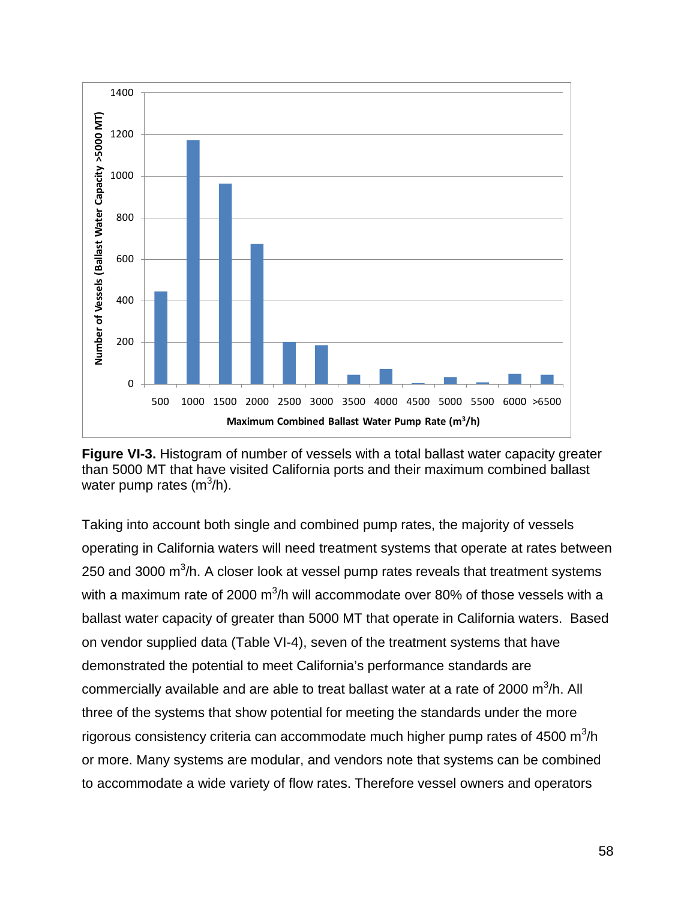**Figure VI-3.** Histogram of number of vessels with a total ballast water capacity greater than 5000 MT that have visited California ports and their maximum combined ballast water pump rates ($m^3/h$).

Taking into account both single and combined pump rates, the majority of vessels operating in California waters will need treatment systems that operate at rates between 250 and 3000 $m^3/h$. A closer look at vessel pump rates reveals that treatment systems with a maximum rate of 2000 $m^3/h$ will accommodate over 80% of those vessels with a ballast water capacity of greater than 5000 MT that operate in California waters. Based on vendor supplied data (Table VI-4), seven of the treatment systems that have demonstrated the potential to meet California's performance standards are commercially available and are able to treat ballast water at a rate of 2000 $m^3/h$. All three of the systems that show potential for meeting the standards under the more rigorous consistency criteria can accommodate much higher pump rates of 4500 $m^3/h$ or more. Many systems are modular, and vendors note that systems can be combined to accommodate a wide variety of flow rates. Therefore vessel owners and operators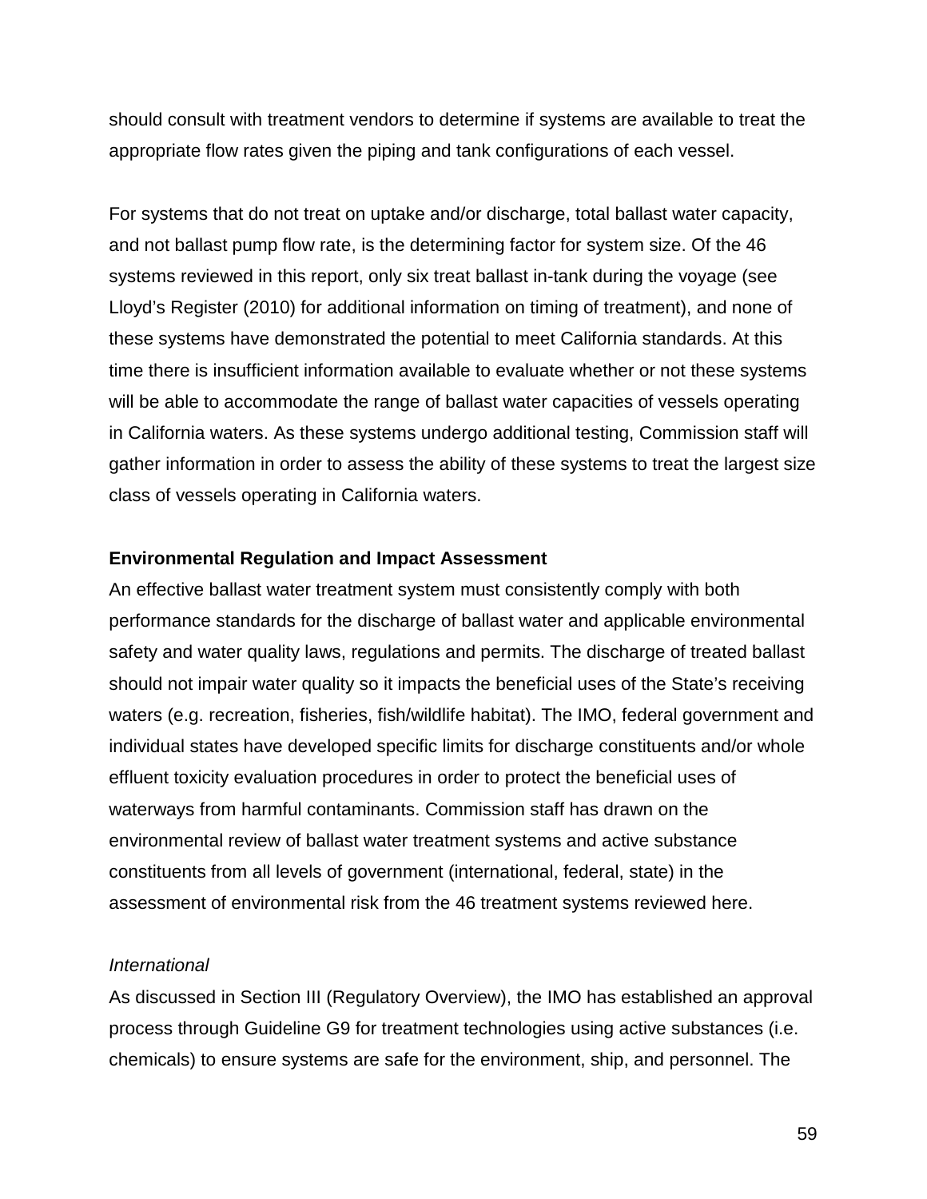should consult with treatment vendors to determine if systems are available to treat the appropriate flow rates given the piping and tank configurations of each vessel.

For systems that do not treat on uptake and/or discharge, total ballast water capacity, and not ballast pump flow rate, is the determining factor for system size. Of the 46 systems reviewed in this report, only six treat ballast in-tank during the voyage (see Lloyd's Register (2010) for additional information on timing of treatment), and none of these systems have demonstrated the potential to meet California standards. At this time there is insufficient information available to evaluate whether or not these systems will be able to accommodate the range of ballast water capacities of vessels operating in California waters. As these systems undergo additional testing, Commission staff will gather information in order to assess the ability of these systems to treat the largest size class of vessels operating in California waters.

**Environmental Regulation and Impact Assessment**

An effective ballast water treatment system must consistently comply with both performance standards for the discharge of ballast water and applicable environmental safety and water quality laws, regulations and permits. The discharge of treated ballast should not impair water quality so it impacts the beneficial uses of the State's receiving waters (e.g. recreation, fisheries, fish/wildlife habitat). The IMO, federal government and individual states have developed specific limits for discharge constituents and/or whole effluent toxicity evaluation procedures in order to protect the beneficial uses of waterways from harmful contaminants. Commission staff has drawn on the environmental review of ballast water treatment systems and active substance constituents from all levels of government (international, federal, state) in the assessment of environmental risk from the 46 treatment systems reviewed here.

*International*

As discussed in Section III (Regulatory Overview), the IMO has established an approval process through Guideline G9 for treatment technologies using active substances (i.e. chemicals) to ensure systems are safe for the environment, ship, and personnel. The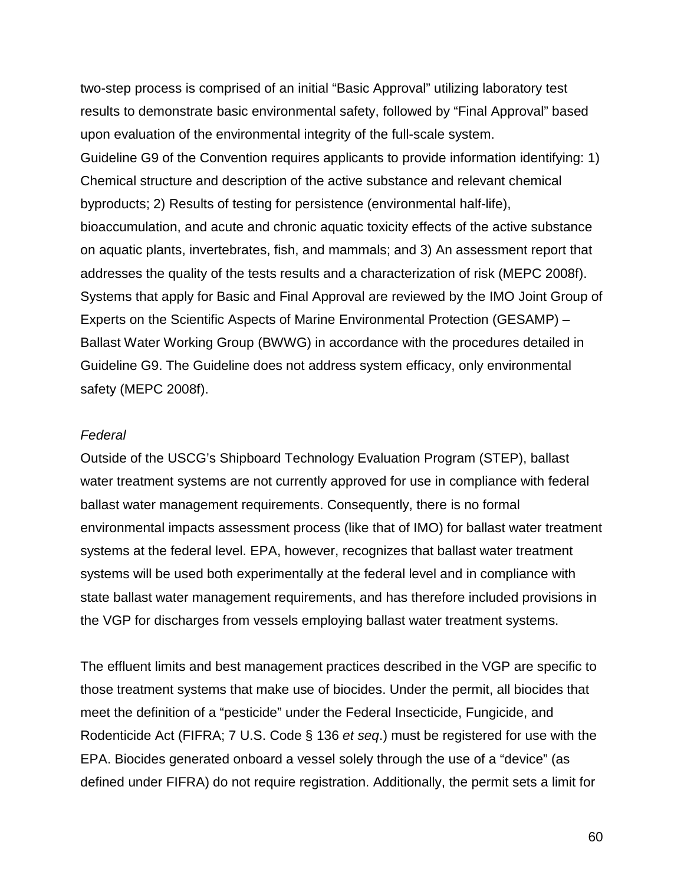two-step process is comprised of an initial "Basic Approval" utilizing laboratory test results to demonstrate basic environmental safety, followed by "Final Approval" based upon evaluation of the environmental integrity of the full-scale system.

Guideline G9 of the Convention requires applicants to provide information identifying: 1) Chemical structure and description of the active substance and relevant chemical byproducts; 2) Results of testing for persistence (environmental half-life), bioaccumulation, and acute and chronic aquatic toxicity effects of the active substance on aquatic plants, invertebrates, fish, and mammals; and 3) An assessment report that addresses the quality of the tests results and a characterization of risk (MEPC 2008f). Systems that apply for Basic and Final Approval are reviewed by the IMO Joint Group of Experts on the Scientific Aspects of Marine Environmental Protection (GESAMP) – Ballast Water Working Group (BWWG) in accordance with the procedures detailed in Guideline G9. The Guideline does not address system efficacy, only environmental safety (MEPC 2008f).

*Federal*

Outside of the USCG's Shipboard Technology Evaluation Program (STEP), ballast water treatment systems are not currently approved for use in compliance with federal ballast water management requirements. Consequently, there is no formal environmental impacts assessment process (like that of IMO) for ballast water treatment systems at the federal level. EPA, however, recognizes that ballast water treatment systems will be used both experimentally at the federal level and in compliance with state ballast water management requirements, and has therefore included provisions in the VGP for discharges from vessels employing ballast water treatment systems.

The effluent limits and best management practices described in the VGP are specific to those treatment systems that make use of biocides. Under the permit, all biocides that meet the definition of a "pesticide" under the Federal Insecticide, Fungicide, and Rodenticide Act (FIFRA; 7 U.S. Code § 136 *et seq*.) must be registered for use with the EPA. Biocides generated onboard a vessel solely through the use of a "device" (as defined under FIFRA) do not require registration. Additionally, the permit sets a limit for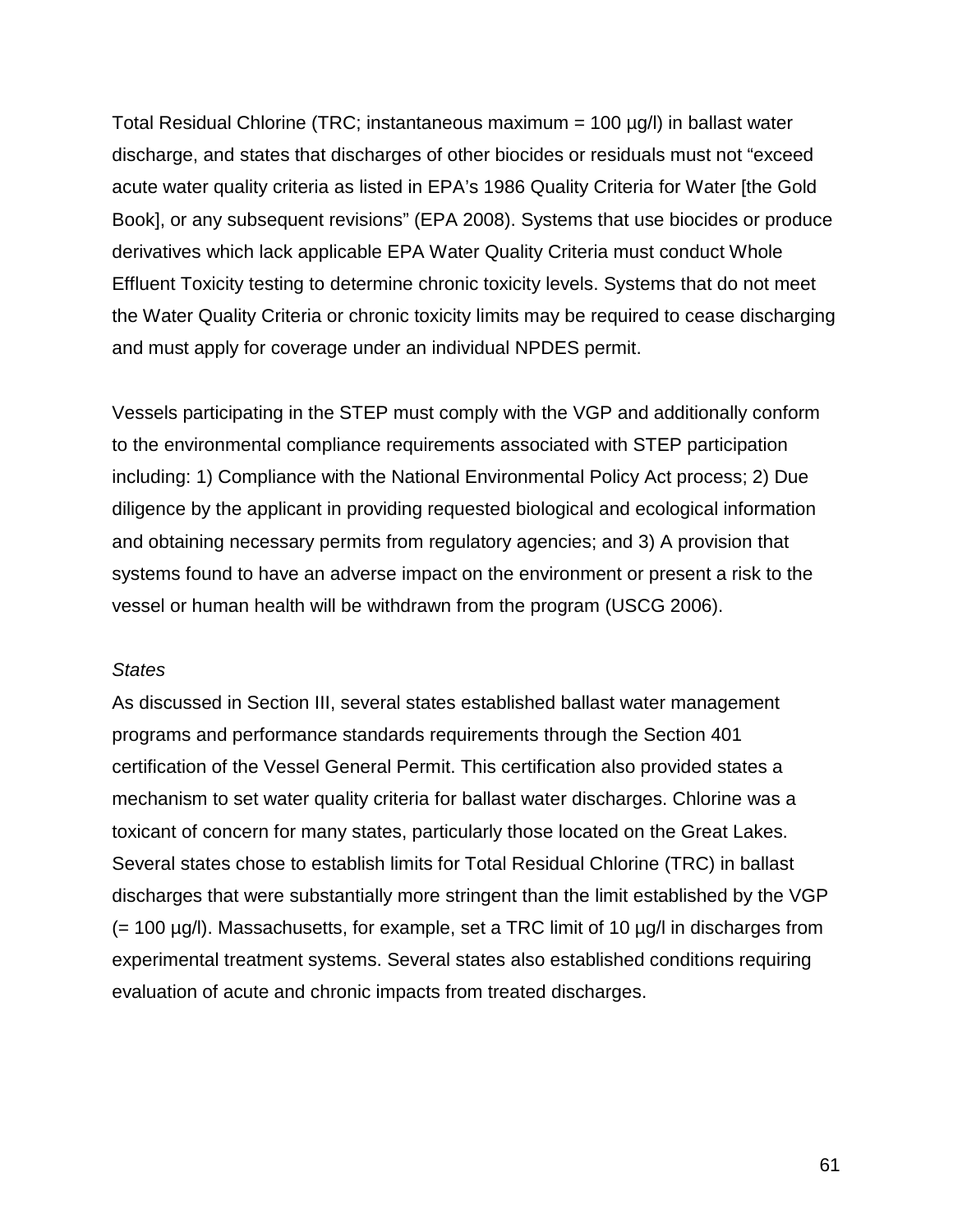Total Residual Chlorine (TRC; instantaneous maximum = 100 µg/l) in ballast water discharge, and states that discharges of other biocides or residuals must not "exceed acute water quality criteria as listed in EPA's 1986 Quality Criteria for Water [the Gold Book], or any subsequent revisions" (EPA 2008). Systems that use biocides or produce derivatives which lack applicable EPA Water Quality Criteria must conduct Whole Effluent Toxicity testing to determine chronic toxicity levels. Systems that do not meet the Water Quality Criteria or chronic toxicity limits may be required to cease discharging and must apply for coverage under an individual NPDES permit.

Vessels participating in the STEP must comply with the VGP and additionally conform to the environmental compliance requirements associated with STEP participation including: 1) Compliance with the National Environmental Policy Act process; 2) Due diligence by the applicant in providing requested biological and ecological information and obtaining necessary permits from regulatory agencies; and 3) A provision that systems found to have an adverse impact on the environment or present a risk to the vessel or human health will be withdrawn from the program (USCG 2006).

*States*

As discussed in Section III, several states established ballast water management programs and performance standards requirements through the Section 401 certification of the Vessel General Permit. This certification also provided states a mechanism to set water quality criteria for ballast water discharges. Chlorine was a toxicant of concern for many states, particularly those located on the Great Lakes. Several states chose to establish limits for Total Residual Chlorine (TRC) in ballast discharges that were substantially more stringent than the limit established by the VGP (= 100 µg/l). Massachusetts, for example, set a TRC limit of 10 µg/l in discharges from experimental treatment systems. Several states also established conditions requiring evaluation of acute and chronic impacts from treated discharges.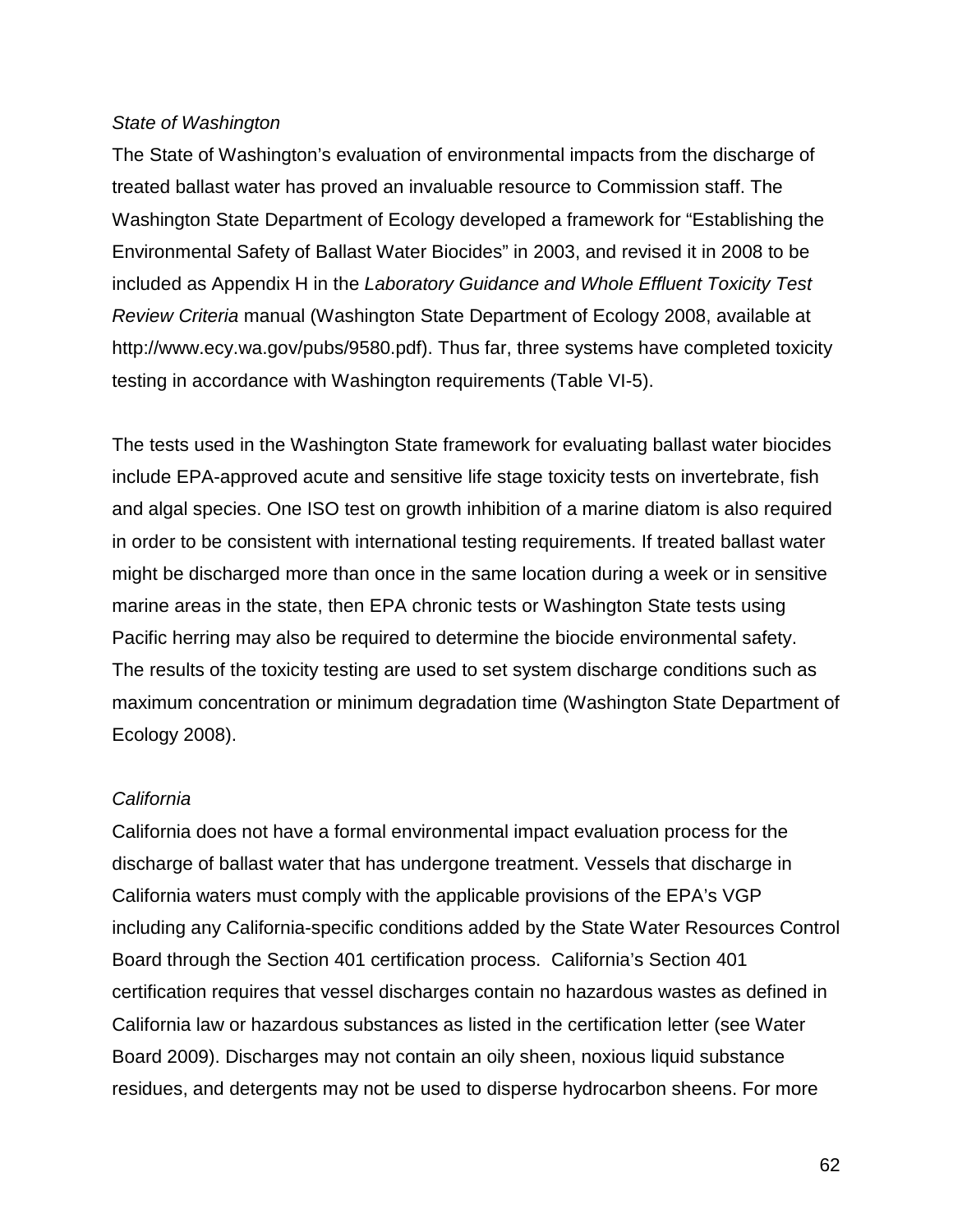*State of Washington*

The State of Washington's evaluation of environmental impacts from the discharge of treated ballast water has proved an invaluable resource to Commission staff. The Washington State Department of Ecology developed a framework for "Establishing the Environmental Safety of Ballast Water Biocides" in 2003, and revised it in 2008 to be included as Appendix H in the *Laboratory Guidance and Whole Effluent Toxicity Test Review Criteria* manual (Washington State Department of Ecology 2008, available at http://www.ecy.wa.gov/pubs/9580.pdf). Thus far, three systems have completed toxicity testing in accordance with Washington requirements (Table VI-5).

The tests used in the Washington State framework for evaluating ballast water biocides include EPA-approved acute and sensitive life stage toxicity tests on invertebrate, fish and algal species. One ISO test on growth inhibition of a marine diatom is also required in order to be consistent with international testing requirements. If treated ballast water might be discharged more than once in the same location during a week or in sensitive marine areas in the state, then EPA chronic tests or Washington State tests using Pacific herring may also be required to determine the biocide environmental safety. The results of the toxicity testing are used to set system discharge conditions such as maximum concentration or minimum degradation time (Washington State Department of Ecology 2008).

*California*

California does not have a formal environmental impact evaluation process for the discharge of ballast water that has undergone treatment. Vessels that discharge in California waters must comply with the applicable provisions of the EPA's VGP including any California-specific conditions added by the State Water Resources Control Board through the Section 401 certification process. California's Section 401 certification requires that vessel discharges contain no hazardous wastes as defined in California law or hazardous substances as listed in the certification letter (see Water Board 2009). Discharges may not contain an oily sheen, noxious liquid substance residues, and detergents may not be used to disperse hydrocarbon sheens. For more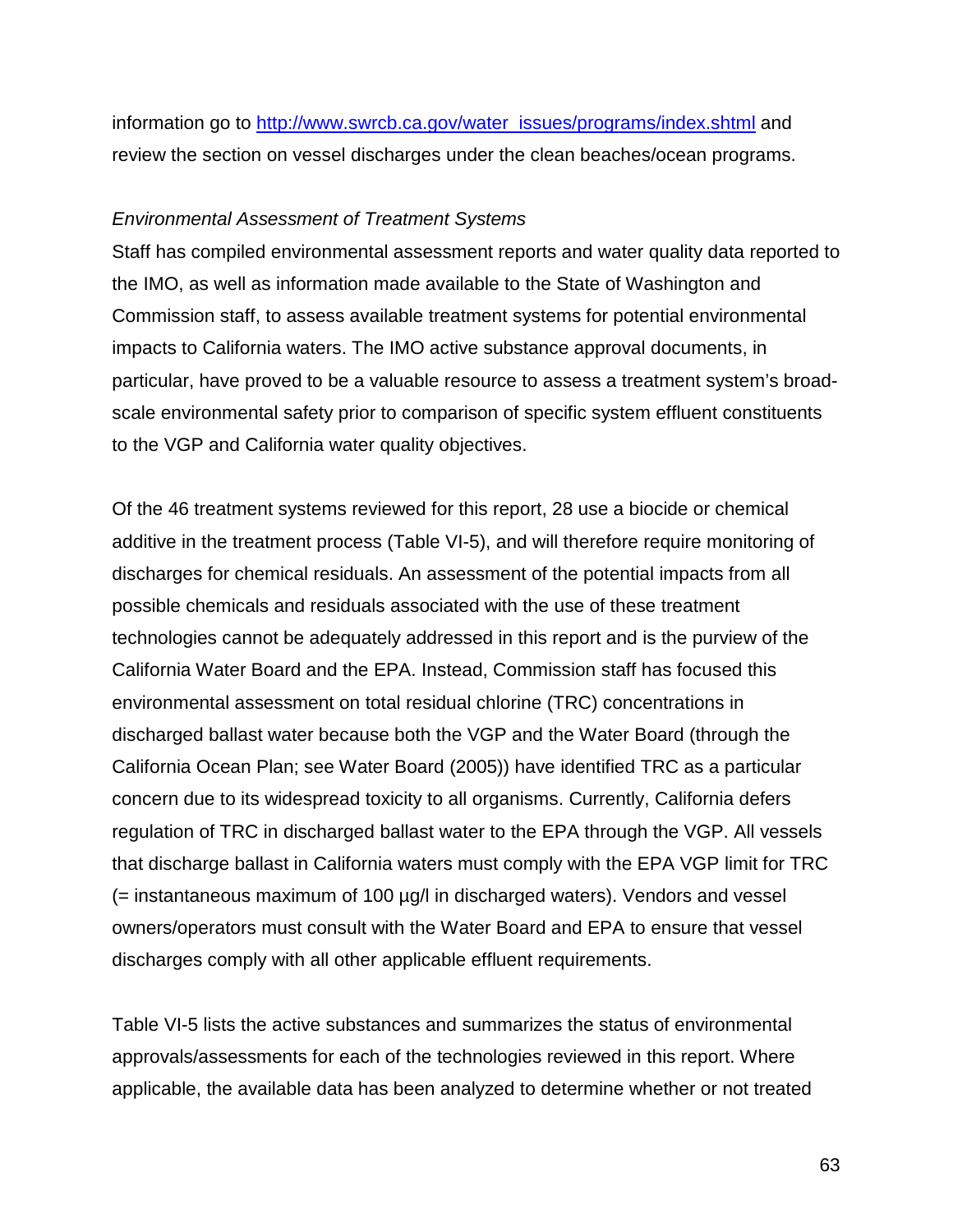information go to [http://www.swrcb.ca.gov/water_issues/programs/index.shtml](http://www.swrcb.ca.gov/water_issues/programs/index.shtml) and review the section on vessel discharges under the clean beaches/ocean programs.

*Environmental Assessment of Treatment Systems*

Staff has compiled environmental assessment reports and water quality data reported to the IMO, as well as information made available to the State of Washington and Commission staff, to assess available treatment systems for potential environmental impacts to California waters. The IMO active substance approval documents, in particular, have proved to be a valuable resource to assess a treatment system's broad-scale environmental safety prior to comparison of specific system effluent constituents to the VGP and California water quality objectives.

Of the 46 treatment systems reviewed for this report, 28 use a biocide or chemical additive in the treatment process (Table VI-5), and will therefore require monitoring of discharges for chemical residuals. An assessment of the potential impacts from all possible chemicals and residuals associated with the use of these treatment technologies cannot be adequately addressed in this report and is the purview of the California Water Board and the EPA. Instead, Commission staff has focused this environmental assessment on total residual chlorine (TRC) concentrations in discharged ballast water because both the VGP and the Water Board (through the California Ocean Plan; see Water Board (2005)) have identified TRC as a particular concern due to its widespread toxicity to all organisms. Currently, California defers regulation of TRC in discharged ballast water to the EPA through the VGP. All vessels that discharge ballast in California waters must comply with the EPA VGP limit for TRC (= instantaneous maximum of 100 µg/l in discharged waters). Vendors and vessel owners/operators must consult with the Water Board and EPA to ensure that vessel discharges comply with all other applicable effluent requirements.

Table VI-5 lists the active substances and summarizes the status of environmental approvals/assessments for each of the technologies reviewed in this report. Where applicable, the available data has been analyzed to determine whether or not treated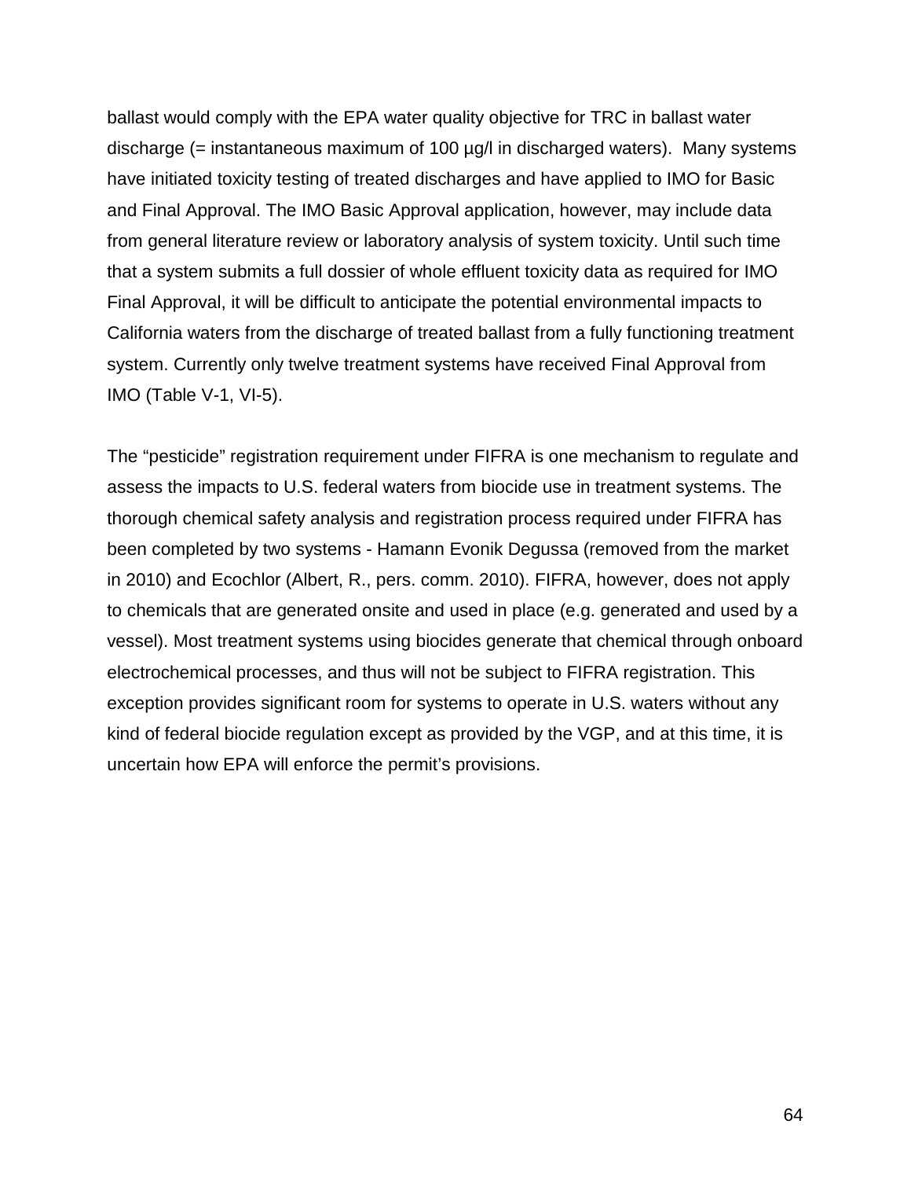ballast would comply with the EPA water quality objective for TRC in ballast water discharge (= instantaneous maximum of 100 µg/l in discharged waters). Many systems have initiated toxicity testing of treated discharges and have applied to IMO for Basic and Final Approval. The IMO Basic Approval application, however, may include data from general literature review or laboratory analysis of system toxicity. Until such time that a system submits a full dossier of whole effluent toxicity data as required for IMO Final Approval, it will be difficult to anticipate the potential environmental impacts to California waters from the discharge of treated ballast from a fully functioning treatment system. Currently only twelve treatment systems have received Final Approval from IMO (Table V-1, VI-5).

The "pesticide" registration requirement under FIFRA is one mechanism to regulate and assess the impacts to U.S. federal waters from biocide use in treatment systems. The thorough chemical safety analysis and registration process required under FIFRA has been completed by two systems - Hamann Evonik Degussa (removed from the market in 2010) and Ecochlor (Albert, R., pers. comm. 2010). FIFRA, however, does not apply to chemicals that are generated onsite and used in place (e.g. generated and used by a vessel). Most treatment systems using biocides generate that chemical through onboard electrochemical processes, and thus will not be subject to FIFRA registration. This exception provides significant room for systems to operate in U.S. waters without any kind of federal biocide regulation except as provided by the VGP, and at this time, it is uncertain how EPA will enforce the permit's provisions.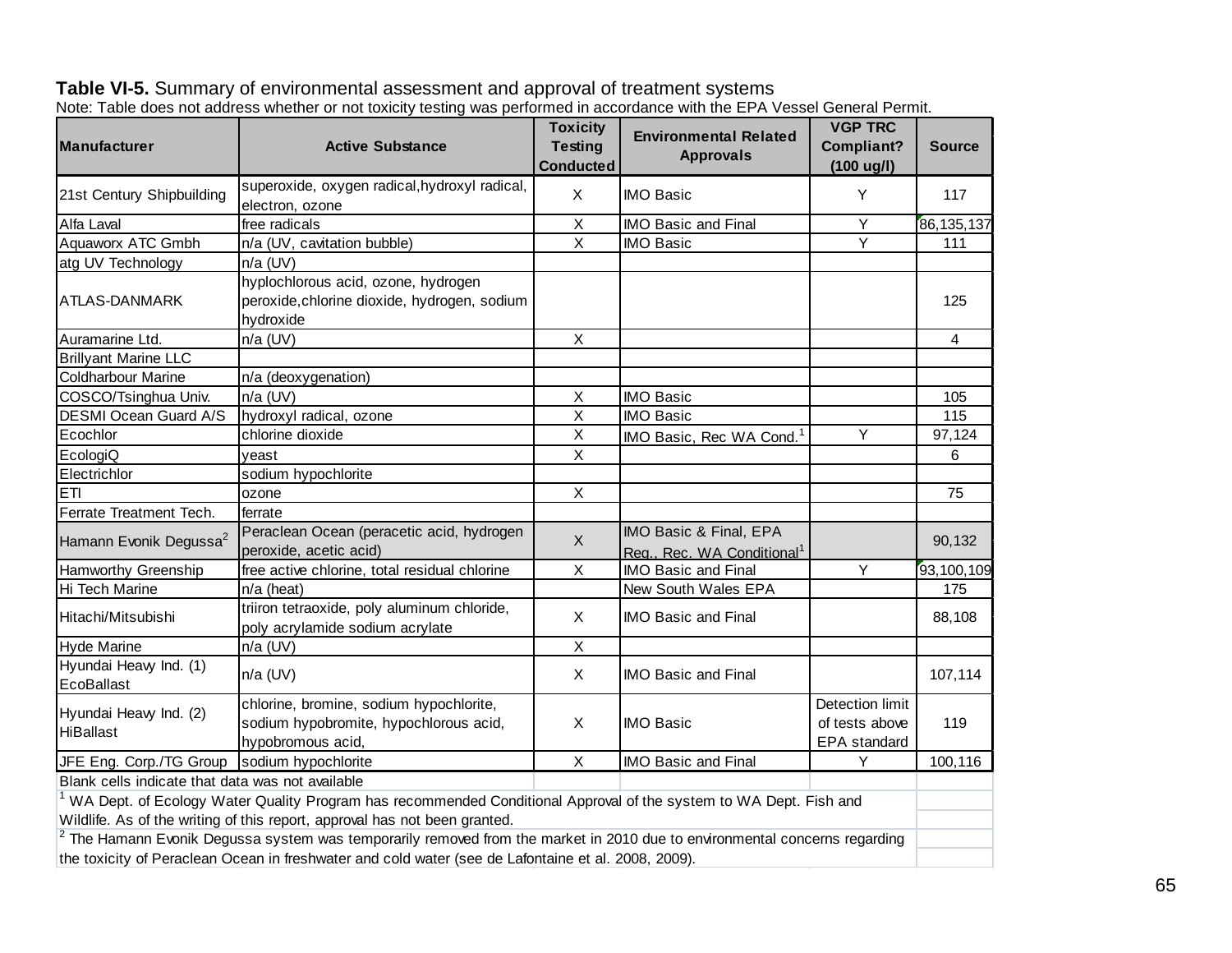**Table VI-5.** Summary of environmental assessment and approval of treatment systems

Note: Table does not address whether or not toxicity testing was performed in accordance with the EPA Vessel General Permit.

| Manufacturer | Active Substance | Toxicity Testing Conducted | Environmental Related Approvals | VGP TRC Compliant? (100 ug/l) | Source |
|---|---|---|---|---|---|
| 21st Century Shipbuilding | superoxide, oxygen radical,hydroxyl radical, electron, ozone | X | IMO Basic | Y | 117 |
| Alfa Laval | free radicals | X | IMO Basic and Final | Y | 86,135,137 |
| Aquaworx ATC Gmbh | n/a (UV, cavitation bubble) | X | IMO Basic | Y | 111 |
| atg UV Technology | n/a (UV) | | | | |
| ATLAS-DANMARK | hyplochlorous acid, ozone, hydrogen peroxide,chlorine dioxide, hydrogen, sodium hydroxide | | | | 125 |
| Auramarine Ltd. | n/a (UV) | X | | | 4 |
| Brillyant Marine LLC | | | | | |
| Coldharbour Marine | n/a (deoxygenation) | | | | |
| COSCO/Tsinghua Univ. | n/a (UV) | X | IMO Basic | | 105 |
| DESMI Ocean Guard A/S | hydroxyl radical, ozone | X | IMO Basic | | 115 |
| Ecochlor | chlorine dioxide | X | IMO Basic, Rec WA Cond.[1] | Y | 97,124 |
| EcologiQ | yeast | X | | | 6 |
| Electrichlor | sodium hypochlorite | | | | |
| ETI | ozone | X | | | 75 |
| Ferrate Treatment Tech. | ferrate | | | | |
| Hamann Evonik Degussa[2] | Peraclean Ocean (peracetic acid, hydrogen peroxide, acetic acid) | X | IMO Basic & Final, EPA Reg., Rec. WA Conditional[1] | | 90,132 |
| Hamworthy Greenship | free active chlorine, total residual chlorine | X | IMO Basic and Final | Y | 93,100,109 |
| Hi Tech Marine | n/a (heat) | | New South Wales EPA | | 175 |
| Hitachi/Mitsubishi | triiron tetraoxide, poly aluminum chloride, poly acrylamide sodium acrylate | X | IMO Basic and Final | | 88,108 |
| Hyde Marine | n/a (UV) | X | | | |
| Hyundai Heavy Ind. (1) EcoBallast | n/a (UV) | X | IMO Basic and Final | | 107,114 |
| Hyundai Heavy Ind. (2) HiBallast | chlorine, bromine, sodium hypochlorite, sodium hypobromite, hypochlorous acid, hypobromous acid, | X | IMO Basic | Detection limit of tests above EPA standard | 119 |
| JFE Eng. Corp./TG Group | sodium hypochlorite | X | IMO Basic and Final | Y | 100,116 |

Blank cells indicate that data was not available

[1] WA Dept. of Ecology Water Quality Program has recommended Conditional Approval of the system to WA Dept. Fish and Wildlife. As of the writing of this report, approval has not been granted.

[2] The Hamann Evonik Degussa system was temporarily removed from the market in 2010 due to environmental concerns regarding the toxicity of Peraclean Ocean in freshwater and cold water (see de Lafontaine et al. 2008, 2009).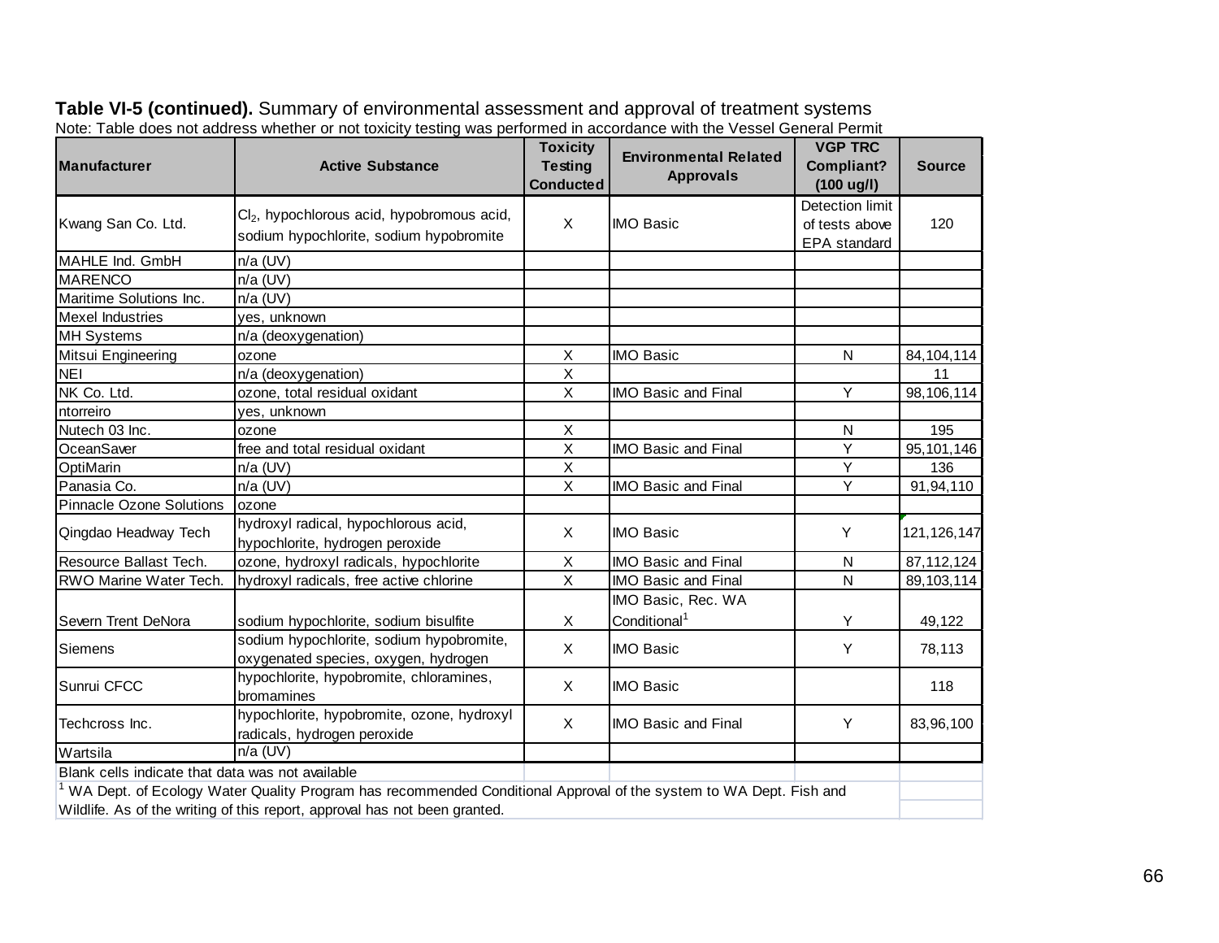**Table VI-5 (continued).** Summary of environmental assessment and approval of treatment systems

Note: Table does not address whether or not toxicity testing was performed in accordance with the Vessel General Permit

| Manufacturer | Active Substance | Toxicity Testing Conducted | Environmental Related Approvals | VGP TRC Compliant? (100 ug/l) | Source |
|---|---|---|---|---|---|
| Kwang San Co. Ltd. | $Cl_2$, hypochlorous acid, hypobromous acid, sodium hypochlorite, sodium hypobromite | X | IMO Basic | Detection limit of tests above EPA standard | 120 |
| MAHLE Ind. GmbH | n/a (UV) | | | | |
| MARENCO | n/a (UV) | | | | |
| Maritime Solutions Inc. | n/a (UV) | | | | |
| Mexel Industries | yes, unknown | | | | |
| MH Systems | n/a (deoxygenation) | | | | |
| Mitsui Engineering | ozone | X | IMO Basic | N | 84,104,114 |
| NEI | n/a (deoxygenation) | X | | | 11 |
| NK Co. Ltd. | ozone, total residual oxidant | X | IMO Basic and Final | Y | 98,106,114 |
| ntorreiro | yes, unknown | | | | |
| Nutech 03 Inc. | ozone | X | | N | 195 |
| OceanSaver | free and total residual oxidant | X | IMO Basic and Final | Y | 95,101,146 |
| OptiMarin | n/a (UV) | X | | Y | 136 |
| Panasia Co. | n/a (UV) | X | IMO Basic and Final | Y | 91,94,110 |
| Pinnacle Ozone Solutions | ozone | | | | |
| Qingdao Headway Tech | hydroxyl radical, hypochlorous acid, hypochlorite, hydrogen peroxide | X | IMO Basic | Y | 121,126,147 |
| Resource Ballast Tech. | ozone, hydroxyl radicals, hypochlorite | X | IMO Basic and Final | N | 87,112,124 |
| RWO Marine Water Tech. | hydroxyl radicals, free active chlorine | X | IMO Basic and Final | N | 89,103,114 |
| Severn Trent DeNora | sodium hypochlorite, sodium bisulfite | X | IMO Basic, Rec. WA Conditional[1] | Y | 49,122 |
| Siemens | sodium hypochlorite, sodium hypobromite, oxygenated species, oxygen, hydrogen | X | IMO Basic | Y | 78,113 |
| Sunrui CFCC | hypochlorite, hypobromite, chloramines, bromamines | X | IMO Basic | | 118 |
| Techcross Inc. | hypochlorite, hypobromite, ozone, hydroxyl radicals, hydrogen peroxide | X | IMO Basic and Final | Y | 83,96,100 |
| Wartsila | n/a (UV) | | | | |

Blank cells indicate that data was not available

[1] WA Dept. of Ecology Water Quality Program has recommended Conditional Approval of the system to WA Dept. Fish and Wildlife. As of the writing of this report, approval has not been granted.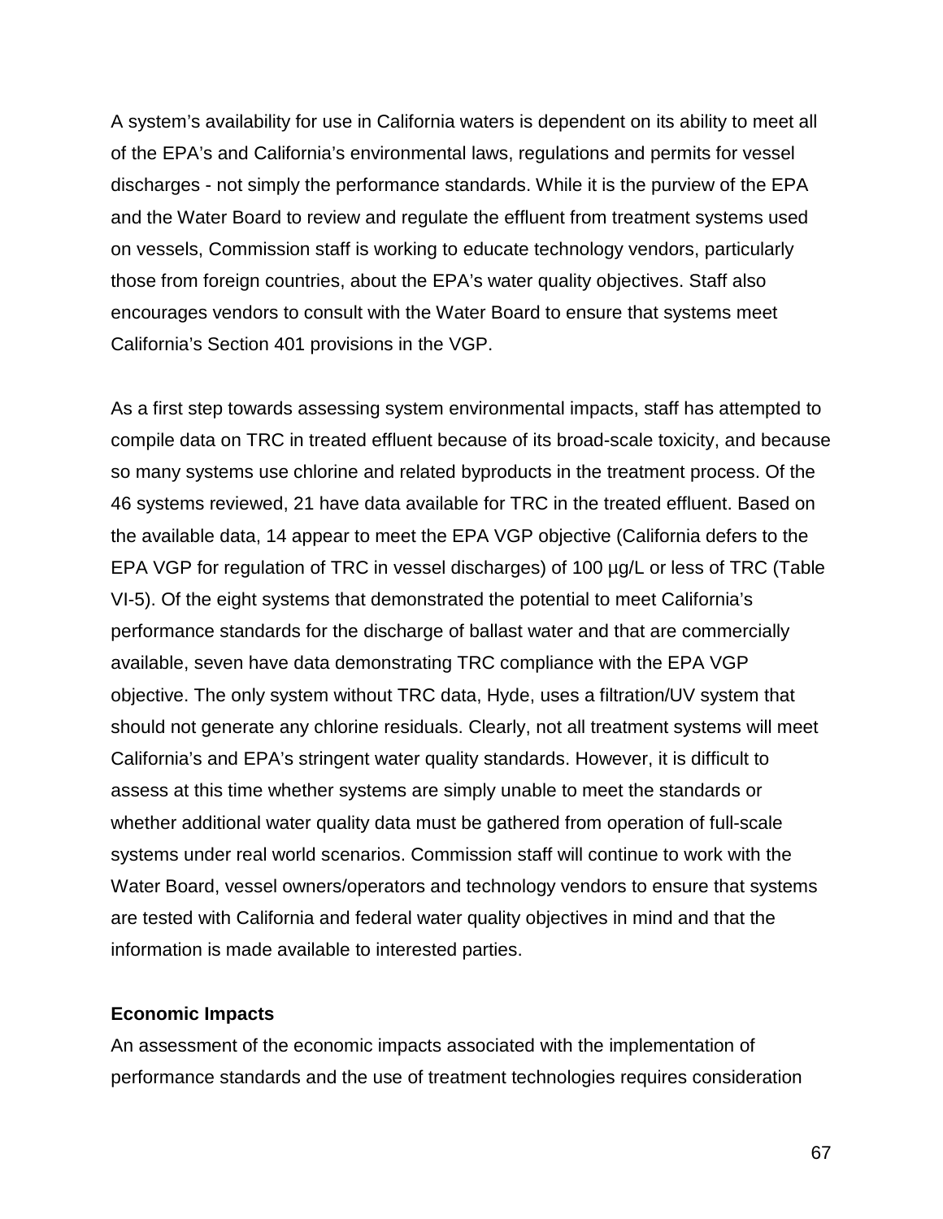A system's availability for use in California waters is dependent on its ability to meet all of the EPA's and California's environmental laws, regulations and permits for vessel discharges - not simply the performance standards. While it is the purview of the EPA and the Water Board to review and regulate the effluent from treatment systems used on vessels, Commission staff is working to educate technology vendors, particularly those from foreign countries, about the EPA's water quality objectives. Staff also encourages vendors to consult with the Water Board to ensure that systems meet California's Section 401 provisions in the VGP.

As a first step towards assessing system environmental impacts, staff has attempted to compile data on TRC in treated effluent because of its broad-scale toxicity, and because so many systems use chlorine and related byproducts in the treatment process. Of the 46 systems reviewed, 21 have data available for TRC in the treated effluent. Based on the available data, 14 appear to meet the EPA VGP objective (California defers to the EPA VGP for regulation of TRC in vessel discharges) of 100 µg/L or less of TRC (Table VI-5). Of the eight systems that demonstrated the potential to meet California's performance standards for the discharge of ballast water and that are commercially available, seven have data demonstrating TRC compliance with the EPA VGP objective. The only system without TRC data, Hyde, uses a filtration/UV system that should not generate any chlorine residuals. Clearly, not all treatment systems will meet California's and EPA's stringent water quality standards. However, it is difficult to assess at this time whether systems are simply unable to meet the standards or whether additional water quality data must be gathered from operation of full-scale systems under real world scenarios. Commission staff will continue to work with the Water Board, vessel owners/operators and technology vendors to ensure that systems are tested with California and federal water quality objectives in mind and that the information is made available to interested parties.

**Economic Impacts**

An assessment of the economic impacts associated with the implementation of performance standards and the use of treatment technologies requires consideration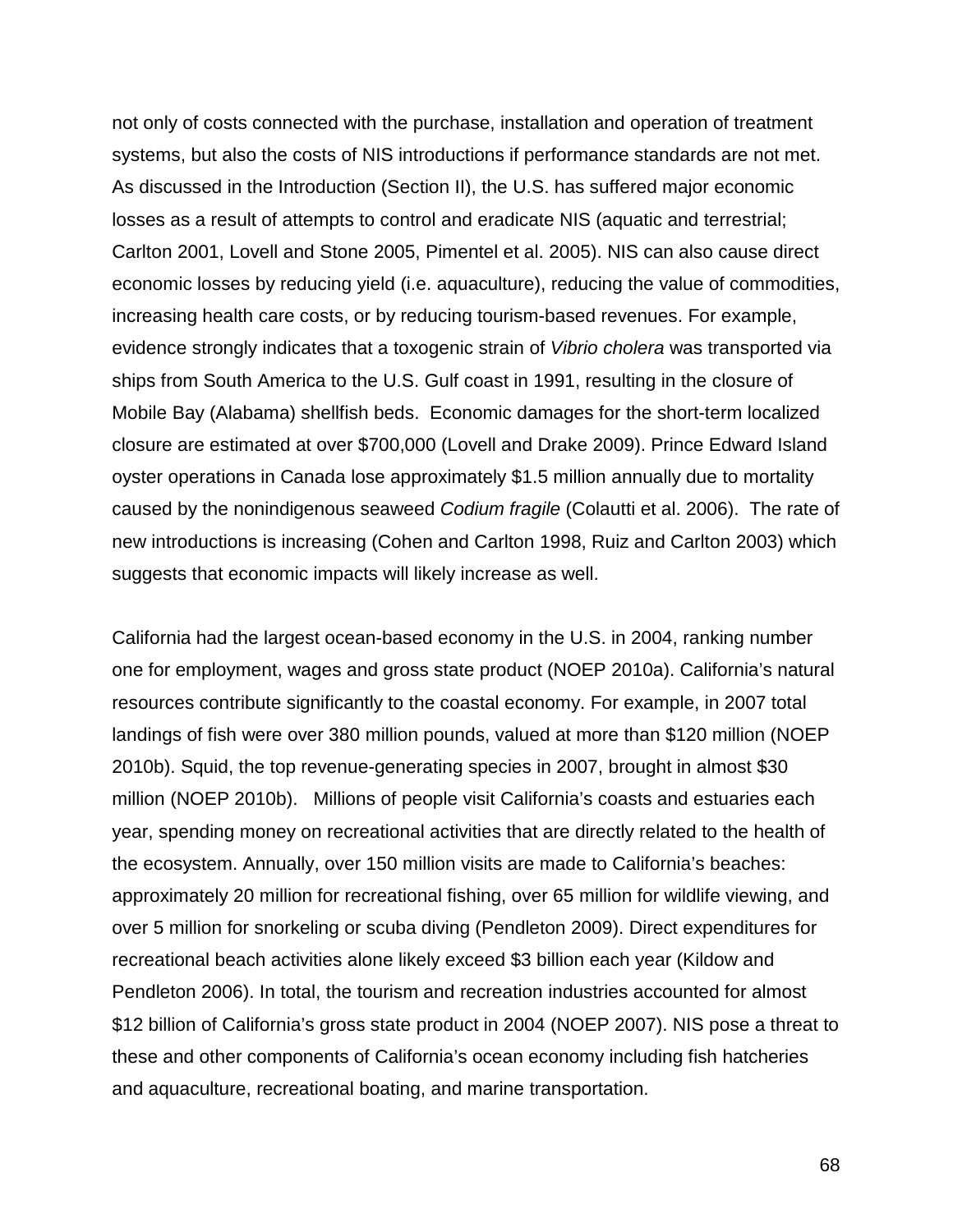not only of costs connected with the purchase, installation and operation of treatment systems, but also the costs of NIS introductions if performance standards are not met. As discussed in the Introduction (Section II), the U.S. has suffered major economic losses as a result of attempts to control and eradicate NIS (aquatic and terrestrial; Carlton 2001, Lovell and Stone 2005, Pimentel et al. 2005). NIS can also cause direct economic losses by reducing yield (i.e. aquaculture), reducing the value of commodities, increasing health care costs, or by reducing tourism-based revenues. For example, evidence strongly indicates that a toxogenic strain of *Vibrio cholera* was transported via ships from South America to the U.S. Gulf coast in 1991, resulting in the closure of Mobile Bay (Alabama) shellfish beds. Economic damages for the short-term localized closure are estimated at over $700,000 (Lovell and Drake 2009). Prince Edward Island oyster operations in Canada lose approximately $1.5 million annually due to mortality caused by the nonindigenous seaweed *Codium fragile* (Colautti et al. 2006). The rate of new introductions is increasing (Cohen and Carlton 1998, Ruiz and Carlton 2003) which suggests that economic impacts will likely increase as well.

California had the largest ocean-based economy in the U.S. in 2004, ranking number one for employment, wages and gross state product (NOEP 2010a). California's natural resources contribute significantly to the coastal economy. For example, in 2007 total landings of fish were over 380 million pounds, valued at more than $120 million (NOEP 2010b). Squid, the top revenue-generating species in 2007, brought in almost $30 million (NOEP 2010b). Millions of people visit California's coasts and estuaries each year, spending money on recreational activities that are directly related to the health of the ecosystem. Annually, over 150 million visits are made to California's beaches: approximately 20 million for recreational fishing, over 65 million for wildlife viewing, and over 5 million for snorkeling or scuba diving (Pendleton 2009). Direct expenditures for recreational beach activities alone likely exceed $3 billion each year (Kildow and Pendleton 2006). In total, the tourism and recreation industries accounted for almost $12 billion of California's gross state product in 2004 (NOEP 2007). NIS pose a threat to these and other components of California's ocean economy including fish hatcheries and aquaculture, recreational boating, and marine transportation.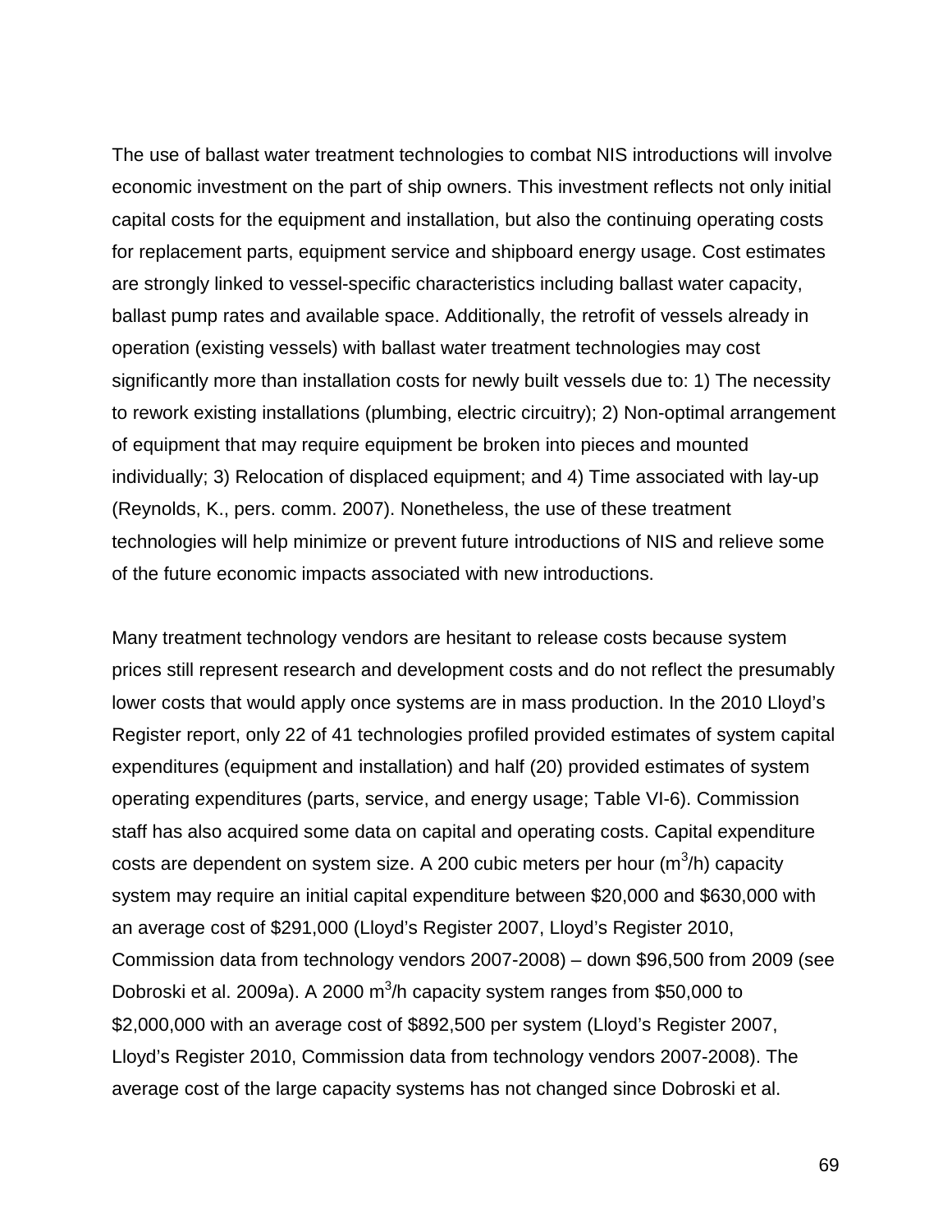The use of ballast water treatment technologies to combat NIS introductions will involve economic investment on the part of ship owners. This investment reflects not only initial capital costs for the equipment and installation, but also the continuing operating costs for replacement parts, equipment service and shipboard energy usage. Cost estimates are strongly linked to vessel-specific characteristics including ballast water capacity, ballast pump rates and available space. Additionally, the retrofit of vessels already in operation (existing vessels) with ballast water treatment technologies may cost significantly more than installation costs for newly built vessels due to: 1) The necessity to rework existing installations (plumbing, electric circuitry); 2) Non-optimal arrangement of equipment that may require equipment be broken into pieces and mounted individually; 3) Relocation of displaced equipment; and 4) Time associated with lay-up (Reynolds, K., pers. comm. 2007). Nonetheless, the use of these treatment technologies will help minimize or prevent future introductions of NIS and relieve some of the future economic impacts associated with new introductions.

Many treatment technology vendors are hesitant to release costs because system prices still represent research and development costs and do not reflect the presumably lower costs that would apply once systems are in mass production. In the 2010 Lloyd's Register report, only 22 of 41 technologies profiled provided estimates of system capital expenditures (equipment and installation) and half (20) provided estimates of system operating expenditures (parts, service, and energy usage; Table VI-6). Commission staff has also acquired some data on capital and operating costs. Capital expenditure costs are dependent on system size. A 200 cubic meters per hour ($m^3$/h) capacity system may require an initial capital expenditure between $20,000 and $630,000 with an average cost of $291,000 (Lloyd's Register 2007, Lloyd's Register 2010, Commission data from technology vendors 2007-2008) – down $96,500 from 2009 (see Dobroski et al. 2009a). A 2000 $m^3$/h capacity system ranges from $50,000 to $2,000,000 with an average cost of $892,500 per system (Lloyd's Register 2007, Lloyd's Register 2010, Commission data from technology vendors 2007-2008). The average cost of the large capacity systems has not changed since Dobroski et al.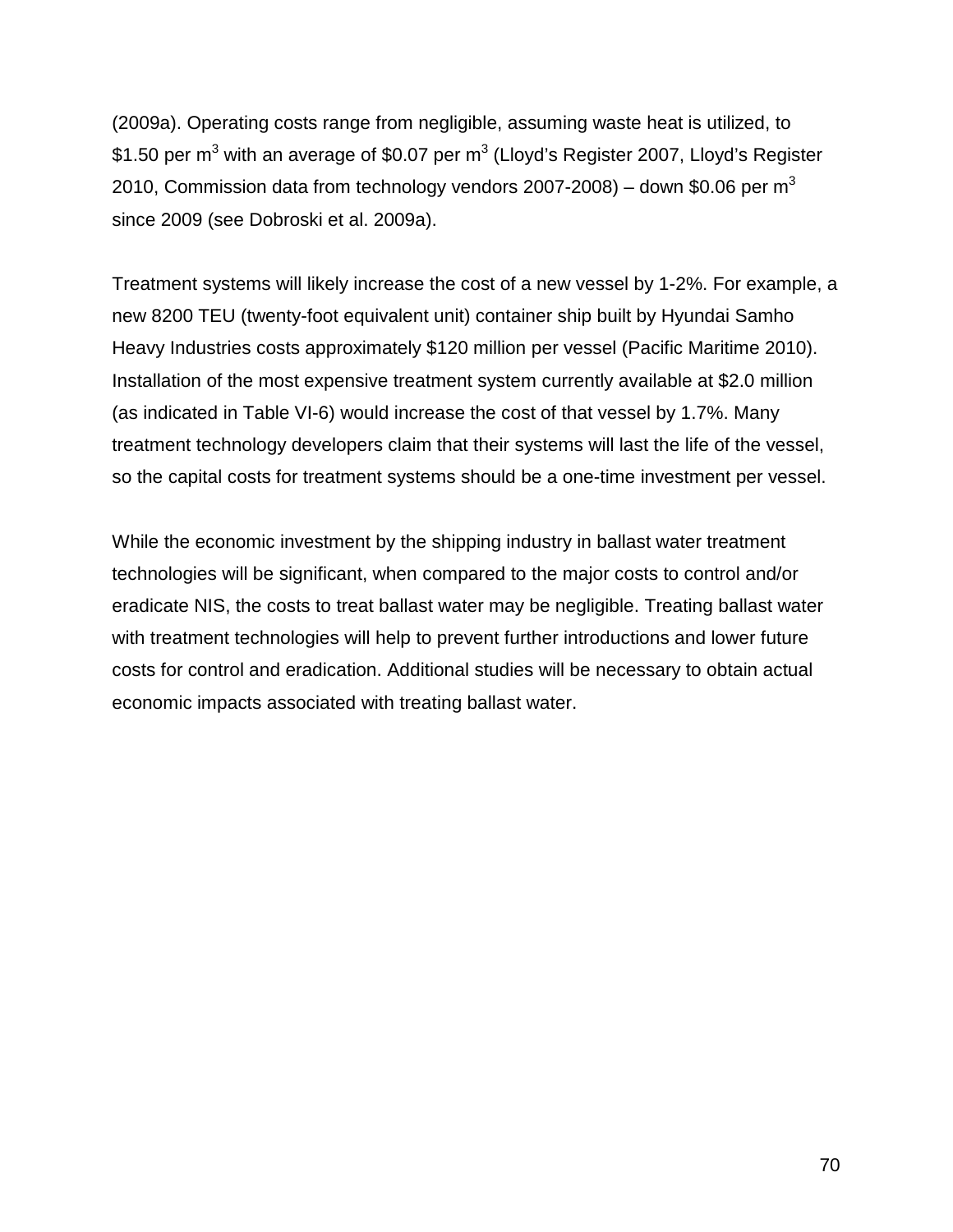(2009a). Operating costs range from negligible, assuming waste heat is utilized, to \$1.50 per $m^3$ with an average of \$0.07 per $m^3$ (Lloyd's Register 2007, Lloyd's Register 2010, Commission data from technology vendors 2007-2008) – down \$0.06 per $m^3$ since 2009 (see Dobroski et al. 2009a).

Treatment systems will likely increase the cost of a new vessel by 1-2%. For example, a new 8200 TEU (twenty-foot equivalent unit) container ship built by Hyundai Samho Heavy Industries costs approximately \$120 million per vessel (Pacific Maritime 2010). Installation of the most expensive treatment system currently available at \$2.0 million (as indicated in Table VI-6) would increase the cost of that vessel by 1.7%. Many treatment technology developers claim that their systems will last the life of the vessel, so the capital costs for treatment systems should be a one-time investment per vessel.

While the economic investment by the shipping industry in ballast water treatment technologies will be significant, when compared to the major costs to control and/or eradicate NIS, the costs to treat ballast water may be negligible. Treating ballast water with treatment technologies will help to prevent further introductions and lower future costs for control and eradication. Additional studies will be necessary to obtain actual economic impacts associated with treating ballast water.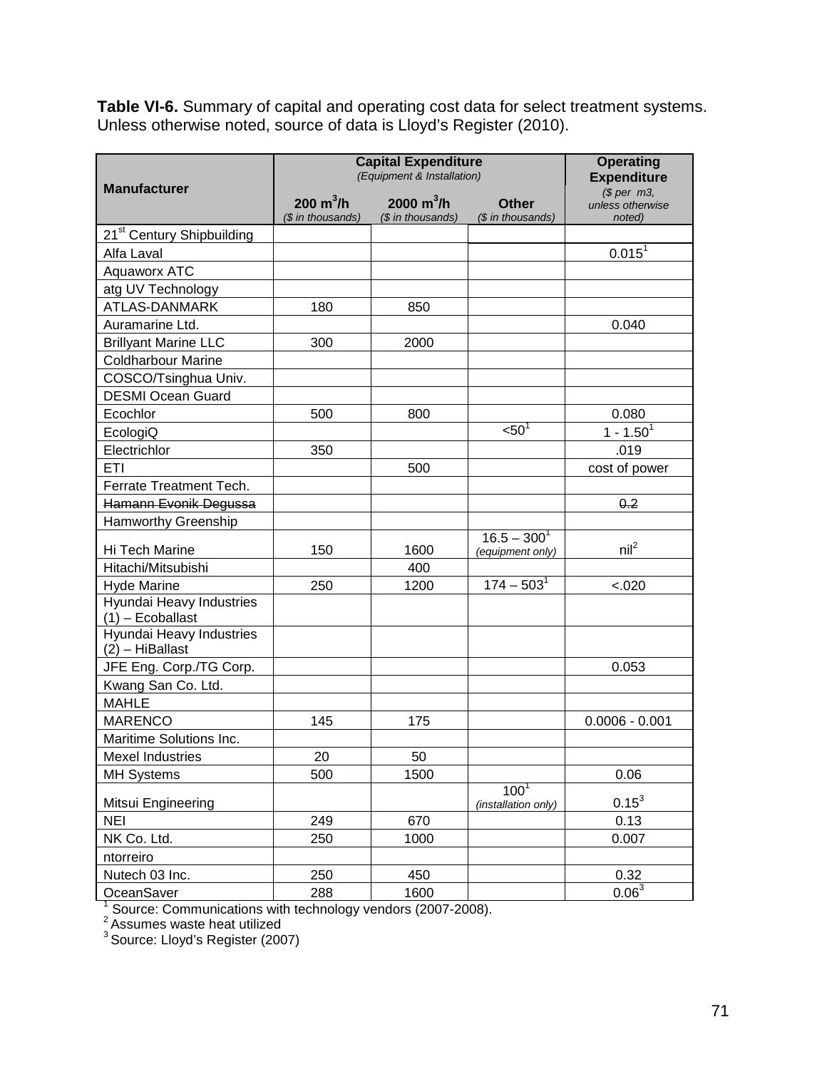**Table VI-6.** Summary of capital and operating cost data for select treatment systems. Unless otherwise noted, source of data is Lloyd's Register (2010).

| Manufacturer | Capital Expenditure *(Equipment & Installation)* | | | Operating Expenditure |
|---|---|---|---|---|
| | $200\ m^3/h$ *($ in thousands)* | $2000\ m^3/h$ *($ in thousands)* | Other *($ in thousands)* | *($ per m3, unless otherwise noted)* |
| 21st Century Shipbuilding | | | | |
| Alfa Laval | | | | 0.015[1] |
| Aquaworx ATC | | | | |
| atg UV Technology | | | | |
| ATLAS-DANMARK | 180 | 850 | | |
| Auramarine Ltd. | | | | 0.040 |
| Brillyant Marine LLC | 300 | 2000 | | |
| Coldharbour Marine | | | | |
| COSCO/Tsinghua Univ. | | | | |
| DESMI Ocean Guard | | | | |
| Ecochlor | 500 | 800 | | 0.080 |
| EcologiQ | | | <50[1] | 1 - 1.50[1] |
| Electrichlor | 350 | | | .019 |
| ETI | | 500 | | cost of power |
| Ferrate Treatment Tech. | | | | |
| ~~Hamann Evonik Degussa~~ | | | | ~~0.2~~ |
| Hamworthy Greenship | | | | |
| Hi Tech Marine | 150 | 1600 | 16.5 – 300[1] *(equipment only)* | nil[2] |
| Hitachi/Mitsubishi | | 400 | | |
| Hyde Marine | 250 | 1200 | 174 – 503[1] | <.020 |
| Hyundai Heavy Industries (1) – Ecoballast | | | | |
| Hyundai Heavy Industries (2) – HiBallast | | | | |
| JFE Eng. Corp./TG Corp. | | | | 0.053 |
| Kwang San Co. Ltd. | | | | |
| MAHLE | | | | |
| MARENCO | 145 | 175 | | 0.0006 - 0.001 |
| Maritime Solutions Inc. | | | | |
| Mexel Industries | 20 | 50 | | |
| MH Systems | 500 | 1500 | | 0.06 |
| Mitsui Engineering | | | 100[1] *(installation only)* | 0.15[3] |
| NEI | 249 | 670 | | 0.13 |
| NK Co. Ltd. | 250 | 1000 | | 0.007 |
| ntorreiro | | | | |
| Nutech 03 Inc. | 250 | 450 | | 0.32 |
| OceanSaver | 288 | 1600 | | 0.06[3] |

[1] Source: Communications with technology vendors (2007-2008).
[2] Assumes waste heat utilized
[3] Source: Lloyd's Register (2007)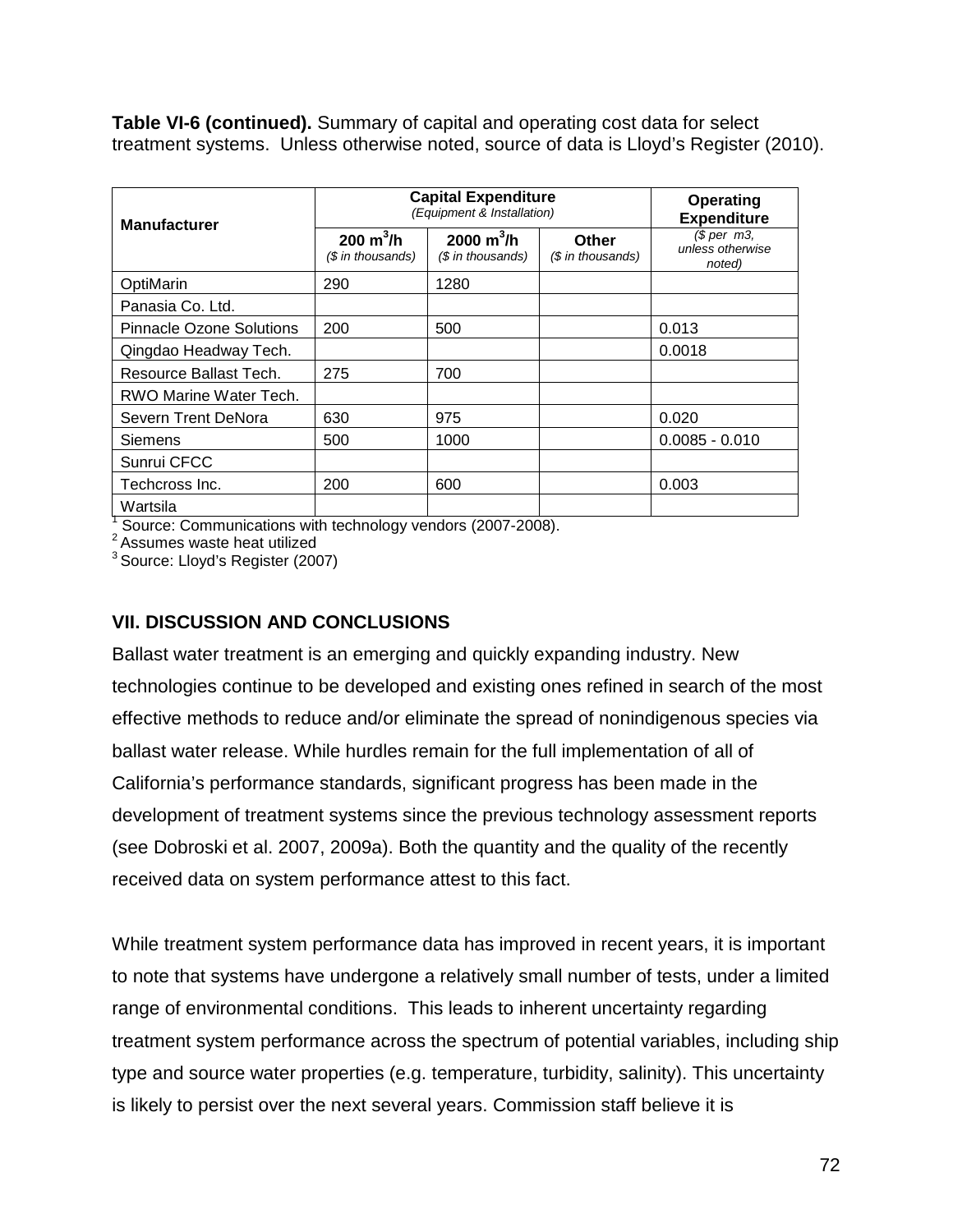**Table VI-6 (continued).** Summary of capital and operating cost data for select treatment systems. Unless otherwise noted, source of data is Lloyd's Register (2010).

| Manufacturer | Capital Expenditure *(Equipment & Installation)* | | | Operating Expenditure |
|---|---|---|---|---|
| | 200 $m^3$/h *($ in thousands)* | 2000 $m^3$/h *($ in thousands)* | Other *($ in thousands)* | *($ per m3, unless otherwise noted)* |
| OptiMarin | 290 | 1280 | | |
| Panasia Co. Ltd. | | | | |
| Pinnacle Ozone Solutions | 200 | 500 | | 0.013 |
| Qingdao Headway Tech. | | | | 0.0018 |
| Resource Ballast Tech. | 275 | 700 | | |
| RWO Marine Water Tech. | | | | |
| Severn Trent DeNora | 630 | 975 | | 0.020 |
| Siemens | 500 | 1000 | | 0.0085 - 0.010 |
| Sunrui CFCC | | | | |
| Techcross Inc. | 200 | 600 | | 0.003 |
| Wartsila | | | | |

[1] Source: Communications with technology vendors (2007-2008).
[2] Assumes waste heat utilized
[3] Source: Lloyd's Register (2007)

## VII. DISCUSSION AND CONCLUSIONS

Ballast water treatment is an emerging and quickly expanding industry. New technologies continue to be developed and existing ones refined in search of the most effective methods to reduce and/or eliminate the spread of nonindigenous species via ballast water release. While hurdles remain for the full implementation of all of California's performance standards, significant progress has been made in the development of treatment systems since the previous technology assessment reports (see Dobroski et al. 2007, 2009a). Both the quantity and the quality of the recently received data on system performance attest to this fact.

While treatment system performance data has improved in recent years, it is important to note that systems have undergone a relatively small number of tests, under a limited range of environmental conditions. This leads to inherent uncertainty regarding treatment system performance across the spectrum of potential variables, including ship type and source water properties (e.g. temperature, turbidity, salinity). This uncertainty is likely to persist over the next several years. Commission staff believe it is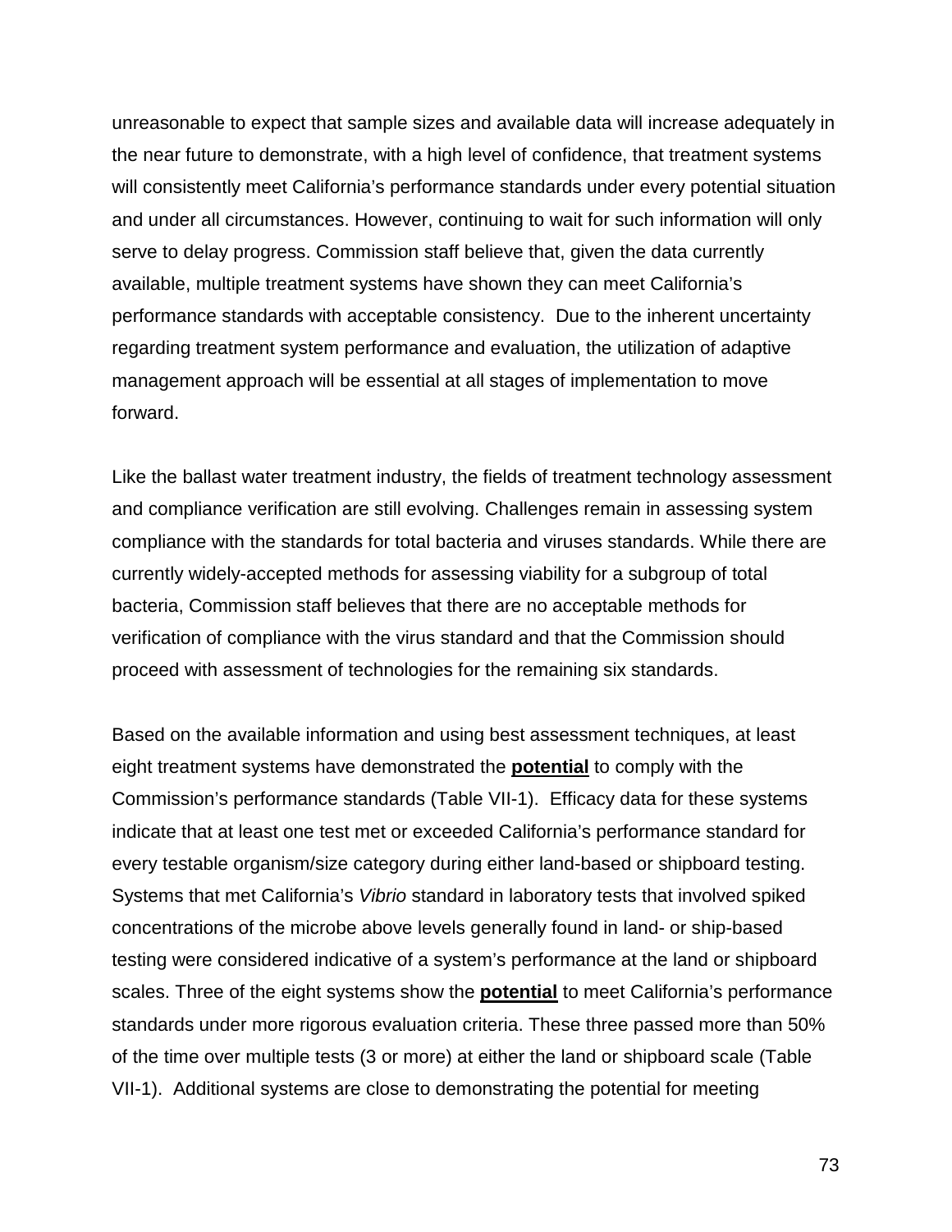unreasonable to expect that sample sizes and available data will increase adequately in the near future to demonstrate, with a high level of confidence, that treatment systems will consistently meet California's performance standards under every potential situation and under all circumstances. However, continuing to wait for such information will only serve to delay progress. Commission staff believe that, given the data currently available, multiple treatment systems have shown they can meet California's performance standards with acceptable consistency. Due to the inherent uncertainty regarding treatment system performance and evaluation, the utilization of adaptive management approach will be essential at all stages of implementation to move forward.

Like the ballast water treatment industry, the fields of treatment technology assessment and compliance verification are still evolving. Challenges remain in assessing system compliance with the standards for total bacteria and viruses standards. While there are currently widely-accepted methods for assessing viability for a subgroup of total bacteria, Commission staff believes that there are no acceptable methods for verification of compliance with the virus standard and that the Commission should proceed with assessment of technologies for the remaining six standards.

Based on the available information and using best assessment techniques, at least eight treatment systems have demonstrated the **potential** to comply with the Commission's performance standards (Table VII-1). Efficacy data for these systems indicate that at least one test met or exceeded California's performance standard for every testable organism/size category during either land-based or shipboard testing. Systems that met California's *Vibrio* standard in laboratory tests that involved spiked concentrations of the microbe above levels generally found in land- or ship-based testing were considered indicative of a system's performance at the land or shipboard scales. Three of the eight systems show the **potential** to meet California's performance standards under more rigorous evaluation criteria. These three passed more than 50% of the time over multiple tests (3 or more) at either the land or shipboard scale (Table VII-1). Additional systems are close to demonstrating the potential for meeting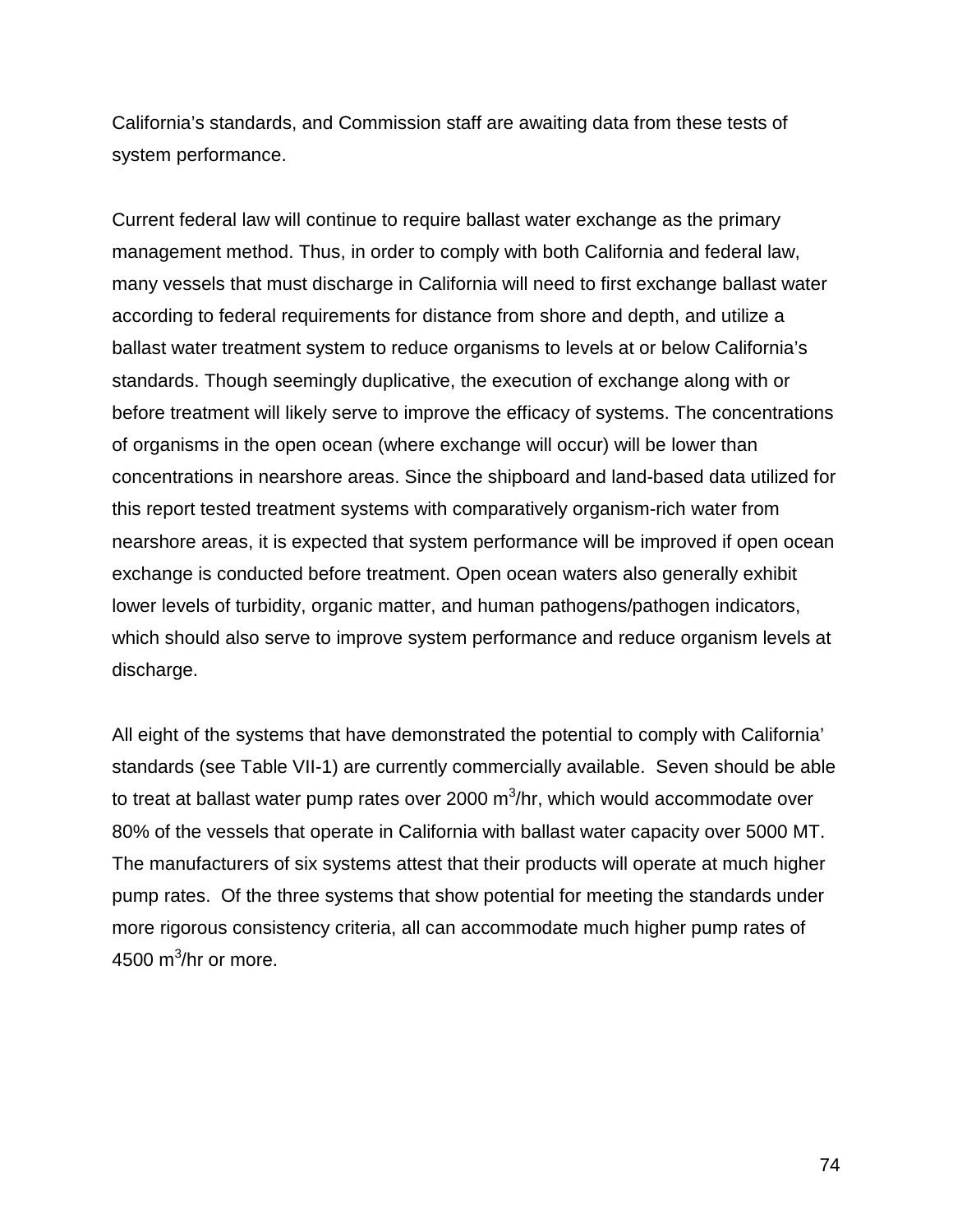California's standards, and Commission staff are awaiting data from these tests of system performance.

Current federal law will continue to require ballast water exchange as the primary management method. Thus, in order to comply with both California and federal law, many vessels that must discharge in California will need to first exchange ballast water according to federal requirements for distance from shore and depth, and utilize a ballast water treatment system to reduce organisms to levels at or below California's standards. Though seemingly duplicative, the execution of exchange along with or before treatment will likely serve to improve the efficacy of systems. The concentrations of organisms in the open ocean (where exchange will occur) will be lower than concentrations in nearshore areas. Since the shipboard and land-based data utilized for this report tested treatment systems with comparatively organism-rich water from nearshore areas, it is expected that system performance will be improved if open ocean exchange is conducted before treatment. Open ocean waters also generally exhibit lower levels of turbidity, organic matter, and human pathogens/pathogen indicators, which should also serve to improve system performance and reduce organism levels at discharge.

All eight of the systems that have demonstrated the potential to comply with California' standards (see Table VII-1) are currently commercially available. Seven should be able to treat at ballast water pump rates over 2000 $m^3$/hr, which would accommodate over 80% of the vessels that operate in California with ballast water capacity over 5000 MT. The manufacturers of six systems attest that their products will operate at much higher pump rates. Of the three systems that show potential for meeting the standards under more rigorous consistency criteria, all can accommodate much higher pump rates of 4500 $m^3$/hr or more.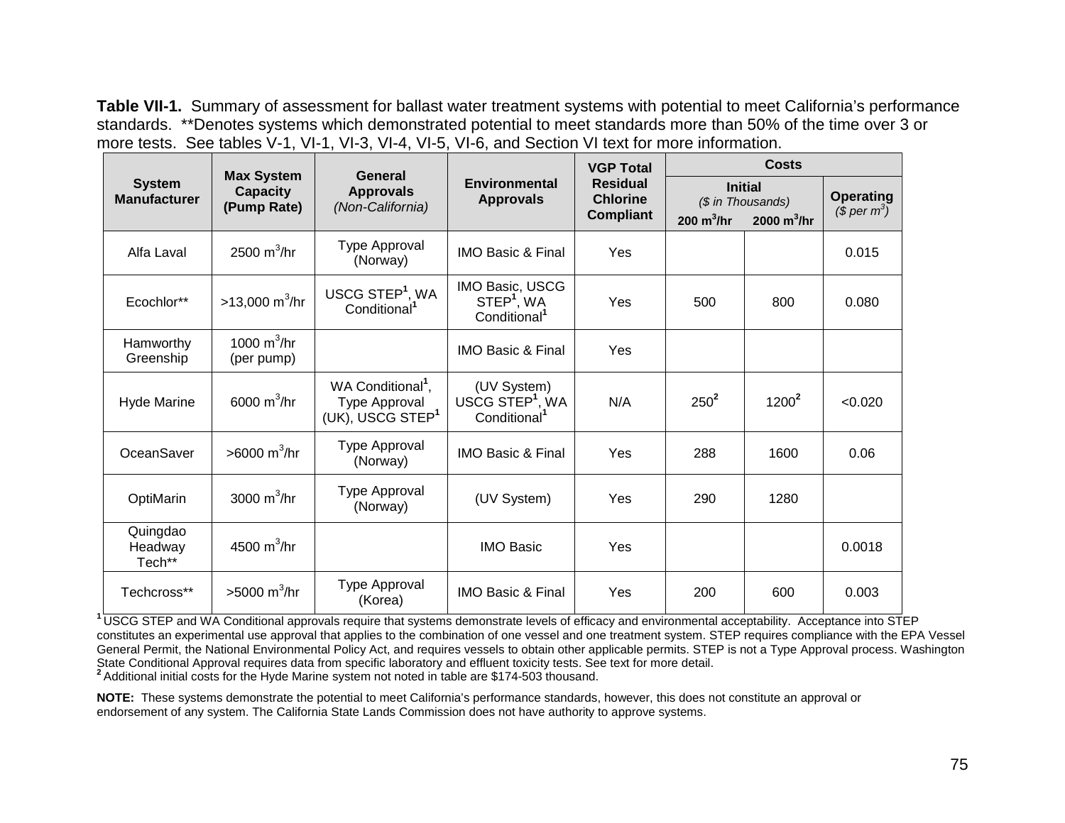**Table VII-1.** Summary of assessment for ballast water treatment systems with potential to meet California's performance standards. **Denotes systems which demonstrated potential to meet standards more than 50% of the time over 3 or more tests. See tables V-1, VI-1, VI-3, VI-4, VI-5, VI-6, and Section VI text for more information.

| System Manufacturer | Max System Capacity (Pump Rate) | General Approvals *(Non-California)* | Environmental Approvals | VGP Total Residual Chlorine Compliant | Costs | | |
|---|---|---|---|---|---|---|---|
| | | | | | Initial *($ in Thousands)* | | Operating *($ per $m^3$)* |
| | | | | | 200 $m^3$/hr | 2000 $m^3$/hr | |
| Alfa Laval | 2500 $m^3$/hr | Type Approval (Norway) | IMO Basic & Final | Yes | | | 0.015 |
| Ecochlor** | >13,000 $m^3$/hr | USCG STEP[1], WA Conditional[1] | IMO Basic, USCG STEP[1], WA Conditional[1] | Yes | 500 | 800 | 0.080 |
| Hamworthy Greenship | 1000 $m^3$/hr (per pump) | | IMO Basic & Final | Yes | | | |
| Hyde Marine | 6000 $m^3$/hr | WA Conditional[1], Type Approval (UK), USCG STEP[1] | (UV System) USCG STEP[1], WA Conditional[1] | N/A | 250[2] | 1200[2] | <0.020 |
| OceanSaver | >6000 $m^3$/hr | Type Approval (Norway) | IMO Basic & Final | Yes | 288 | 1600 | 0.06 |
| OptiMarin | 3000 $m^3$/hr | Type Approval (Norway) | (UV System) | Yes | 290 | 1280 | |
| Quingdao Headway Tech** | 4500 $m^3$/hr | | IMO Basic | Yes | | | 0.0018 |
| Techcross** | >5000 $m^3$/hr | Type Approval (Korea) | IMO Basic & Final | Yes | 200 | 600 | 0.003 |

[1] USCG STEP and WA Conditional approvals require that systems demonstrate levels of efficacy and environmental acceptability. Acceptance into STEP constitutes an experimental use approval that applies to the combination of one vessel and one treatment system. STEP requires compliance with the EPA Vessel General Permit, the National Environmental Policy Act, and requires vessels to obtain other applicable permits. STEP is not a Type Approval process. Washington State Conditional Approval requires data from specific laboratory and effluent toxicity tests. See text for more detail.
[2] Additional initial costs for the Hyde Marine system not noted in table are $174-503 thousand.

**NOTE:** These systems demonstrate the potential to meet California's performance standards, however, this does not constitute an approval or endorsement of any system. The California State Lands Commission does not have authority to approve systems.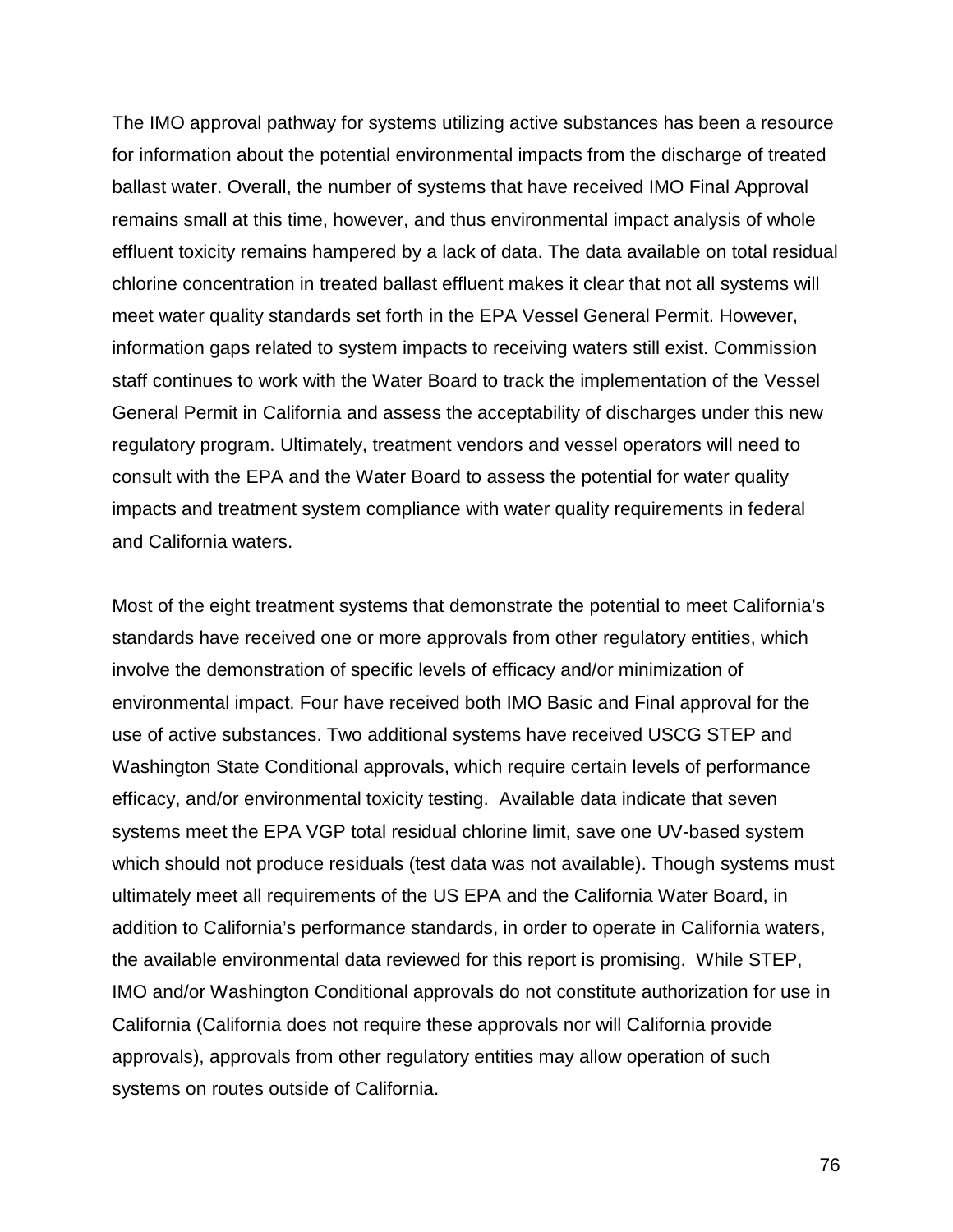The IMO approval pathway for systems utilizing active substances has been a resource for information about the potential environmental impacts from the discharge of treated ballast water. Overall, the number of systems that have received IMO Final Approval remains small at this time, however, and thus environmental impact analysis of whole effluent toxicity remains hampered by a lack of data. The data available on total residual chlorine concentration in treated ballast effluent makes it clear that not all systems will meet water quality standards set forth in the EPA Vessel General Permit. However, information gaps related to system impacts to receiving waters still exist. Commission staff continues to work with the Water Board to track the implementation of the Vessel General Permit in California and assess the acceptability of discharges under this new regulatory program. Ultimately, treatment vendors and vessel operators will need to consult with the EPA and the Water Board to assess the potential for water quality impacts and treatment system compliance with water quality requirements in federal and California waters.

Most of the eight treatment systems that demonstrate the potential to meet California's standards have received one or more approvals from other regulatory entities, which involve the demonstration of specific levels of efficacy and/or minimization of environmental impact. Four have received both IMO Basic and Final approval for the use of active substances. Two additional systems have received USCG STEP and Washington State Conditional approvals, which require certain levels of performance efficacy, and/or environmental toxicity testing. Available data indicate that seven systems meet the EPA VGP total residual chlorine limit, save one UV-based system which should not produce residuals (test data was not available). Though systems must ultimately meet all requirements of the US EPA and the California Water Board, in addition to California's performance standards, in order to operate in California waters, the available environmental data reviewed for this report is promising. While STEP, IMO and/or Washington Conditional approvals do not constitute authorization for use in California (California does not require these approvals nor will California provide approvals), approvals from other regulatory entities may allow operation of such systems on routes outside of California.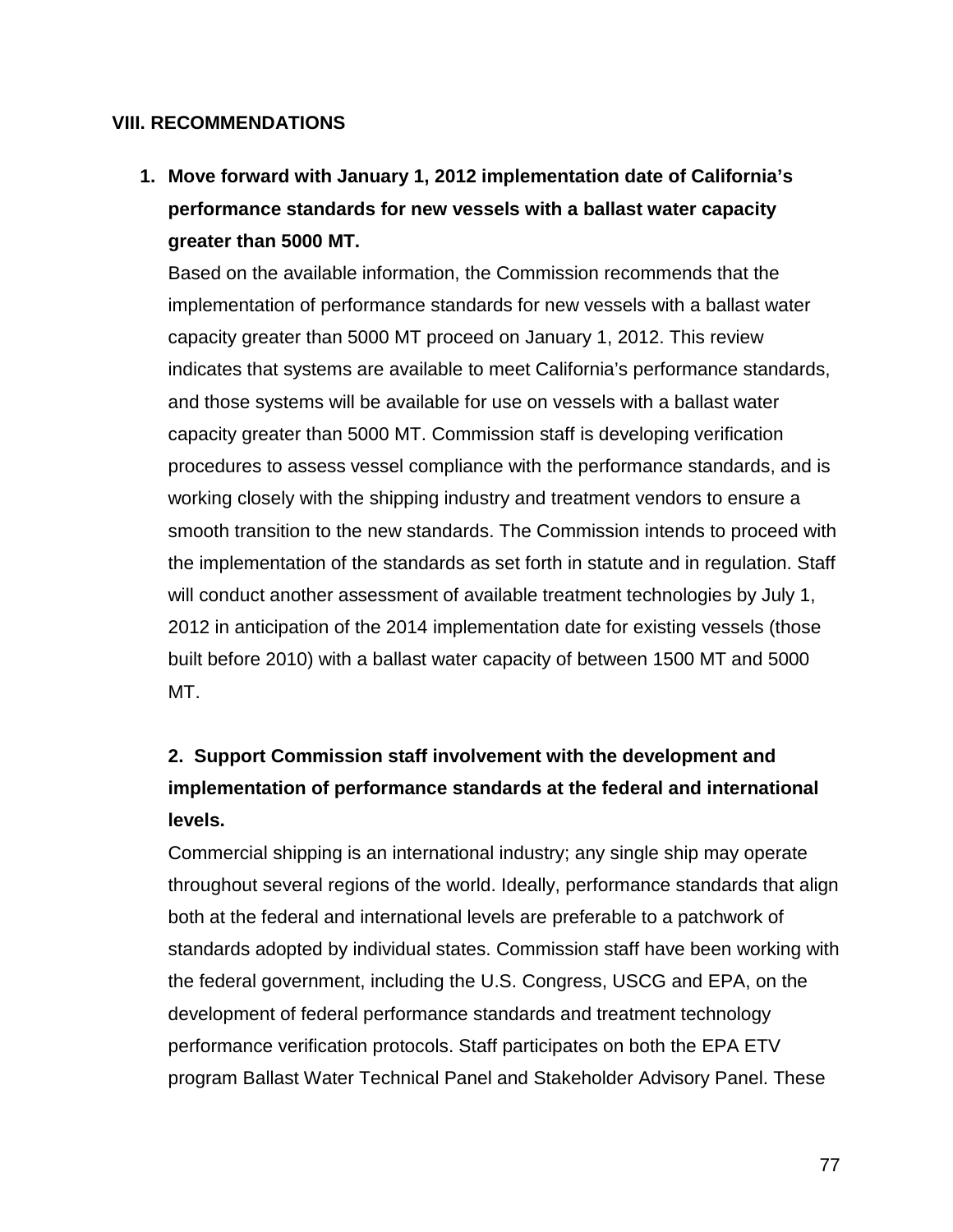## VIII. RECOMMENDATIONS

**1. Move forward with January 1, 2012 implementation date of California's performance standards for new vessels with a ballast water capacity greater than 5000 MT.**

Based on the available information, the Commission recommends that the implementation of performance standards for new vessels with a ballast water capacity greater than 5000 MT proceed on January 1, 2012. This review indicates that systems are available to meet California's performance standards, and those systems will be available for use on vessels with a ballast water capacity greater than 5000 MT. Commission staff is developing verification procedures to assess vessel compliance with the performance standards, and is working closely with the shipping industry and treatment vendors to ensure a smooth transition to the new standards. The Commission intends to proceed with the implementation of the standards as set forth in statute and in regulation. Staff will conduct another assessment of available treatment technologies by July 1, 2012 in anticipation of the 2014 implementation date for existing vessels (those built before 2010) with a ballast water capacity of between 1500 MT and 5000 MT.

**2. Support Commission staff involvement with the development and implementation of performance standards at the federal and international levels.**

Commercial shipping is an international industry; any single ship may operate throughout several regions of the world. Ideally, performance standards that align both at the federal and international levels are preferable to a patchwork of standards adopted by individual states. Commission staff have been working with the federal government, including the U.S. Congress, USCG and EPA, on the development of federal performance standards and treatment technology performance verification protocols. Staff participates on both the EPA ETV program Ballast Water Technical Panel and Stakeholder Advisory Panel. These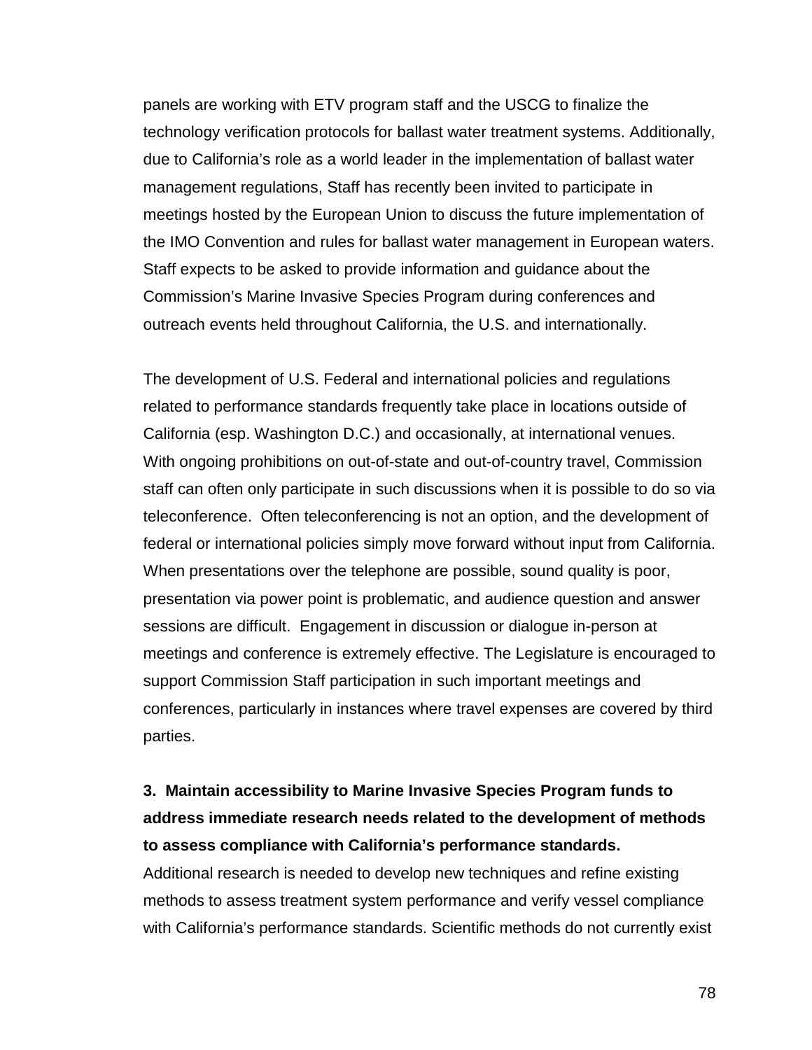panels are working with ETV program staff and the USCG to finalize the technology verification protocols for ballast water treatment systems. Additionally, due to California's role as a world leader in the implementation of ballast water management regulations, Staff has recently been invited to participate in meetings hosted by the European Union to discuss the future implementation of the IMO Convention and rules for ballast water management in European waters. Staff expects to be asked to provide information and guidance about the Commission's Marine Invasive Species Program during conferences and outreach events held throughout California, the U.S. and internationally.

The development of U.S. Federal and international policies and regulations related to performance standards frequently take place in locations outside of California (esp. Washington D.C.) and occasionally, at international venues. With ongoing prohibitions on out-of-state and out-of-country travel, Commission staff can often only participate in such discussions when it is possible to do so via teleconference. Often teleconferencing is not an option, and the development of federal or international policies simply move forward without input from California. When presentations over the telephone are possible, sound quality is poor, presentation via power point is problematic, and audience question and answer sessions are difficult. Engagement in discussion or dialogue in-person at meetings and conference is extremely effective. The Legislature is encouraged to support Commission Staff participation in such important meetings and conferences, particularly in instances where travel expenses are covered by third parties.

**3. Maintain accessibility to Marine Invasive Species Program funds to address immediate research needs related to the development of methods to assess compliance with California's performance standards.**

Additional research is needed to develop new techniques and refine existing methods to assess treatment system performance and verify vessel compliance with California's performance standards. Scientific methods do not currently exist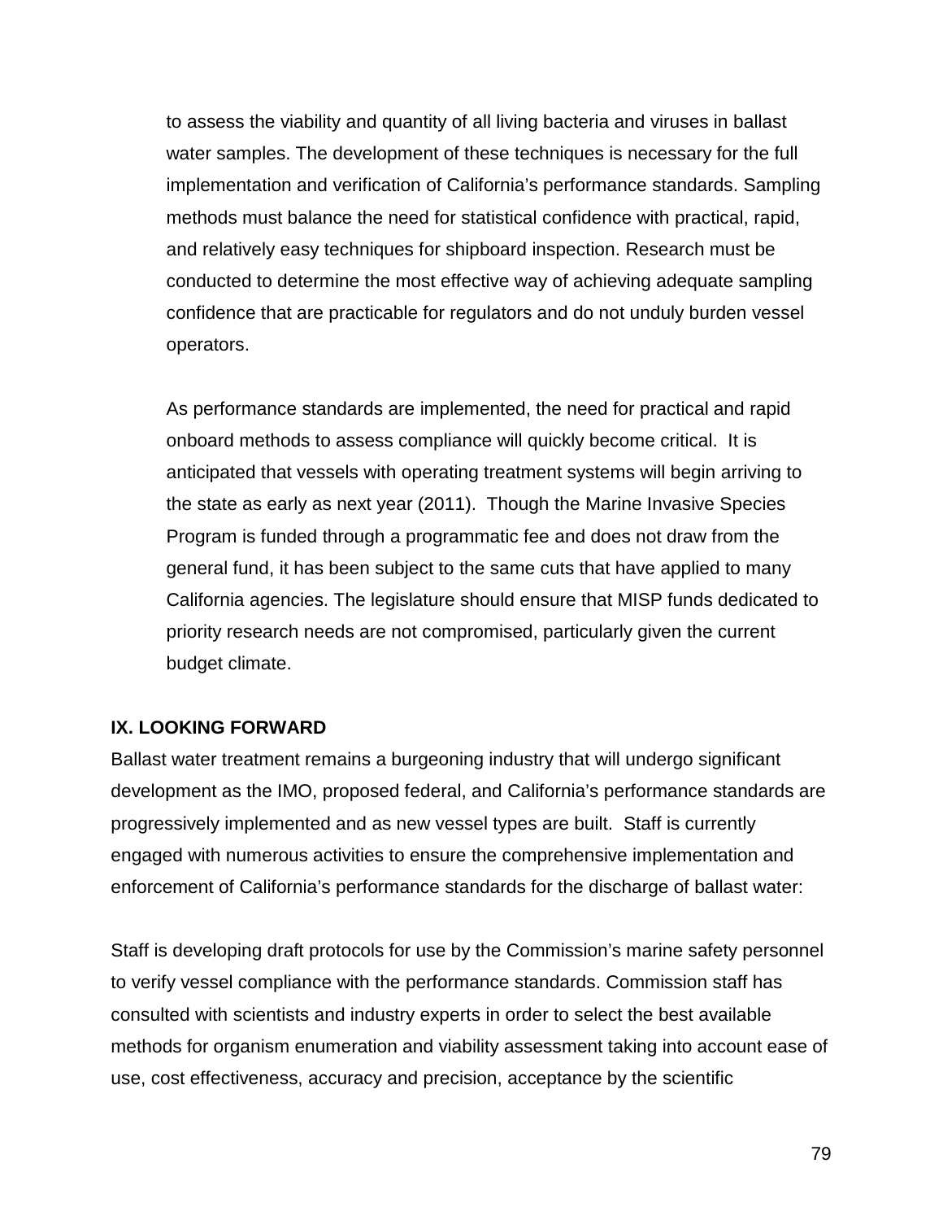to assess the viability and quantity of all living bacteria and viruses in ballast water samples. The development of these techniques is necessary for the full implementation and verification of California's performance standards. Sampling methods must balance the need for statistical confidence with practical, rapid, and relatively easy techniques for shipboard inspection. Research must be conducted to determine the most effective way of achieving adequate sampling confidence that are practicable for regulators and do not unduly burden vessel operators.

As performance standards are implemented, the need for practical and rapid onboard methods to assess compliance will quickly become critical. It is anticipated that vessels with operating treatment systems will begin arriving to the state as early as next year (2011). Though the Marine Invasive Species Program is funded through a programmatic fee and does not draw from the general fund, it has been subject to the same cuts that have applied to many California agencies. The legislature should ensure that MISP funds dedicated to priority research needs are not compromised, particularly given the current budget climate.

## IX. LOOKING FORWARD

Ballast water treatment remains a burgeoning industry that will undergo significant development as the IMO, proposed federal, and California's performance standards are progressively implemented and as new vessel types are built. Staff is currently engaged with numerous activities to ensure the comprehensive implementation and enforcement of California's performance standards for the discharge of ballast water:

Staff is developing draft protocols for use by the Commission's marine safety personnel to verify vessel compliance with the performance standards. Commission staff has consulted with scientists and industry experts in order to select the best available methods for organism enumeration and viability assessment taking into account ease of use, cost effectiveness, accuracy and precision, acceptance by the scientific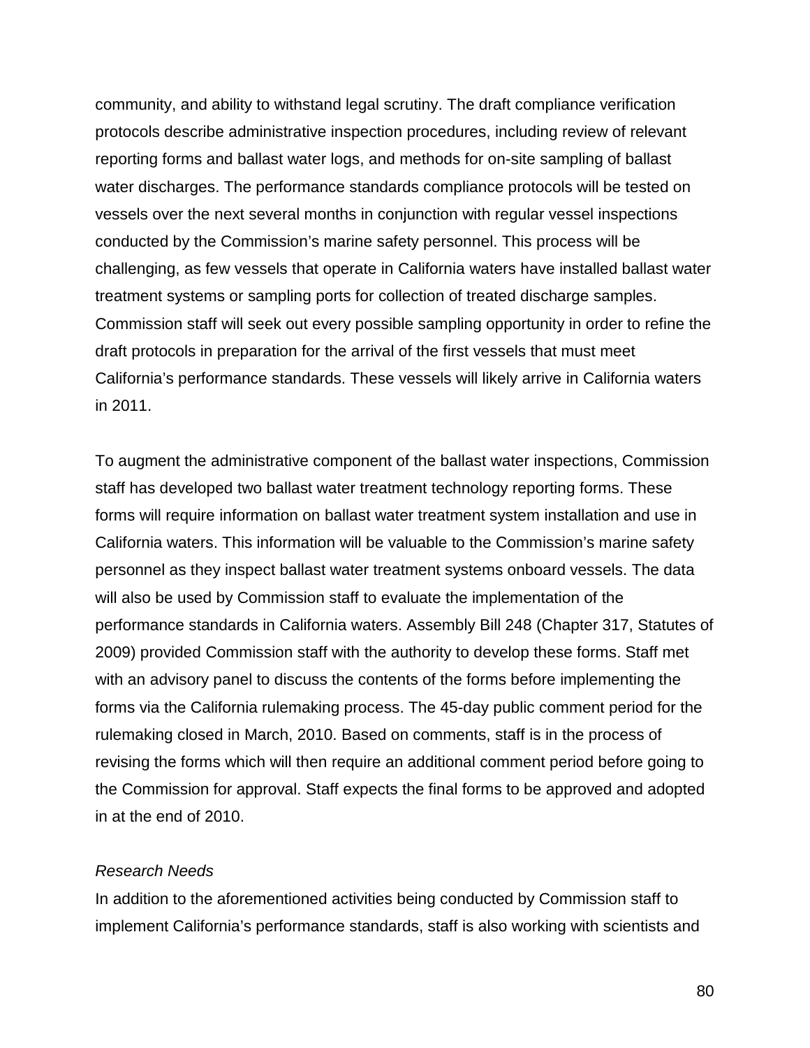community, and ability to withstand legal scrutiny. The draft compliance verification protocols describe administrative inspection procedures, including review of relevant reporting forms and ballast water logs, and methods for on-site sampling of ballast water discharges. The performance standards compliance protocols will be tested on vessels over the next several months in conjunction with regular vessel inspections conducted by the Commission's marine safety personnel. This process will be challenging, as few vessels that operate in California waters have installed ballast water treatment systems or sampling ports for collection of treated discharge samples. Commission staff will seek out every possible sampling opportunity in order to refine the draft protocols in preparation for the arrival of the first vessels that must meet California's performance standards. These vessels will likely arrive in California waters in 2011.

To augment the administrative component of the ballast water inspections, Commission staff has developed two ballast water treatment technology reporting forms. These forms will require information on ballast water treatment system installation and use in California waters. This information will be valuable to the Commission's marine safety personnel as they inspect ballast water treatment systems onboard vessels. The data will also be used by Commission staff to evaluate the implementation of the performance standards in California waters. Assembly Bill 248 (Chapter 317, Statutes of 2009) provided Commission staff with the authority to develop these forms. Staff met with an advisory panel to discuss the contents of the forms before implementing the forms via the California rulemaking process. The 45-day public comment period for the rulemaking closed in March, 2010. Based on comments, staff is in the process of revising the forms which will then require an additional comment period before going to the Commission for approval. Staff expects the final forms to be approved and adopted in at the end of 2010.

*Research Needs*

In addition to the aforementioned activities being conducted by Commission staff to implement California's performance standards, staff is also working with scientists and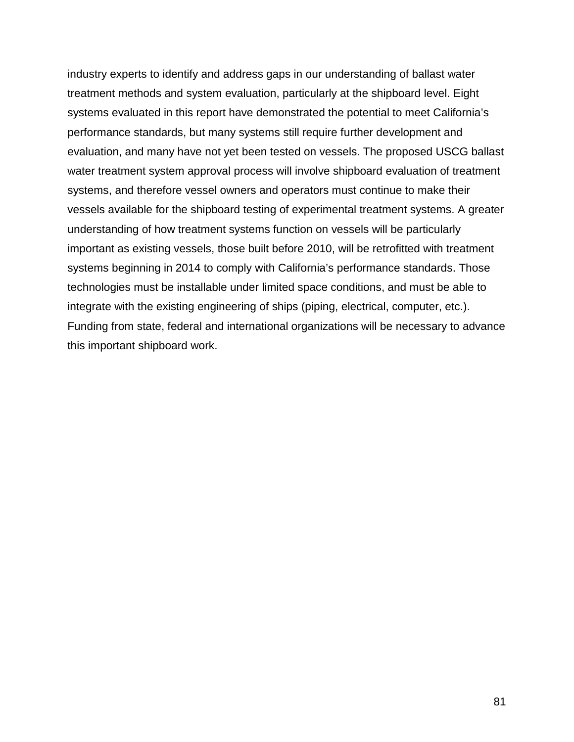industry experts to identify and address gaps in our understanding of ballast water treatment methods and system evaluation, particularly at the shipboard level. Eight systems evaluated in this report have demonstrated the potential to meet California's performance standards, but many systems still require further development and evaluation, and many have not yet been tested on vessels. The proposed USCG ballast water treatment system approval process will involve shipboard evaluation of treatment systems, and therefore vessel owners and operators must continue to make their vessels available for the shipboard testing of experimental treatment systems. A greater understanding of how treatment systems function on vessels will be particularly important as existing vessels, those built before 2010, will be retrofitted with treatment systems beginning in 2014 to comply with California's performance standards. Those technologies must be installable under limited space conditions, and must be able to integrate with the existing engineering of ships (piping, electrical, computer, etc.). Funding from state, federal and international organizations will be necessary to advance this important shipboard work.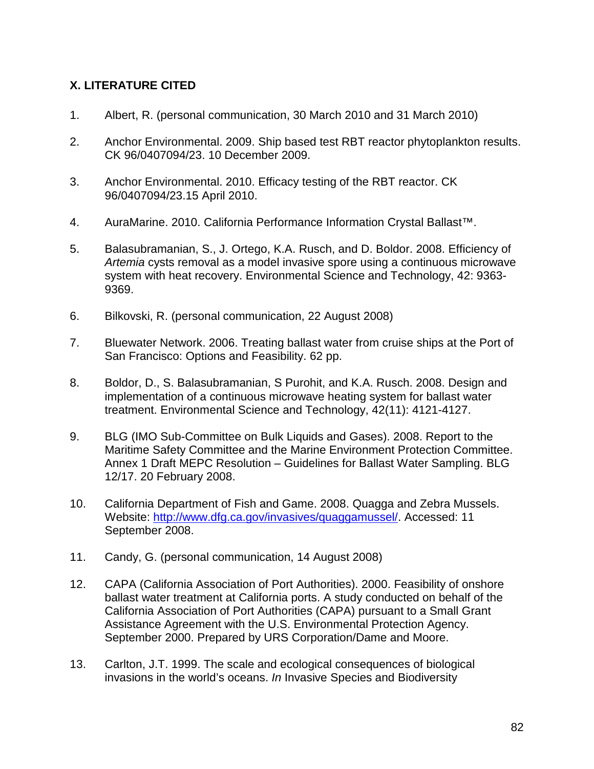## X. LITERATURE CITED

1. Albert, R. (personal communication, 30 March 2010 and 31 March 2010)

2. Anchor Environmental. 2009. Ship based test RBT reactor phytoplankton results. CK 96/0407094/23. 10 December 2009.

3. Anchor Environmental. 2010. Efficacy testing of the RBT reactor. CK 96/0407094/23.15 April 2010.

4. AuraMarine. 2010. California Performance Information Crystal Ballast™.

5. Balasubramanian, S., J. Ortego, K.A. Rusch, and D. Boldor. 2008. Efficiency of *Artemia* cysts removal as a model invasive spore using a continuous microwave system with heat recovery. Environmental Science and Technology, 42: 9363-9369.

6. Bilkovski, R. (personal communication, 22 August 2008)

7. Bluewater Network. 2006. Treating ballast water from cruise ships at the Port of San Francisco: Options and Feasibility. 62 pp.

8. Boldor, D., S. Balasubramanian, S Purohit, and K.A. Rusch. 2008. Design and implementation of a continuous microwave heating system for ballast water treatment. Environmental Science and Technology, 42(11): 4121-4127.

9. BLG (IMO Sub-Committee on Bulk Liquids and Gases). 2008. Report to the Maritime Safety Committee and the Marine Environment Protection Committee. Annex 1 Draft MEPC Resolution – Guidelines for Ballast Water Sampling. BLG 12/17. 20 February 2008.

10. California Department of Fish and Game. 2008. Quagga and Zebra Mussels. Website: http://www.dfg.ca.gov/invasives/quaggamussel/. Accessed: 11 September 2008.

11. Candy, G. (personal communication, 14 August 2008)

12. CAPA (California Association of Port Authorities). 2000. Feasibility of onshore ballast water treatment at California ports. A study conducted on behalf of the California Association of Port Authorities (CAPA) pursuant to a Small Grant Assistance Agreement with the U.S. Environmental Protection Agency. September 2000. Prepared by URS Corporation/Dame and Moore.

13. Carlton, J.T. 1999. The scale and ecological consequences of biological invasions in the world's oceans. *In* Invasive Species and Biodiversity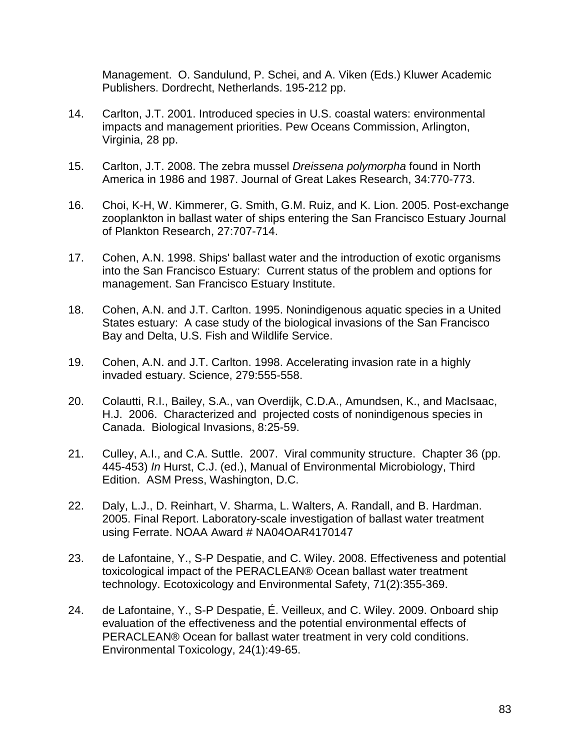Management. O. Sandulund, P. Schei, and A. Viken (Eds.) Kluwer Academic Publishers. Dordrecht, Netherlands. 195-212 pp.

14. Carlton, J.T. 2001. Introduced species in U.S. coastal waters: environmental impacts and management priorities. Pew Oceans Commission, Arlington, Virginia, 28 pp.

15. Carlton, J.T. 2008. The zebra mussel *Dreissena polymorpha* found in North America in 1986 and 1987. Journal of Great Lakes Research, 34:770-773.

16. Choi, K-H, W. Kimmerer, G. Smith, G.M. Ruiz, and K. Lion. 2005. Post-exchange zooplankton in ballast water of ships entering the San Francisco Estuary Journal of Plankton Research, 27:707-714.

17. Cohen, A.N. 1998. Ships' ballast water and the introduction of exotic organisms into the San Francisco Estuary: Current status of the problem and options for management. San Francisco Estuary Institute.

18. Cohen, A.N. and J.T. Carlton. 1995. Nonindigenous aquatic species in a United States estuary: A case study of the biological invasions of the San Francisco Bay and Delta, U.S. Fish and Wildlife Service.

19. Cohen, A.N. and J.T. Carlton. 1998. Accelerating invasion rate in a highly invaded estuary. Science, 279:555-558.

20. Colautti, R.I., Bailey, S.A., van Overdijk, C.D.A., Amundsen, K., and MacIsaac, H.J. 2006. Characterized and projected costs of nonindigenous species in Canada. Biological Invasions, 8:25-59.

21. Culley, A.I., and C.A. Suttle. 2007. Viral community structure. Chapter 36 (pp. 445-453) *In* Hurst, C.J. (ed.), Manual of Environmental Microbiology, Third Edition. ASM Press, Washington, D.C.

22. Daly, L.J., D. Reinhart, V. Sharma, L. Walters, A. Randall, and B. Hardman. 2005. Final Report. Laboratory-scale investigation of ballast water treatment using Ferrate. NOAA Award # NA04OAR4170147

23. de Lafontaine, Y., S-P Despatie, and C. Wiley. 2008. Effectiveness and potential toxicological impact of the PERACLEAN® Ocean ballast water treatment technology. Ecotoxicology and Environmental Safety, 71(2):355-369.

24. de Lafontaine, Y., S-P Despatie, É. Veilleux, and C. Wiley. 2009. Onboard ship evaluation of the effectiveness and the potential environmental effects of PERACLEAN® Ocean for ballast water treatment in very cold conditions. Environmental Toxicology, 24(1):49-65.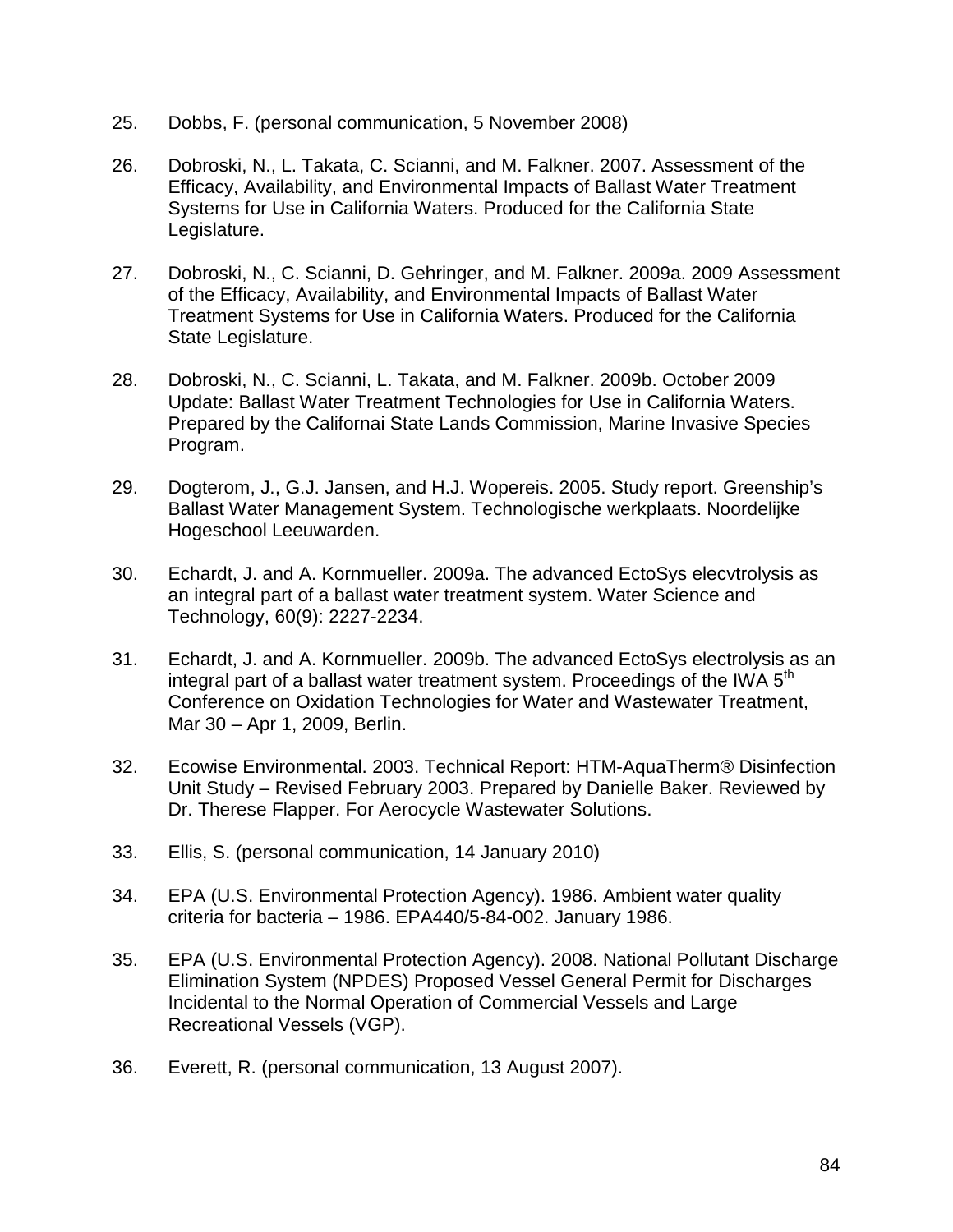25. Dobbs, F. (personal communication, 5 November 2008)

26. Dobroski, N., L. Takata, C. Scianni, and M. Falkner. 2007. Assessment of the Efficacy, Availability, and Environmental Impacts of Ballast Water Treatment Systems for Use in California Waters. Produced for the California State Legislature.

27. Dobroski, N., C. Scianni, D. Gehringer, and M. Falkner. 2009a. 2009 Assessment of the Efficacy, Availability, and Environmental Impacts of Ballast Water Treatment Systems for Use in California Waters. Produced for the California State Legislature.

28. Dobroski, N., C. Scianni, L. Takata, and M. Falkner. 2009b. October 2009 Update: Ballast Water Treatment Technologies for Use in California Waters. Prepared by the Californai State Lands Commission, Marine Invasive Species Program.

29. Dogterom, J., G.J. Jansen, and H.J. Wopereis. 2005. Study report. Greenship's Ballast Water Management System. Technologische werkplaats. Noordelijke Hogeschool Leeuwarden.

30. Echardt, J. and A. Kornmueller. 2009a. The advanced EctoSys elecvtrolysis as an integral part of a ballast water treatment system. Water Science and Technology, 60(9): 2227-2234.

31. Echardt, J. and A. Kornmueller. 2009b. The advanced EctoSys electrolysis as an integral part of a ballast water treatment system. Proceedings of the IWA 5th Conference on Oxidation Technologies for Water and Wastewater Treatment, Mar 30 – Apr 1, 2009, Berlin.

32. Ecowise Environmental. 2003. Technical Report: HTM-AquaTherm® Disinfection Unit Study – Revised February 2003. Prepared by Danielle Baker. Reviewed by Dr. Therese Flapper. For Aerocycle Wastewater Solutions.

33. Ellis, S. (personal communication, 14 January 2010)

34. EPA (U.S. Environmental Protection Agency). 1986. Ambient water quality criteria for bacteria – 1986. EPA440/5-84-002. January 1986.

35. EPA (U.S. Environmental Protection Agency). 2008. National Pollutant Discharge Elimination System (NPDES) Proposed Vessel General Permit for Discharges Incidental to the Normal Operation of Commercial Vessels and Large Recreational Vessels (VGP).

36. Everett, R. (personal communication, 13 August 2007).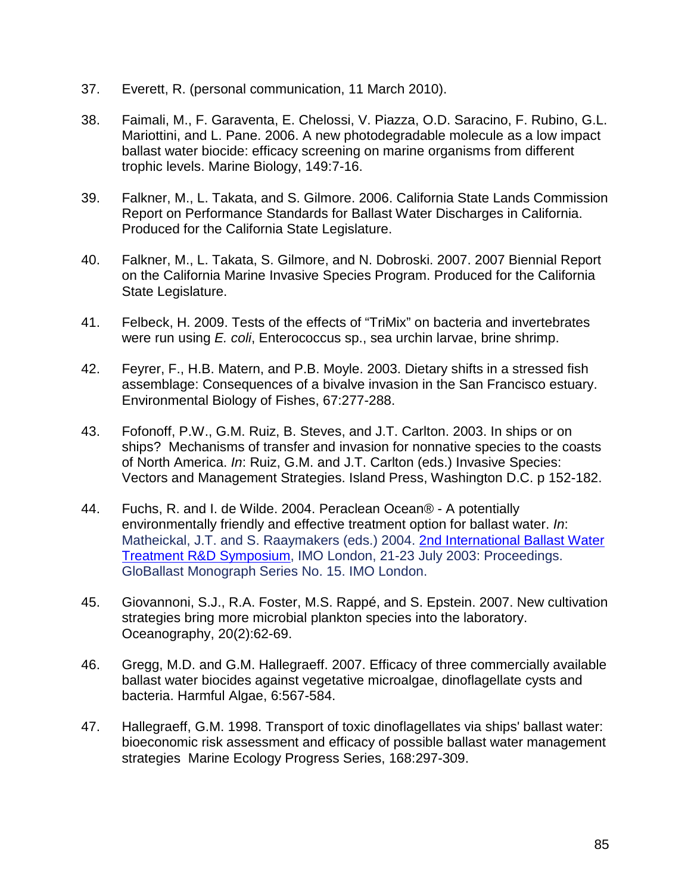37. Everett, R. (personal communication, 11 March 2010).

38. Faimali, M., F. Garaventa, E. Chelossi, V. Piazza, O.D. Saracino, F. Rubino, G.L. Mariottini, and L. Pane. 2006. A new photodegradable molecule as a low impact ballast water biocide: efficacy screening on marine organisms from different trophic levels. Marine Biology, 149:7-16.

39. Falkner, M., L. Takata, and S. Gilmore. 2006. California State Lands Commission Report on Performance Standards for Ballast Water Discharges in California. Produced for the California State Legislature.

40. Falkner, M., L. Takata, S. Gilmore, and N. Dobroski. 2007. 2007 Biennial Report on the California Marine Invasive Species Program. Produced for the California State Legislature.

41. Felbeck, H. 2009. Tests of the effects of "TriMix" on bacteria and invertebrates were run using *E. coli*, Enterococcus sp., sea urchin larvae, brine shrimp.

42. Feyrer, F., H.B. Matern, and P.B. Moyle. 2003. Dietary shifts in a stressed fish assemblage: Consequences of a bivalve invasion in the San Francisco estuary. Environmental Biology of Fishes, 67:277-288.

43. Fofonoff, P.W., G.M. Ruiz, B. Steves, and J.T. Carlton. 2003. In ships or on ships? Mechanisms of transfer and invasion for nonnative species to the coasts of North America. *In*: Ruiz, G.M. and J.T. Carlton (eds.) Invasive Species: Vectors and Management Strategies. Island Press, Washington D.C. p 152-182.

44. Fuchs, R. and I. de Wilde. 2004. Peraclean Ocean® - A potentially environmentally friendly and effective treatment option for ballast water. *In*: Matheickal, J.T. and S. Raaymakers (eds.) 2004. 2nd International Ballast Water Treatment R&D Symposium, IMO London, 21-23 July 2003: Proceedings. GloBallast Monograph Series No. 15. IMO London.

45. Giovannoni, S.J., R.A. Foster, M.S. Rappé, and S. Epstein. 2007. New cultivation strategies bring more microbial plankton species into the laboratory. Oceanography, 20(2):62-69.

46. Gregg, M.D. and G.M. Hallegraeff. 2007. Efficacy of three commercially available ballast water biocides against vegetative microalgae, dinoflagellate cysts and bacteria. Harmful Algae, 6:567-584.

47. Hallegraeff, G.M. 1998. Transport of toxic dinoflagellates via ships' ballast water: bioeconomic risk assessment and efficacy of possible ballast water management strategies Marine Ecology Progress Series, 168:297-309.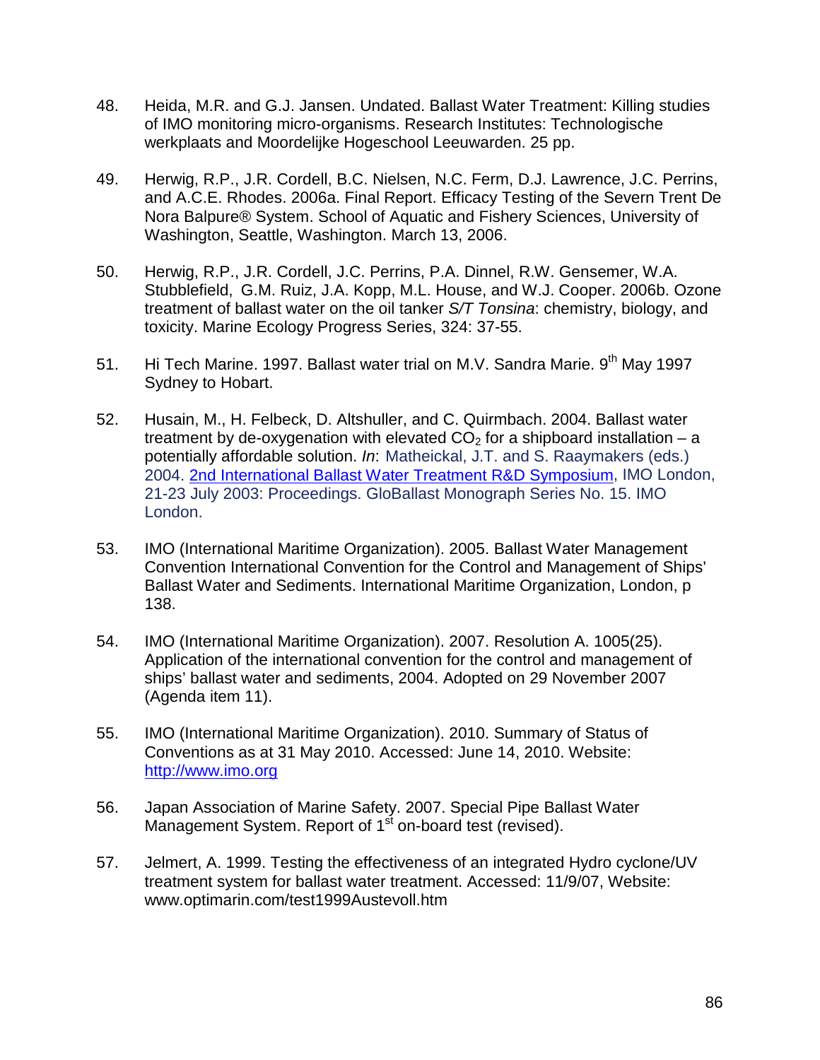48. Heida, M.R. and G.J. Jansen. Undated. Ballast Water Treatment: Killing studies of IMO monitoring micro-organisms. Research Institutes: Technologische werkplaats and Moordelijke Hogeschool Leeuwarden. 25 pp.

49. Herwig, R.P., J.R. Cordell, B.C. Nielsen, N.C. Ferm, D.J. Lawrence, J.C. Perrins, and A.C.E. Rhodes. 2006a. Final Report. Efficacy Testing of the Severn Trent De Nora Balpure® System. School of Aquatic and Fishery Sciences, University of Washington, Seattle, Washington. March 13, 2006.

50. Herwig, R.P., J.R. Cordell, J.C. Perrins, P.A. Dinnel, R.W. Gensemer, W.A. Stubblefield, G.M. Ruiz, J.A. Kopp, M.L. House, and W.J. Cooper. 2006b. Ozone treatment of ballast water on the oil tanker *S/T Tonsina*: chemistry, biology, and toxicity. Marine Ecology Progress Series, 324: 37-55.

51. Hi Tech Marine. 1997. Ballast water trial on M.V. Sandra Marie. 9th May 1997 Sydney to Hobart.

52. Husain, M., H. Felbeck, D. Altshuller, and C. Quirmbach. 2004. Ballast water treatment by de-oxygenation with elevated $CO_2$ for a shipboard installation – a potentially affordable solution. *In*: Matheickal, J.T. and S. Raaymakers (eds.) 2004. 2nd International Ballast Water Treatment R&D Symposium, IMO London, 21-23 July 2003: Proceedings. GloBallast Monograph Series No. 15. IMO London.

53. IMO (International Maritime Organization). 2005. Ballast Water Management Convention International Convention for the Control and Management of Ships' Ballast Water and Sediments. International Maritime Organization, London, p 138.

54. IMO (International Maritime Organization). 2007. Resolution A. 1005(25). Application of the international convention for the control and management of ships' ballast water and sediments, 2004. Adopted on 29 November 2007 (Agenda item 11).

55. IMO (International Maritime Organization). 2010. Summary of Status of Conventions as at 31 May 2010. Accessed: June 14, 2010. Website: http://www.imo.org

56. Japan Association of Marine Safety. 2007. Special Pipe Ballast Water Management System. Report of 1st on-board test (revised).

57. Jelmert, A. 1999. Testing the effectiveness of an integrated Hydro cyclone/UV treatment system for ballast water treatment. Accessed: 11/9/07, Website: www.optimarin.com/test1999Austevoll.htm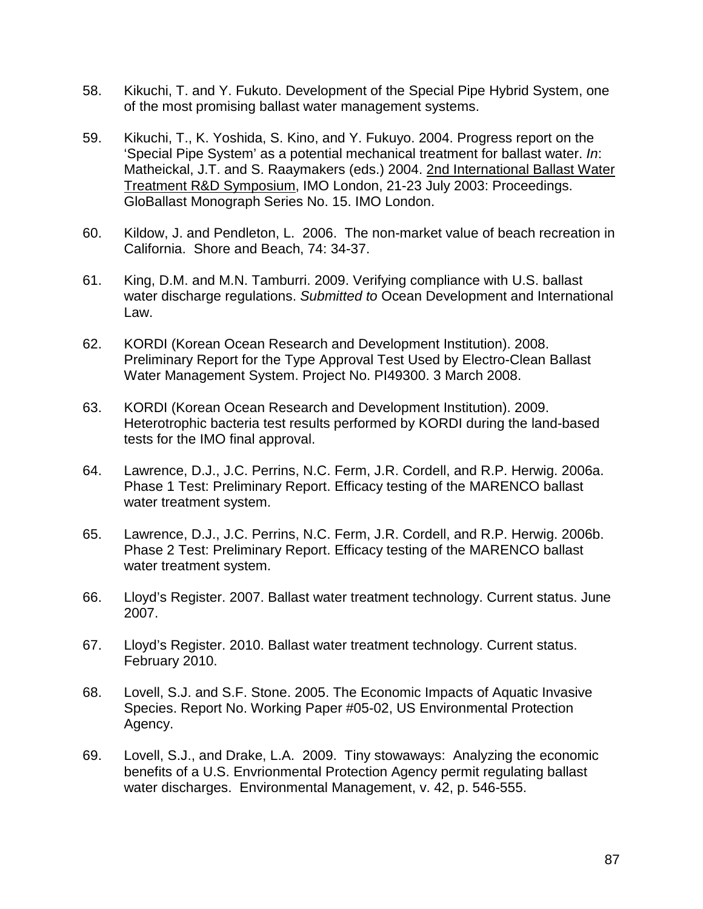58. Kikuchi, T. and Y. Fukuto. Development of the Special Pipe Hybrid System, one of the most promising ballast water management systems.

59. Kikuchi, T., K. Yoshida, S. Kino, and Y. Fukuyo. 2004. Progress report on the 'Special Pipe System' as a potential mechanical treatment for ballast water. *In*: Matheickal, J.T. and S. Raaymakers (eds.) 2004. 2nd International Ballast Water Treatment R&D Symposium, IMO London, 21-23 July 2003: Proceedings. GloBallast Monograph Series No. 15. IMO London.

60. Kildow, J. and Pendleton, L. 2006. The non-market value of beach recreation in California. Shore and Beach, 74: 34-37.

61. King, D.M. and M.N. Tamburri. 2009. Verifying compliance with U.S. ballast water discharge regulations. *Submitted to* Ocean Development and International Law.

62. KORDI (Korean Ocean Research and Development Institution). 2008. Preliminary Report for the Type Approval Test Used by Electro-Clean Ballast Water Management System. Project No. PI49300. 3 March 2008.

63. KORDI (Korean Ocean Research and Development Institution). 2009. Heterotrophic bacteria test results performed by KORDI during the land-based tests for the IMO final approval.

64. Lawrence, D.J., J.C. Perrins, N.C. Ferm, J.R. Cordell, and R.P. Herwig. 2006a. Phase 1 Test: Preliminary Report. Efficacy testing of the MARENCO ballast water treatment system.

65. Lawrence, D.J., J.C. Perrins, N.C. Ferm, J.R. Cordell, and R.P. Herwig. 2006b. Phase 2 Test: Preliminary Report. Efficacy testing of the MARENCO ballast water treatment system.

66. Lloyd's Register. 2007. Ballast water treatment technology. Current status. June 2007.

67. Lloyd's Register. 2010. Ballast water treatment technology. Current status. February 2010.

68. Lovell, S.J. and S.F. Stone. 2005. The Economic Impacts of Aquatic Invasive Species. Report No. Working Paper #05-02, US Environmental Protection Agency.

69. Lovell, S.J., and Drake, L.A. 2009. Tiny stowaways: Analyzing the economic benefits of a U.S. Envrionmental Protection Agency permit regulating ballast water discharges. Environmental Management, v. 42, p. 546-555.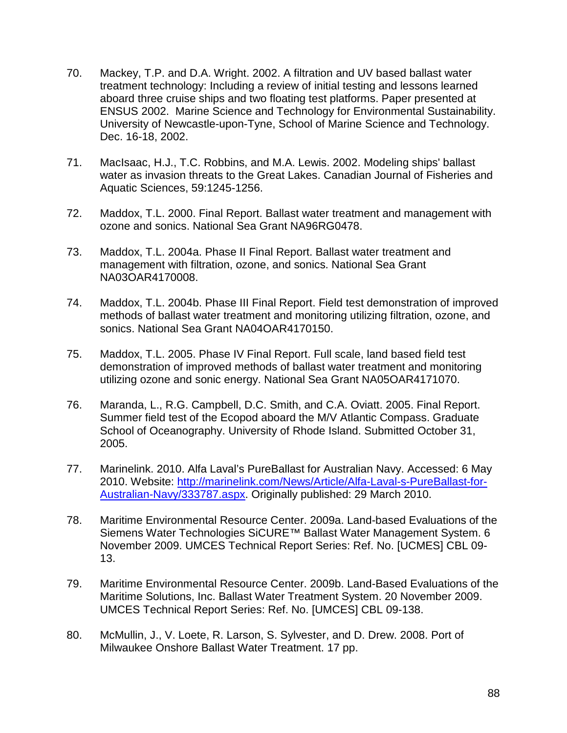70. Mackey, T.P. and D.A. Wright. 2002. A filtration and UV based ballast water treatment technology: Including a review of initial testing and lessons learned aboard three cruise ships and two floating test platforms. Paper presented at ENSUS 2002. Marine Science and Technology for Environmental Sustainability. University of Newcastle-upon-Tyne, School of Marine Science and Technology. Dec. 16-18, 2002.

71. MacIsaac, H.J., T.C. Robbins, and M.A. Lewis. 2002. Modeling ships' ballast water as invasion threats to the Great Lakes. Canadian Journal of Fisheries and Aquatic Sciences, 59:1245-1256.

72. Maddox, T.L. 2000. Final Report. Ballast water treatment and management with ozone and sonics. National Sea Grant NA96RG0478.

73. Maddox, T.L. 2004a. Phase II Final Report. Ballast water treatment and management with filtration, ozone, and sonics. National Sea Grant NA03OAR4170008.

74. Maddox, T.L. 2004b. Phase III Final Report. Field test demonstration of improved methods of ballast water treatment and monitoring utilizing filtration, ozone, and sonics. National Sea Grant NA04OAR4170150.

75. Maddox, T.L. 2005. Phase IV Final Report. Full scale, land based field test demonstration of improved methods of ballast water treatment and monitoring utilizing ozone and sonic energy. National Sea Grant NA05OAR4171070.

76. Maranda, L., R.G. Campbell, D.C. Smith, and C.A. Oviatt. 2005. Final Report. Summer field test of the Ecopod aboard the M/V Atlantic Compass. Graduate School of Oceanography. University of Rhode Island. Submitted October 31, 2005.

77. Marinelink. 2010. Alfa Laval's PureBallast for Australian Navy. Accessed: 6 May 2010. Website: [http://marinelink.com/News/Article/Alfa-Laval-s-PureBallast-for-Australian-Navy/333787.aspx](http://marinelink.com/News/Article/Alfa-Laval-s-PureBallast-for-Australian-Navy/333787.aspx). Originally published: 29 March 2010.

78. Maritime Environmental Resource Center. 2009a. Land-based Evaluations of the Siemens Water Technologies SiCURE™ Ballast Water Management System. 6 November 2009. UMCES Technical Report Series: Ref. No. [UCMES] CBL 09-13.

79. Maritime Environmental Resource Center. 2009b. Land-Based Evaluations of the Maritime Solutions, Inc. Ballast Water Treatment System. 20 November 2009. UMCES Technical Report Series: Ref. No. [UMCES] CBL 09-138.

80. McMullin, J., V. Loete, R. Larson, S. Sylvester, and D. Drew. 2008. Port of Milwaukee Onshore Ballast Water Treatment. 17 pp.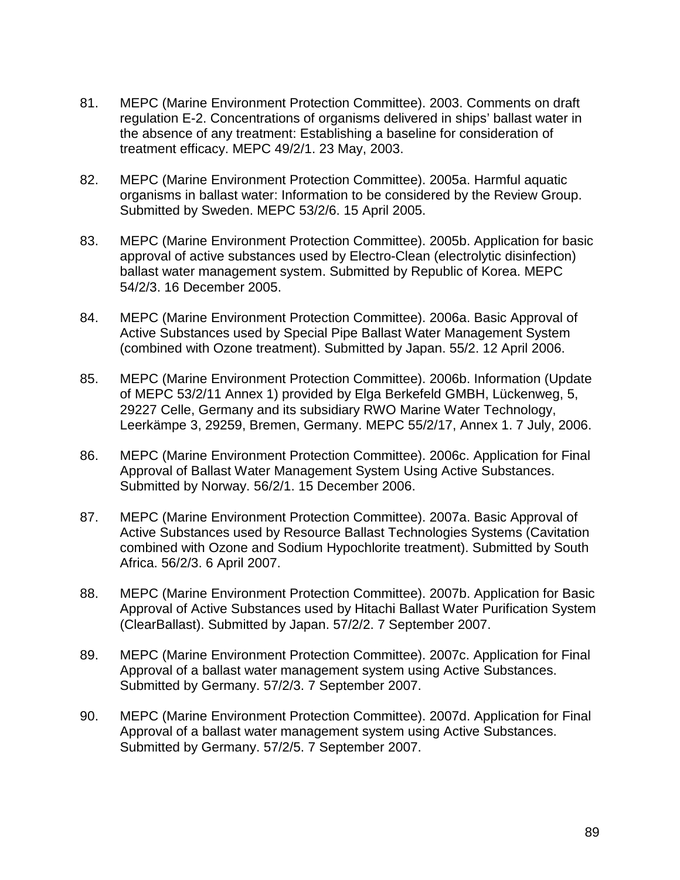81. MEPC (Marine Environment Protection Committee). 2003. Comments on draft regulation E-2. Concentrations of organisms delivered in ships' ballast water in the absence of any treatment: Establishing a baseline for consideration of treatment efficacy. MEPC 49/2/1. 23 May, 2003.

82. MEPC (Marine Environment Protection Committee). 2005a. Harmful aquatic organisms in ballast water: Information to be considered by the Review Group. Submitted by Sweden. MEPC 53/2/6. 15 April 2005.

83. MEPC (Marine Environment Protection Committee). 2005b. Application for basic approval of active substances used by Electro-Clean (electrolytic disinfection) ballast water management system. Submitted by Republic of Korea. MEPC 54/2/3. 16 December 2005.

84. MEPC (Marine Environment Protection Committee). 2006a. Basic Approval of Active Substances used by Special Pipe Ballast Water Management System (combined with Ozone treatment). Submitted by Japan. 55/2. 12 April 2006.

85. MEPC (Marine Environment Protection Committee). 2006b. Information (Update of MEPC 53/2/11 Annex 1) provided by Elga Berkefeld GMBH, Lückenweg, 5, 29227 Celle, Germany and its subsidiary RWO Marine Water Technology, Leerkämpe 3, 29259, Bremen, Germany. MEPC 55/2/17, Annex 1. 7 July, 2006.

86. MEPC (Marine Environment Protection Committee). 2006c. Application for Final Approval of Ballast Water Management System Using Active Substances. Submitted by Norway. 56/2/1. 15 December 2006.

87. MEPC (Marine Environment Protection Committee). 2007a. Basic Approval of Active Substances used by Resource Ballast Technologies Systems (Cavitation combined with Ozone and Sodium Hypochlorite treatment). Submitted by South Africa. 56/2/3. 6 April 2007.

88. MEPC (Marine Environment Protection Committee). 2007b. Application for Basic Approval of Active Substances used by Hitachi Ballast Water Purification System (ClearBallast). Submitted by Japan. 57/2/2. 7 September 2007.

89. MEPC (Marine Environment Protection Committee). 2007c. Application for Final Approval of a ballast water management system using Active Substances. Submitted by Germany. 57/2/3. 7 September 2007.

90. MEPC (Marine Environment Protection Committee). 2007d. Application for Final Approval of a ballast water management system using Active Substances. Submitted by Germany. 57/2/5. 7 September 2007.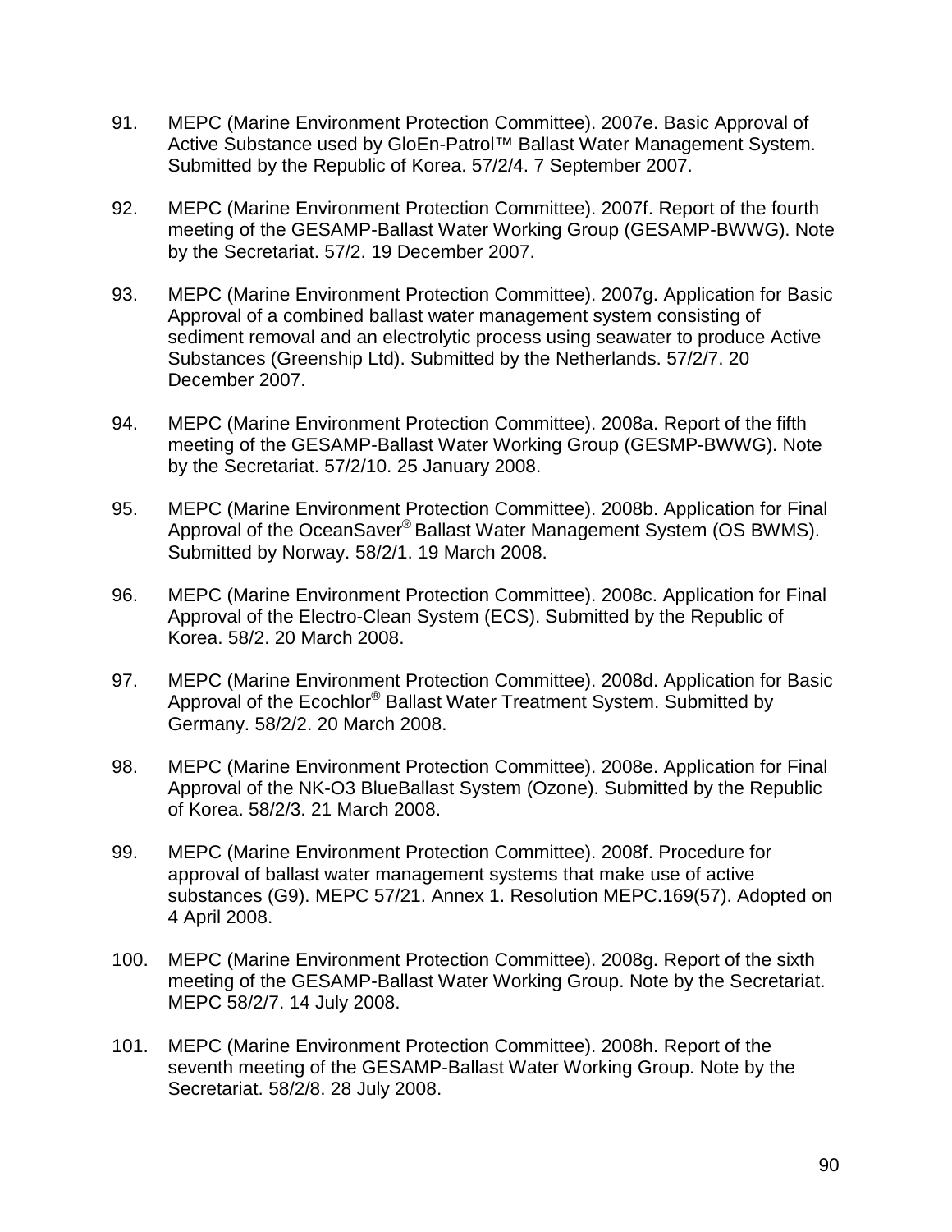91. MEPC (Marine Environment Protection Committee). 2007e. Basic Approval of Active Substance used by GloEn-Patrol™ Ballast Water Management System. Submitted by the Republic of Korea. 57/2/4. 7 September 2007.

92. MEPC (Marine Environment Protection Committee). 2007f. Report of the fourth meeting of the GESAMP-Ballast Water Working Group (GESAMP-BWWG). Note by the Secretariat. 57/2. 19 December 2007.

93. MEPC (Marine Environment Protection Committee). 2007g. Application for Basic Approval of a combined ballast water management system consisting of sediment removal and an electrolytic process using seawater to produce Active Substances (Greenship Ltd). Submitted by the Netherlands. 57/2/7. 20 December 2007.

94. MEPC (Marine Environment Protection Committee). 2008a. Report of the fifth meeting of the GESAMP-Ballast Water Working Group (GESMP-BWWG). Note by the Secretariat. 57/2/10. 25 January 2008.

95. MEPC (Marine Environment Protection Committee). 2008b. Application for Final Approval of the OceanSaver® Ballast Water Management System (OS BWMS). Submitted by Norway. 58/2/1. 19 March 2008.

96. MEPC (Marine Environment Protection Committee). 2008c. Application for Final Approval of the Electro-Clean System (ECS). Submitted by the Republic of Korea. 58/2. 20 March 2008.

97. MEPC (Marine Environment Protection Committee). 2008d. Application for Basic Approval of the Ecochlor® Ballast Water Treatment System. Submitted by Germany. 58/2/2. 20 March 2008.

98. MEPC (Marine Environment Protection Committee). 2008e. Application for Final Approval of the NK-O3 BlueBallast System (Ozone). Submitted by the Republic of Korea. 58/2/3. 21 March 2008.

99. MEPC (Marine Environment Protection Committee). 2008f. Procedure for approval of ballast water management systems that make use of active substances (G9). MEPC 57/21. Annex 1. Resolution MEPC.169(57). Adopted on 4 April 2008.

100. MEPC (Marine Environment Protection Committee). 2008g. Report of the sixth meeting of the GESAMP-Ballast Water Working Group. Note by the Secretariat. MEPC 58/2/7. 14 July 2008.

101. MEPC (Marine Environment Protection Committee). 2008h. Report of the seventh meeting of the GESAMP-Ballast Water Working Group. Note by the Secretariat. 58/2/8. 28 July 2008.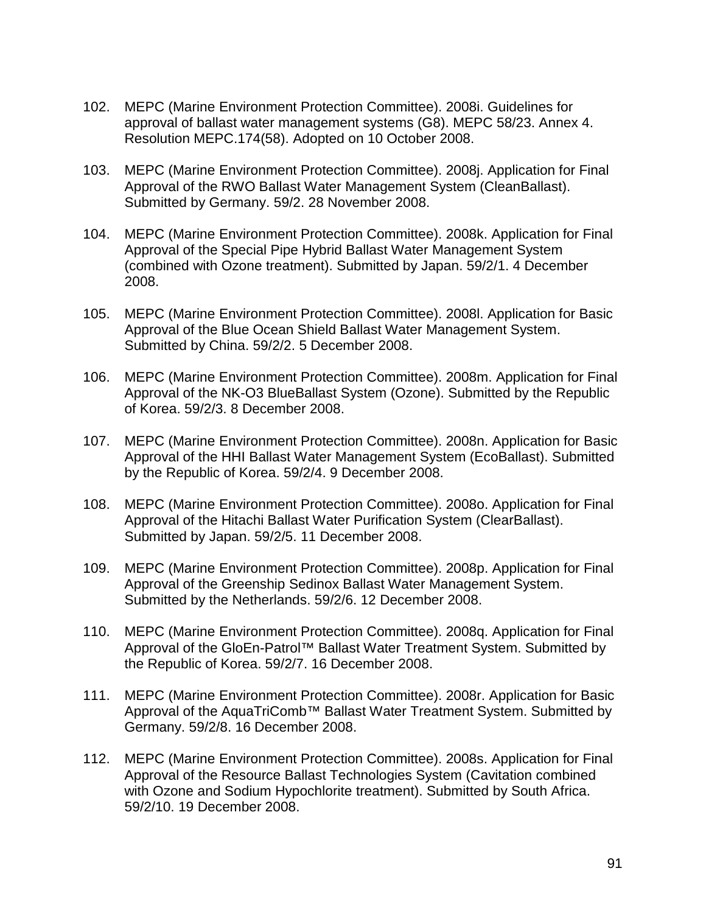102. MEPC (Marine Environment Protection Committee). 2008i. Guidelines for approval of ballast water management systems (G8). MEPC 58/23. Annex 4. Resolution MEPC.174(58). Adopted on 10 October 2008.

103. MEPC (Marine Environment Protection Committee). 2008j. Application for Final Approval of the RWO Ballast Water Management System (CleanBallast). Submitted by Germany. 59/2. 28 November 2008.

104. MEPC (Marine Environment Protection Committee). 2008k. Application for Final Approval of the Special Pipe Hybrid Ballast Water Management System (combined with Ozone treatment). Submitted by Japan. 59/2/1. 4 December 2008.

105. MEPC (Marine Environment Protection Committee). 2008l. Application for Basic Approval of the Blue Ocean Shield Ballast Water Management System. Submitted by China. 59/2/2. 5 December 2008.

106. MEPC (Marine Environment Protection Committee). 2008m. Application for Final Approval of the NK-O3 BlueBallast System (Ozone). Submitted by the Republic of Korea. 59/2/3. 8 December 2008.

107. MEPC (Marine Environment Protection Committee). 2008n. Application for Basic Approval of the HHI Ballast Water Management System (EcoBallast). Submitted by the Republic of Korea. 59/2/4. 9 December 2008.

108. MEPC (Marine Environment Protection Committee). 2008o. Application for Final Approval of the Hitachi Ballast Water Purification System (ClearBallast). Submitted by Japan. 59/2/5. 11 December 2008.

109. MEPC (Marine Environment Protection Committee). 2008p. Application for Final Approval of the Greenship Sedinox Ballast Water Management System. Submitted by the Netherlands. 59/2/6. 12 December 2008.

110. MEPC (Marine Environment Protection Committee). 2008q. Application for Final Approval of the GloEn-Patrol™ Ballast Water Treatment System. Submitted by the Republic of Korea. 59/2/7. 16 December 2008.

111. MEPC (Marine Environment Protection Committee). 2008r. Application for Basic Approval of the AquaTriComb™ Ballast Water Treatment System. Submitted by Germany. 59/2/8. 16 December 2008.

112. MEPC (Marine Environment Protection Committee). 2008s. Application for Final Approval of the Resource Ballast Technologies System (Cavitation combined with Ozone and Sodium Hypochlorite treatment). Submitted by South Africa. 59/2/10. 19 December 2008.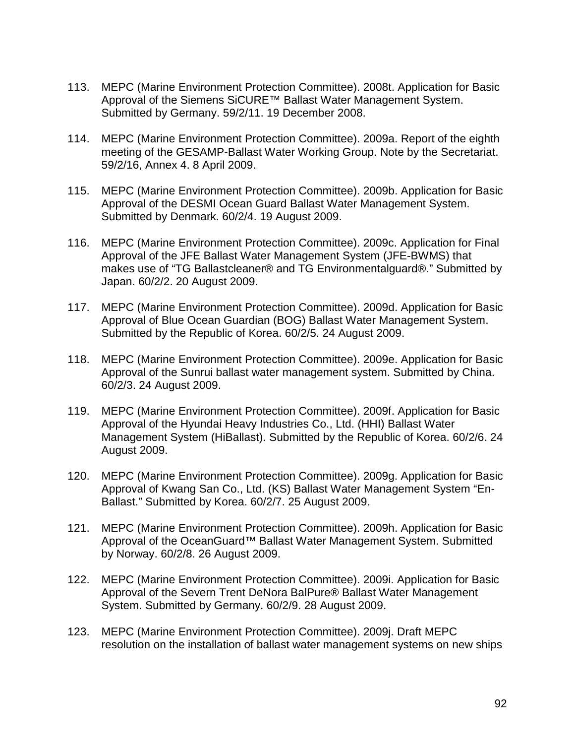113. MEPC (Marine Environment Protection Committee). 2008t. Application for Basic Approval of the Siemens SiCURE™ Ballast Water Management System. Submitted by Germany. 59/2/11. 19 December 2008.

114. MEPC (Marine Environment Protection Committee). 2009a. Report of the eighth meeting of the GESAMP-Ballast Water Working Group. Note by the Secretariat. 59/2/16, Annex 4. 8 April 2009.

115. MEPC (Marine Environment Protection Committee). 2009b. Application for Basic Approval of the DESMI Ocean Guard Ballast Water Management System. Submitted by Denmark. 60/2/4. 19 August 2009.

116. MEPC (Marine Environment Protection Committee). 2009c. Application for Final Approval of the JFE Ballast Water Management System (JFE-BWMS) that makes use of "TG Ballastcleaner® and TG Environmentalguard®." Submitted by Japan. 60/2/2. 20 August 2009.

117. MEPC (Marine Environment Protection Committee). 2009d. Application for Basic Approval of Blue Ocean Guardian (BOG) Ballast Water Management System. Submitted by the Republic of Korea. 60/2/5. 24 August 2009.

118. MEPC (Marine Environment Protection Committee). 2009e. Application for Basic Approval of the Sunrui ballast water management system. Submitted by China. 60/2/3. 24 August 2009.

119. MEPC (Marine Environment Protection Committee). 2009f. Application for Basic Approval of the Hyundai Heavy Industries Co., Ltd. (HHI) Ballast Water Management System (HiBallast). Submitted by the Republic of Korea. 60/2/6. 24 August 2009.

120. MEPC (Marine Environment Protection Committee). 2009g. Application for Basic Approval of Kwang San Co., Ltd. (KS) Ballast Water Management System "En-Ballast." Submitted by Korea. 60/2/7. 25 August 2009.

121. MEPC (Marine Environment Protection Committee). 2009h. Application for Basic Approval of the OceanGuard™ Ballast Water Management System. Submitted by Norway. 60/2/8. 26 August 2009.

122. MEPC (Marine Environment Protection Committee). 2009i. Application for Basic Approval of the Severn Trent DeNora BalPure® Ballast Water Management System. Submitted by Germany. 60/2/9. 28 August 2009.

123. MEPC (Marine Environment Protection Committee). 2009j. Draft MEPC resolution on the installation of ballast water management systems on new ships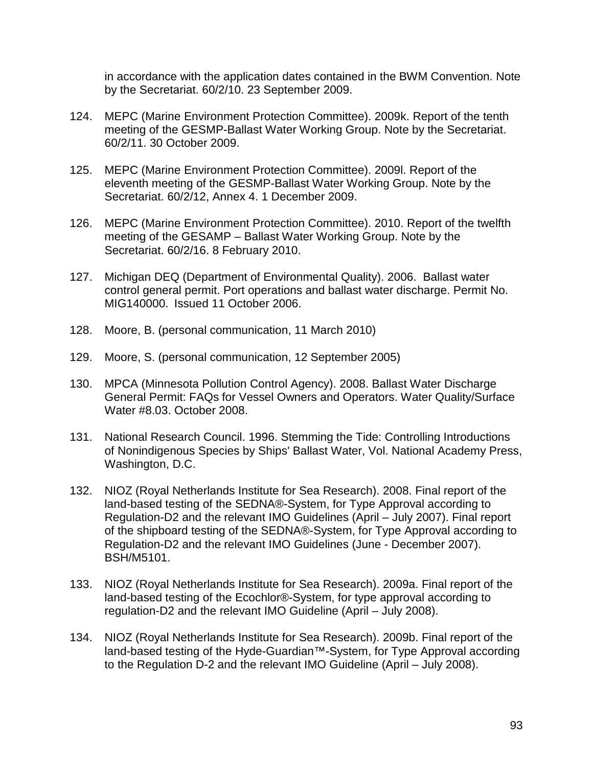in accordance with the application dates contained in the BWM Convention. Note by the Secretariat. 60/2/10. 23 September 2009.

124. MEPC (Marine Environment Protection Committee). 2009k. Report of the tenth meeting of the GESMP-Ballast Water Working Group. Note by the Secretariat. 60/2/11. 30 October 2009.

125. MEPC (Marine Environment Protection Committee). 2009l. Report of the eleventh meeting of the GESMP-Ballast Water Working Group. Note by the Secretariat. 60/2/12, Annex 4. 1 December 2009.

126. MEPC (Marine Environment Protection Committee). 2010. Report of the twelfth meeting of the GESAMP – Ballast Water Working Group. Note by the Secretariat. 60/2/16. 8 February 2010.

127. Michigan DEQ (Department of Environmental Quality). 2006. Ballast water control general permit. Port operations and ballast water discharge. Permit No. MIG140000. Issued 11 October 2006.

128. Moore, B. (personal communication, 11 March 2010)

129. Moore, S. (personal communication, 12 September 2005)

130. MPCA (Minnesota Pollution Control Agency). 2008. Ballast Water Discharge General Permit: FAQs for Vessel Owners and Operators. Water Quality/Surface Water #8.03. October 2008.

131. National Research Council. 1996. Stemming the Tide: Controlling Introductions of Nonindigenous Species by Ships' Ballast Water, Vol. National Academy Press, Washington, D.C.

132. NIOZ (Royal Netherlands Institute for Sea Research). 2008. Final report of the land-based testing of the SEDNA®-System, for Type Approval according to Regulation-D2 and the relevant IMO Guidelines (April – July 2007). Final report of the shipboard testing of the SEDNA®-System, for Type Approval according to Regulation-D2 and the relevant IMO Guidelines (June - December 2007). BSH/M5101.

133. NIOZ (Royal Netherlands Institute for Sea Research). 2009a. Final report of the land-based testing of the Ecochlor®-System, for type approval according to regulation-D2 and the relevant IMO Guideline (April – July 2008).

134. NIOZ (Royal Netherlands Institute for Sea Research). 2009b. Final report of the land-based testing of the Hyde-Guardian™-System, for Type Approval according to the Regulation D-2 and the relevant IMO Guideline (April – July 2008).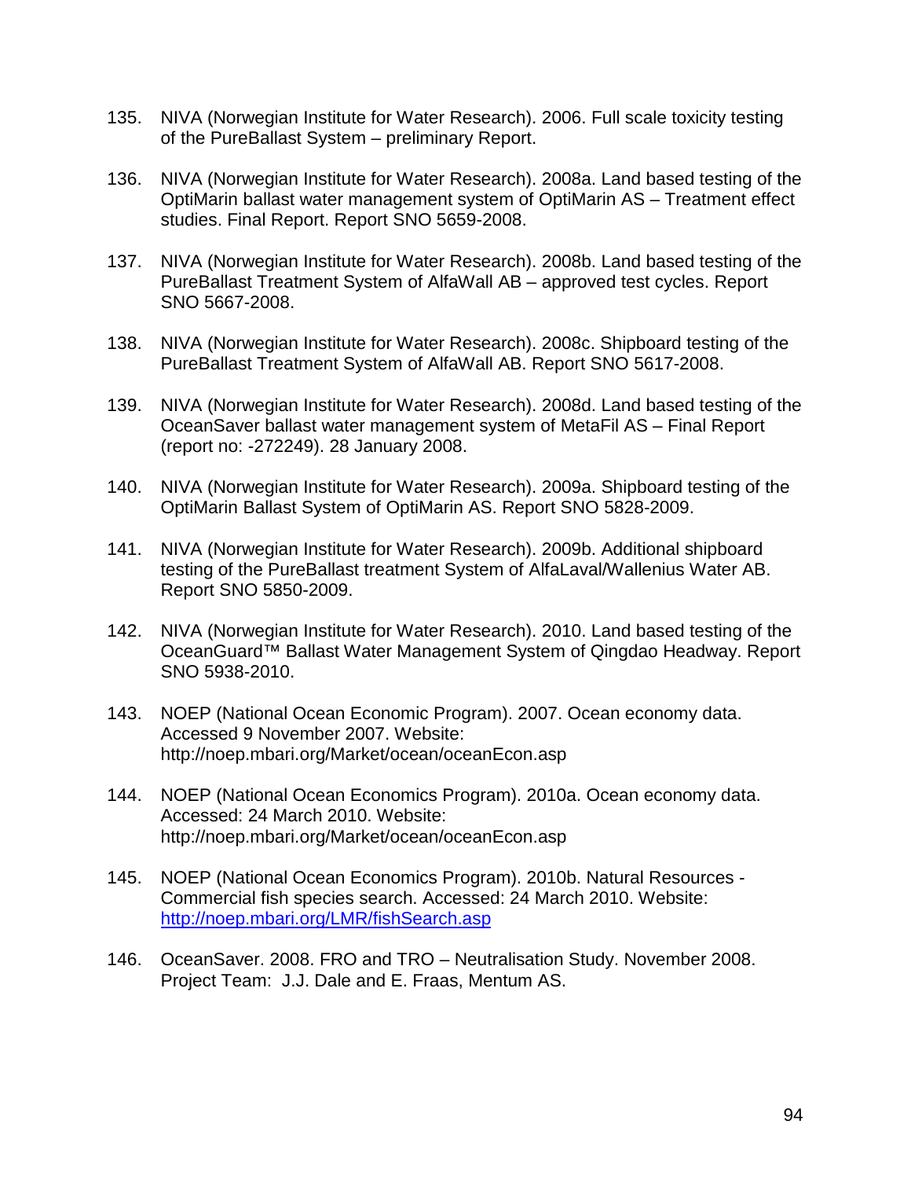135. NIVA (Norwegian Institute for Water Research). 2006. Full scale toxicity testing of the PureBallast System – preliminary Report.

136. NIVA (Norwegian Institute for Water Research). 2008a. Land based testing of the OptiMarin ballast water management system of OptiMarin AS – Treatment effect studies. Final Report. Report SNO 5659-2008.

137. NIVA (Norwegian Institute for Water Research). 2008b. Land based testing of the PureBallast Treatment System of AlfaWall AB – approved test cycles. Report SNO 5667-2008.

138. NIVA (Norwegian Institute for Water Research). 2008c. Shipboard testing of the PureBallast Treatment System of AlfaWall AB. Report SNO 5617-2008.

139. NIVA (Norwegian Institute for Water Research). 2008d. Land based testing of the OceanSaver ballast water management system of MetaFil AS – Final Report (report no: -272249). 28 January 2008.

140. NIVA (Norwegian Institute for Water Research). 2009a. Shipboard testing of the OptiMarin Ballast System of OptiMarin AS. Report SNO 5828-2009.

141. NIVA (Norwegian Institute for Water Research). 2009b. Additional shipboard testing of the PureBallast treatment System of AlfaLaval/Wallenius Water AB. Report SNO 5850-2009.

142. NIVA (Norwegian Institute for Water Research). 2010. Land based testing of the OceanGuard™ Ballast Water Management System of Qingdao Headway. Report SNO 5938-2010.

143. NOEP (National Ocean Economic Program). 2007. Ocean economy data. Accessed 9 November 2007. Website: http://noep.mbari.org/Market/ocean/oceanEcon.asp

144. NOEP (National Ocean Economics Program). 2010a. Ocean economy data. Accessed: 24 March 2010. Website: http://noep.mbari.org/Market/ocean/oceanEcon.asp

145. NOEP (National Ocean Economics Program). 2010b. Natural Resources - Commercial fish species search. Accessed: 24 March 2010. Website: http://noep.mbari.org/LMR/fishSearch.asp

146. OceanSaver. 2008. FRO and TRO – Neutralisation Study. November 2008. Project Team: J.J. Dale and E. Fraas, Mentum AS.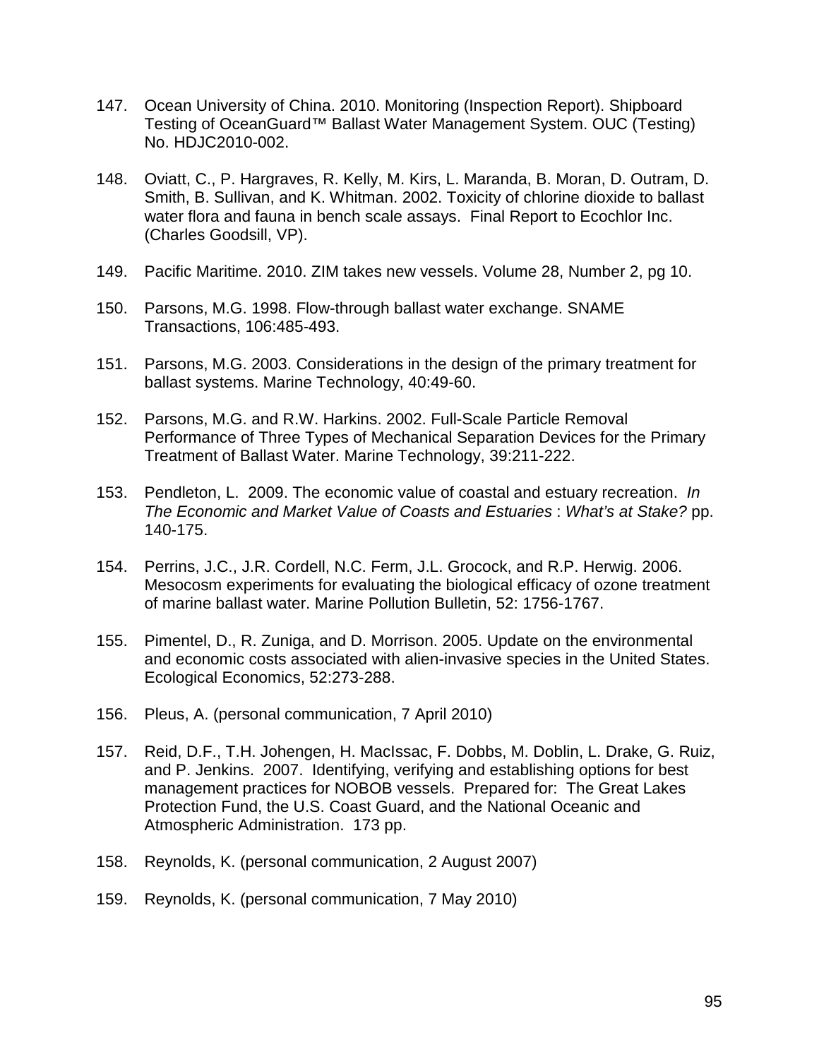147. Ocean University of China. 2010. Monitoring (Inspection Report). Shipboard Testing of OceanGuard™ Ballast Water Management System. OUC (Testing) No. HDJC2010-002.

148. Oviatt, C., P. Hargraves, R. Kelly, M. Kirs, L. Maranda, B. Moran, D. Outram, D. Smith, B. Sullivan, and K. Whitman. 2002. Toxicity of chlorine dioxide to ballast water flora and fauna in bench scale assays. Final Report to Ecochlor Inc. (Charles Goodsill, VP).

149. Pacific Maritime. 2010. ZIM takes new vessels. Volume 28, Number 2, pg 10.

150. Parsons, M.G. 1998. Flow-through ballast water exchange. SNAME Transactions, 106:485-493.

151. Parsons, M.G. 2003. Considerations in the design of the primary treatment for ballast systems. Marine Technology, 40:49-60.

152. Parsons, M.G. and R.W. Harkins. 2002. Full-Scale Particle Removal Performance of Three Types of Mechanical Separation Devices for the Primary Treatment of Ballast Water. Marine Technology, 39:211-222.

153. Pendleton, L. 2009. The economic value of coastal and estuary recreation. *In The Economic and Market Value of Coasts and Estuaries* : *What's at Stake?* pp. 140-175.

154. Perrins, J.C., J.R. Cordell, N.C. Ferm, J.L. Grocock, and R.P. Herwig. 2006. Mesocosm experiments for evaluating the biological efficacy of ozone treatment of marine ballast water. Marine Pollution Bulletin, 52: 1756-1767.

155. Pimentel, D., R. Zuniga, and D. Morrison. 2005. Update on the environmental and economic costs associated with alien-invasive species in the United States. Ecological Economics, 52:273-288.

156. Pleus, A. (personal communication, 7 April 2010)

157. Reid, D.F., T.H. Johengen, H. MacIssac, F. Dobbs, M. Doblin, L. Drake, G. Ruiz, and P. Jenkins. 2007. Identifying, verifying and establishing options for best management practices for NOBOB vessels. Prepared for: The Great Lakes Protection Fund, the U.S. Coast Guard, and the National Oceanic and Atmospheric Administration. 173 pp.

158. Reynolds, K. (personal communication, 2 August 2007)

159. Reynolds, K. (personal communication, 7 May 2010)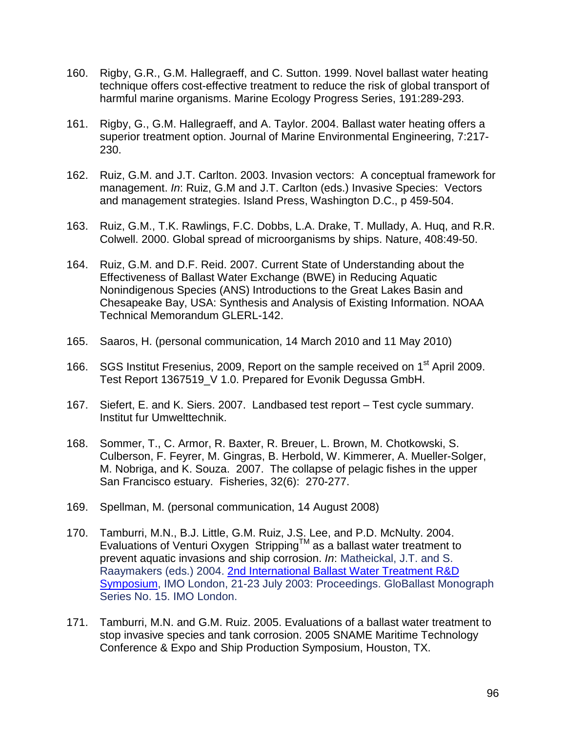160. Rigby, G.R., G.M. Hallegraeff, and C. Sutton. 1999. Novel ballast water heating technique offers cost-effective treatment to reduce the risk of global transport of harmful marine organisms. Marine Ecology Progress Series, 191:289-293.

161. Rigby, G., G.M. Hallegraeff, and A. Taylor. 2004. Ballast water heating offers a superior treatment option. Journal of Marine Environmental Engineering, 7:217-230.

162. Ruiz, G.M. and J.T. Carlton. 2003. Invasion vectors: A conceptual framework for management. *In*: Ruiz, G.M and J.T. Carlton (eds.) Invasive Species: Vectors and management strategies. Island Press, Washington D.C., p 459-504.

163. Ruiz, G.M., T.K. Rawlings, F.C. Dobbs, L.A. Drake, T. Mullady, A. Huq, and R.R. Colwell. 2000. Global spread of microorganisms by ships. Nature, 408:49-50.

164. Ruiz, G.M. and D.F. Reid. 2007. Current State of Understanding about the Effectiveness of Ballast Water Exchange (BWE) in Reducing Aquatic Nonindigenous Species (ANS) Introductions to the Great Lakes Basin and Chesapeake Bay, USA: Synthesis and Analysis of Existing Information. NOAA Technical Memorandum GLERL-142.

165. Saaros, H. (personal communication, 14 March 2010 and 11 May 2010)

166. SGS Institut Fresenius, 2009, Report on the sample received on 1st April 2009. Test Report 1367519_V 1.0. Prepared for Evonik Degussa GmbH.

167. Siefert, E. and K. Siers. 2007. Landbased test report – Test cycle summary. Institut fur Umwelttechnik.

168. Sommer, T., C. Armor, R. Baxter, R. Breuer, L. Brown, M. Chotkowski, S. Culberson, F. Feyrer, M. Gingras, B. Herbold, W. Kimmerer, A. Mueller-Solger, M. Nobriga, and K. Souza. 2007. The collapse of pelagic fishes in the upper San Francisco estuary. Fisheries, 32(6): 270-277.

169. Spellman, M. (personal communication, 14 August 2008)

170. Tamburri, M.N., B.J. Little, G.M. Ruiz, J.S. Lee, and P.D. McNulty. 2004. Evaluations of Venturi Oxygen Stripping™ as a ballast water treatment to prevent aquatic invasions and ship corrosion. *In*: Matheickal, J.T. and S. Raaymakers (eds.) 2004. 2nd International Ballast Water Treatment R&D Symposium, IMO London, 21-23 July 2003: Proceedings. GloBallast Monograph Series No. 15. IMO London.

171. Tamburri, M.N. and G.M. Ruiz. 2005. Evaluations of a ballast water treatment to stop invasive species and tank corrosion. 2005 SNAME Maritime Technology Conference & Expo and Ship Production Symposium, Houston, TX.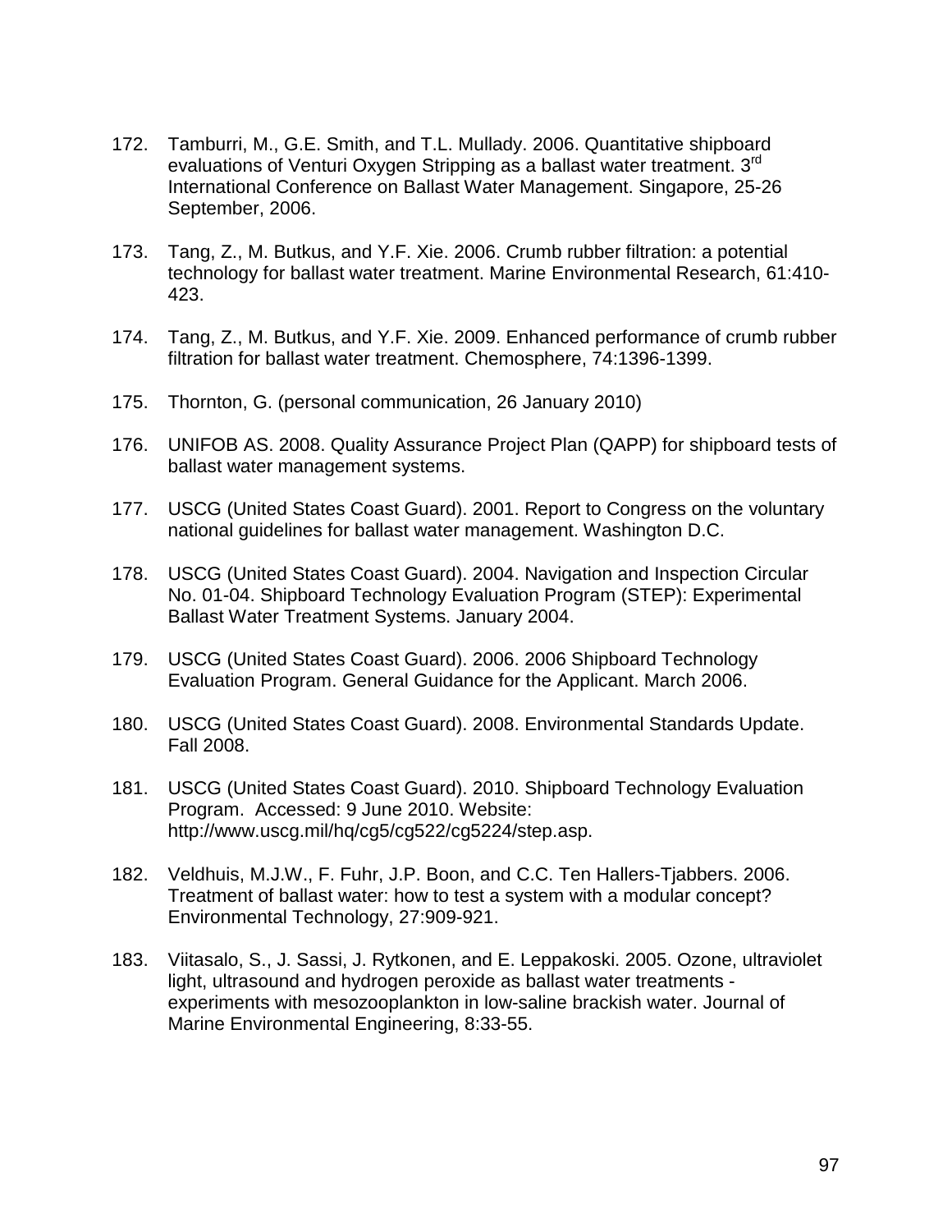172. Tamburri, M., G.E. Smith, and T.L. Mullady. 2006. Quantitative shipboard evaluations of Venturi Oxygen Stripping as a ballast water treatment. 3rd International Conference on Ballast Water Management. Singapore, 25-26 September, 2006.

173. Tang, Z., M. Butkus, and Y.F. Xie. 2006. Crumb rubber filtration: a potential technology for ballast water treatment. Marine Environmental Research, 61:410-423.

174. Tang, Z., M. Butkus, and Y.F. Xie. 2009. Enhanced performance of crumb rubber filtration for ballast water treatment. Chemosphere, 74:1396-1399.

175. Thornton, G. (personal communication, 26 January 2010)

176. UNIFOB AS. 2008. Quality Assurance Project Plan (QAPP) for shipboard tests of ballast water management systems.

177. USCG (United States Coast Guard). 2001. Report to Congress on the voluntary national guidelines for ballast water management. Washington D.C.

178. USCG (United States Coast Guard). 2004. Navigation and Inspection Circular No. 01-04. Shipboard Technology Evaluation Program (STEP): Experimental Ballast Water Treatment Systems. January 2004.

179. USCG (United States Coast Guard). 2006. 2006 Shipboard Technology Evaluation Program. General Guidance for the Applicant. March 2006.

180. USCG (United States Coast Guard). 2008. Environmental Standards Update. Fall 2008.

181. USCG (United States Coast Guard). 2010. Shipboard Technology Evaluation Program. Accessed: 9 June 2010. Website: http://www.uscg.mil/hq/cg5/cg522/cg5224/step.asp.

182. Veldhuis, M.J.W., F. Fuhr, J.P. Boon, and C.C. Ten Hallers-Tjabbers. 2006. Treatment of ballast water: how to test a system with a modular concept? Environmental Technology, 27:909-921.

183. Viitasalo, S., J. Sassi, J. Rytkonen, and E. Leppakoski. 2005. Ozone, ultraviolet light, ultrasound and hydrogen peroxide as ballast water treatments - experiments with mesozooplankton in low-saline brackish water. Journal of Marine Environmental Engineering, 8:33-55.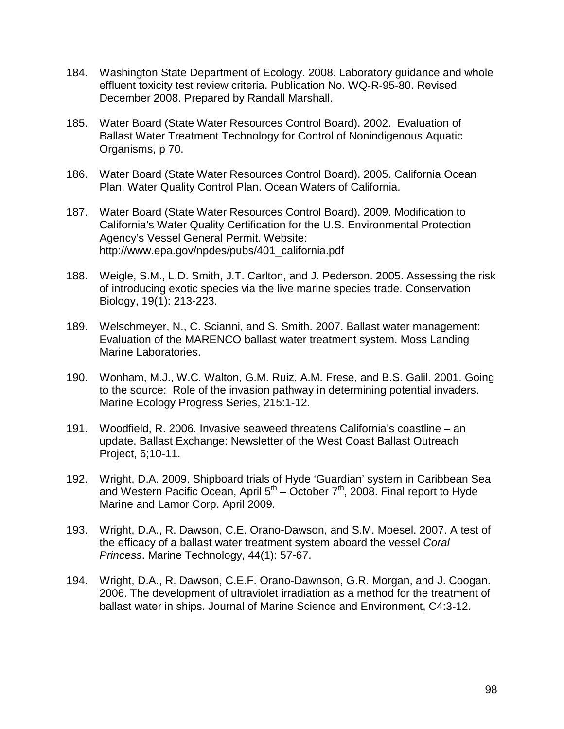184. Washington State Department of Ecology. 2008. Laboratory guidance and whole effluent toxicity test review criteria. Publication No. WQ-R-95-80. Revised December 2008. Prepared by Randall Marshall.

185. Water Board (State Water Resources Control Board). 2002. Evaluation of Ballast Water Treatment Technology for Control of Nonindigenous Aquatic Organisms, p 70.

186. Water Board (State Water Resources Control Board). 2005. California Ocean Plan. Water Quality Control Plan. Ocean Waters of California.

187. Water Board (State Water Resources Control Board). 2009. Modification to California's Water Quality Certification for the U.S. Environmental Protection Agency's Vessel General Permit. Website: http://www.epa.gov/npdes/pubs/401_california.pdf

188. Weigle, S.M., L.D. Smith, J.T. Carlton, and J. Pederson. 2005. Assessing the risk of introducing exotic species via the live marine species trade. Conservation Biology, 19(1): 213-223.

189. Welschmeyer, N., C. Scianni, and S. Smith. 2007. Ballast water management: Evaluation of the MARENCO ballast water treatment system. Moss Landing Marine Laboratories.

190. Wonham, M.J., W.C. Walton, G.M. Ruiz, A.M. Frese, and B.S. Galil. 2001. Going to the source: Role of the invasion pathway in determining potential invaders. Marine Ecology Progress Series, 215:1-12.

191. Woodfield, R. 2006. Invasive seaweed threatens California's coastline – an update. Ballast Exchange: Newsletter of the West Coast Ballast Outreach Project, 6;10-11.

192. Wright, D.A. 2009. Shipboard trials of Hyde 'Guardian' system in Caribbean Sea and Western Pacific Ocean, April 5th – October 7th, 2008. Final report to Hyde Marine and Lamor Corp. April 2009.

193. Wright, D.A., R. Dawson, C.E. Orano-Dawson, and S.M. Moesel. 2007. A test of the efficacy of a ballast water treatment system aboard the vessel *Coral Princess*. Marine Technology, 44(1): 57-67.

194. Wright, D.A., R. Dawson, C.E.F. Orano-Dawnson, G.R. Morgan, and J. Coogan. 2006. The development of ultraviolet irradiation as a method for the treatment of ballast water in ships. Journal of Marine Science and Environment, C4:3-12.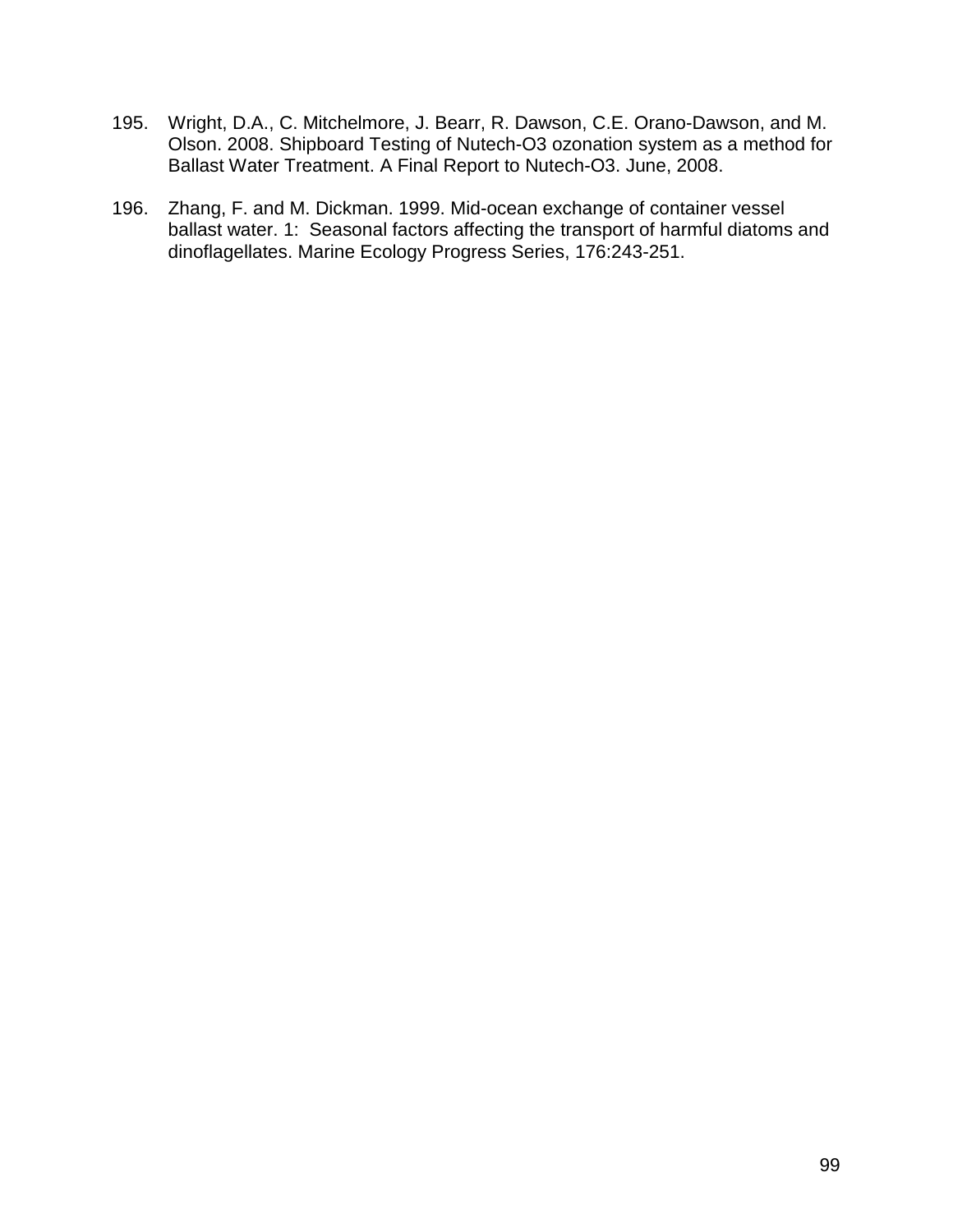195. Wright, D.A., C. Mitchelmore, J. Bearr, R. Dawson, C.E. Orano-Dawson, and M. Olson. 2008. Shipboard Testing of Nutech-O3 ozonation system as a method for Ballast Water Treatment. A Final Report to Nutech-O3. June, 2008.

196. Zhang, F. and M. Dickman. 1999. Mid-ocean exchange of container vessel ballast water. 1: Seasonal factors affecting the transport of harmful diatoms and dinoflagellates. Marine Ecology Progress Series, 176:243-251.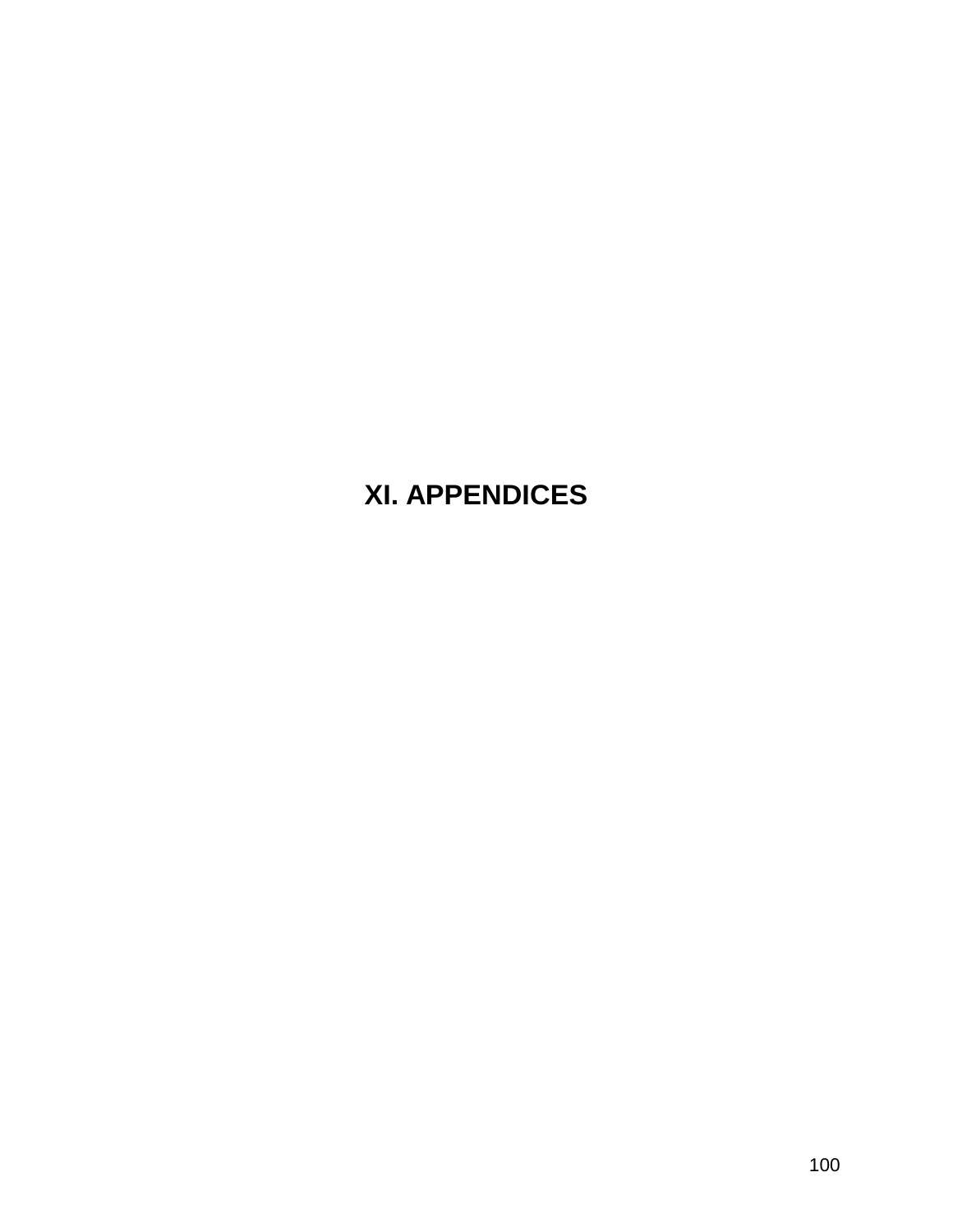# XI. APPENDICES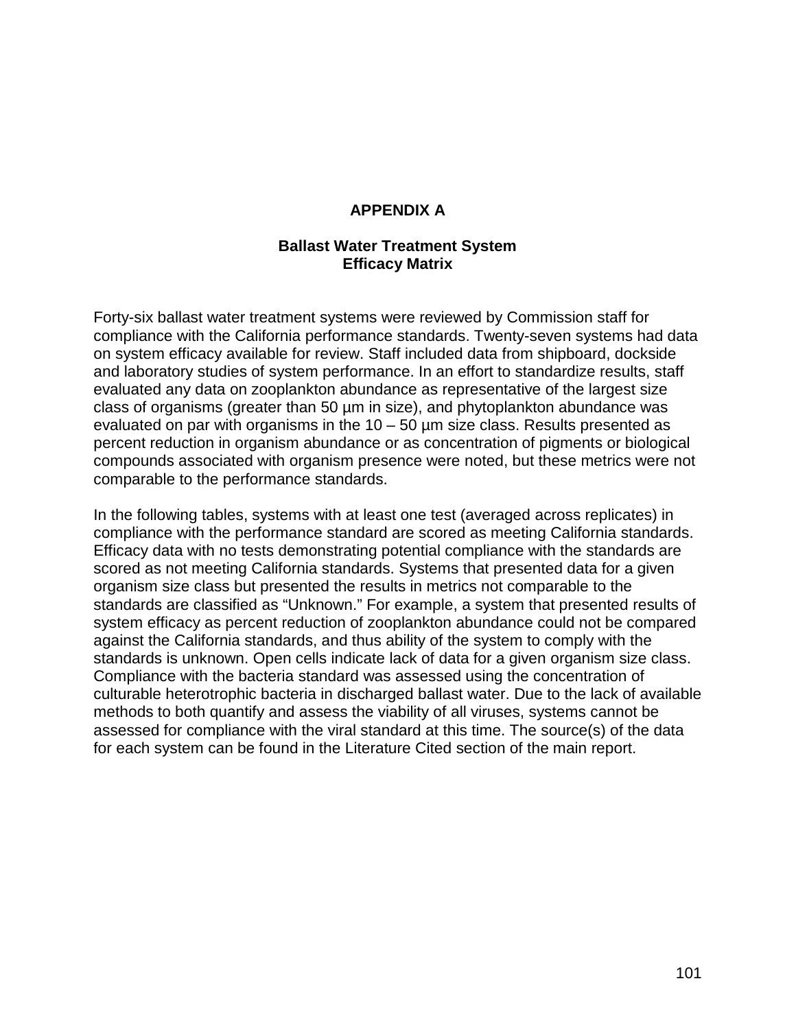# APPENDIX A

## Ballast Water Treatment System Efficacy Matrix

Forty-six ballast water treatment systems were reviewed by Commission staff for compliance with the California performance standards. Twenty-seven systems had data on system efficacy available for review. Staff included data from shipboard, dockside and laboratory studies of system performance. In an effort to standardize results, staff evaluated any data on zooplankton abundance as representative of the largest size class of organisms (greater than 50 µm in size), and phytoplankton abundance was evaluated on par with organisms in the 10 – 50 µm size class. Results presented as percent reduction in organism abundance or as concentration of pigments or biological compounds associated with organism presence were noted, but these metrics were not comparable to the performance standards.

In the following tables, systems with at least one test (averaged across replicates) in compliance with the performance standard are scored as meeting California standards. Efficacy data with no tests demonstrating potential compliance with the standards are scored as not meeting California standards. Systems that presented data for a given organism size class but presented the results in metrics not comparable to the standards are classified as "Unknown." For example, a system that presented results of system efficacy as percent reduction of zooplankton abundance could not be compared against the California standards, and thus ability of the system to comply with the standards is unknown. Open cells indicate lack of data for a given organism size class. Compliance with the bacteria standard was assessed using the concentration of culturable heterotrophic bacteria in discharged ballast water. Due to the lack of available methods to both quantify and assess the viability of all viruses, systems cannot be assessed for compliance with the viral standard at this time. The source(s) of the data for each system can be found in the Literature Cited section of the main report.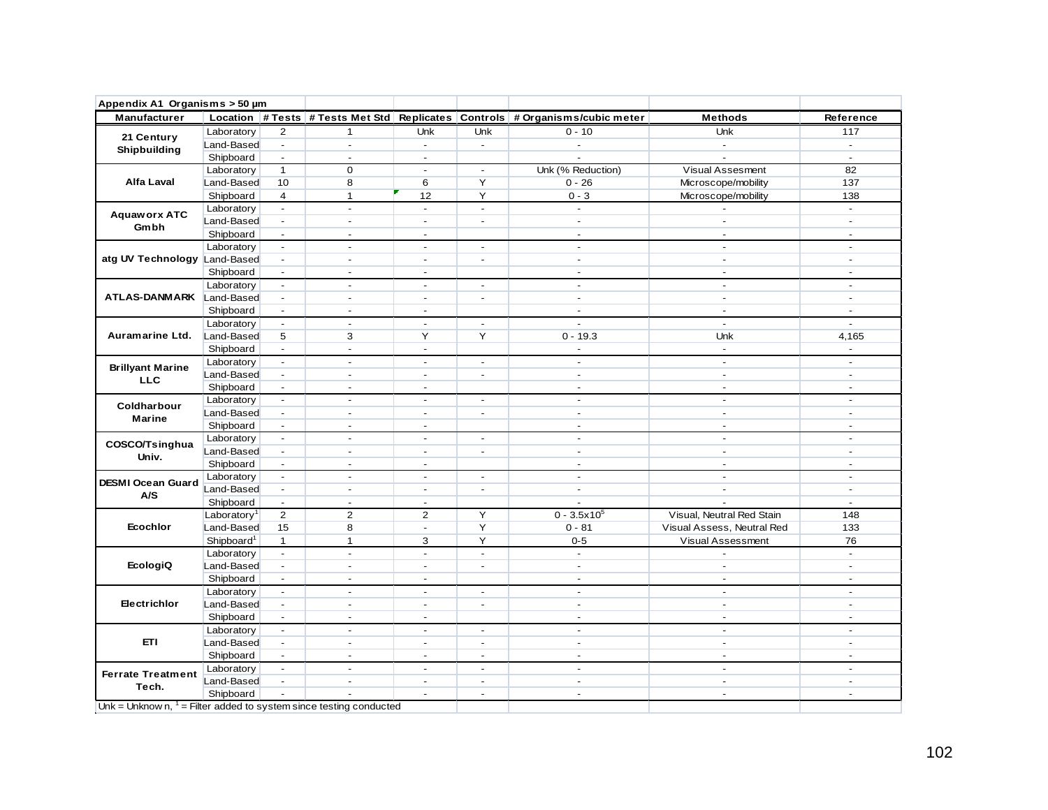**Appendix A1 Organisms > 50 µm**

| Manufacturer | Location | # Tests | # Tests Met Std | Replicates | Controls | # Organisms/cubic meter | Methods | Reference |
|---|---|---|---|---|---|---|---|---|
| 21 Century Shipbuilding | Laboratory | 2 | 1 | Unk | Unk | 0 - 10 | Unk | 117 |
| | Land-Based | - | - | - | - | - | - | - |
| | Shipboard | - | - | - | | - | - | - |
| Alfa Laval | Laboratory | 1 | 0 | - | - | Unk (% Reduction) | Visual Assesment | 82 |
| | Land-Based | 10 | 8 | 6 | Y | 0 - 26 | Microscope/mobility | 137 |
| | Shipboard | 4 | 1 | 12 | Y | 0 - 3 | Microscope/mobility | 138 |
| Aquaworx ATC Gmbh | Laboratory | - | - | - | - | - | - | - |
| | Land-Based | - | - | - | - | - | - | - |
| | Shipboard | - | - | - | | - | - | - |
| atg UV Technology | Laboratory | - | - | - | - | - | - | - |
| | Land-Based | - | - | - | - | - | - | - |
| | Shipboard | - | - | - | | - | - | - |
| ATLAS-DANMARK | Laboratory | - | - | - | - | - | - | - |
| | Land-Based | - | - | - | - | - | - | - |
| | Shipboard | - | - | - | | - | - | - |
| Auramarine Ltd. | Laboratory | - | - | - | - | - | - | - |
| | Land-Based | 5 | 3 | Y | Y | 0 - 19.3 | Unk | 4,165 |
| | Shipboard | - | - | - | | - | - | - |
| Brillyant Marine LLC | Laboratory | - | - | - | - | - | - | - |
| | Land-Based | - | - | - | - | - | - | - |
| | Shipboard | - | - | - | | - | - | - |
| Coldharbour Marine | Laboratory | - | - | - | - | - | - | - |
| | Land-Based | - | - | - | - | - | - | - |
| | Shipboard | - | - | - | | - | - | - |
| COSCO/Tsinghua Univ. | Laboratory | - | - | - | - | - | - | - |
| | Land-Based | - | - | - | - | - | - | - |
| | Shipboard | - | - | - | | - | - | - |
| DESMI Ocean Guard A/S | Laboratory | - | - | - | - | - | - | - |
| | Land-Based | - | - | - | - | - | - | - |
| | Shipboard | - | - | - | | - | - | - |
| Ecochlor | Laboratory[1] | 2 | 2 | 2 | Y | 0 - $3.5 \times 10^5$ | Visual, Neutral Red Stain | 148 |
| | Land-Based | 15 | 8 | - | Y | 0 - 81 | Visual Assess, Neutral Red | 133 |
| | Shipboard[1] | 1 | 1 | 3 | Y | 0-5 | Visual Assessment | 76 |
| EcologiQ | Laboratory | - | - | - | - | - | - | - |
| | Land-Based | - | - | - | - | - | - | - |
| | Shipboard | - | - | - | | - | - | - |
| Electrichlor | Laboratory | - | - | - | - | - | - | - |
| | Land-Based | - | - | - | - | - | - | - |
| | Shipboard | - | - | - | | - | - | - |
| ETI | Laboratory | - | - | - | - | - | - | - |
| | Land-Based | - | - | - | - | - | - | - |
| | Shipboard | - | - | - | - | - | - | - |
| Ferrate Treatment Tech. | Laboratory | - | - | - | - | - | - | - |
| | Land-Based | - | - | - | - | - | - | - |
| | Shipboard | - | - | - | - | - | - | - |

Unk = Unknown, [1] = Filter added to system since testing conducted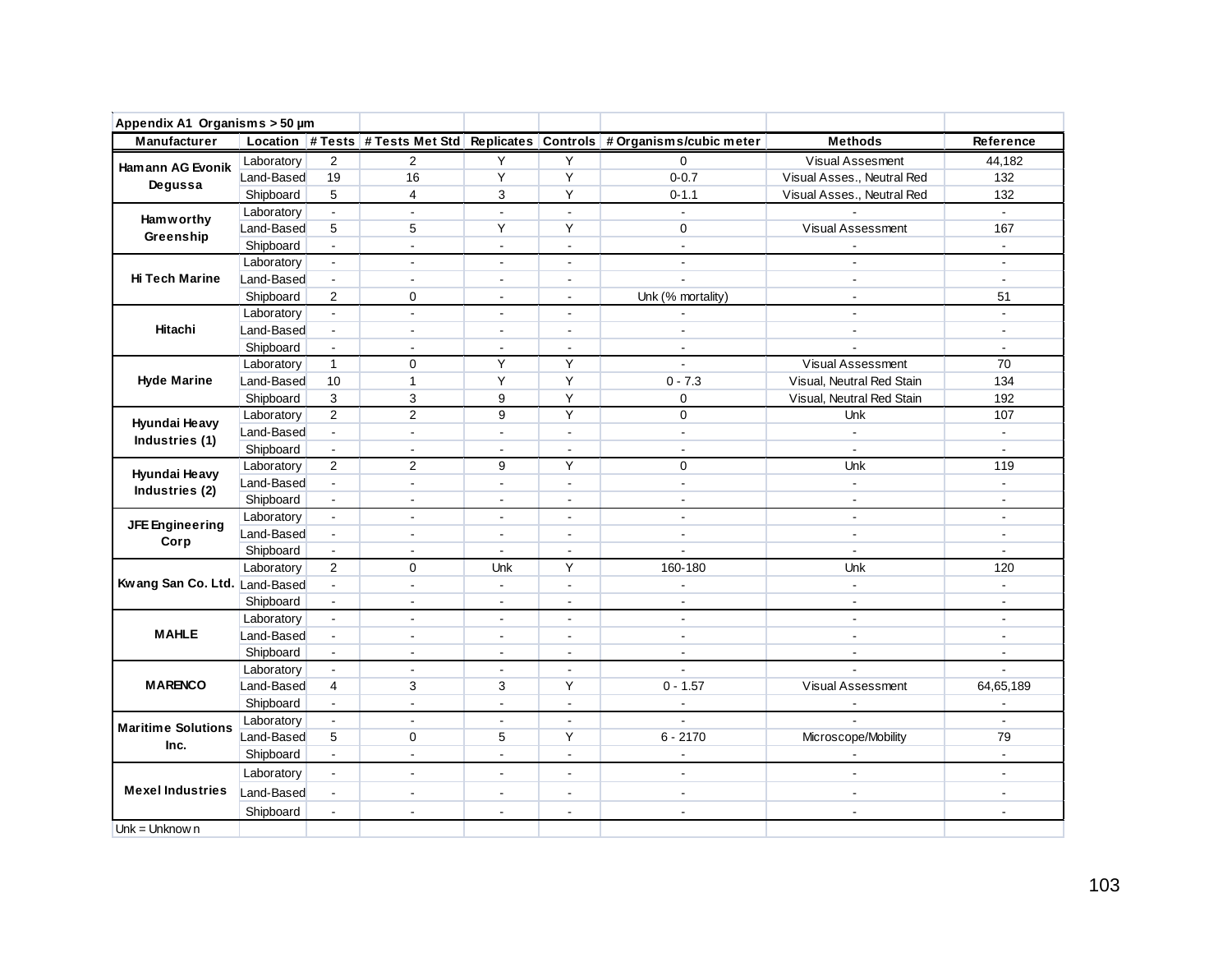**Appendix A1 Organisms > 50 µm**

| Manufacturer | Location | # Tests | # Tests Met Std | Replicates | Controls | # Organisms/cubic meter | Methods | Reference |
|---|---|---|---|---|---|---|---|---|
| Hamann AG Evonik Degussa | Laboratory | 2 | 2 | Y | Y | 0 | Visual Assesment | 44,182 |
| | Land-Based | 19 | 16 | Y | Y | 0-0.7 | Visual Asses., Neutral Red | 132 |
| | Shipboard | 5 | 4 | 3 | Y | 0-1.1 | Visual Asses., Neutral Red | 132 |
| Hamworthy Greenship | Laboratory | - | - | - | - | - | - | - |
| | Land-Based | 5 | 5 | Y | Y | 0 | Visual Assessment | 167 |
| | Shipboard | - | - | - | - | - | - | - |
| Hi Tech Marine | Laboratory | - | - | - | - | - | - | - |
| | Land-Based | - | - | - | - | - | - | - |
| | Shipboard | 2 | 0 | - | - | Unk (% mortality) | - | 51 |
| Hitachi | Laboratory | - | - | - | - | - | - | - |
| | Land-Based | - | - | - | - | - | - | - |
| | Shipboard | - | - | - | - | - | - | - |
| Hyde Marine | Laboratory | 1 | 0 | Y | Y | - | Visual Assessment | 70 |
| | Land-Based | 10 | 1 | Y | Y | 0 - 7.3 | Visual, Neutral Red Stain | 134 |
| | Shipboard | 3 | 3 | 9 | Y | 0 | Visual, Neutral Red Stain | 192 |
| Hyundai Heavy Industries (1) | Laboratory | 2 | 2 | 9 | Y | 0 | Unk | 107 |
| | Land-Based | - | - | - | - | - | - | - |
| | Shipboard | - | - | - | - | - | - | - |
| Hyundai Heavy Industries (2) | Laboratory | 2 | 2 | 9 | Y | 0 | Unk | 119 |
| | Land-Based | - | - | - | - | - | - | - |
| | Shipboard | - | - | - | - | - | - | - |
| JFE Engineering Corp | Laboratory | - | - | - | - | - | - | - |
| | Land-Based | - | - | - | - | - | - | - |
| | Shipboard | - | - | - | - | - | - | - |
| Kwang San Co. Ltd. | Laboratory | 2 | 0 | Unk | Y | 160-180 | Unk | 120 |
| | Land-Based | - | - | - | - | - | - | - |
| | Shipboard | - | - | - | - | - | - | - |
| MAHLE | Laboratory | - | - | - | - | - | - | - |
| | Land-Based | - | - | - | - | - | - | - |
| | Shipboard | - | - | - | - | - | - | - |
| MARENCO | Laboratory | - | - | - | - | - | - | - |
| | Land-Based | 4 | 3 | 3 | Y | 0 - 1.57 | Visual Assessment | 64,65,189 |
| | Shipboard | - | - | - | - | - | - | - |
| Maritime Solutions Inc. | Laboratory | - | - | - | - | - | - | - |
| | Land-Based | 5 | 0 | 5 | Y | 6 - 2170 | Microscope/Mobility | 79 |
| | Shipboard | - | - | - | - | - | - | - |
| Mexel Industries | Laboratory | - | - | - | - | - | - | - |
| | Land-Based | - | - | - | - | - | - | - |
| | Shipboard | - | - | - | - | - | - | - |

Unk = Unknown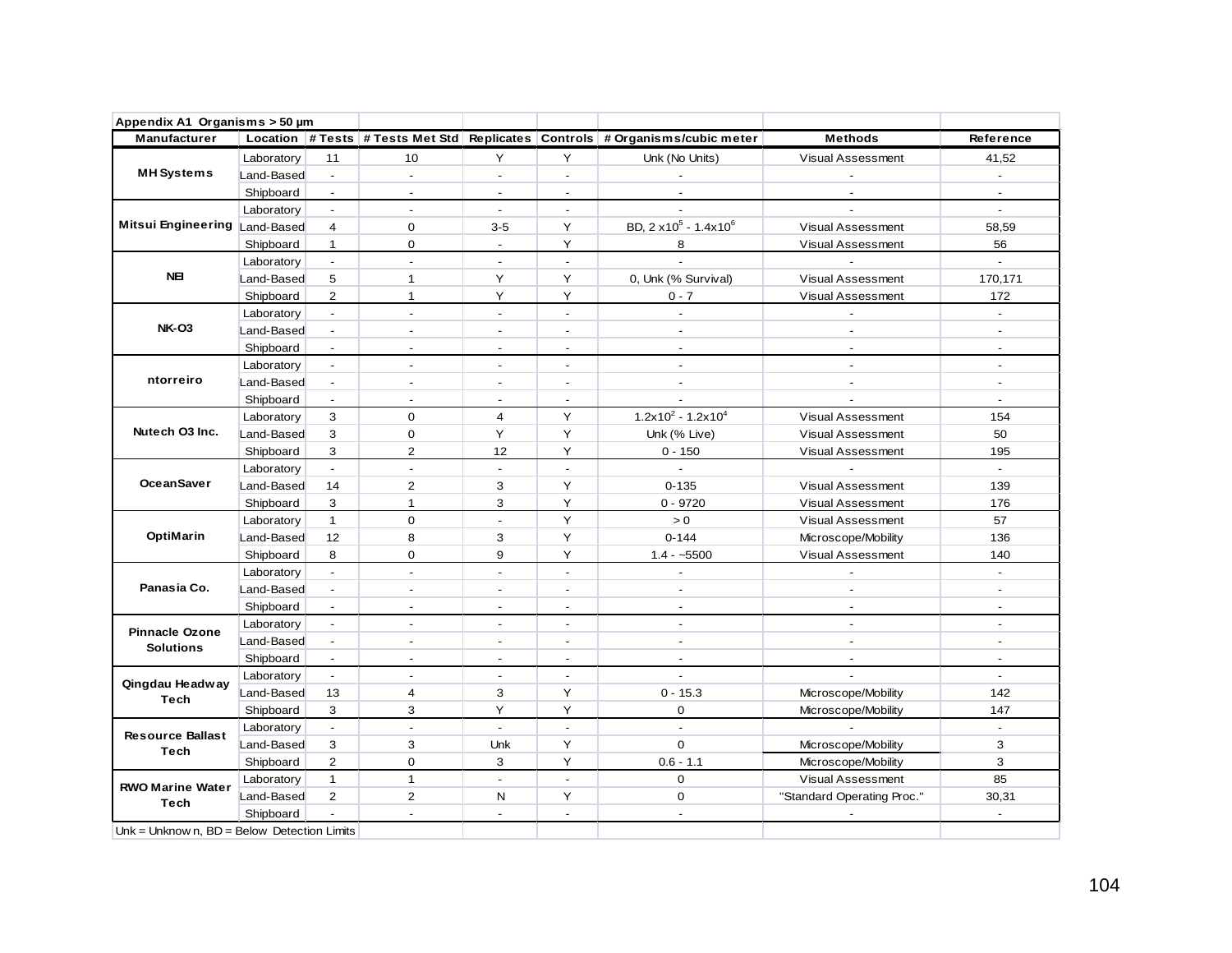**Appendix A1 Organisms > 50 µm**

| Manufacturer | Location | # Tests | # Tests Met Std | Replicates | Controls | # Organisms/cubic meter | Methods | Reference |
|---|---|---|---|---|---|---|---|---|
| MH Systems | Laboratory | 11 | 10 | Y | Y | Unk (No Units) | Visual Assessment | 41,52 |
| | Land-Based | - | - | - | - | - | - | - |
| | Shipboard | - | - | - | - | - | - | - |
| Mitsui Engineering | Laboratory | - | - | - | - | - | - | - |
| | Land-Based | 4 | 0 | 3-5 | Y | BD, $2 \times 10^5$ - $1.4 \times 10^6$ | Visual Assessment | 58,59 |
| | Shipboard | 1 | 0 | - | Y | 8 | Visual Assessment | 56 |
| NEI | Laboratory | - | - | - | - | - | - | - |
| | Land-Based | 5 | 1 | Y | Y | 0, Unk (% Survival) | Visual Assessment | 170,171 |
| | Shipboard | 2 | 1 | Y | Y | 0 - 7 | Visual Assessment | 172 |
| NK-O3 | Laboratory | - | - | - | - | - | - | - |
| | Land-Based | - | - | - | - | - | - | - |
| | Shipboard | - | - | - | - | - | - | - |
| ntorreiro | Laboratory | - | - | - | - | - | - | - |
| | Land-Based | - | - | - | - | - | - | - |
| | Shipboard | - | - | - | - | - | - | - |
| Nutech O3 Inc. | Laboratory | 3 | 0 | 4 | Y | $1.2 \times 10^2$ - $1.2 \times 10^4$ | Visual Assessment | 154 |
| | Land-Based | 3 | 0 | Y | Y | Unk (% Live) | Visual Assessment | 50 |
| | Shipboard | 3 | 2 | 12 | Y | 0 - 150 | Visual Assessment | 195 |
| OceanSaver | Laboratory | - | - | - | - | - | - | - |
| | Land-Based | 14 | 2 | 3 | Y | 0-135 | Visual Assessment | 139 |
| | Shipboard | 3 | 1 | 3 | Y | 0 - 9720 | Visual Assessment | 176 |
| OptiMarin | Laboratory | 1 | 0 | - | Y | > 0 | Visual Assessment | 57 |
| | Land-Based | 12 | 8 | 3 | Y | 0-144 | Microscope/Mobility | 136 |
| | Shipboard | 8 | 0 | 9 | Y | 1.4 - ~5500 | Visual Assessment | 140 |
| Panasia Co. | Laboratory | - | - | - | - | - | - | - |
| | Land-Based | - | - | - | - | - | - | - |
| | Shipboard | - | - | - | - | - | - | - |
| Pinnacle Ozone Solutions | Laboratory | - | - | - | - | - | - | - |
| | Land-Based | - | - | - | - | - | - | - |
| | Shipboard | - | - | - | - | - | - | - |
| Qingdau Headway Tech | Laboratory | - | - | - | - | - | - | - |
| | Land-Based | 13 | 4 | 3 | Y | 0 - 15.3 | Microscope/Mobility | 142 |
| | Shipboard | 3 | 3 | Y | Y | 0 | Microscope/Mobility | 147 |
| Resource Ballast Tech | Laboratory | - | - | - | - | - | - | - |
| | Land-Based | 3 | 3 | Unk | Y | 0 | Microscope/Mobility | 3 |
| | Shipboard | 2 | 0 | 3 | Y | 0.6 - 1.1 | Microscope/Mobility | 3 |
| RWO Marine Water Tech | Laboratory | 1 | 1 | - | - | 0 | Visual Assessment | 85 |
| | Land-Based | 2 | 2 | N | Y | 0 | "Standard Operating Proc." | 30,31 |
| | Shipboard | - | - | - | - | - | - | - |

Unk = Unknown, BD = Below Detection Limits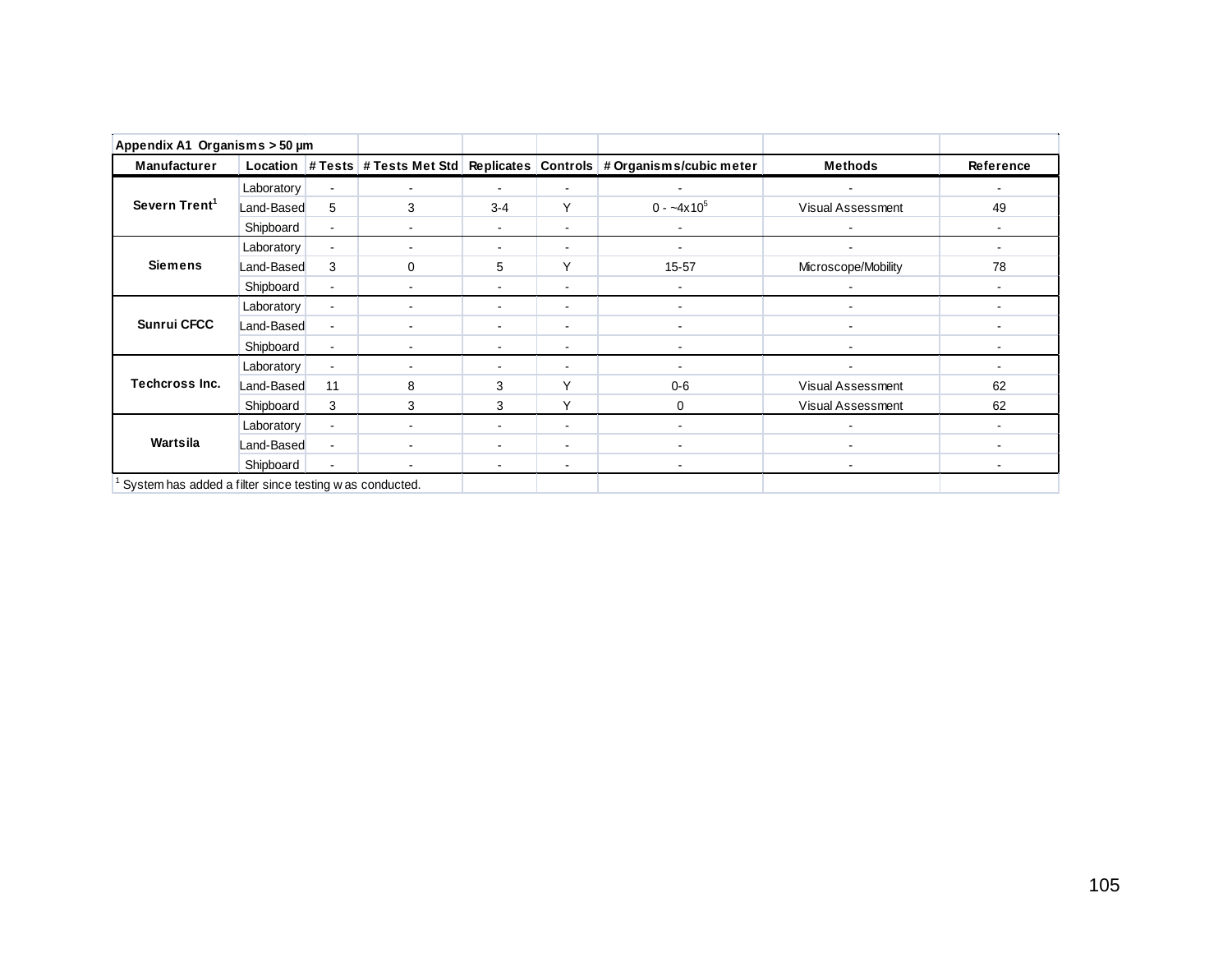**Appendix A1 Organisms > 50 µm**

| Manufacturer | Location | # Tests | # Tests Met Std | Replicates | Controls | # Organisms/cubic meter | Methods | Reference |
|---|---|---|---|---|---|---|---|---|
| **Severn Trent**[1] | Laboratory | - | - | - | - | - | - | - |
| | Land-Based | 5 | 3 | 3-4 | Y | 0 - ~$4 \times 10^5$ | Visual Assessment | 49 |
| | Shipboard | - | - | - | - | - | - | - |
| **Siemens** | Laboratory | - | - | - | - | - | - | - |
| | Land-Based | 3 | 0 | 5 | Y | 15-57 | Microscope/Mobility | 78 |
| | Shipboard | - | - | - | - | - | - | - |
| **Sunrui CFCC** | Laboratory | - | - | - | - | - | - | - |
| | Land-Based | - | - | - | - | - | - | - |
| | Shipboard | - | - | - | - | - | - | - |
| **Techcross Inc.** | Laboratory | - | - | - | - | - | - | - |
| | Land-Based | 11 | 8 | 3 | Y | 0-6 | Visual Assessment | 62 |
| | Shipboard | 3 | 3 | 3 | Y | 0 | Visual Assessment | 62 |
| **Wartsila** | Laboratory | - | - | - | - | - | - | - |
| | Land-Based | - | - | - | - | - | - | - |
| | Shipboard | - | - | - | - | - | - | - |

[1] System has added a filter since testing was conducted.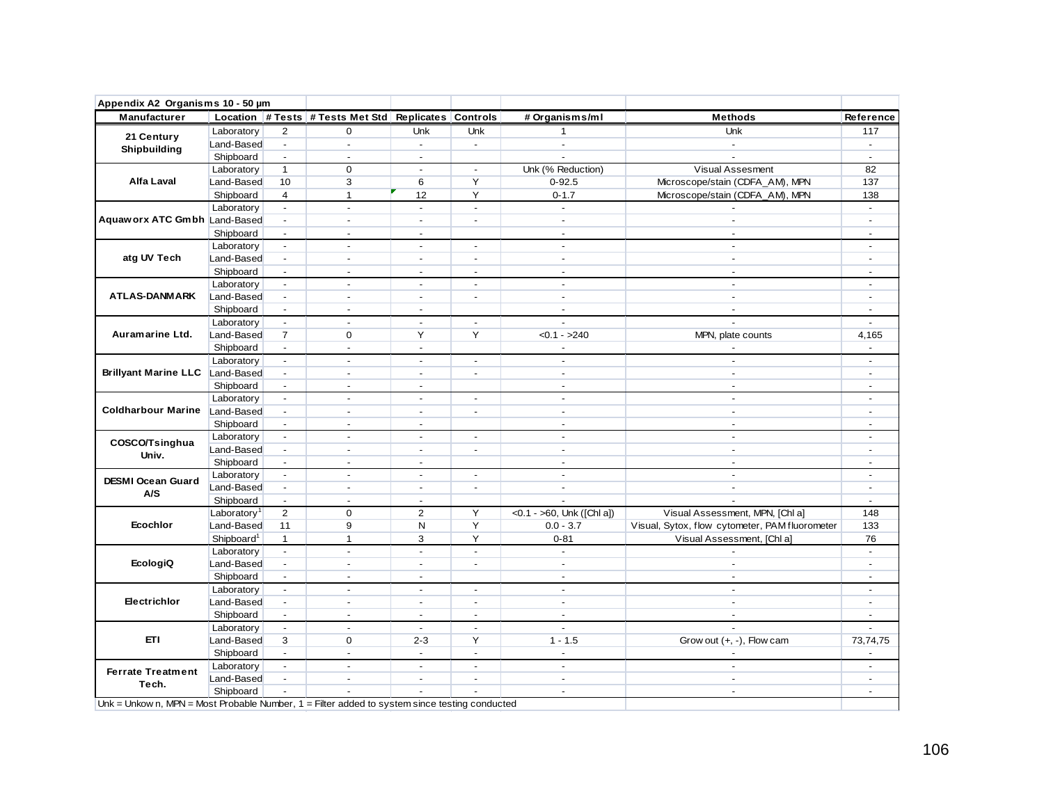**Appendix A2 Organisms 10 - 50 µm**

| Manufacturer | Location | # Tests | # Tests Met Std | Replicates | Controls | # Organisms/ml | Methods | Reference |
|---|---|---|---|---|---|---|---|---|
| 21 Century Shipbuilding | Laboratory | 2 | 0 | Unk | Unk | 1 | Unk | 117 |
| | Land-Based | - | - | - | - | - | - | - |
| | Shipboard | - | - | - | | - | - | - |
| Alfa Laval | Laboratory | 1 | 0 | - | - | Unk (% Reduction) | Visual Assesment | 82 |
| | Land-Based | 10 | 3 | 6 | Y | 0-92.5 | Microscope/stain (CDFA_AM), MPN | 137 |
| | Shipboard | 4 | 1 | 12 | Y | 0-1.7 | Microscope/stain (CDFA_AM), MPN | 138 |
| Aquaworx ATC Gmbh | Laboratory | - | - | - | - | - | - | - |
| | Land-Based | - | - | - | - | - | - | - |
| | Shipboard | - | - | - | | - | - | - |
| atg UV Tech | Laboratory | - | - | - | - | - | - | - |
| | Land-Based | - | - | - | - | - | - | - |
| | Shipboard | - | - | - | - | - | - | - |
| ATLAS-DANMARK | Laboratory | - | - | - | - | - | - | - |
| | Land-Based | - | - | - | - | - | - | - |
| | Shipboard | - | - | - | | - | - | - |
| Auramarine Ltd. | Laboratory | - | - | - | - | - | - | - |
| | Land-Based | 7 | 0 | Y | Y | <0.1 - >240 | MPN, plate counts | 4,165 |
| | Shipboard | - | - | - | | - | - | - |
| Brillyant Marine LLC | Laboratory | - | - | - | - | - | - | - |
| | Land-Based | - | - | - | - | - | - | - |
| | Shipboard | - | - | - | | - | - | - |
| Coldharbour Marine | Laboratory | - | - | - | - | - | - | - |
| | Land-Based | - | - | - | - | - | - | - |
| | Shipboard | - | - | - | | - | - | - |
| COSCO/Tsinghua Univ. | Laboratory | - | - | - | - | - | - | - |
| | Land-Based | - | - | - | - | - | - | - |
| | Shipboard | - | - | - | | - | - | - |
| DESMI Ocean Guard A/S | Laboratory | - | - | - | - | - | - | - |
| | Land-Based | - | - | - | - | - | - | - |
| | Shipboard | - | - | - | | - | - | - |
| Ecochlor | Laboratory[1] | 2 | 0 | 2 | Y | <0.1 - >60, Unk ([Chl a]) | Visual Assessment, MPN, [Chl a] | 148 |
| | Land-Based | 11 | 9 | N | Y | 0.0 - 3.7 | Visual, Sytox, flow cytometer, PAM fluorometer | 133 |
| | Shipboard[1] | 1 | 1 | 3 | Y | 0-81 | Visual Assessment, [Chl a] | 76 |
| EcologiQ | Laboratory | - | - | - | - | - | - | - |
| | Land-Based | - | - | - | - | - | - | - |
| | Shipboard | - | - | - | | - | - | - |
| Electrichlor | Laboratory | - | - | - | - | - | - | - |
| | Land-Based | - | - | - | - | - | - | - |
| | Shipboard | - | - | - | - | - | - | - |
| ETI | Laboratory | - | - | - | - | - | - | - |
| | Land-Based | 3 | 0 | 2-3 | Y | 1 - 1.5 | Grow out (+, -), Flow cam | 73,74,75 |
| | Shipboard | - | - | - | - | - | - | - |
| Ferrate Treatment Tech. | Laboratory | - | - | - | - | - | - | - |
| | Land-Based | - | - | - | - | - | - | - |
| | Shipboard | - | - | - | - | - | - | - |

Unk = Unkown, MPN = Most Probable Number, 1 = Filter added to system since testing conducted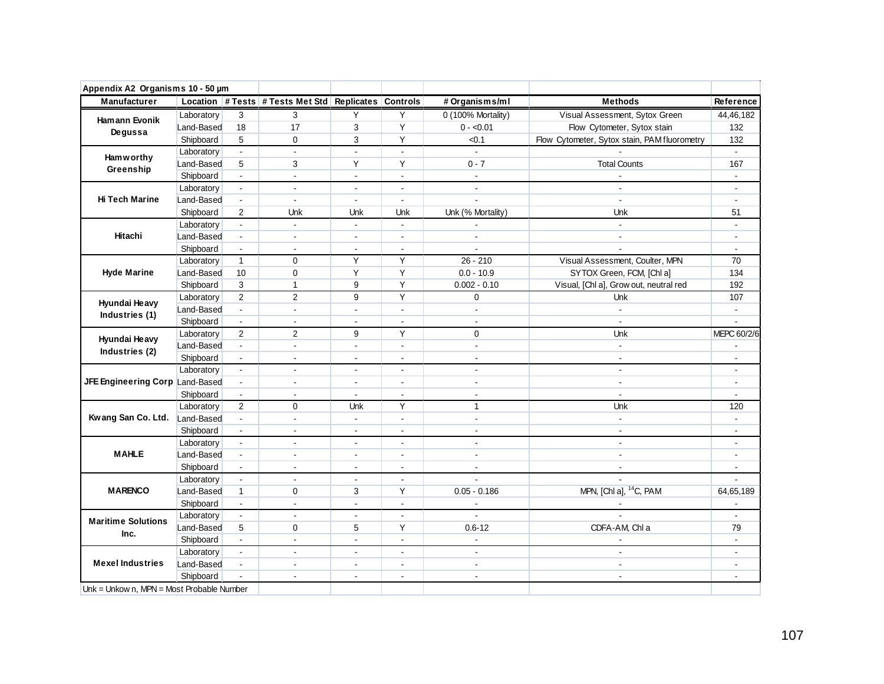**Appendix A2 Organisms 10 - 50 µm**

| Manufacturer | Location | # Tests | # Tests Met Std | Replicates | Controls | # Organisms/ml | Methods | Reference |
|---|---|---|---|---|---|---|---|---|
| Hamann Evonik Degussa | Laboratory | 3 | 3 | Y | Y | 0 (100% Mortality) | Visual Assessment, Sytox Green | 44,46,182 |
| | Land-Based | 18 | 17 | 3 | Y | 0 - <0.01 | Flow Cytometer, Sytox stain | 132 |
| | Shipboard | 5 | 0 | 3 | Y | <0.1 | Flow Cytometer, Sytox stain, PAM fluorometry | 132 |
| Hamworthy Greenship | Laboratory | - | - | - | - | - | - | - |
| | Land-Based | 5 | 3 | Y | Y | 0 - 7 | Total Counts | 167 |
| | Shipboard | - | - | - | - | - | - | - |
| Hi Tech Marine | Laboratory | - | - | - | - | - | - | - |
| | Land-Based | - | - | - | - | - | - | - |
| | Shipboard | 2 | Unk | Unk | Unk | Unk (% Mortality) | Unk | 51 |
| Hitachi | Laboratory | - | - | - | - | - | - | - |
| | Land-Based | - | - | - | - | - | - | - |
| | Shipboard | - | - | - | - | - | - | - |
| Hyde Marine | Laboratory | 1 | 0 | Y | Y | 26 - 210 | Visual Assessment, Coulter, MPN | 70 |
| | Land-Based | 10 | 0 | Y | Y | 0.0 - 10.9 | SYTOX Green, FCM, [Chl a] | 134 |
| | Shipboard | 3 | 1 | 9 | Y | 0.002 - 0.10 | Visual, [Chl a], Grow out, neutral red | 192 |
| Hyundai Heavy Industries (1) | Laboratory | 2 | 2 | 9 | Y | 0 | Unk | 107 |
| | Land-Based | - | - | - | - | - | - | - |
| | Shipboard | - | - | - | - | - | - | - |
| Hyundai Heavy Industries (2) | Laboratory | 2 | 2 | 9 | Y | 0 | Unk | MEPC 60/2/6 |
| | Land-Based | - | - | - | - | - | - | - |
| | Shipboard | - | - | - | - | - | - | - |
| JFE Engineering Corp | Laboratory | - | - | - | - | - | - | - |
| | Land-Based | - | - | - | - | - | - | - |
| | Shipboard | - | - | - | - | - | - | - |
| Kwang San Co. Ltd. | Laboratory | 2 | 0 | Unk | Y | 1 | Unk | 120 |
| | Land-Based | - | - | - | - | - | - | - |
| | Shipboard | - | - | - | - | - | - | - |
| MAHLE | Laboratory | - | - | - | - | - | - | - |
| | Land-Based | - | - | - | - | - | - | - |
| | Shipboard | - | - | - | - | - | - | - |
| MARENCO | Laboratory | - | - | - | - | - | - | - |
| | Land-Based | 1 | 0 | 3 | Y | 0.05 - 0.186 | MPN, [Chl a], $^{14}C$, PAM | 64,65,189 |
| | Shipboard | - | - | - | - | - | - | - |
| Maritime Solutions Inc. | Laboratory | - | - | - | - | - | - | - |
| | Land-Based | 5 | 0 | 5 | Y | 0.6-12 | CDFA-AM, Chl a | 79 |
| | Shipboard | - | - | - | - | - | - | - |
| Mexel Industries | Laboratory | - | - | - | - | - | - | - |
| | Land-Based | - | - | - | - | - | - | - |
| | Shipboard | - | - | - | - | - | - | - |

Unk = Unkown, MPN = Most Probable Number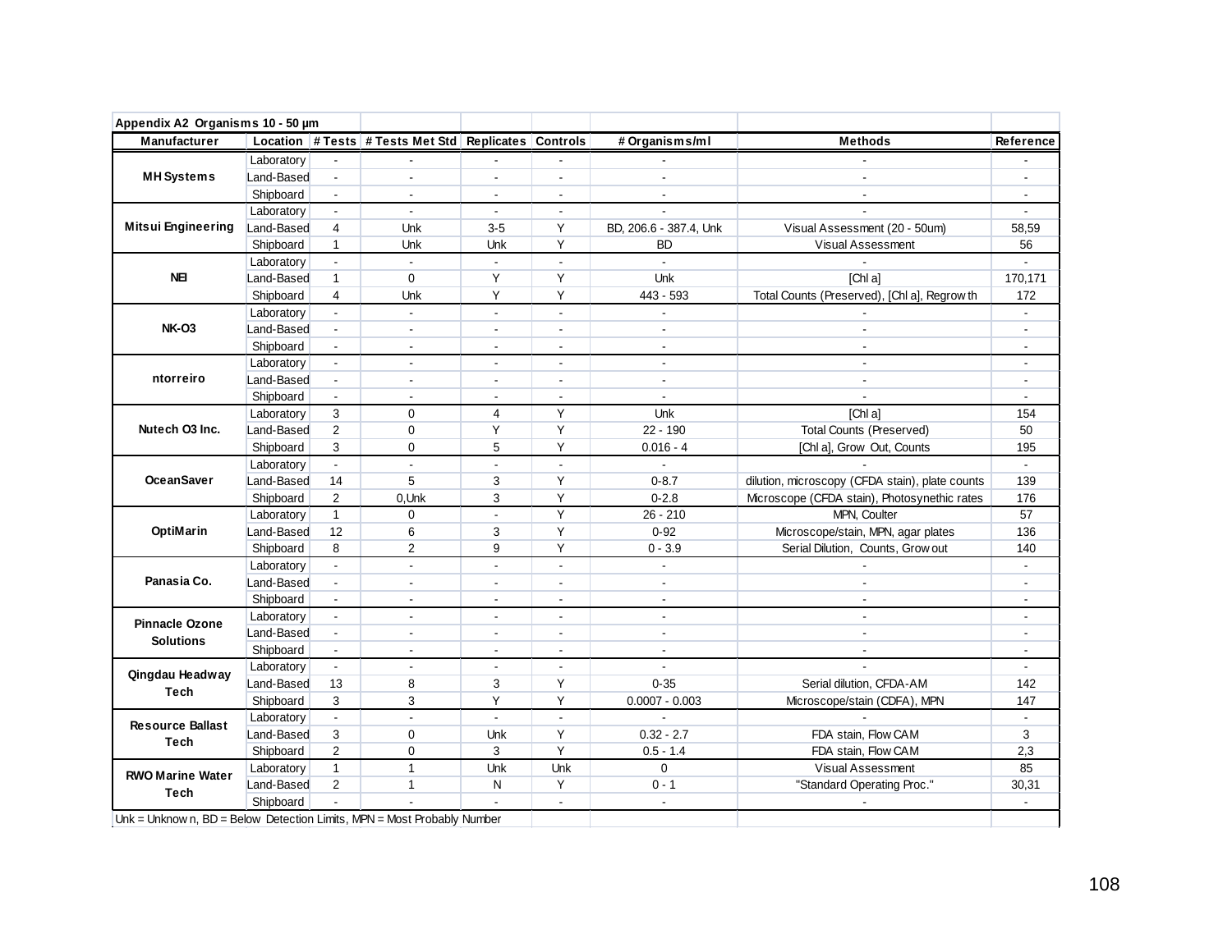**Appendix A2 Organisms 10 - 50 µm**

| Manufacturer | Location | # Tests | # Tests Met Std | Replicates | Controls | # Organisms/ml | Methods | Reference |
|---|---|---|---|---|---|---|---|---|
| MH Systems | Laboratory | - | - | - | - | - | - | - |
| | Land-Based | - | - | - | - | - | - | - |
| | Shipboard | - | - | - | - | - | - | - |
| Mitsui Engineering | Laboratory | - | - | - | - | - | - | - |
| | Land-Based | 4 | Unk | 3-5 | Y | BD, 206.6 - 387.4, Unk | Visual Assessment (20 - 50um) | 58,59 |
| | Shipboard | 1 | Unk | Unk | Y | BD | Visual Assessment | 56 |
| NEI | Laboratory | - | - | - | - | - | - | - |
| | Land-Based | 1 | 0 | Y | Y | Unk | [Chl a] | 170,171 |
| | Shipboard | 4 | Unk | Y | Y | 443 - 593 | Total Counts (Preserved), [Chl a], Regrowth | 172 |
| NK-O3 | Laboratory | - | - | - | - | - | - | - |
| | Land-Based | - | - | - | - | - | - | - |
| | Shipboard | - | - | - | - | - | - | - |
| ntorreiro | Laboratory | - | - | - | - | - | - | - |
| | Land-Based | - | - | - | - | - | - | - |
| | Shipboard | - | - | - | - | - | - | - |
| Nutech O3 Inc. | Laboratory | 3 | 0 | 4 | Y | Unk | [Chl a] | 154 |
| | Land-Based | 2 | 0 | Y | Y | 22 - 190 | Total Counts (Preserved) | 50 |
| | Shipboard | 3 | 0 | 5 | Y | 0.016 - 4 | [Chl a], Grow Out, Counts | 195 |
| OceanSaver | Laboratory | - | - | - | - | - | - | - |
| | Land-Based | 14 | 5 | 3 | Y | 0-8.7 | dilution, microscopy (CFDA stain), plate counts | 139 |
| | Shipboard | 2 | 0,Unk | 3 | Y | 0-2.8 | Microscope (CFDA stain), Photosynethic rates | 176 |
| OptiMarin | Laboratory | 1 | 0 | - | Y | 26 - 210 | MPN, Coulter | 57 |
| | Land-Based | 12 | 6 | 3 | Y | 0-92 | Microscope/stain, MPN, agar plates | 136 |
| | Shipboard | 8 | 2 | 9 | Y | 0 - 3.9 | Serial Dilution, Counts, Grow out | 140 |
| Panasia Co. | Laboratory | - | - | - | - | - | - | - |
| | Land-Based | - | - | - | - | - | - | - |
| | Shipboard | - | - | - | - | - | - | - |
| Pinnacle Ozone Solutions | Laboratory | - | - | - | - | - | - | - |
| | Land-Based | - | - | - | - | - | - | - |
| | Shipboard | - | - | - | - | - | - | - |
| Qingdau Headway Tech | Laboratory | - | - | - | - | - | - | - |
| | Land-Based | 13 | 8 | 3 | Y | 0-35 | Serial dilution, CFDA-AM | 142 |
| | Shipboard | 3 | 3 | Y | Y | 0.0007 - 0.003 | Microscope/stain (CDFA), MPN | 147 |
| Resource Ballast Tech | Laboratory | - | - | - | - | - | - | - |
| | Land-Based | 3 | 0 | Unk | Y | 0.32 - 2.7 | FDA stain, Flow CAM | 3 |
| | Shipboard | 2 | 0 | 3 | Y | 0.5 - 1.4 | FDA stain, Flow CAM | 2,3 |
| RWO Marine Water Tech | Laboratory | 1 | 1 | Unk | Unk | 0 | Visual Assessment | 85 |
| | Land-Based | 2 | 1 | N | Y | 0 - 1 | "Standard Operating Proc." | 30,31 |
| | Shipboard | - | - | - | - | - | - | - |

Unk = Unknown, BD = Below Detection Limits, MPN = Most Probably Number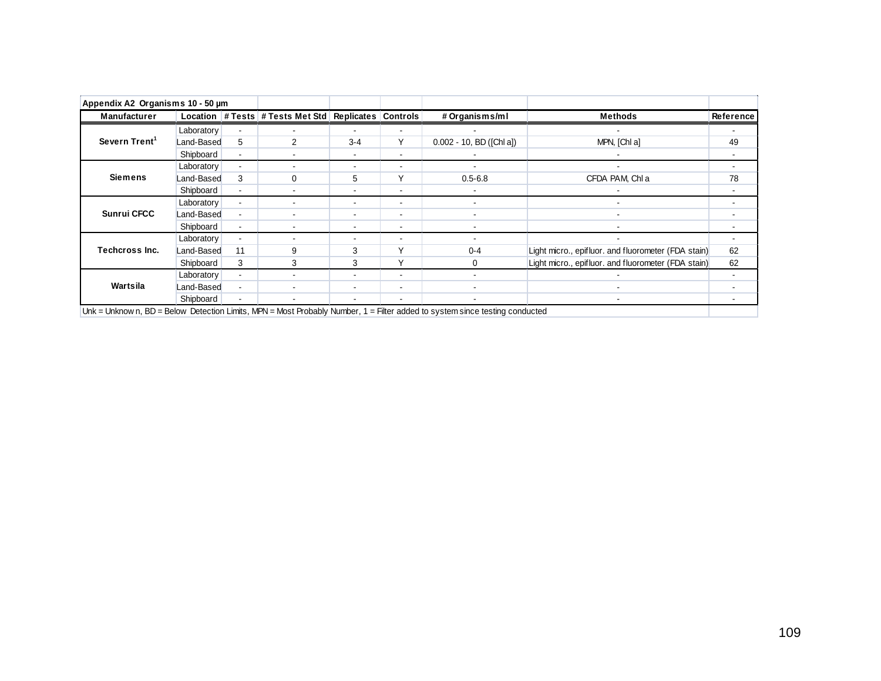**Appendix A2 Organisms 10 - 50 µm**

| Manufacturer | Location | # Tests | # Tests Met Std | Replicates | Controls | # Organisms/ml | Methods | Reference |
|---|---|---|---|---|---|---|---|---|
| Severn Trent[1] | Laboratory | - | - | - | - | - | - | - |
| | Land-Based | 5 | 2 | 3-4 | Y | 0.002 - 10, BD ([Chl a]) | MPN, [Chl a] | 49 |
| | Shipboard | - | - | - | - | - | - | - |
| Siemens | Laboratory | - | - | - | - | - | - | - |
| | Land-Based | 3 | 0 | 5 | Y | 0.5-6.8 | CFDA PAM, Chl a | 78 |
| | Shipboard | - | - | - | - | - | - | - |
| Sunrui CFCC | Laboratory | - | - | - | - | - | - | - |
| | Land-Based | - | - | - | - | - | - | - |
| | Shipboard | - | - | - | - | - | - | - |
| Techcross Inc. | Laboratory | - | - | - | - | - | - | - |
| | Land-Based | 11 | 9 | 3 | Y | 0-4 | Light micro., epifluor. and fluorometer (FDA stain) | 62 |
| | Shipboard | 3 | 3 | 3 | Y | 0 | Light micro., epifluor. and fluorometer (FDA stain) | 62 |
| Wartsila | Laboratory | - | - | - | - | - | - | - |
| | Land-Based | - | - | - | - | - | - | - |
| | Shipboard | - | - | - | - | - | - | - |

Unk = Unknown, BD = Below Detection Limits, MPN = Most Probably Number, 1 = Filter added to system since testing conducted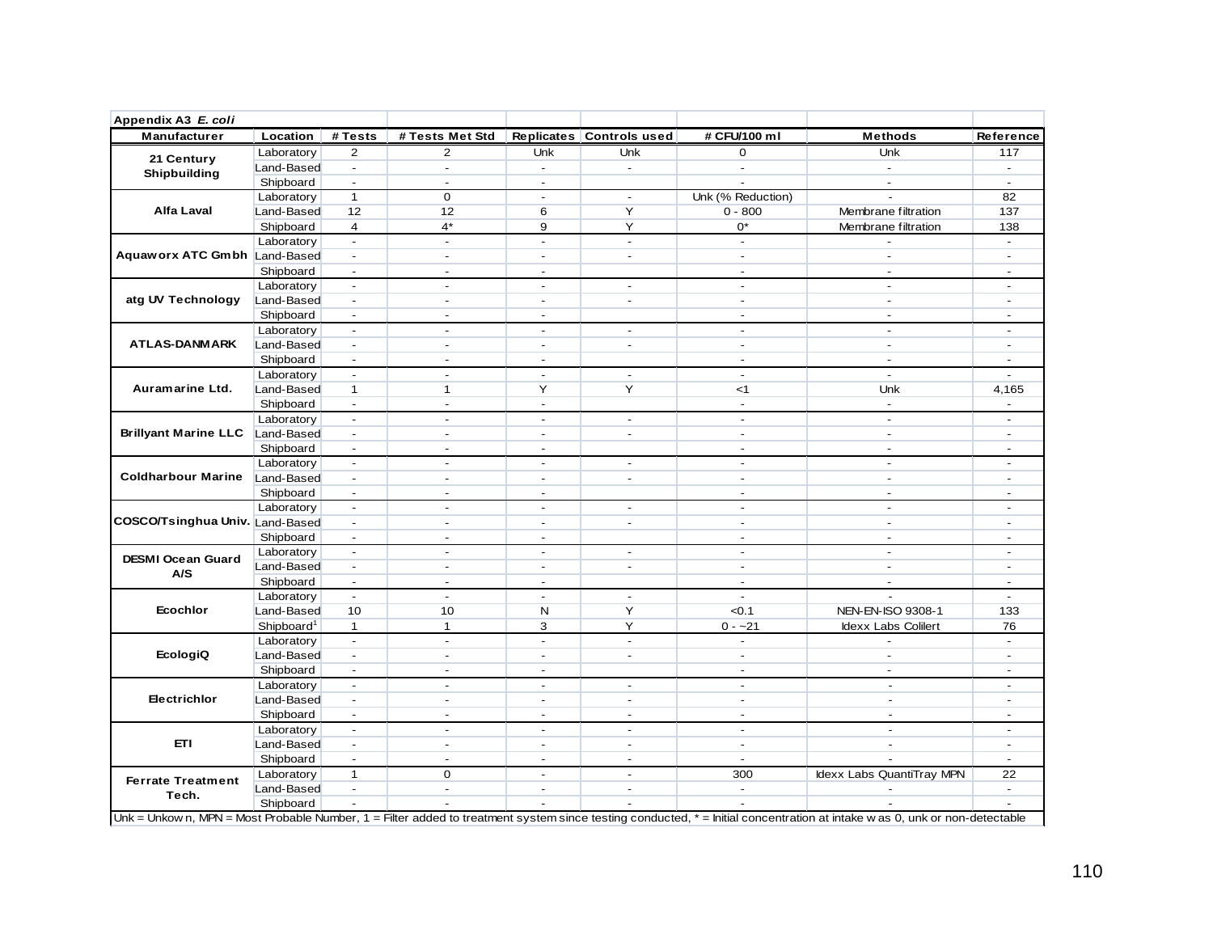**Appendix A3 *E. coli***

| Manufacturer | Location | # Tests | # Tests Met Std | Replicates | Controls used | # CFU/100 ml | Methods | Reference |
|---|---|---|---|---|---|---|---|---|
| 21 Century Shipbuilding | Laboratory | 2 | 2 | Unk | Unk | 0 | Unk | 117 |
| | Land-Based | - | - | - | - | - | - | - |
| | Shipboard | - | - | - | | - | - | - |
| Alfa Laval | Laboratory | 1 | 0 | - | - | Unk (% Reduction) | - | 82 |
| | Land-Based | 12 | 12 | 6 | Y | 0 - 800 | Membrane filtration | 137 |
| | Shipboard | 4 | 4* | 9 | Y | 0* | Membrane filtration | 138 |
| Aquaworx ATC Gmbh | Laboratory | - | - | - | - | - | - | - |
| | Land-Based | - | - | - | - | - | - | - |
| | Shipboard | - | - | - | | - | - | - |
| atg UV Technology | Laboratory | - | - | - | - | - | - | - |
| | Land-Based | - | - | - | - | - | - | - |
| | Shipboard | - | - | - | | - | - | - |
| ATLAS-DANMARK | Laboratory | - | - | - | - | - | - | - |
| | Land-Based | - | - | - | - | - | - | - |
| | Shipboard | - | - | - | | - | - | - |
| Auramarine Ltd. | Laboratory | - | - | - | - | - | - | - |
| | Land-Based | 1 | 1 | Y | Y | <1 | Unk | 4,165 |
| | Shipboard | - | - | - | | - | - | - |
| Brillyant Marine LLC | Laboratory | - | - | - | - | - | - | - |
| | Land-Based | - | - | - | - | - | - | - |
| | Shipboard | - | - | - | | - | - | - |
| Coldharbour Marine | Laboratory | - | - | - | - | - | - | - |
| | Land-Based | - | - | - | - | - | - | - |
| | Shipboard | - | - | - | | - | - | - |
| COSCO/Tsinghua Univ. | Laboratory | - | - | - | - | - | - | - |
| | Land-Based | - | - | - | - | - | - | - |
| | Shipboard | - | - | - | | - | - | - |
| DESMI Ocean Guard A/S | Laboratory | - | - | - | - | - | - | - |
| | Land-Based | - | - | - | - | - | - | - |
| | Shipboard | - | - | - | | - | - | - |
| Ecochlor | Laboratory | - | - | - | - | - | - | - |
| | Land-Based | 10 | 10 | N | Y | <0.1 | NEN-EN-ISO 9308-1 | 133 |
| | Shipboard[1] | 1 | 1 | 3 | Y | 0 - ~21 | Idexx Labs Colilert | 76 |
| EcologiQ | Laboratory | - | - | - | - | - | - | - |
| | Land-Based | - | - | - | - | - | - | - |
| | Shipboard | - | - | - | | - | - | - |
| Electrichlor | Laboratory | - | - | - | - | - | - | - |
| | Land-Based | - | - | - | - | - | - | - |
| | Shipboard | - | - | - | - | - | - | - |
| ETI | Laboratory | - | - | - | - | - | - | - |
| | Land-Based | - | - | - | - | - | - | - |
| | Shipboard | - | - | - | - | - | - | - |
| Ferrate Treatment Tech. | Laboratory | 1 | 0 | - | - | 300 | Idexx Labs QuantiTray MPN | 22 |
| | Land-Based | - | - | - | - | - | - | - |
| | Shipboard | - | - | - | - | - | - | - |

Unk = Unkown, MPN = Most Probable Number, 1 = Filter added to treatment system since testing conducted, * = Initial concentration at intake was 0, unk or non-detectable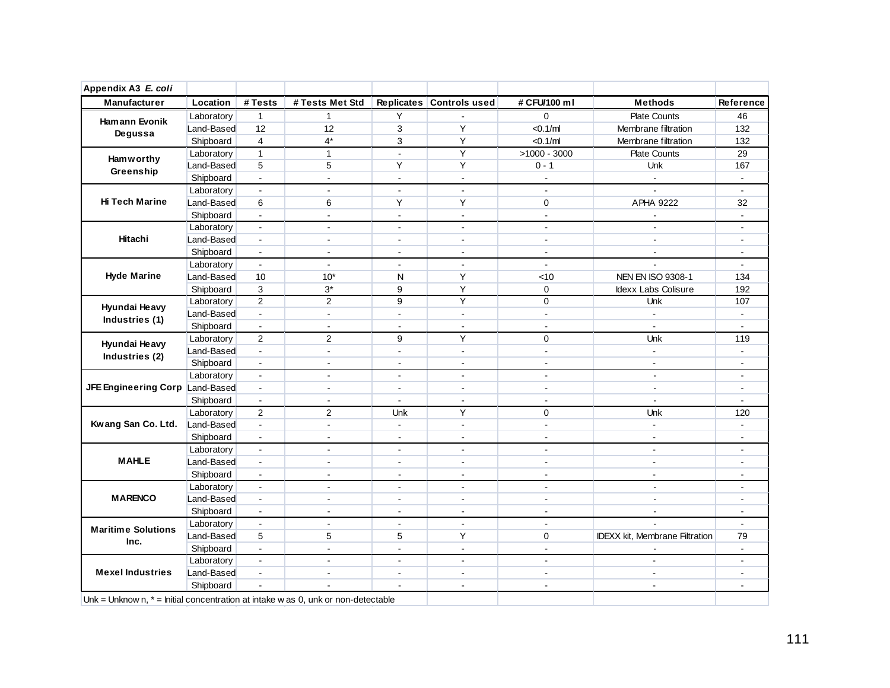**Appendix A3** ***E. coli***

| Manufacturer | Location | # Tests | # Tests Met Std | Replicates | Controls used | # CFU/100 ml | Methods | Reference |
|---|---|---|---|---|---|---|---|---|
| Hamann Evonik Degussa | Laboratory | 1 | 1 | Y | - | 0 | Plate Counts | 46 |
| | Land-Based | 12 | 12 | 3 | Y | <0.1/ml | Membrane filtration | 132 |
| | Shipboard | 4 | 4* | 3 | Y | <0.1/ml | Membrane filtration | 132 |
| Hamworthy Greenship | Laboratory | 1 | 1 | - | Y | >1000 - 3000 | Plate Counts | 29 |
| | Land-Based | 5 | 5 | Y | Y | 0 - 1 | Unk | 167 |
| | Shipboard | - | - | - | - | - | - | - |
| Hi Tech Marine | Laboratory | - | - | - | - | - | - | - |
| | Land-Based | 6 | 6 | Y | Y | 0 | APHA 9222 | 32 |
| | Shipboard | - | - | - | - | - | - | - |
| Hitachi | Laboratory | - | - | - | - | - | - | - |
| | Land-Based | - | - | - | - | - | - | - |
| | Shipboard | - | - | - | - | - | - | - |
| Hyde Marine | Laboratory | - | - | - | - | - | - | - |
| | Land-Based | 10 | 10* | N | Y | <10 | NEN EN ISO 9308-1 | 134 |
| | Shipboard | 3 | 3* | 9 | Y | 0 | Idexx Labs Colisure | 192 |
| Hyundai Heavy Industries (1) | Laboratory | 2 | 2 | 9 | Y | 0 | Unk | 107 |
| | Land-Based | - | - | - | - | - | - | - |
| | Shipboard | - | - | - | - | - | - | - |
| Hyundai Heavy Industries (2) | Laboratory | 2 | 2 | 9 | Y | 0 | Unk | 119 |
| | Land-Based | - | - | - | - | - | - | - |
| | Shipboard | - | - | - | - | - | - | - |
| JFE Engineering Corp | Laboratory | - | - | - | - | - | - | - |
| | Land-Based | - | - | - | - | - | - | - |
| | Shipboard | - | - | - | - | - | - | - |
| Kwang San Co. Ltd. | Laboratory | 2 | 2 | Unk | Y | 0 | Unk | 120 |
| | Land-Based | - | - | - | - | - | - | - |
| | Shipboard | - | - | - | - | - | - | - |
| MAHLE | Laboratory | - | - | - | - | - | - | - |
| | Land-Based | - | - | - | - | - | - | - |
| | Shipboard | - | - | - | - | - | - | - |
| MARENCO | Laboratory | - | - | - | - | - | - | - |
| | Land-Based | - | - | - | - | - | - | - |
| | Shipboard | - | - | - | - | - | - | - |
| Maritime Solutions Inc. | Laboratory | - | - | - | - | - | - | - |
| | Land-Based | 5 | 5 | 5 | Y | 0 | IDEXX kit, Membrane Filtration | 79 |
| | Shipboard | - | - | - | - | - | - | - |
| Mexel Industries | Laboratory | - | - | - | - | - | - | - |
| | Land-Based | - | - | - | - | - | - | - |
| | Shipboard | - | - | - | - | - | - | - |

Unk = Unknown, * = Initial concentration at intake was 0, unk or non-detectable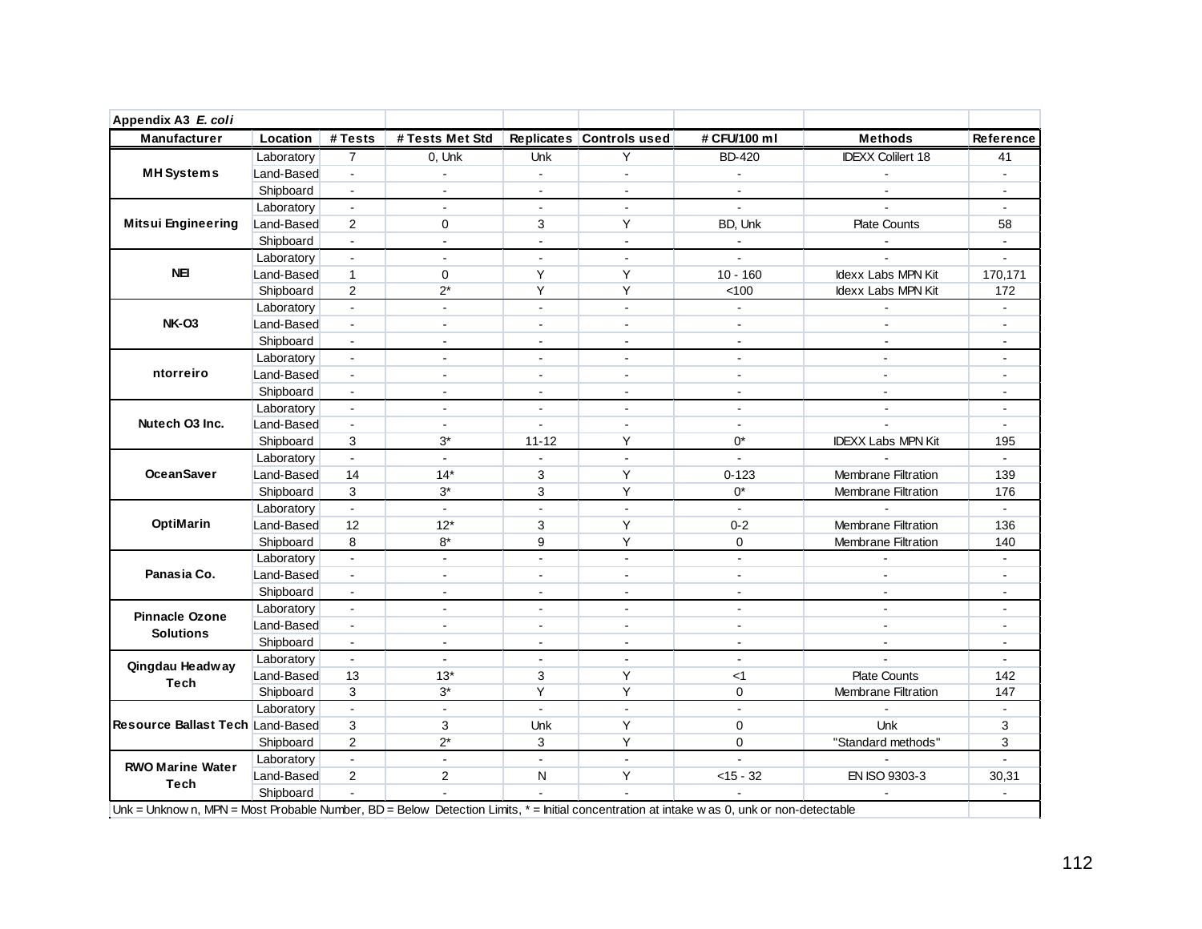**Appendix A3 *E. coli***

| Manufacturer | Location | # Tests | # Tests Met Std | Replicates | Controls used | # CFU/100 ml | Methods | Reference |
|---|---|---|---|---|---|---|---|---|
| MH Systems | Laboratory | 7 | 0, Unk | Unk | Y | BD-420 | IDEXX Colilert 18 | 41 |
| | Land-Based | - | - | - | - | - | - | - |
| | Shipboard | - | - | - | - | - | - | - |
| Mitsui Engineering | Laboratory | - | - | - | - | - | - | - |
| | Land-Based | 2 | 0 | 3 | Y | BD, Unk | Plate Counts | 58 |
| | Shipboard | - | - | - | - | - | - | - |
| NEI | Laboratory | - | - | - | - | - | - | - |
| | Land-Based | 1 | 0 | Y | Y | 10 - 160 | Idexx Labs MPN Kit | 170,171 |
| | Shipboard | 2 | 2* | Y | Y | <100 | Idexx Labs MPN Kit | 172 |
| NK-O3 | Laboratory | - | - | - | - | - | - | - |
| | Land-Based | - | - | - | - | - | - | - |
| | Shipboard | - | - | - | - | - | - | - |
| ntorreiro | Laboratory | - | - | - | - | - | - | - |
| | Land-Based | - | - | - | - | - | - | - |
| | Shipboard | - | - | - | - | - | - | - |
| Nutech O3 Inc. | Laboratory | - | - | - | - | - | - | - |
| | Land-Based | - | - | - | - | - | - | - |
| | Shipboard | 3 | 3* | 11-12 | Y | 0* | IDEXX Labs MPN Kit | 195 |
| OceanSaver | Laboratory | - | - | - | - | - | - | - |
| | Land-Based | 14 | 14* | 3 | Y | 0-123 | Membrane Filtration | 139 |
| | Shipboard | 3 | 3* | 3 | Y | 0* | Membrane Filtration | 176 |
| OptiMarin | Laboratory | - | - | - | - | - | - | - |
| | Land-Based | 12 | 12* | 3 | Y | 0-2 | Membrane Filtration | 136 |
| | Shipboard | 8 | 8* | 9 | Y | 0 | Membrane Filtration | 140 |
| Panasia Co. | Laboratory | - | - | - | - | - | - | - |
| | Land-Based | - | - | - | - | - | - | - |
| | Shipboard | - | - | - | - | - | - | - |
| Pinnacle Ozone Solutions | Laboratory | - | - | - | - | - | - | - |
| | Land-Based | - | - | - | - | - | - | - |
| | Shipboard | - | - | - | - | - | - | - |
| Qingdau Headway Tech | Laboratory | - | - | - | - | - | - | - |
| | Land-Based | 13 | 13* | 3 | Y | <1 | Plate Counts | 142 |
| | Shipboard | 3 | 3* | Y | Y | 0 | Membrane Filtration | 147 |
| Resource Ballast Tech | Laboratory | - | - | - | - | - | - | - |
| | Land-Based | 3 | 3 | Unk | Y | 0 | Unk | 3 |
| | Shipboard | 2 | 2* | 3 | Y | 0 | "Standard methods" | 3 |
| RWO Marine Water Tech | Laboratory | - | - | - | - | - | - | - |
| | Land-Based | 2 | 2 | N | Y | <15 - 32 | EN ISO 9303-3 | 30,31 |
| | Shipboard | - | - | - | - | - | - | - |

Unk = Unknown, MPN = Most Probable Number, BD = Below Detection Limits, * = Initial concentration at intake was 0, unk or non-detectable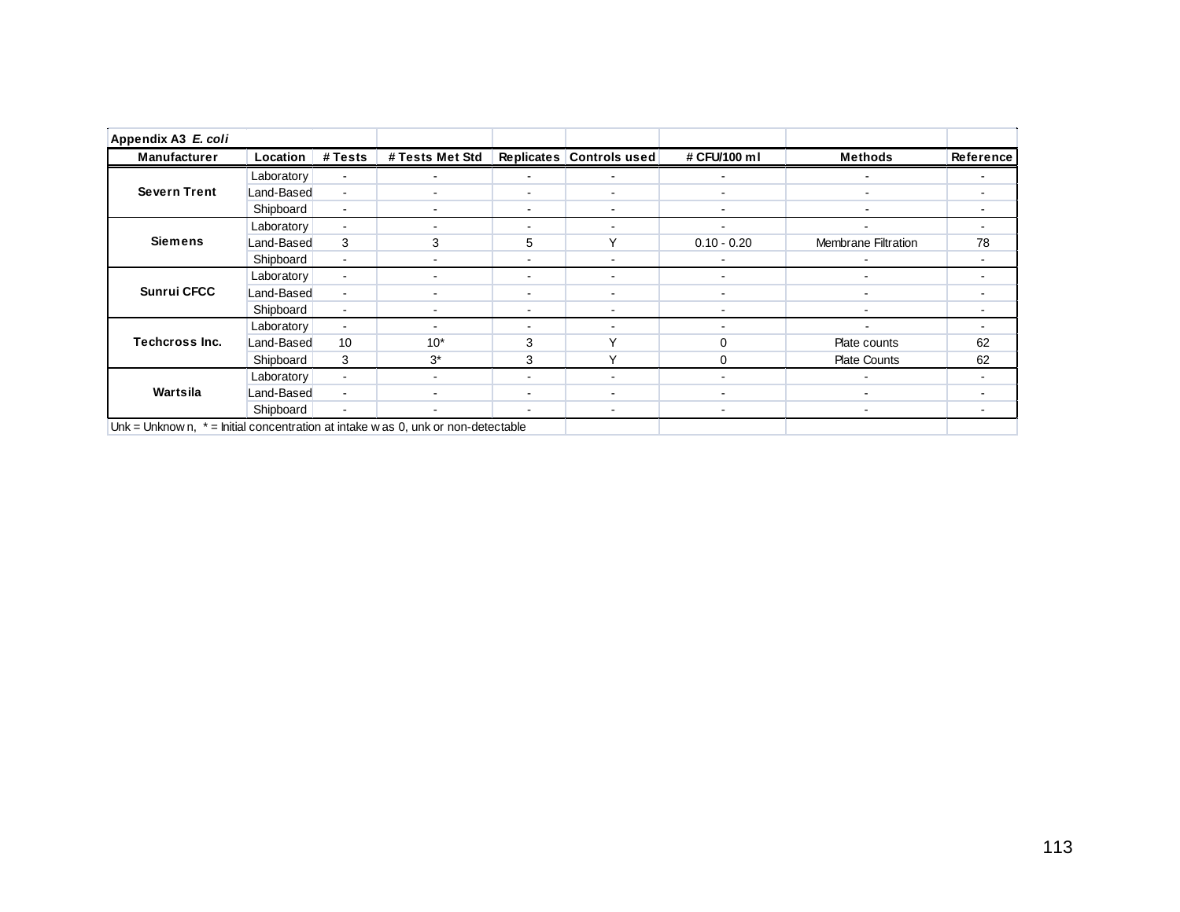**Appendix A3 *E. coli***

| Manufacturer | Location | # Tests | # Tests Met Std | Replicates | Controls used | # CFU/100 ml | Methods | Reference |
|---|---|---|---|---|---|---|---|---|
| Severn Trent | Laboratory | - | - | - | - | - | - | - |
| | Land-Based | - | - | - | - | - | - | - |
| | Shipboard | - | - | - | - | - | - | - |
| Siemens | Laboratory | - | - | - | - | - | - | - |
| | Land-Based | 3 | 3 | 5 | Y | 0.10 - 0.20 | Membrane Filtration | 78 |
| | Shipboard | - | - | - | - | - | - | - |
| Sunrui CFCC | Laboratory | - | - | - | - | - | - | - |
| | Land-Based | - | - | - | - | - | - | - |
| | Shipboard | - | - | - | - | - | - | - |
| Techcross Inc. | Laboratory | - | - | - | - | - | - | - |
| | Land-Based | 10 | 10* | 3 | Y | 0 | Plate counts | 62 |
| | Shipboard | 3 | 3* | 3 | Y | 0 | Plate Counts | 62 |
| Wartsila | Laboratory | - | - | - | - | - | - | - |
| | Land-Based | - | - | - | - | - | - | - |
| | Shipboard | - | - | - | - | - | - | - |

Unk = Unknown, * = Initial concentration at intake was 0, unk or non-detectable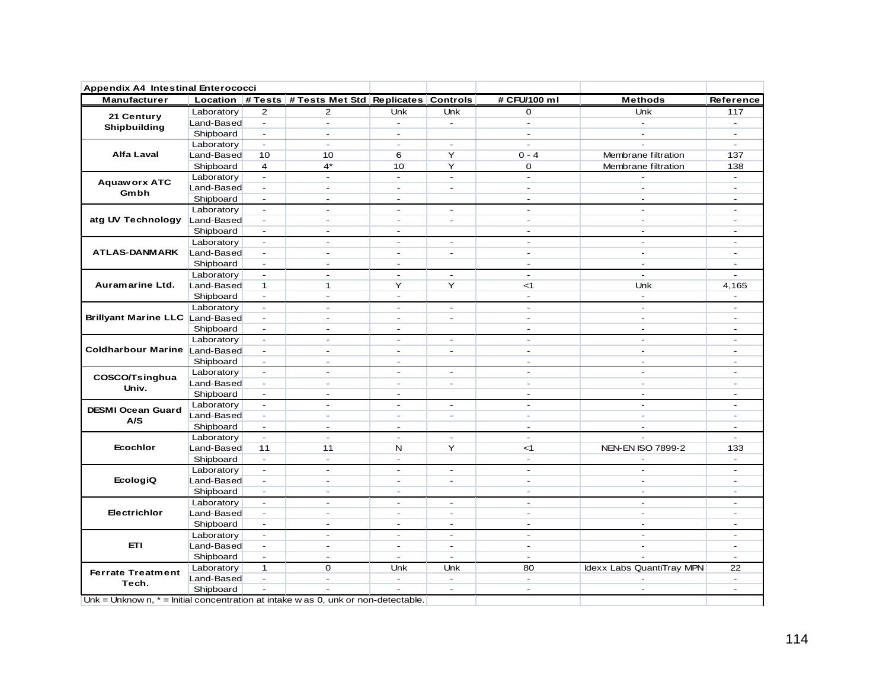**Appendix A4 Intestinal Enterococci**

| Manufacturer | Location | # Tests | # Tests Met Std | Replicates | Controls | # CFU/100 ml | Methods | Reference |
|---|---|---|---|---|---|---|---|---|
| 21 Century Shipbuilding | Laboratory | 2 | 2 | Unk | Unk | 0 | Unk | 117 |
| | Land-Based | - | - | - | - | - | - | - |
| | Shipboard | - | - | - | | - | - | - |
| Alfa Laval | Laboratory | - | - | - | - | - | - | - |
| | Land-Based | 10 | 10 | 6 | Y | 0 - 4 | Membrane filtration | 137 |
| | Shipboard | 4 | 4* | 10 | Y | 0 | Membrane filtration | 138 |
| Aquaworx ATC Gmbh | Laboratory | - | - | - | - | - | - | - |
| | Land-Based | - | - | - | - | - | - | - |
| | Shipboard | - | - | - | | - | - | - |
| atg UV Technology | Laboratory | - | - | - | - | - | - | - |
| | Land-Based | - | - | - | - | - | - | - |
| | Shipboard | - | - | - | | - | - | - |
| ATLAS-DANMARK | Laboratory | - | - | - | - | - | - | - |
| | Land-Based | - | - | - | - | - | - | - |
| | Shipboard | - | - | - | | - | - | - |
| Auramarine Ltd. | Laboratory | - | - | - | - | - | - | - |
| | Land-Based | 1 | 1 | Y | Y | <1 | Unk | 4,165 |
| | Shipboard | - | - | - | | - | - | - |
| Brillyant Marine LLC | Laboratory | - | - | - | - | - | - | - |
| | Land-Based | - | - | - | - | - | - | - |
| | Shipboard | - | - | - | | - | - | - |
| Coldharbour Marine | Laboratory | - | - | - | - | - | - | - |
| | Land-Based | - | - | - | - | - | - | - |
| | Shipboard | - | - | - | | - | - | - |
| COSCO/Tsinghua Univ. | Laboratory | - | - | - | - | - | - | - |
| | Land-Based | - | - | - | - | - | - | - |
| | Shipboard | - | - | - | | - | - | - |
| DESMI Ocean Guard A/S | Laboratory | - | - | - | - | - | - | - |
| | Land-Based | - | - | - | - | - | - | - |
| | Shipboard | - | - | - | | - | - | - |
| Ecochlor | Laboratory | - | - | - | - | - | - | - |
| | Land-Based | 11 | 11 | N | Y | <1 | NEN-EN ISO 7899-2 | 133 |
| | Shipboard | - | - | - | | - | - | - |
| EcologiQ | Laboratory | - | - | - | - | - | - | - |
| | Land-Based | - | - | - | - | - | - | - |
| | Shipboard | - | - | - | | - | - | - |
| Electrichlor | Laboratory | - | - | - | - | - | - | - |
| | Land-Based | - | - | - | - | - | - | - |
| | Shipboard | - | - | - | - | - | - | - |
| ETI | Laboratory | - | - | - | - | - | - | - |
| | Land-Based | - | - | - | - | - | - | - |
| | Shipboard | - | - | - | - | - | - | - |
| Ferrate Treatment Tech. | Laboratory | 1 | 0 | Unk | Unk | 80 | Idexx Labs QuantiTray MPN | 22 |
| | Land-Based | - | - | - | - | - | - | - |
| | Shipboard | - | - | - | - | - | - | - |

Unk = Unknown, * = Initial concentration at intake was 0, unk or non-detectable.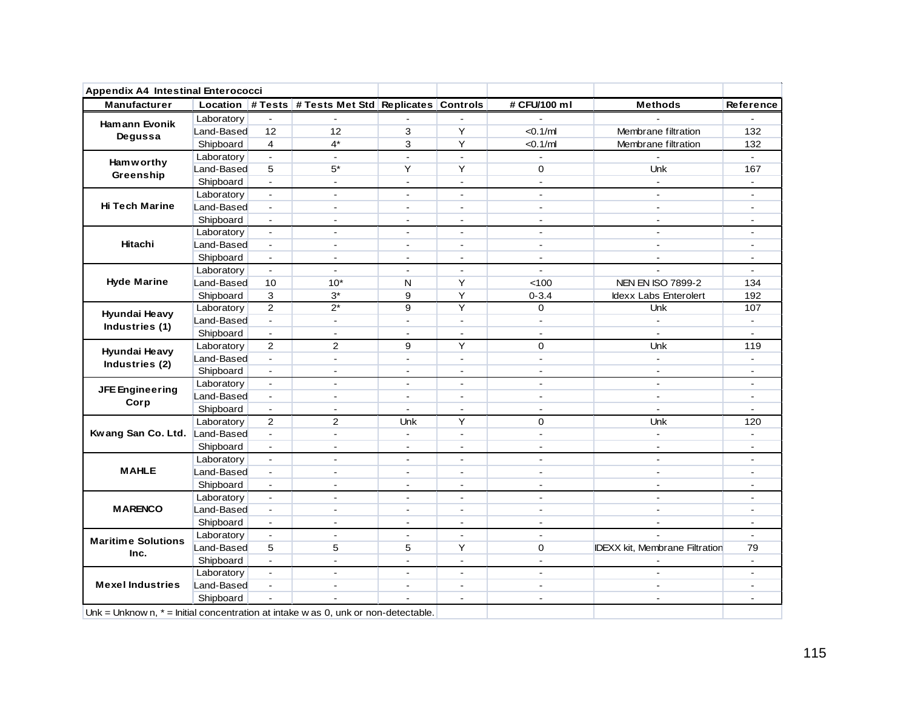**Appendix A4 Intestinal Enterococci**

| Manufacturer | Location | # Tests | # Tests Met Std | Replicates | Controls | # CFU/100 ml | Methods | Reference |
|---|---|---|---|---|---|---|---|---|
| Hamann Evonik Degussa | Laboratory | - | - | - | - | - | - | - |
| | Land-Based | 12 | 12 | 3 | Y | <0.1/ml | Membrane filtration | 132 |
| | Shipboard | 4 | 4* | 3 | Y | <0.1/ml | Membrane filtration | 132 |
| Hamworthy Greenship | Laboratory | - | - | - | - | - | - | - |
| | Land-Based | 5 | 5* | Y | Y | 0 | Unk | 167 |
| | Shipboard | - | - | - | - | - | - | - |
| Hi Tech Marine | Laboratory | - | - | - | - | - | - | - |
| | Land-Based | - | - | - | - | - | - | - |
| | Shipboard | - | - | - | - | - | - | - |
| Hitachi | Laboratory | - | - | - | - | - | - | - |
| | Land-Based | - | - | - | - | - | - | - |
| | Shipboard | - | - | - | - | - | - | - |
| Hyde Marine | Laboratory | - | - | - | - | - | - | - |
| | Land-Based | 10 | 10* | N | Y | <100 | NEN EN ISO 7899-2 | 134 |
| | Shipboard | 3 | 3* | 9 | Y | 0-3.4 | Idexx Labs Enterolert | 192 |
| Hyundai Heavy Industries (1) | Laboratory | 2 | 2* | 9 | Y | 0 | Unk | 107 |
| | Land-Based | - | - | - | - | - | - | - |
| | Shipboard | - | - | - | - | - | - | - |
| Hyundai Heavy Industries (2) | Laboratory | 2 | 2 | 9 | Y | 0 | Unk | 119 |
| | Land-Based | - | - | - | - | - | - | - |
| | Shipboard | - | - | - | - | - | - | - |
| JFE Engineering Corp | Laboratory | - | - | - | - | - | - | - |
| | Land-Based | - | - | - | - | - | - | - |
| | Shipboard | - | - | - | - | - | - | - |
| Kwang San Co. Ltd. | Laboratory | 2 | 2 | Unk | Y | 0 | Unk | 120 |
| | Land-Based | - | - | - | - | - | - | - |
| | Shipboard | - | - | - | - | - | - | - |
| MAHLE | Laboratory | - | - | - | - | - | - | - |
| | Land-Based | - | - | - | - | - | - | - |
| | Shipboard | - | - | - | - | - | - | - |
| MARENCO | Laboratory | - | - | - | - | - | - | - |
| | Land-Based | - | - | - | - | - | - | - |
| | Shipboard | - | - | - | - | - | - | - |
| Maritime Solutions Inc. | Laboratory | - | - | - | - | - | - | - |
| | Land-Based | 5 | 5 | 5 | Y | 0 | IDEXX kit, Membrane Filtration | 79 |
| | Shipboard | - | - | - | - | - | - | - |
| Mexel Industries | Laboratory | - | - | - | - | - | - | - |
| | Land-Based | - | - | - | - | - | - | - |
| | Shipboard | - | - | - | - | - | - | - |

Unk = Unknown, * = Initial concentration at intake was 0, unk or non-detectable.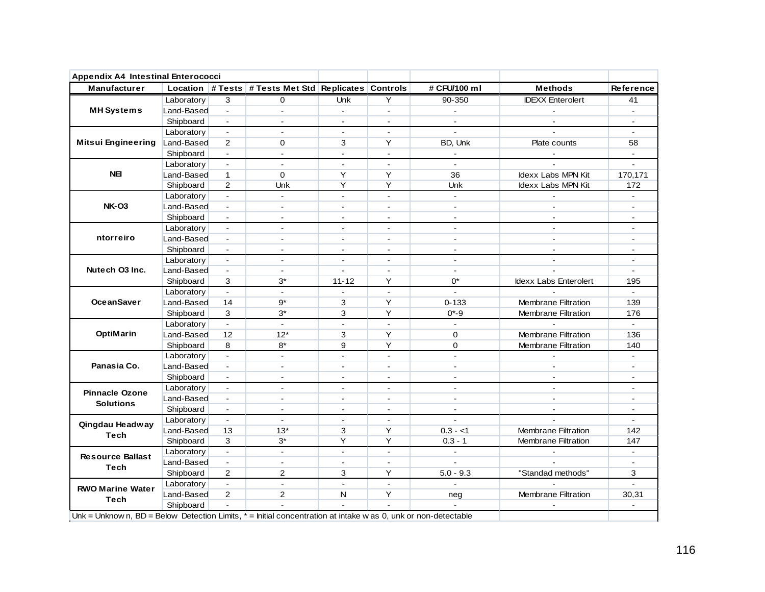**Appendix A4 Intestinal Enterococci**

| Manufacturer | Location | # Tests | # Tests Met Std | Replicates | Controls | # CFU/100 ml | Methods | Reference |
|---|---|---|---|---|---|---|---|---|
| MH Systems | Laboratory | 3 | 0 | Unk | Y | 90-350 | IDEXX Enterolert | 41 |
| | Land-Based | - | - | - | - | - | - | - |
| | Shipboard | - | - | - | - | - | - | - |
| Mitsui Engineering | Laboratory | - | - | - | - | - | - | - |
| | Land-Based | 2 | 0 | 3 | Y | BD, Unk | Plate counts | 58 |
| | Shipboard | - | - | - | - | - | - | - |
| NEI | Laboratory | - | - | - | - | - | - | - |
| | Land-Based | 1 | 0 | Y | Y | 36 | Idexx Labs MPN Kit | 170,171 |
| | Shipboard | 2 | Unk | Y | Y | Unk | Idexx Labs MPN Kit | 172 |
| NK-O3 | Laboratory | - | - | - | - | - | - | - |
| | Land-Based | - | - | - | - | - | - | - |
| | Shipboard | - | - | - | - | - | - | - |
| ntorreiro | Laboratory | - | - | - | - | - | - | - |
| | Land-Based | - | - | - | - | - | - | - |
| | Shipboard | - | - | - | - | - | - | - |
| Nutech O3 Inc. | Laboratory | - | - | - | - | - | - | - |
| | Land-Based | - | - | - | - | - | - | - |
| | Shipboard | 3 | 3* | 11-12 | Y | 0* | Idexx Labs Enterolert | 195 |
| OceanSaver | Laboratory | - | - | - | - | - | - | - |
| | Land-Based | 14 | 9* | 3 | Y | 0-133 | Membrane Filtration | 139 |
| | Shipboard | 3 | 3* | 3 | Y | 0*-9 | Membrane Filtration | 176 |
| OptiMarin | Laboratory | - | - | - | - | - | - | - |
| | Land-Based | 12 | 12* | 3 | Y | 0 | Membrane Filtration | 136 |
| | Shipboard | 8 | 8* | 9 | Y | 0 | Membrane Filtration | 140 |
| Panasia Co. | Laboratory | - | - | - | - | - | - | - |
| | Land-Based | - | - | - | - | - | - | - |
| | Shipboard | - | - | - | - | - | - | - |
| Pinnacle Ozone Solutions | Laboratory | - | - | - | - | - | - | - |
| | Land-Based | - | - | - | - | - | - | - |
| | Shipboard | - | - | - | - | - | - | - |
| Qingdau Headway Tech | Laboratory | - | - | - | - | - | - | - |
| | Land-Based | 13 | 13* | 3 | Y | 0.3 - <1 | Membrane Filtration | 142 |
| | Shipboard | 3 | 3* | Y | Y | 0.3 - 1 | Membrane Filtration | 147 |
| Resource Ballast Tech | Laboratory | - | - | - | - | - | - | - |
| | Land-Based | - | - | - | - | - | - | - |
| | Shipboard | 2 | 2 | 3 | Y | 5.0 - 9.3 | "Standad methods" | 3 |
| RWO Marine Water Tech | Laboratory | - | - | - | - | - | - | - |
| | Land-Based | 2 | 2 | N | Y | neg | Membrane Filtration | 30,31 |
| | Shipboard | - | - | - | - | - | - | - |

Unk = Unknown, BD = Below Detection Limits, * = Initial concentration at intake was 0, unk or non-detectable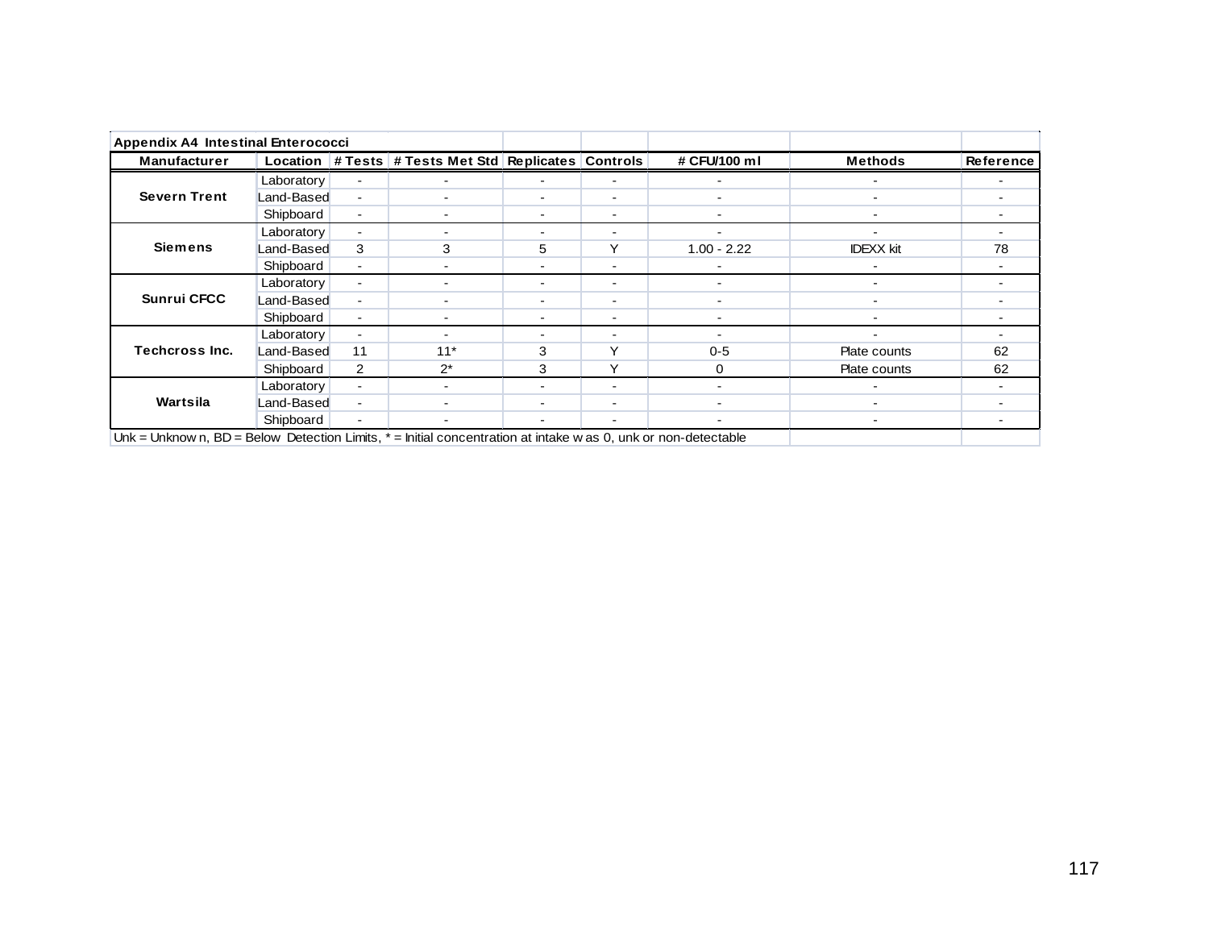**Appendix A4 Intestinal Enterococci**

| Manufacturer | Location | # Tests | # Tests Met Std | Replicates | Controls | # CFU/100 ml | Methods | Reference |
|---|---|---|---|---|---|---|---|---|
| **Severn Trent** | Laboratory | - | - | - | - | - | - | - |
| | Land-Based | - | - | - | - | - | - | - |
| | Shipboard | - | - | - | - | - | - | - |
| **Siemens** | Laboratory | - | - | - | - | - | - | - |
| | Land-Based | 3 | 3 | 5 | Y | 1.00 - 2.22 | IDEXX kit | 78 |
| | Shipboard | - | - | - | - | - | - | - |
| **Sunrui CFCC** | Laboratory | - | - | - | - | - | - | - |
| | Land-Based | - | - | - | - | - | - | - |
| | Shipboard | - | - | - | - | - | - | - |
| **Techcross Inc.** | Laboratory | - | - | - | - | - | - | - |
| | Land-Based | 11 | 11* | 3 | Y | 0-5 | Plate counts | 62 |
| | Shipboard | 2 | 2* | 3 | Y | 0 | Plate counts | 62 |
| **Wartsila** | Laboratory | - | - | - | - | - | - | - |
| | Land-Based | - | - | - | - | - | - | - |
| | Shipboard | - | - | - | - | - | - | - |

Unk = Unknown, BD = Below Detection Limits, * = Initial concentration at intake was 0, unk or non-detectable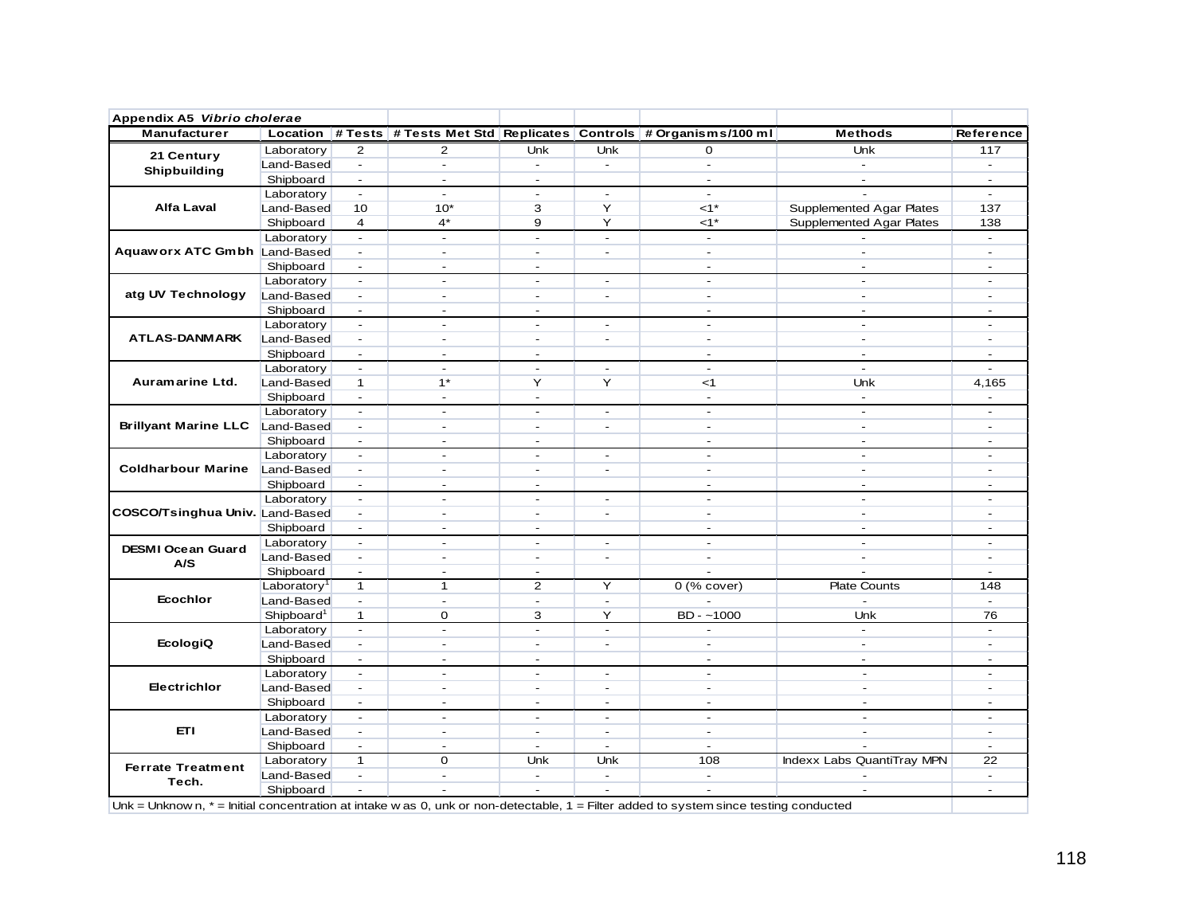**Appendix A5 *Vibrio cholerae***

| Manufacturer | Location | # Tests | # Tests Met Std | Replicates | Controls | # Organisms/100 ml | Methods | Reference |
|---|---|---|---|---|---|---|---|---|
| 21 Century Shipbuilding | Laboratory | 2 | 2 | Unk | Unk | 0 | Unk | 117 |
| | Land-Based | - | - | - | - | - | - | - |
| | Shipboard | - | - | - | | - | - | - |
| Alfa Laval | Laboratory | - | - | - | - | - | - | - |
| | Land-Based | 10 | 10* | 3 | Y | <1* | Supplemented Agar Plates | 137 |
| | Shipboard | 4 | 4* | 9 | Y | <1* | Supplemented Agar Plates | 138 |
| Aquaworx ATC Gmbh | Laboratory | - | - | - | - | - | - | - |
| | Land-Based | - | - | - | - | - | - | - |
| | Shipboard | - | - | - | | - | - | - |
| atg UV Technology | Laboratory | - | - | - | - | - | - | - |
| | Land-Based | - | - | - | - | - | - | - |
| | Shipboard | - | - | - | | - | - | - |
| ATLAS-DANMARK | Laboratory | - | - | - | - | - | - | - |
| | Land-Based | - | - | - | - | - | - | - |
| | Shipboard | - | - | - | | - | - | - |
| Auramarine Ltd. | Laboratory | - | - | - | - | - | - | - |
| | Land-Based | 1 | 1* | Y | Y | <1 | Unk | 4,165 |
| | Shipboard | - | - | - | | - | - | - |
| Brillyant Marine LLC | Laboratory | - | - | - | - | - | - | - |
| | Land-Based | - | - | - | - | - | - | - |
| | Shipboard | - | - | - | | - | - | - |
| Coldharbour Marine | Laboratory | - | - | - | - | - | - | - |
| | Land-Based | - | - | - | - | - | - | - |
| | Shipboard | - | - | - | | - | - | - |
| COSCO/Tsinghua Univ. | Laboratory | - | - | - | - | - | - | - |
| | Land-Based | - | - | - | - | - | - | - |
| | Shipboard | - | - | - | | - | - | - |
| DESMI Ocean Guard A/S | Laboratory | - | - | - | - | - | - | - |
| | Land-Based | - | - | - | - | - | - | - |
| | Shipboard | - | - | - | | - | - | - |
| Ecochlor | Laboratory[1] | 1 | 1 | 2 | Y | 0 (% cover) | Plate Counts | 148 |
| | Land-Based | - | - | - | - | - | - | - |
| | Shipboard[1] | 1 | 0 | 3 | Y | BD - ~1000 | Unk | 76 |
| EcologiQ | Laboratory | - | - | - | - | - | - | - |
| | Land-Based | - | - | - | - | - | - | - |
| | Shipboard | - | - | - | | - | - | - |
| Electrichlor | Laboratory | - | - | - | - | - | - | - |
| | Land-Based | - | - | - | - | - | - | - |
| | Shipboard | - | - | - | - | - | - | - |
| ETI | Laboratory | - | - | - | - | - | - | - |
| | Land-Based | - | - | - | - | - | - | - |
| | Shipboard | - | - | - | - | - | - | - |
| Ferrate Treatment Tech. | Laboratory | 1 | 0 | Unk | Unk | 108 | Indexx Labs QuantiTray MPN | 22 |
| | Land-Based | - | - | - | - | - | - | - |
| | Shipboard | - | - | - | - | - | - | - |

Unk = Unknown, * = Initial concentration at intake was 0, unk or non-detectable, 1 = Filter added to system since testing conducted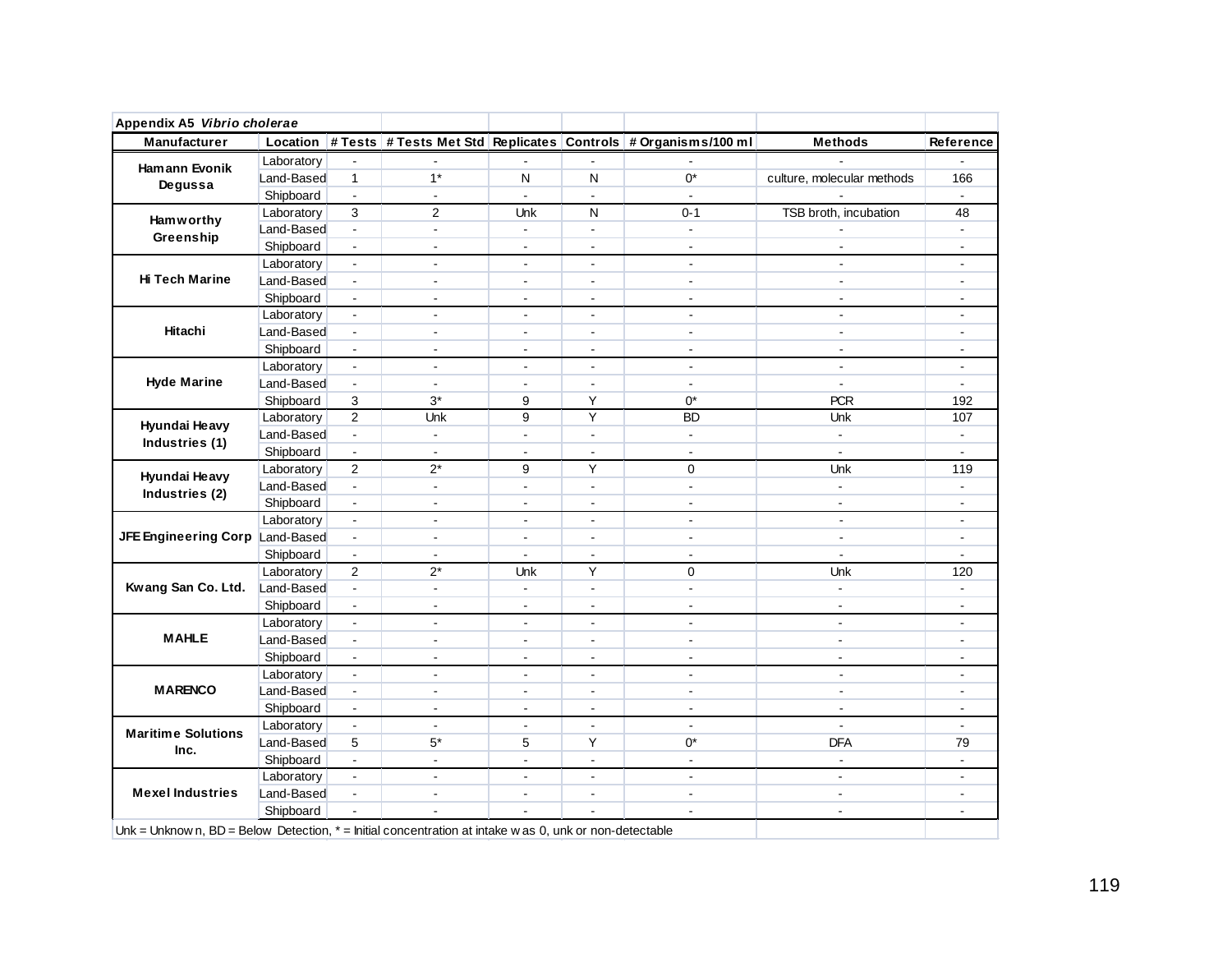**Appendix A5 *Vibrio cholerae***

| Manufacturer | Location | # Tests | # Tests Met Std | Replicates | Controls | # Organisms/100 ml | Methods | Reference |
|---|---|---|---|---|---|---|---|---|
| Hamann Evonik Degussa | Laboratory | - | - | - | - | - | - | - |
| | Land-Based | 1 | 1* | N | N | 0* | culture, molecular methods | 166 |
| | Shipboard | - | - | - | - | - | - | - |
| Hamworthy Greenship | Laboratory | 3 | 2 | Unk | N | 0-1 | TSB broth, incubation | 48 |
| | Land-Based | - | - | - | - | - | - | - |
| | Shipboard | - | - | - | - | - | - | - |
| Hi Tech Marine | Laboratory | - | - | - | - | - | - | - |
| | Land-Based | - | - | - | - | - | - | - |
| | Shipboard | - | - | - | - | - | - | - |
| Hitachi | Laboratory | - | - | - | - | - | - | - |
| | Land-Based | - | - | - | - | - | - | - |
| | Shipboard | - | - | - | - | - | - | - |
| Hyde Marine | Laboratory | - | - | - | - | - | - | - |
| | Land-Based | - | - | - | - | - | - | - |
| | Shipboard | 3 | 3* | 9 | Y | 0* | PCR | 192 |
| Hyundai Heavy Industries (1) | Laboratory | 2 | Unk | 9 | Y | BD | Unk | 107 |
| | Land-Based | - | - | - | - | - | - | - |
| | Shipboard | - | - | - | - | - | - | - |
| Hyundai Heavy Industries (2) | Laboratory | 2 | 2* | 9 | Y | 0 | Unk | 119 |
| | Land-Based | - | - | - | - | - | - | - |
| | Shipboard | - | - | - | - | - | - | - |
| JFE Engineering Corp | Laboratory | - | - | - | - | - | - | - |
| | Land-Based | - | - | - | - | - | - | - |
| | Shipboard | - | - | - | - | - | - | - |
| Kwang San Co. Ltd. | Laboratory | 2 | 2* | Unk | Y | 0 | Unk | 120 |
| | Land-Based | - | - | - | - | - | - | - |
| | Shipboard | - | - | - | - | - | - | - |
| MAHLE | Laboratory | - | - | - | - | - | - | - |
| | Land-Based | - | - | - | - | - | - | - |
| | Shipboard | - | - | - | - | - | - | - |
| MARENCO | Laboratory | - | - | - | - | - | - | - |
| | Land-Based | - | - | - | - | - | - | - |
| | Shipboard | - | - | - | - | - | - | - |
| Maritime Solutions Inc. | Laboratory | - | - | - | - | - | - | - |
| | Land-Based | 5 | 5* | 5 | Y | 0* | DFA | 79 |
| | Shipboard | - | - | - | - | - | - | - |
| Mexel Industries | Laboratory | - | - | - | - | - | - | - |
| | Land-Based | - | - | - | - | - | - | - |
| | Shipboard | - | - | - | - | - | - | - |

Unk = Unknown, BD = Below Detection, * = Initial concentration at intake was 0, unk or non-detectable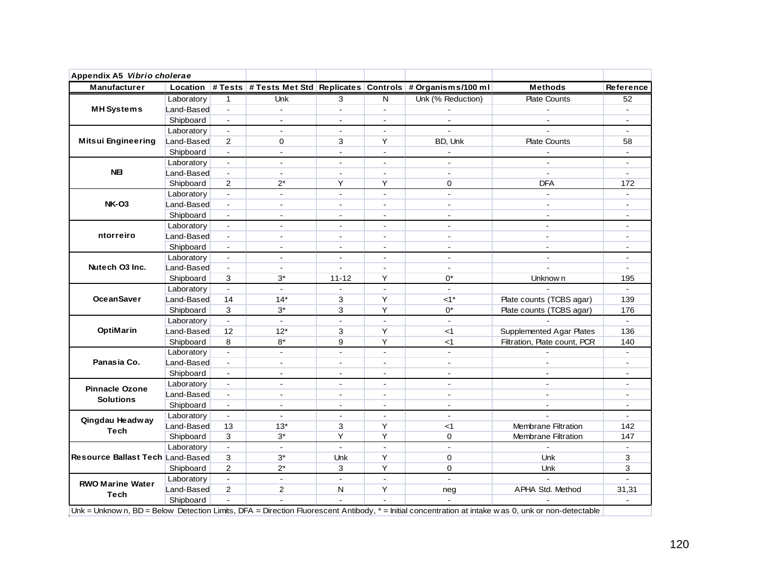**Appendix A5** ***Vibrio cholerae***

| Manufacturer | Location | # Tests | # Tests Met Std | Replicates | Controls | # Organisms/100 ml | Methods | Reference |
|---|---|---|---|---|---|---|---|---|
| **MH Systems** | Laboratory | 1 | Unk | 3 | N | Unk (% Reduction) | Plate Counts | 52 |
| | Land-Based | - | - | - | - | - | - | - |
| | Shipboard | - | - | - | - | - | - | - |
| **Mitsui Engineering** | Laboratory | - | - | - | - | - | - | - |
| | Land-Based | 2 | 0 | 3 | Y | BD, Unk | Plate Counts | 58 |
| | Shipboard | - | - | - | - | - | - | - |
| **NEI** | Laboratory | - | - | - | - | - | - | - |
| | Land-Based | - | - | - | - | - | - | - |
| | Shipboard | 2 | 2* | Y | Y | 0 | DFA | 172 |
| **NK-O3** | Laboratory | - | - | - | - | - | - | - |
| | Land-Based | - | - | - | - | - | - | - |
| | Shipboard | - | - | - | - | - | - | - |
| **ntorreiro** | Laboratory | - | - | - | - | - | - | - |
| | Land-Based | - | - | - | - | - | - | - |
| | Shipboard | - | - | - | - | - | - | - |
| **Nutech O3 Inc.** | Laboratory | - | - | - | - | - | - | - |
| | Land-Based | - | - | - | - | - | - | - |
| | Shipboard | 3 | 3* | 11-12 | Y | 0* | Unknown | 195 |
| **OceanSaver** | Laboratory | - | - | - | - | - | - | - |
| | Land-Based | 14 | 14* | 3 | Y | <1* | Plate counts (TCBS agar) | 139 |
| | Shipboard | 3 | 3* | 3 | Y | 0* | Plate counts (TCBS agar) | 176 |
| **OptiMarin** | Laboratory | - | - | - | - | - | - | - |
| | Land-Based | 12 | 12* | 3 | Y | <1 | Supplemented Agar Plates | 136 |
| | Shipboard | 8 | 8* | 9 | Y | <1 | Filtration, Plate count, PCR | 140 |
| **Panasia Co.** | Laboratory | - | - | - | - | - | - | - |
| | Land-Based | - | - | - | - | - | - | - |
| | Shipboard | - | - | - | - | - | - | - |
| **Pinnacle Ozone Solutions** | Laboratory | - | - | - | - | - | - | - |
| | Land-Based | - | - | - | - | - | - | - |
| | Shipboard | - | - | - | - | - | - | - |
| **Qingdau Headway Tech** | Laboratory | - | - | - | - | - | - | - |
| | Land-Based | 13 | 13* | 3 | Y | <1 | Membrane Filtration | 142 |
| | Shipboard | 3 | 3* | Y | Y | 0 | Membrane Filtration | 147 |
| **Resource Ballast Tech** | Laboratory | - | - | - | - | - | - | - |
| | Land-Based | 3 | 3* | Unk | Y | 0 | Unk | 3 |
| | Shipboard | 2 | 2* | 3 | Y | 0 | Unk | 3 |
| **RWO Marine Water Tech** | Laboratory | - | - | - | - | - | - | - |
| | Land-Based | 2 | 2 | N | Y | neg | APHA Std. Method | 31,31 |
| | Shipboard | - | - | - | - | - | - | - |

Unk = Unknown, BD = Below Detection Limits, DFA = Direction Fluorescent Antibody, * = Initial concentration at intake was 0, unk or non-detectable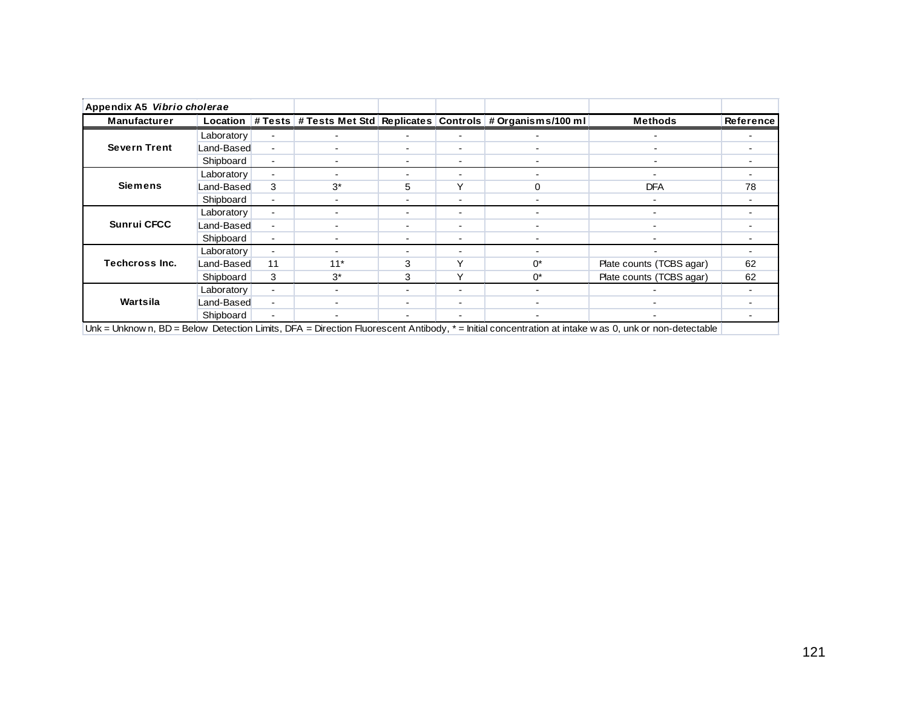**Appendix A5 *Vibrio cholerae***

| Manufacturer | Location | # Tests | # Tests Met Std | Replicates | Controls | # Organisms/100 ml | Methods | Reference |
|---|---|---|---|---|---|---|---|---|
| **Severn Trent** | Laboratory | - | - | - | - | - | - | - |
| | Land-Based | - | - | - | - | - | - | - |
| | Shipboard | - | - | - | - | - | - | - |
| **Siemens** | Laboratory | - | - | - | - | - | - | - |
| | Land-Based | 3 | 3* | 5 | Y | 0 | DFA | 78 |
| | Shipboard | - | - | - | - | - | - | - |
| **Sunrui CFCC** | Laboratory | - | - | - | - | - | - | - |
| | Land-Based | - | - | - | - | - | - | - |
| | Shipboard | - | - | - | - | - | - | - |
| **Techcross Inc.** | Laboratory | - | - | - | - | - | - | - |
| | Land-Based | 11 | 11* | 3 | Y | 0* | Plate counts (TCBS agar) | 62 |
| | Shipboard | 3 | 3* | 3 | Y | 0* | Plate counts (TCBS agar) | 62 |
| **Wartsila** | Laboratory | - | - | - | - | - | - | - |
| | Land-Based | - | - | - | - | - | - | - |
| | Shipboard | - | - | - | - | - | - | - |

Unk = Unknown, BD = Below Detection Limits, DFA = Direction Fluorescent Antibody, * = Initial concentration at intake was 0, unk or non-detectable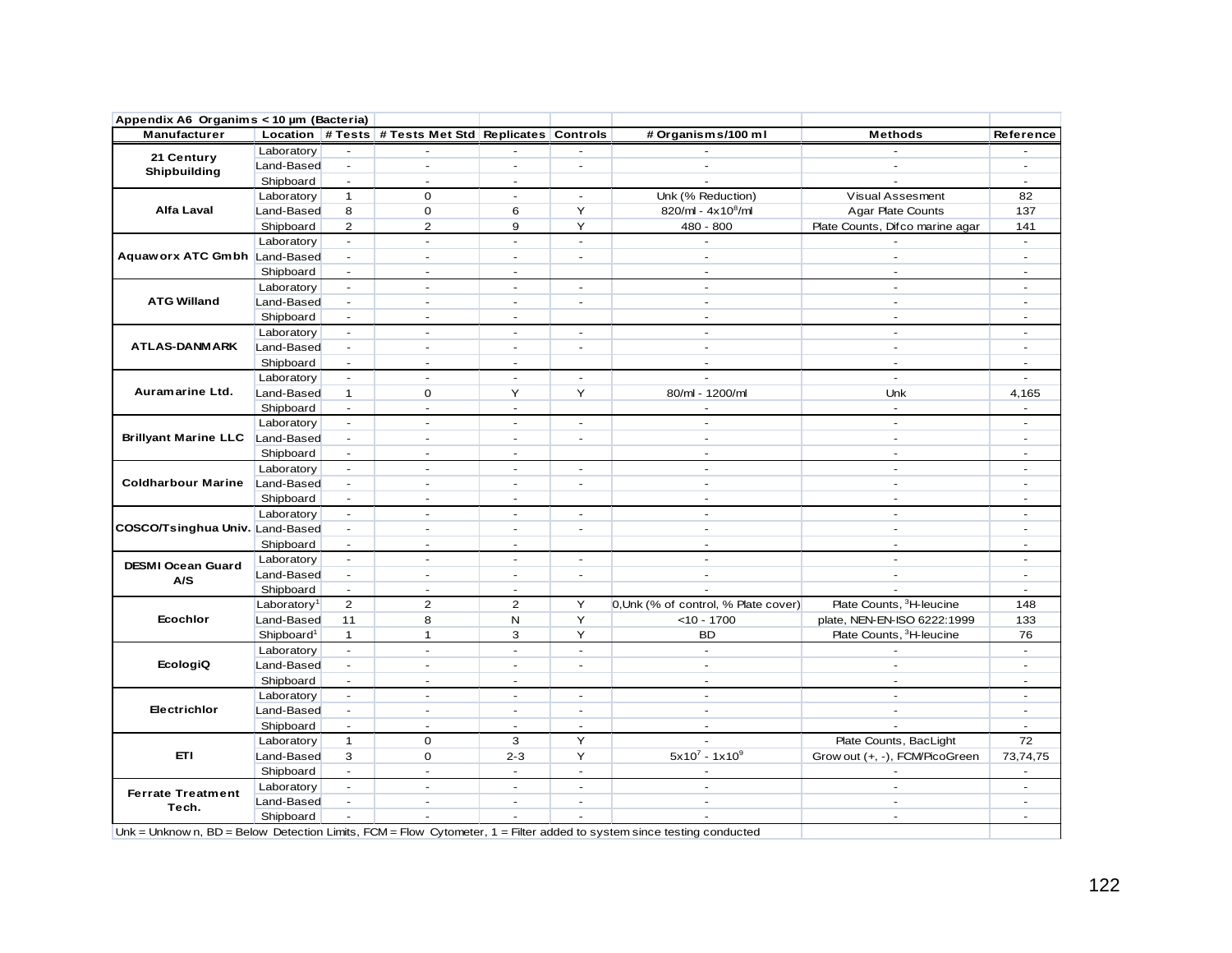**Appendix A6 Organims < 10 µm (Bacteria)**

| Manufacturer | Location | # Tests | # Tests Met Std | Replicates | Controls | # Organisms/100 ml | Methods | Reference |
|---|---|---|---|---|---|---|---|---|
| 21 Century Shipbuilding | Laboratory | - | - | - | - | - | - | - |
| | Land-Based | - | - | - | - | - | - | - |
| | Shipboard | - | - | - | | - | - | - |
| Alfa Laval | Laboratory | 1 | 0 | - | - | Unk (% Reduction) | Visual Assesment | 82 |
| | Land-Based | 8 | 0 | 6 | Y | 820/ml - $4x10^8$/ml | Agar Plate Counts | 137 |
| | Shipboard | 2 | 2 | 9 | Y | 480 - 800 | Plate Counts, Difco marine agar | 141 |
| Aquaworx ATC Gmbh | Laboratory | - | - | - | - | - | - | - |
| | Land-Based | - | - | - | - | - | - | - |
| | Shipboard | - | - | - | | - | - | - |
| ATG Willand | Laboratory | - | - | - | - | - | - | - |
| | Land-Based | - | - | - | - | - | - | - |
| | Shipboard | - | - | - | | - | - | - |
| ATLAS-DANMARK | Laboratory | - | - | - | - | - | - | - |
| | Land-Based | - | - | - | - | - | - | - |
| | Shipboard | - | - | - | | - | - | - |
| Auramarine Ltd. | Laboratory | - | - | - | - | - | - | - |
| | Land-Based | 1 | 0 | Y | Y | 80/ml - 1200/ml | Unk | 4,165 |
| | Shipboard | - | - | - | | - | - | - |
| Brillyant Marine LLC | Laboratory | - | - | - | - | - | - | - |
| | Land-Based | - | - | - | - | - | - | - |
| | Shipboard | - | - | - | | - | - | - |
| Coldharbour Marine | Laboratory | - | - | - | - | - | - | - |
| | Land-Based | - | - | - | - | - | - | - |
| | Shipboard | - | - | - | | - | - | - |
| COSCO/Tsinghua Univ. | Laboratory | - | - | - | - | - | - | - |
| | Land-Based | - | - | - | - | - | - | - |
| | Shipboard | - | - | - | | - | - | - |
| DESMI Ocean Guard A/S | Laboratory | - | - | - | - | - | - | - |
| | Land-Based | - | - | - | - | - | - | - |
| | Shipboard | - | - | - | | - | - | - |
| Ecochlor | Laboratory[1] | 2 | 2 | 2 | Y | 0,Unk (% of control, % Plate cover) | Plate Counts, $^3$H-leucine | 148 |
| | Land-Based | 11 | 8 | N | Y | <10 - 1700 | plate, NEN-EN-ISO 6222:1999 | 133 |
| | Shipboard[1] | 1 | 1 | 3 | Y | BD | Plate Counts, $^3$H-leucine | 76 |
| EcologiQ | Laboratory | - | - | - | - | - | - | - |
| | Land-Based | - | - | - | - | - | - | - |
| | Shipboard | - | - | - | | - | - | - |
| Electrichlor | Laboratory | - | - | - | - | - | - | - |
| | Land-Based | - | - | - | - | - | - | - |
| | Shipboard | - | - | - | - | - | - | - |
| ETI | Laboratory | 1 | 0 | 3 | Y | - | Plate Counts, BacLight | 72 |
| | Land-Based | 3 | 0 | 2-3 | Y | $5x10^7$ - $1x10^9$ | Grow out (+, -), FCM/PicoGreen | 73,74,75 |
| | Shipboard | - | - | - | - | - | - | - |
| Ferrate Treatment Tech. | Laboratory | - | - | - | - | - | - | - |
| | Land-Based | - | - | - | - | - | - | - |
| | Shipboard | - | - | - | - | - | - | - |

Unk = Unknown, BD = Below Detection Limits, FCM = Flow Cytometer, 1 = Filter added to system since testing conducted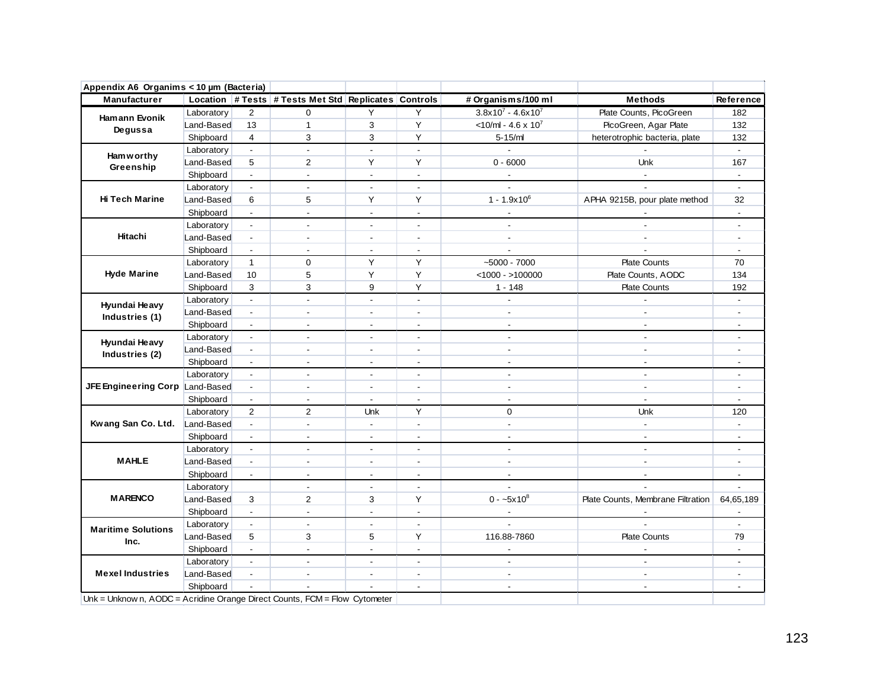**Appendix A6 Organims < 10 µm (Bacteria)**

| Manufacturer | Location | # Tests | # Tests Met Std | Replicates | Controls | # Organisms/100 ml | Methods | Reference |
|---|---|---|---|---|---|---|---|---|
| Hamann Evonik Degussa | Laboratory | 2 | 0 | Y | Y | $3.8x10^7$ - $4.6x10^7$ | Plate Counts, PicoGreen | 182 |
| | Land-Based | 13 | 1 | 3 | Y | <10/ml - 4.6 x $10^7$ | PicoGreen, Agar Plate | 132 |
| | Shipboard | 4 | 3 | 3 | Y | 5-15/ml | heterotrophic bacteria, plate | 132 |
| Hamworthy Greenship | Laboratory | - | - | - | - | - | - | - |
| | Land-Based | 5 | 2 | Y | Y | 0 - 6000 | Unk | 167 |
| | Shipboard | - | - | - | - | - | - | - |
| Hi Tech Marine | Laboratory | - | - | - | - | - | - | - |
| | Land-Based | 6 | 5 | Y | Y | 1 - $1.9x10^6$ | APHA 9215B, pour plate method | 32 |
| | Shipboard | - | - | - | - | - | - | - |
| Hitachi | Laboratory | - | - | - | - | - | - | - |
| | Land-Based | - | - | - | - | - | - | - |
| | Shipboard | - | - | - | - | - | - | - |
| Hyde Marine | Laboratory | 1 | 0 | Y | Y | ~5000 - 7000 | Plate Counts | 70 |
| | Land-Based | 10 | 5 | Y | Y | <1000 - >100000 | Plate Counts, AODC | 134 |
| | Shipboard | 3 | 3 | 9 | Y | 1 - 148 | Plate Counts | 192 |
| Hyundai Heavy Industries (1) | Laboratory | - | - | - | - | - | - | - |
| | Land-Based | - | - | - | - | - | - | - |
| | Shipboard | - | - | - | - | - | - | - |
| Hyundai Heavy Industries (2) | Laboratory | - | - | - | - | - | - | - |
| | Land-Based | - | - | - | - | - | - | - |
| | Shipboard | - | - | - | - | - | - | - |
| JFE Engineering Corp | Laboratory | - | - | - | - | - | - | - |
| | Land-Based | - | - | - | - | - | - | - |
| | Shipboard | - | - | - | - | - | - | - |
| Kwang San Co. Ltd. | Laboratory | 2 | 2 | Unk | Y | 0 | Unk | 120 |
| | Land-Based | - | - | - | - | - | - | - |
| | Shipboard | - | - | - | - | - | - | - |
| MAHLE | Laboratory | - | - | - | - | - | - | - |
| | Land-Based | - | - | - | - | - | - | - |
| | Shipboard | - | - | - | - | - | - | - |
| MARENCO | Laboratory | | - | - | - | - | - | - |
| | Land-Based | 3 | 2 | 3 | Y | 0 - ~$5x10^8$ | Plate Counts, Membrane Filtration | 64,65,189 |
| | Shipboard | - | - | - | - | - | - | - |
| Maritime Solutions Inc. | Laboratory | - | - | - | - | - | - | - |
| | Land-Based | 5 | 3 | 5 | Y | 116.88-7860 | Plate Counts | 79 |
| | Shipboard | - | - | - | - | - | - | - |
| Mexel Industries | Laboratory | - | - | - | - | - | - | - |
| | Land-Based | - | - | - | - | - | - | - |
| | Shipboard | - | - | - | - | - | - | - |

Unk = Unknown, AODC = Acridine Orange Direct Counts, FCM = Flow Cytometer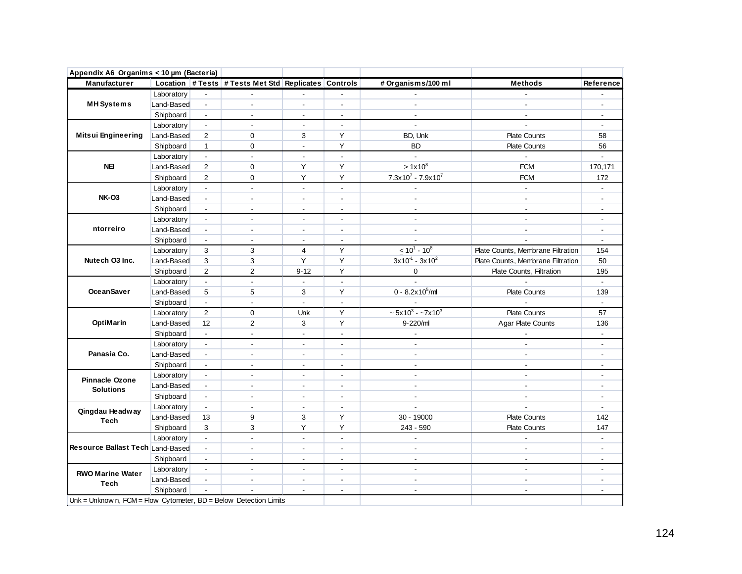**Appendix A6 Organims < 10 µm (Bacteria)**

| Manufacturer | Location | # Tests | # Tests Met Std | Replicates | Controls | # Organisms/100 ml | Methods | Reference |
|---|---|---|---|---|---|---|---|---|
| MH Systems | Laboratory | - | - | - | - | - | - | - |
| | Land-Based | - | - | - | - | - | - | - |
| | Shipboard | - | - | - | - | - | - | - |
| Mitsui Engineering | Laboratory | - | - | - | - | - | - | - |
| | Land-Based | 2 | 0 | 3 | Y | BD, Unk | Plate Counts | 58 |
| | Shipboard | 1 | 0 | - | Y | BD | Plate Counts | 56 |
| NEI | Laboratory | - | - | - | - | - | - | - |
| | Land-Based | 2 | 0 | Y | Y | $> 1x10^8$ | FCM | 170,171 |
| | Shipboard | 2 | 0 | Y | Y | $7.3x10^7 - 7.9x10^7$ | FCM | 172 |
| NK-O3 | Laboratory | - | - | - | - | - | - | - |
| | Land-Based | - | - | - | - | - | - | - |
| | Shipboard | - | - | - | - | - | - | - |
| ntorreiro | Laboratory | - | - | - | - | - | - | - |
| | Land-Based | - | - | - | - | - | - | - |
| | Shipboard | - | - | - | - | - | - | - |
| Nutech O3 Inc. | Laboratory | 3 | 3 | 4 | Y | $\leq 10^1 - 10^8$ | Plate Counts, Membrane Filtration | 154 |
| | Land-Based | 3 | 3 | Y | Y | $3x10^{-1} - 3x10^2$ | Plate Counts, Membrane Filtration | 50 |
| | Shipboard | 2 | 2 | 9-12 | Y | 0 | Plate Counts, Filtration | 195 |
| OceanSaver | Laboratory | - | - | - | - | - | - | - |
| | Land-Based | 5 | 5 | 3 | Y | $0 - 8.2x10^5$/ml | Plate Counts | 139 |
| | Shipboard | - | - | - | - | - | - | - |
| OptiMarin | Laboratory | 2 | 0 | Unk | Y | $\sim 5x10^3 - \sim 7x10^3$ | Plate Counts | 57 |
| | Land-Based | 12 | 2 | 3 | Y | 9-220/ml | Agar Plate Counts | 136 |
| | Shipboard | - | - | - | - | - | - | - |
| Panasia Co. | Laboratory | - | - | - | - | - | - | - |
| | Land-Based | - | - | - | - | - | - | - |
| | Shipboard | - | - | - | - | - | - | - |
| Pinnacle Ozone Solutions | Laboratory | - | - | - | - | - | - | - |
| | Land-Based | - | - | - | - | - | - | - |
| | Shipboard | - | - | - | - | - | - | - |
| Qingdau Headway Tech | Laboratory | - | - | - | - | - | - | - |
| | Land-Based | 13 | 9 | 3 | Y | 30 - 19000 | Plate Counts | 142 |
| | Shipboard | 3 | 3 | Y | Y | 243 - 590 | Plate Counts | 147 |
| Resource Ballast Tech | Laboratory | - | - | - | - | - | - | - |
| | Land-Based | - | - | - | - | - | - | - |
| | Shipboard | - | - | - | - | - | - | - |
| RWO Marine Water Tech | Laboratory | - | - | - | - | - | - | - |
| | Land-Based | - | - | - | - | - | - | - |
| | Shipboard | - | - | - | - | - | - | - |

Unk = Unknown, FCM = Flow Cytometer, BD = Below Detection Limits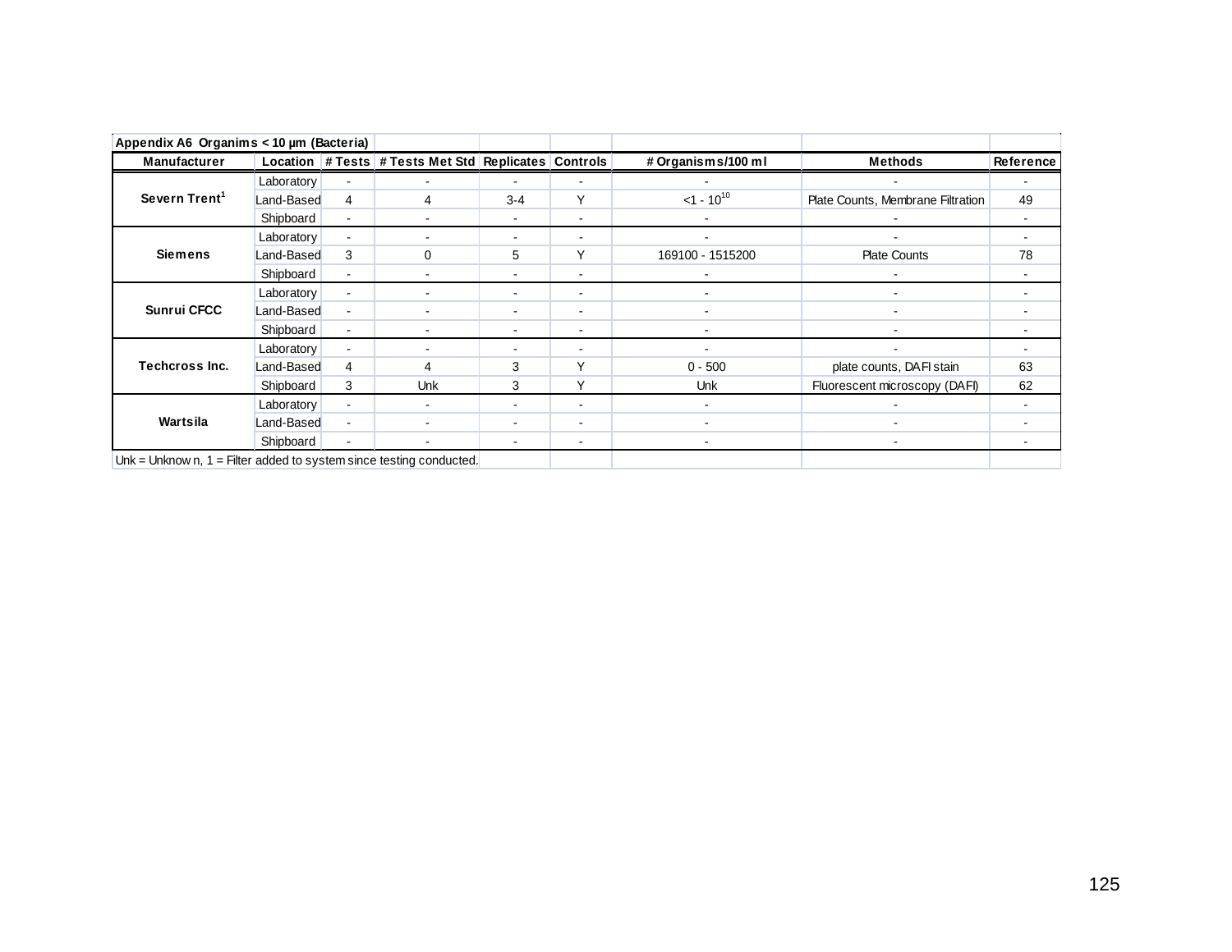**Appendix A6 Organims < 10 µm (Bacteria)**

| Manufacturer | Location | # Tests | # Tests Met Std | Replicates | Controls | # Organisms/100 ml | Methods | Reference |
|---|---|---|---|---|---|---|---|---|
| Severn Trent[1] | Laboratory | - | - | - | - | - | - | - |
| | Land-Based | 4 | 4 | 3-4 | Y | <1 - $10^{10}$ | Plate Counts, Membrane Filtration | 49 |
| | Shipboard | - | - | - | - | - | - | - |
| Siemens | Laboratory | - | - | - | - | - | - | - |
| | Land-Based | 3 | 0 | 5 | Y | 169100 - 1515200 | Plate Counts | 78 |
| | Shipboard | - | - | - | - | - | - | - |
| Sunrui CFCC | Laboratory | - | - | - | - | - | - | - |
| | Land-Based | - | - | - | - | - | - | - |
| | Shipboard | - | - | - | - | - | - | - |
| Techcross Inc. | Laboratory | - | - | - | - | - | - | - |
| | Land-Based | 4 | 4 | 3 | Y | 0 - 500 | plate counts, DAFI stain | 63 |
| | Shipboard | 3 | Unk | 3 | Y | Unk | Fluorescent microscopy (DAFI) | 62 |
| Wartsila | Laboratory | - | - | - | - | - | - | - |
| | Land-Based | - | - | - | - | - | - | - |
| | Shipboard | - | - | - | - | - | - | - |

Unk = Unknown, 1 = Filter added to system since testing conducted.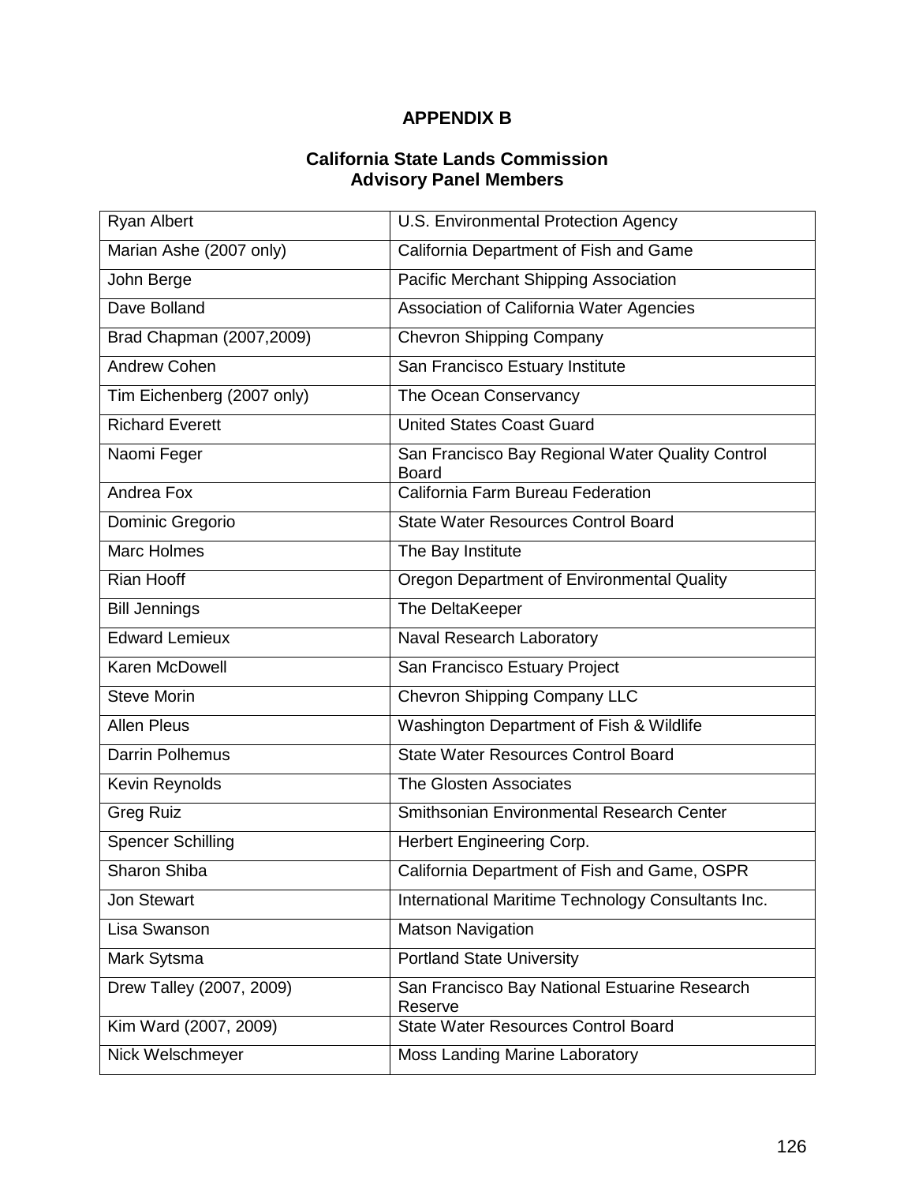# APPENDIX B

## California State Lands Commission
## Advisory Panel Members

| | |
|---|---|
| Ryan Albert | U.S. Environmental Protection Agency |
| Marian Ashe (2007 only) | California Department of Fish and Game |
| John Berge | Pacific Merchant Shipping Association |
| Dave Bolland | Association of California Water Agencies |
| Brad Chapman (2007,2009) | Chevron Shipping Company |
| Andrew Cohen | San Francisco Estuary Institute |
| Tim Eichenberg (2007 only) | The Ocean Conservancy |
| Richard Everett | United States Coast Guard |
| Naomi Feger | San Francisco Bay Regional Water Quality Control Board |
| Andrea Fox | California Farm Bureau Federation |
| Dominic Gregorio | State Water Resources Control Board |
| Marc Holmes | The Bay Institute |
| Rian Hooff | Oregon Department of Environmental Quality |
| Bill Jennings | The DeltaKeeper |
| Edward Lemieux | Naval Research Laboratory |
| Karen McDowell | San Francisco Estuary Project |
| Steve Morin | Chevron Shipping Company LLC |
| Allen Pleus | Washington Department of Fish & Wildlife |
| Darrin Polhemus | State Water Resources Control Board |
| Kevin Reynolds | The Glosten Associates |
| Greg Ruiz | Smithsonian Environmental Research Center |
| Spencer Schilling | Herbert Engineering Corp. |
| Sharon Shiba | California Department of Fish and Game, OSPR |
| Jon Stewart | International Maritime Technology Consultants Inc. |
| Lisa Swanson | Matson Navigation |
| Mark Sytsma | Portland State University |
| Drew Talley (2007, 2009) | San Francisco Bay National Estuarine Research Reserve |
| Kim Ward (2007, 2009) | State Water Resources Control Board |
| Nick Welschmeyer | Moss Landing Marine Laboratory |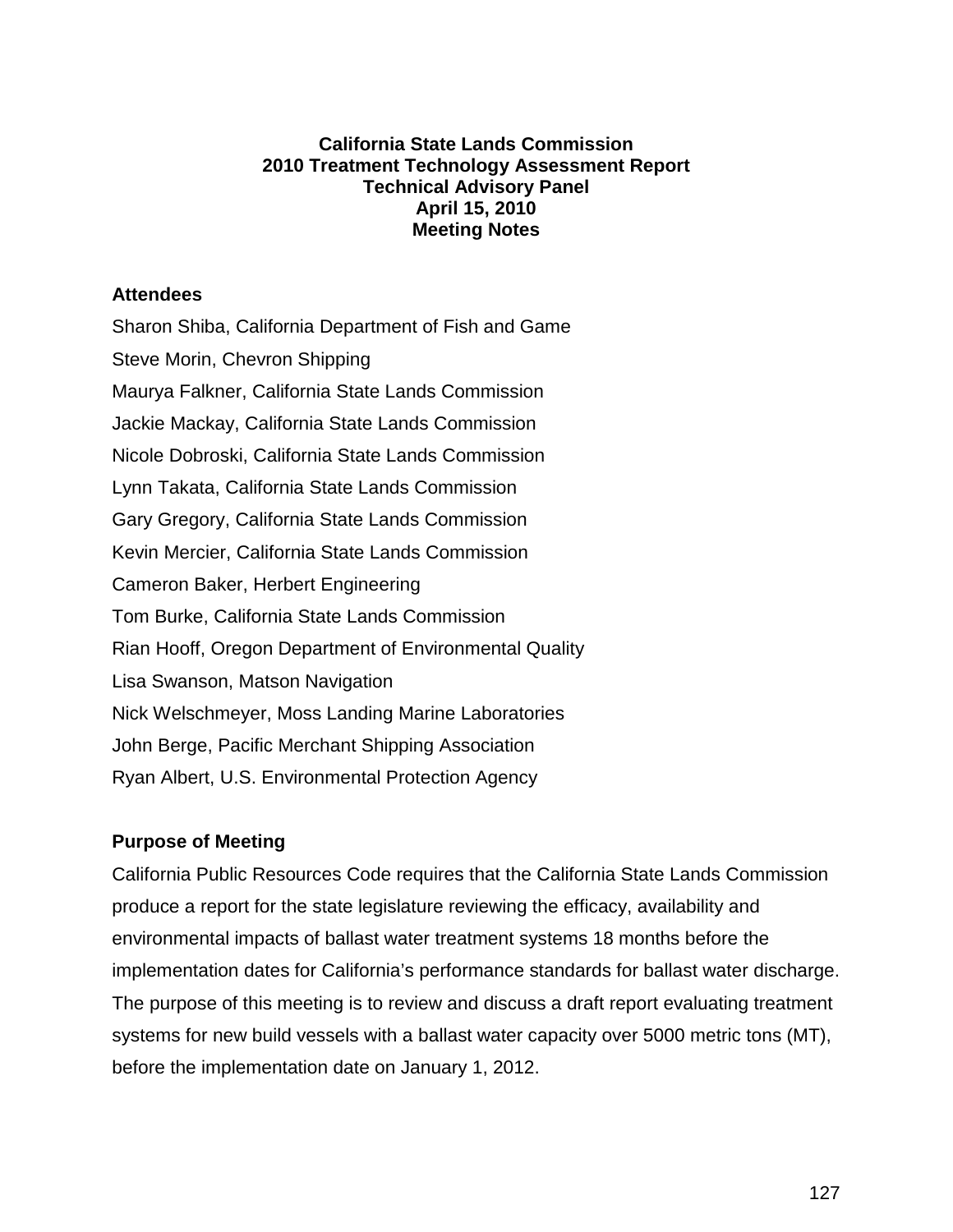**California State Lands Commission**
**2010 Treatment Technology Assessment Report**
**Technical Advisory Panel**
**April 15, 2010**
**Meeting Notes**

### Attendees

Sharon Shiba, California Department of Fish and Game
Steve Morin, Chevron Shipping
Maurya Falkner, California State Lands Commission
Jackie Mackay, California State Lands Commission
Nicole Dobroski, California State Lands Commission
Lynn Takata, California State Lands Commission
Gary Gregory, California State Lands Commission
Kevin Mercier, California State Lands Commission
Cameron Baker, Herbert Engineering
Tom Burke, California State Lands Commission
Rian Hooff, Oregon Department of Environmental Quality
Lisa Swanson, Matson Navigation
Nick Welschmeyer, Moss Landing Marine Laboratories
John Berge, Pacific Merchant Shipping Association
Ryan Albert, U.S. Environmental Protection Agency

### Purpose of Meeting

California Public Resources Code requires that the California State Lands Commission produce a report for the state legislature reviewing the efficacy, availability and environmental impacts of ballast water treatment systems 18 months before the implementation dates for California's performance standards for ballast water discharge. The purpose of this meeting is to review and discuss a draft report evaluating treatment systems for new build vessels with a ballast water capacity over 5000 metric tons (MT), before the implementation date on January 1, 2012.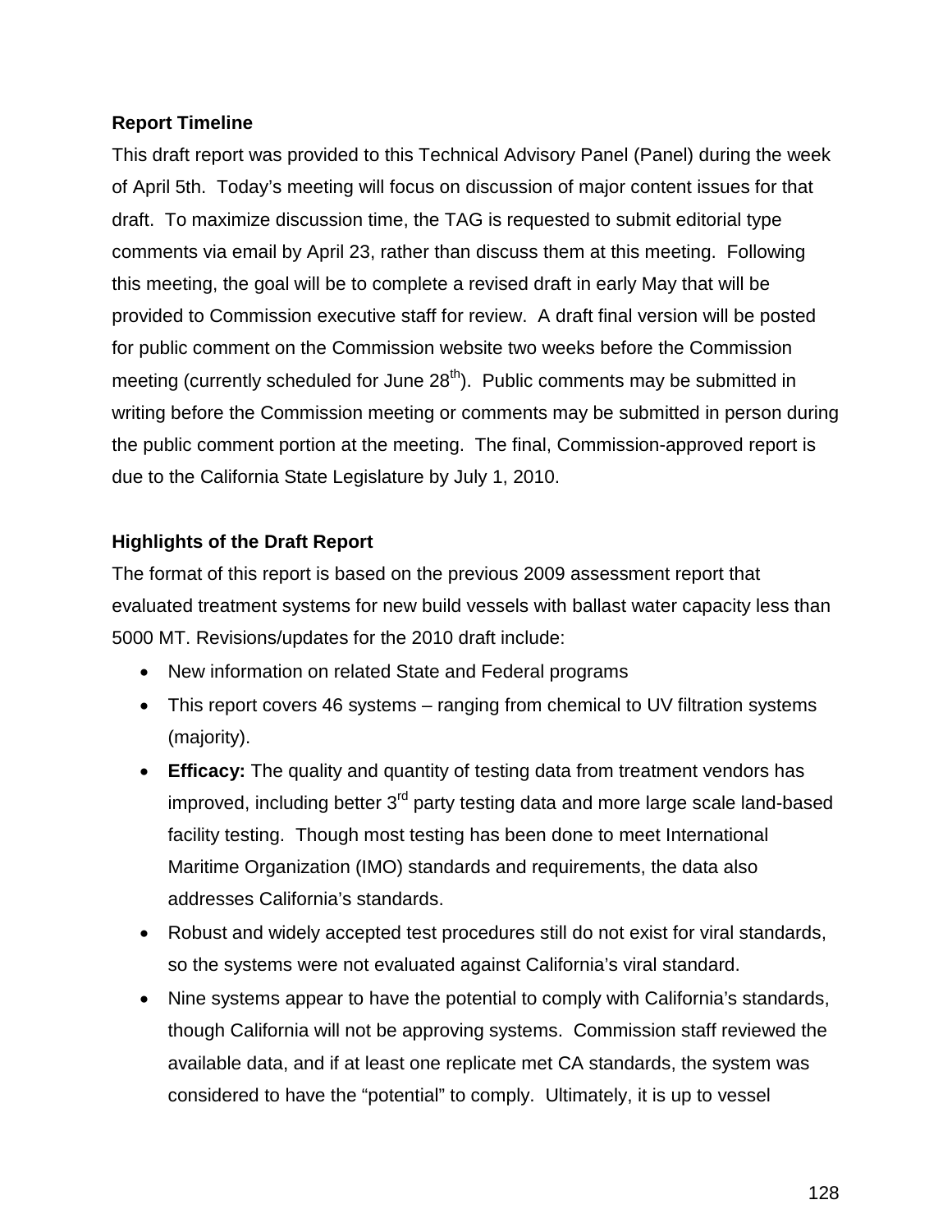**Report Timeline**

This draft report was provided to this Technical Advisory Panel (Panel) during the week of April 5th. Today's meeting will focus on discussion of major content issues for that draft. To maximize discussion time, the TAG is requested to submit editorial type comments via email by April 23, rather than discuss them at this meeting. Following this meeting, the goal will be to complete a revised draft in early May that will be provided to Commission executive staff for review. A draft final version will be posted for public comment on the Commission website two weeks before the Commission meeting (currently scheduled for June 28th). Public comments may be submitted in writing before the Commission meeting or comments may be submitted in person during the public comment portion at the meeting. The final, Commission-approved report is due to the California State Legislature by July 1, 2010.

**Highlights of the Draft Report**

The format of this report is based on the previous 2009 assessment report that evaluated treatment systems for new build vessels with ballast water capacity less than 5000 MT. Revisions/updates for the 2010 draft include:

- New information on related State and Federal programs
- This report covers 46 systems – ranging from chemical to UV filtration systems (majority).
- **Efficacy:** The quality and quantity of testing data from treatment vendors has improved, including better 3rd party testing data and more large scale land-based facility testing. Though most testing has been done to meet International Maritime Organization (IMO) standards and requirements, the data also addresses California's standards.
- Robust and widely accepted test procedures still do not exist for viral standards, so the systems were not evaluated against California's viral standard.
- Nine systems appear to have the potential to comply with California's standards, though California will not be approving systems. Commission staff reviewed the available data, and if at least one replicate met CA standards, the system was considered to have the "potential" to comply. Ultimately, it is up to vessel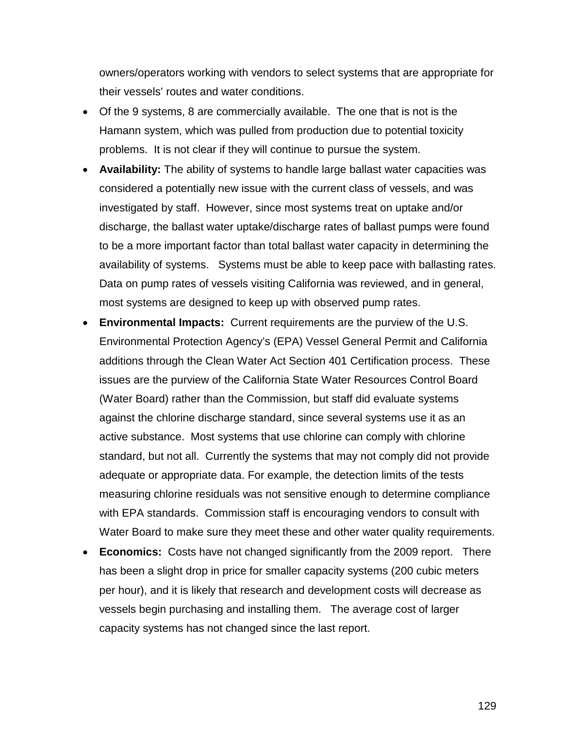owners/operators working with vendors to select systems that are appropriate for their vessels' routes and water conditions.

- Of the 9 systems, 8 are commercially available. The one that is not is the Hamann system, which was pulled from production due to potential toxicity problems. It is not clear if they will continue to pursue the system.
- **Availability:** The ability of systems to handle large ballast water capacities was considered a potentially new issue with the current class of vessels, and was investigated by staff. However, since most systems treat on uptake and/or discharge, the ballast water uptake/discharge rates of ballast pumps were found to be a more important factor than total ballast water capacity in determining the availability of systems. Systems must be able to keep pace with ballasting rates. Data on pump rates of vessels visiting California was reviewed, and in general, most systems are designed to keep up with observed pump rates.
- **Environmental Impacts:** Current requirements are the purview of the U.S. Environmental Protection Agency's (EPA) Vessel General Permit and California additions through the Clean Water Act Section 401 Certification process. These issues are the purview of the California State Water Resources Control Board (Water Board) rather than the Commission, but staff did evaluate systems against the chlorine discharge standard, since several systems use it as an active substance. Most systems that use chlorine can comply with chlorine standard, but not all. Currently the systems that may not comply did not provide adequate or appropriate data. For example, the detection limits of the tests measuring chlorine residuals was not sensitive enough to determine compliance with EPA standards. Commission staff is encouraging vendors to consult with Water Board to make sure they meet these and other water quality requirements.
- **Economics:** Costs have not changed significantly from the 2009 report. There has been a slight drop in price for smaller capacity systems (200 cubic meters per hour), and it is likely that research and development costs will decrease as vessels begin purchasing and installing them. The average cost of larger capacity systems has not changed since the last report.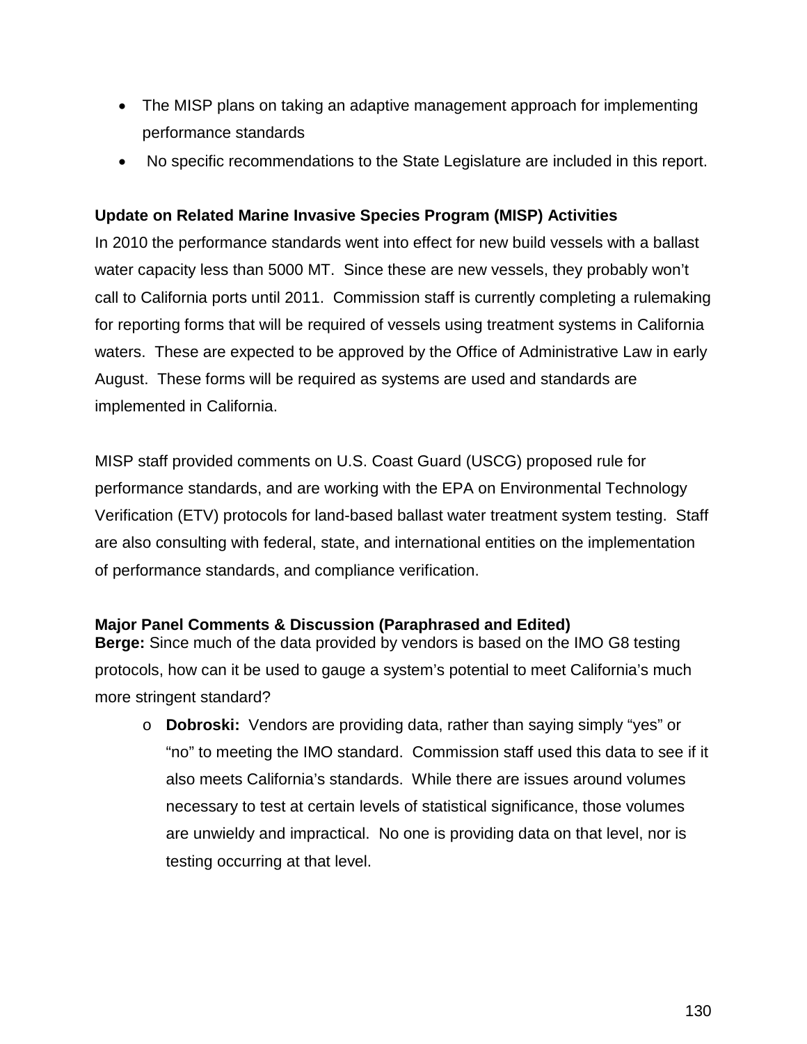- The MISP plans on taking an adaptive management approach for implementing performance standards
- No specific recommendations to the State Legislature are included in this report.

**Update on Related Marine Invasive Species Program (MISP) Activities**

In 2010 the performance standards went into effect for new build vessels with a ballast water capacity less than 5000 MT. Since these are new vessels, they probably won't call to California ports until 2011. Commission staff is currently completing a rulemaking for reporting forms that will be required of vessels using treatment systems in California waters. These are expected to be approved by the Office of Administrative Law in early August. These forms will be required as systems are used and standards are implemented in California.

MISP staff provided comments on U.S. Coast Guard (USCG) proposed rule for performance standards, and are working with the EPA on Environmental Technology Verification (ETV) protocols for land-based ballast water treatment system testing. Staff are also consulting with federal, state, and international entities on the implementation of performance standards, and compliance verification.

**Major Panel Comments & Discussion (Paraphrased and Edited)**

**Berge:** Since much of the data provided by vendors is based on the IMO G8 testing protocols, how can it be used to gauge a system's potential to meet California's much more stringent standard?

- **Dobroski:** Vendors are providing data, rather than saying simply "yes" or "no" to meeting the IMO standard. Commission staff used this data to see if it also meets California's standards. While there are issues around volumes necessary to test at certain levels of statistical significance, those volumes are unwieldy and impractical. No one is providing data on that level, nor is testing occurring at that level.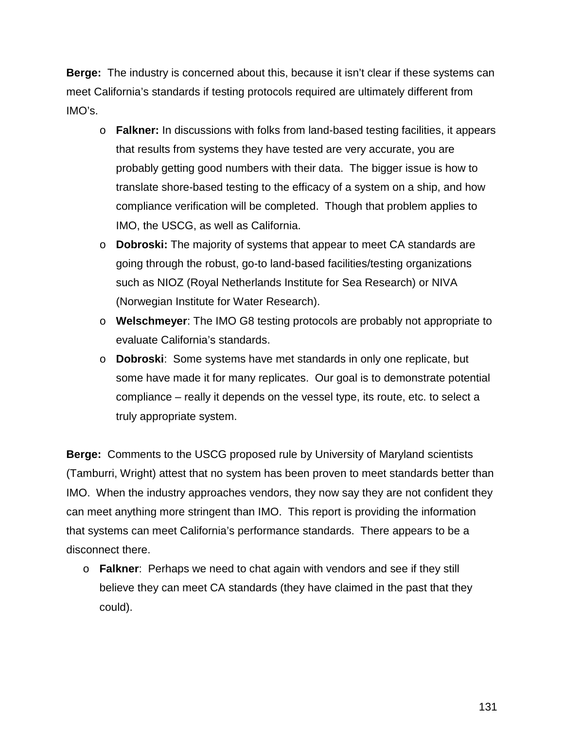**Berge:** The industry is concerned about this, because it isn't clear if these systems can meet California's standards if testing protocols required are ultimately different from IMO's.

- **Falkner:** In discussions with folks from land-based testing facilities, it appears that results from systems they have tested are very accurate, you are probably getting good numbers with their data. The bigger issue is how to translate shore-based testing to the efficacy of a system on a ship, and how compliance verification will be completed. Though that problem applies to IMO, the USCG, as well as California.
- **Dobroski:** The majority of systems that appear to meet CA standards are going through the robust, go-to land-based facilities/testing organizations such as NIOZ (Royal Netherlands Institute for Sea Research) or NIVA (Norwegian Institute for Water Research).
- **Welschmeyer**: The IMO G8 testing protocols are probably not appropriate to evaluate California's standards.
- **Dobroski**: Some systems have met standards in only one replicate, but some have made it for many replicates. Our goal is to demonstrate potential compliance – really it depends on the vessel type, its route, etc. to select a truly appropriate system.

**Berge:** Comments to the USCG proposed rule by University of Maryland scientists (Tamburri, Wright) attest that no system has been proven to meet standards better than IMO. When the industry approaches vendors, they now say they are not confident they can meet anything more stringent than IMO. This report is providing the information that systems can meet California's performance standards. There appears to be a disconnect there.

- **Falkner**: Perhaps we need to chat again with vendors and see if they still believe they can meet CA standards (they have claimed in the past that they could).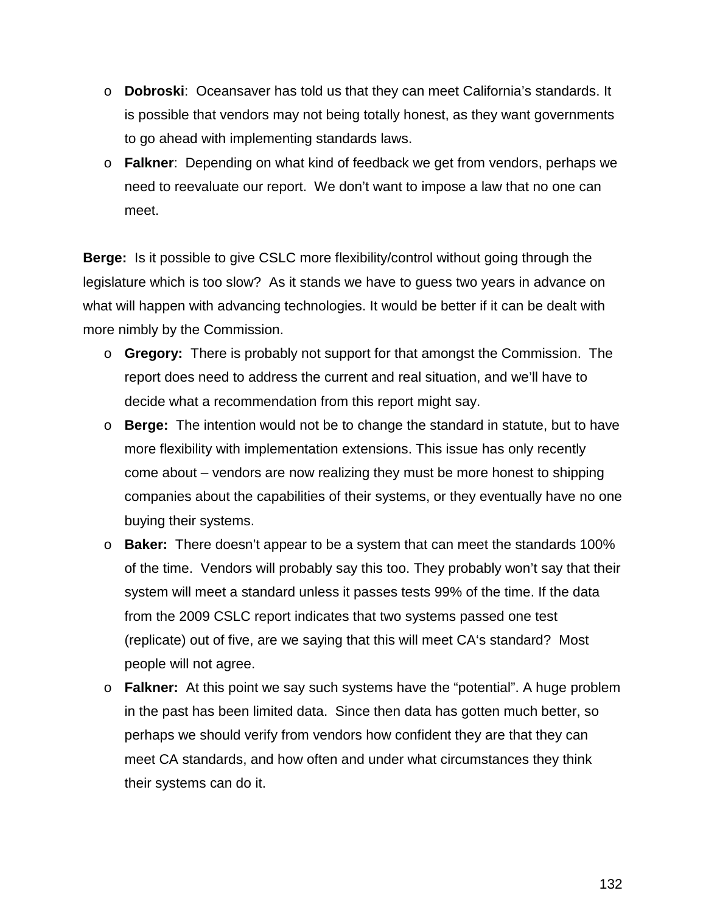- **Dobroski**: Oceansaver has told us that they can meet California's standards. It is possible that vendors may not being totally honest, as they want governments to go ahead with implementing standards laws.
- **Falkner**: Depending on what kind of feedback we get from vendors, perhaps we need to reevaluate our report. We don't want to impose a law that no one can meet.

**Berge:** Is it possible to give CSLC more flexibility/control without going through the legislature which is too slow? As it stands we have to guess two years in advance on what will happen with advancing technologies. It would be better if it can be dealt with more nimbly by the Commission.

- **Gregory:** There is probably not support for that amongst the Commission. The report does need to address the current and real situation, and we'll have to decide what a recommendation from this report might say.
- **Berge:** The intention would not be to change the standard in statute, but to have more flexibility with implementation extensions. This issue has only recently come about – vendors are now realizing they must be more honest to shipping companies about the capabilities of their systems, or they eventually have no one buying their systems.
- **Baker:** There doesn't appear to be a system that can meet the standards 100% of the time. Vendors will probably say this too. They probably won't say that their system will meet a standard unless it passes tests 99% of the time. If the data from the 2009 CSLC report indicates that two systems passed one test (replicate) out of five, are we saying that this will meet CA's standard? Most people will not agree.
- **Falkner:** At this point we say such systems have the "potential". A huge problem in the past has been limited data. Since then data has gotten much better, so perhaps we should verify from vendors how confident they are that they can meet CA standards, and how often and under what circumstances they think their systems can do it.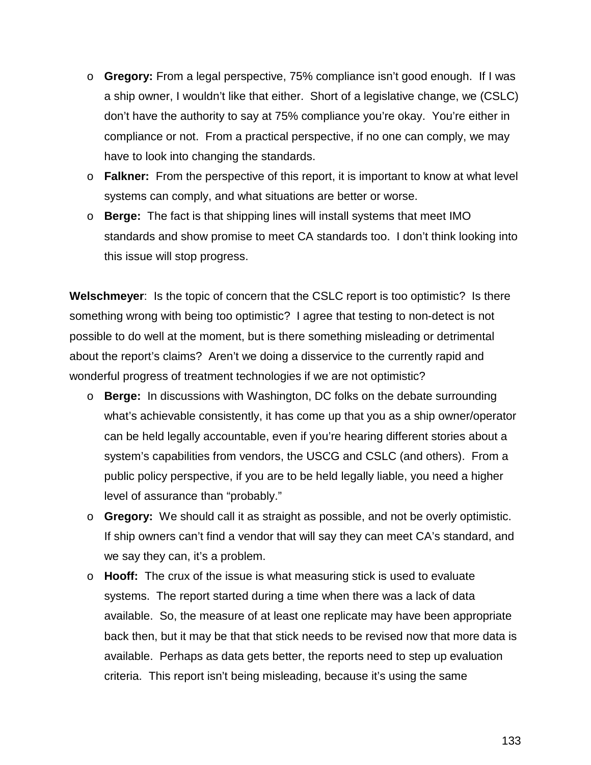- **Gregory:** From a legal perspective, 75% compliance isn't good enough. If I was a ship owner, I wouldn't like that either. Short of a legislative change, we (CSLC) don't have the authority to say at 75% compliance you're okay. You're either in compliance or not. From a practical perspective, if no one can comply, we may have to look into changing the standards.
- **Falkner:** From the perspective of this report, it is important to know at what level systems can comply, and what situations are better or worse.
- **Berge:** The fact is that shipping lines will install systems that meet IMO standards and show promise to meet CA standards too. I don't think looking into this issue will stop progress.

**Welschmeyer**: Is the topic of concern that the CSLC report is too optimistic? Is there something wrong with being too optimistic? I agree that testing to non-detect is not possible to do well at the moment, but is there something misleading or detrimental about the report's claims? Aren't we doing a disservice to the currently rapid and wonderful progress of treatment technologies if we are not optimistic?

- **Berge:** In discussions with Washington, DC folks on the debate surrounding what's achievable consistently, it has come up that you as a ship owner/operator can be held legally accountable, even if you're hearing different stories about a system's capabilities from vendors, the USCG and CSLC (and others). From a public policy perspective, if you are to be held legally liable, you need a higher level of assurance than "probably."
- **Gregory:** We should call it as straight as possible, and not be overly optimistic. If ship owners can't find a vendor that will say they can meet CA's standard, and we say they can, it's a problem.
- **Hooff:** The crux of the issue is what measuring stick is used to evaluate systems. The report started during a time when there was a lack of data available. So, the measure of at least one replicate may have been appropriate back then, but it may be that that stick needs to be revised now that more data is available. Perhaps as data gets better, the reports need to step up evaluation criteria. This report isn't being misleading, because it's using the same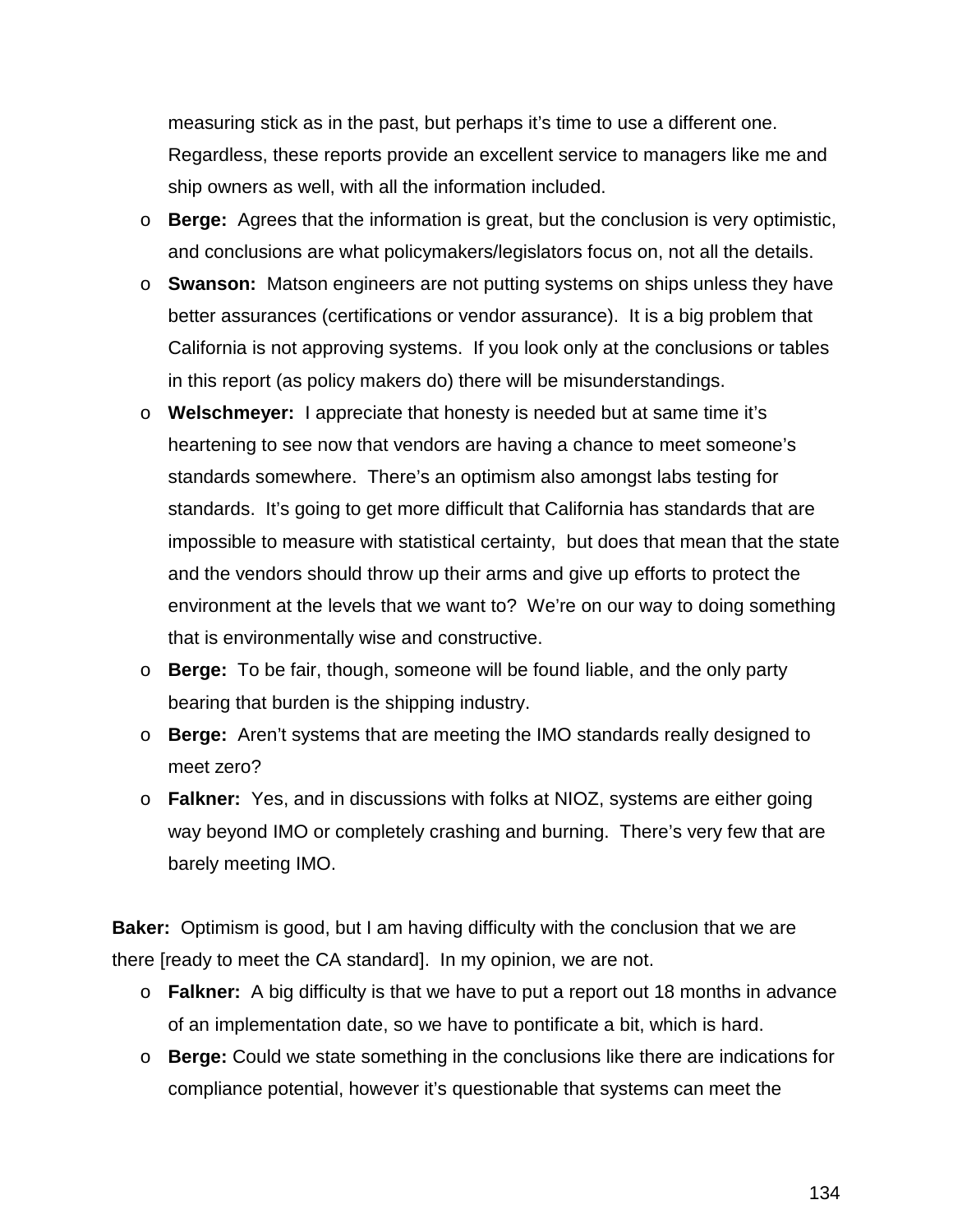measuring stick as in the past, but perhaps it's time to use a different one. Regardless, these reports provide an excellent service to managers like me and ship owners as well, with all the information included.

- **Berge:** Agrees that the information is great, but the conclusion is very optimistic, and conclusions are what policymakers/legislators focus on, not all the details.
- **Swanson:** Matson engineers are not putting systems on ships unless they have better assurances (certifications or vendor assurance). It is a big problem that California is not approving systems. If you look only at the conclusions or tables in this report (as policy makers do) there will be misunderstandings.
- **Welschmeyer:** I appreciate that honesty is needed but at same time it's heartening to see now that vendors are having a chance to meet someone's standards somewhere. There's an optimism also amongst labs testing for standards. It's going to get more difficult that California has standards that are impossible to measure with statistical certainty, but does that mean that the state and the vendors should throw up their arms and give up efforts to protect the environment at the levels that we want to? We're on our way to doing something that is environmentally wise and constructive.
- **Berge:** To be fair, though, someone will be found liable, and the only party bearing that burden is the shipping industry.
- **Berge:** Aren't systems that are meeting the IMO standards really designed to meet zero?
- **Falkner:** Yes, and in discussions with folks at NIOZ, systems are either going way beyond IMO or completely crashing and burning. There's very few that are barely meeting IMO.

**Baker:** Optimism is good, but I am having difficulty with the conclusion that we are there [ready to meet the CA standard]. In my opinion, we are not.

- **Falkner:** A big difficulty is that we have to put a report out 18 months in advance of an implementation date, so we have to pontificate a bit, which is hard.
- **Berge:** Could we state something in the conclusions like there are indications for compliance potential, however it's questionable that systems can meet the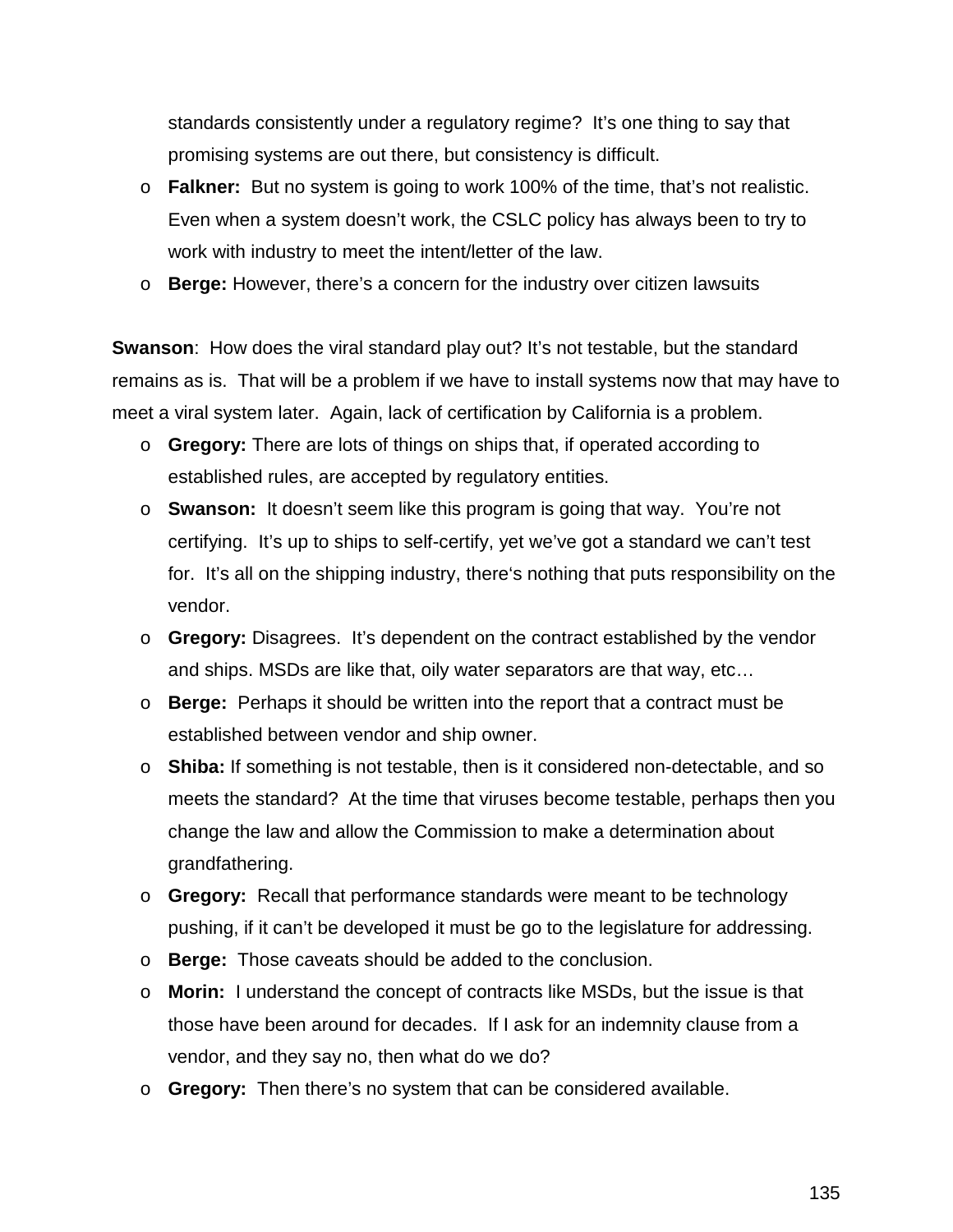standards consistently under a regulatory regime? It's one thing to say that promising systems are out there, but consistency is difficult.

- **Falkner:** But no system is going to work 100% of the time, that's not realistic. Even when a system doesn't work, the CSLC policy has always been to try to work with industry to meet the intent/letter of the law.
- **Berge:** However, there's a concern for the industry over citizen lawsuits

**Swanson**: How does the viral standard play out? It's not testable, but the standard remains as is. That will be a problem if we have to install systems now that may have to meet a viral system later. Again, lack of certification by California is a problem.

- **Gregory:** There are lots of things on ships that, if operated according to established rules, are accepted by regulatory entities.
- **Swanson:** It doesn't seem like this program is going that way. You're not certifying. It's up to ships to self-certify, yet we've got a standard we can't test for. It's all on the shipping industry, there's nothing that puts responsibility on the vendor.
- **Gregory:** Disagrees. It's dependent on the contract established by the vendor and ships. MSDs are like that, oily water separators are that way, etc…
- **Berge:** Perhaps it should be written into the report that a contract must be established between vendor and ship owner.
- **Shiba:** If something is not testable, then is it considered non-detectable, and so meets the standard? At the time that viruses become testable, perhaps then you change the law and allow the Commission to make a determination about grandfathering.
- **Gregory:** Recall that performance standards were meant to be technology pushing, if it can't be developed it must be go to the legislature for addressing.
- **Berge:** Those caveats should be added to the conclusion.
- **Morin:** I understand the concept of contracts like MSDs, but the issue is that those have been around for decades. If I ask for an indemnity clause from a vendor, and they say no, then what do we do?
- **Gregory:** Then there's no system that can be considered available.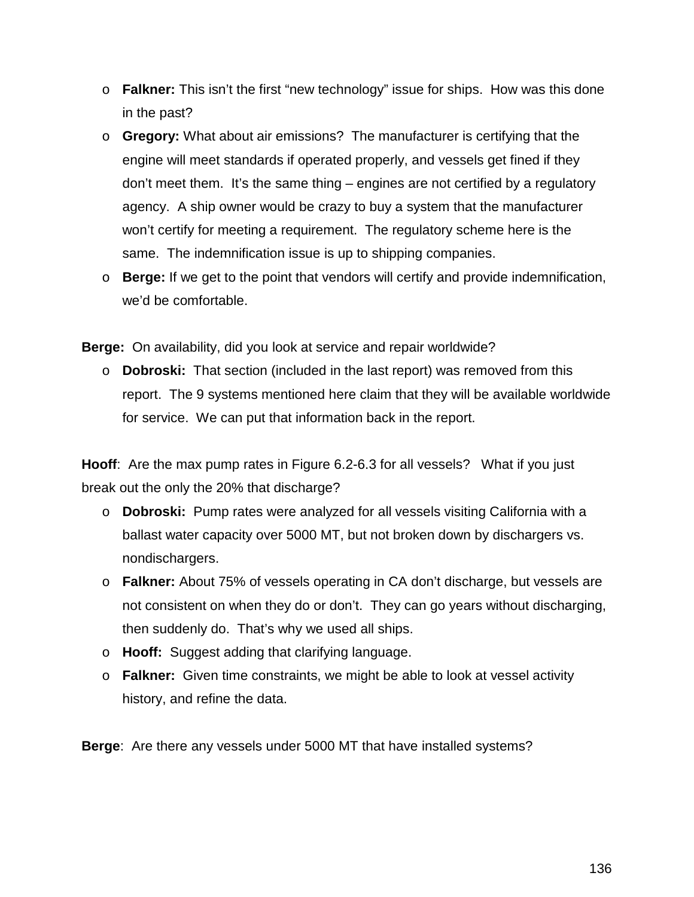- **Falkner:** This isn't the first "new technology" issue for ships. How was this done in the past?
- **Gregory:** What about air emissions? The manufacturer is certifying that the engine will meet standards if operated properly, and vessels get fined if they don't meet them. It's the same thing – engines are not certified by a regulatory agency. A ship owner would be crazy to buy a system that the manufacturer won't certify for meeting a requirement. The regulatory scheme here is the same. The indemnification issue is up to shipping companies.
- **Berge:** If we get to the point that vendors will certify and provide indemnification, we'd be comfortable.

**Berge:** On availability, did you look at service and repair worldwide?

- **Dobroski:** That section (included in the last report) was removed from this report. The 9 systems mentioned here claim that they will be available worldwide for service. We can put that information back in the report.

**Hooff**: Are the max pump rates in Figure 6.2-6.3 for all vessels? What if you just break out the only the 20% that discharge?

- **Dobroski:** Pump rates were analyzed for all vessels visiting California with a ballast water capacity over 5000 MT, but not broken down by dischargers vs. nondischargers.
- **Falkner:** About 75% of vessels operating in CA don't discharge, but vessels are not consistent on when they do or don't. They can go years without discharging, then suddenly do. That's why we used all ships.
- **Hooff:** Suggest adding that clarifying language.
- **Falkner:** Given time constraints, we might be able to look at vessel activity history, and refine the data.

**Berge**: Are there any vessels under 5000 MT that have installed systems?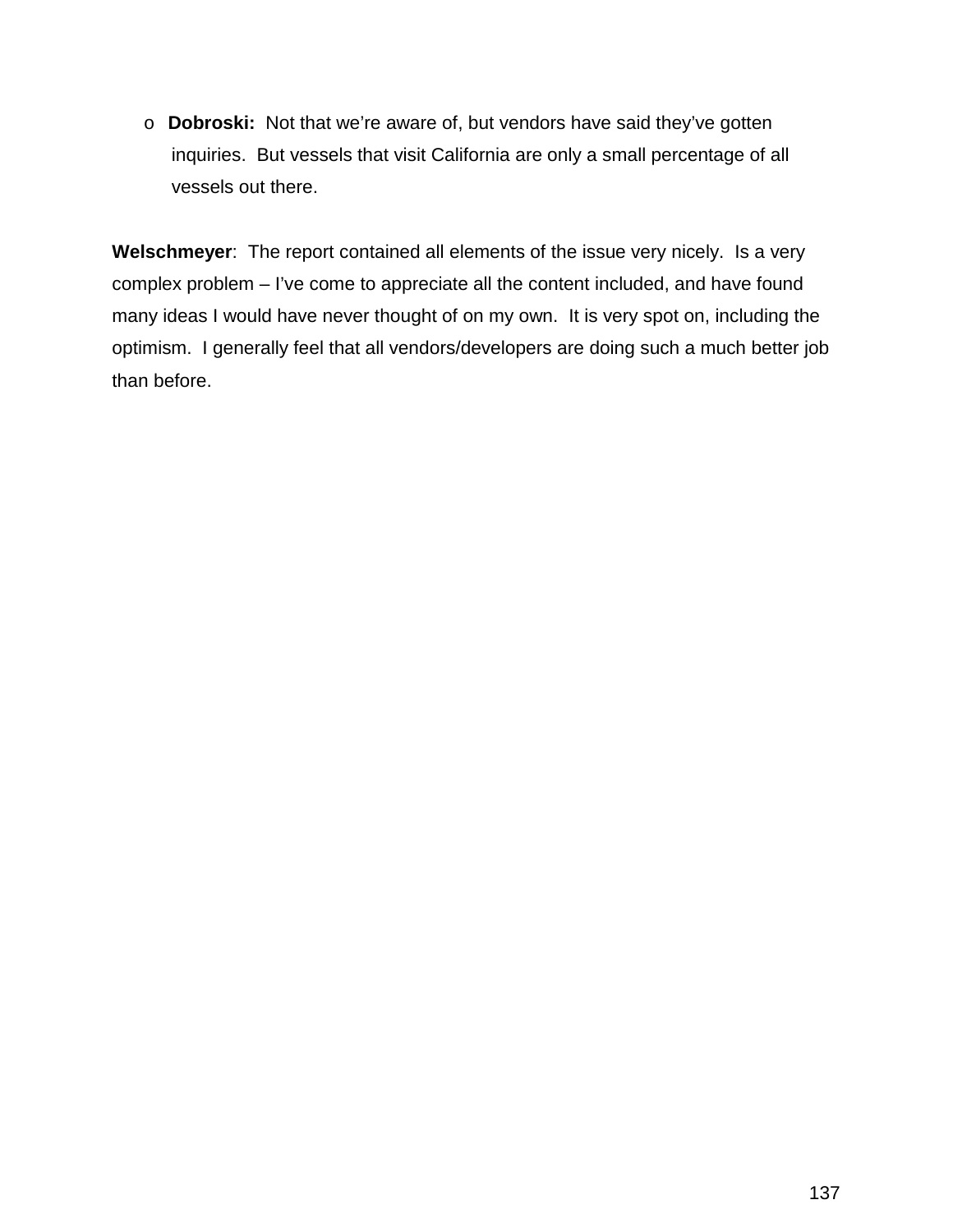- **Dobroski:** Not that we're aware of, but vendors have said they've gotten inquiries. But vessels that visit California are only a small percentage of all vessels out there.

**Welschmeyer**: The report contained all elements of the issue very nicely. Is a very complex problem – I've come to appreciate all the content included, and have found many ideas I would have never thought of on my own. It is very spot on, including the optimism. I generally feel that all vendors/developers are doing such a much better job than before.